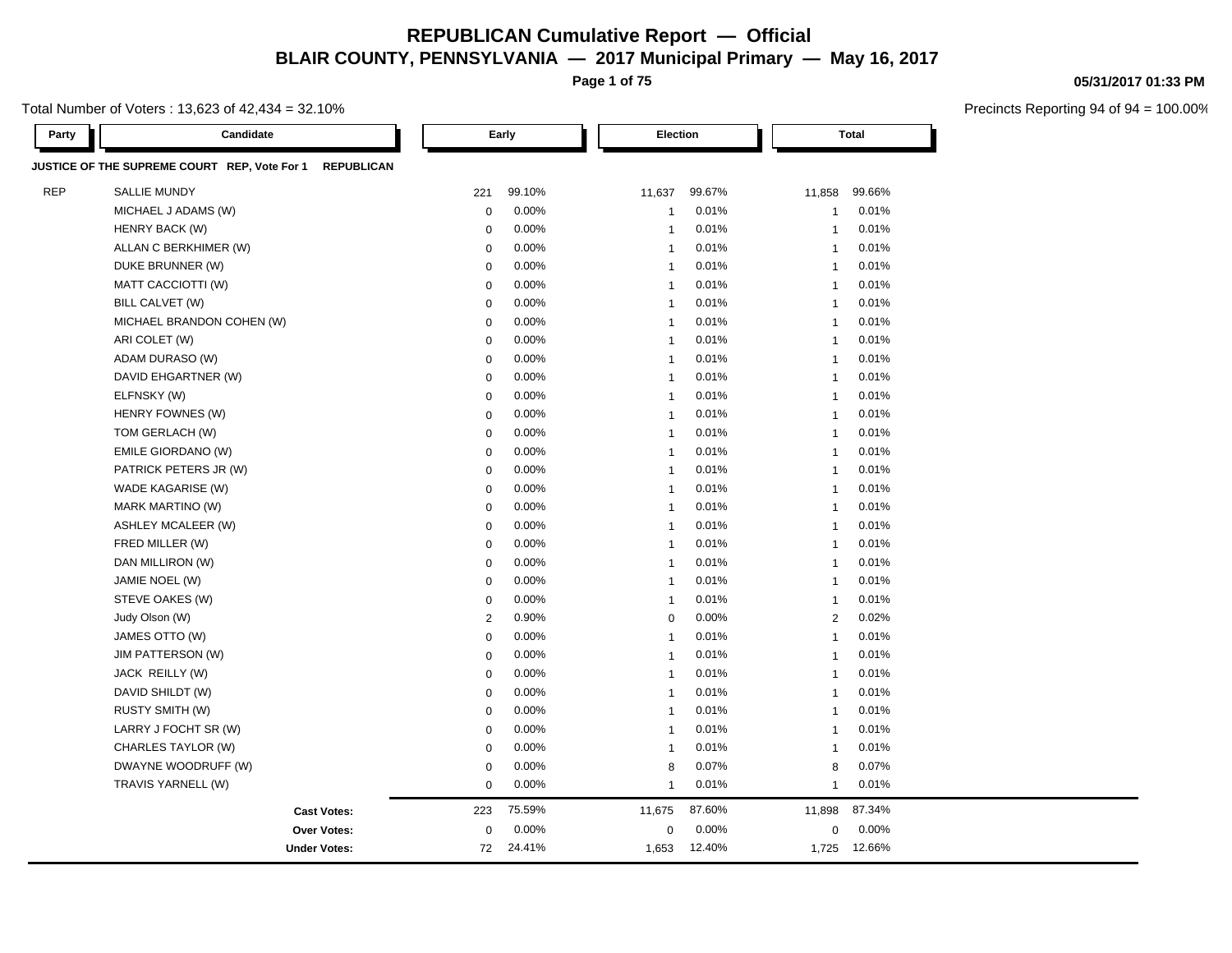# REPUBLICAN Cumulative Report — Official

## BLAIR COUNTY, PENNSYLVANIA — 2017 Municipal Primary — May 16, 2017

**05/31/2017 01:33 PM**

Total Number of Voters : 13,623 of 42,434 = 32.10%

Precincts Reporting 94 of 94 = 100.00%

| Party | Candidate | Early | | Election | | Total | |
|---|---|---|---|---|---|---|---|
| **JUSTICE OF THE SUPREME COURT REP, Vote For 1 REPUBLICAN** | | | | | | | |
| REP | SALLIE MUNDY | 221 | 99.10% | 11,637 | 99.67% | 11,858 | 99.66% |
| | MICHAEL J ADAMS (W) | 0 | 0.00% | 1 | 0.01% | 1 | 0.01% |
| | HENRY BACK (W) | 0 | 0.00% | 1 | 0.01% | 1 | 0.01% |
| | ALLAN C BERKHIMER (W) | 0 | 0.00% | 1 | 0.01% | 1 | 0.01% |
| | DUKE BRUNNER (W) | 0 | 0.00% | 1 | 0.01% | 1 | 0.01% |
| | MATT CACCIOTTI (W) | 0 | 0.00% | 1 | 0.01% | 1 | 0.01% |
| | BILL CALVET (W) | 0 | 0.00% | 1 | 0.01% | 1 | 0.01% |
| | MICHAEL BRANDON COHEN (W) | 0 | 0.00% | 1 | 0.01% | 1 | 0.01% |
| | ARI COLET (W) | 0 | 0.00% | 1 | 0.01% | 1 | 0.01% |
| | ADAM DURASO (W) | 0 | 0.00% | 1 | 0.01% | 1 | 0.01% |
| | DAVID EHGARTNER (W) | 0 | 0.00% | 1 | 0.01% | 1 | 0.01% |
| | ELFNSKY (W) | 0 | 0.00% | 1 | 0.01% | 1 | 0.01% |
| | HENRY FOWNES (W) | 0 | 0.00% | 1 | 0.01% | 1 | 0.01% |
| | TOM GERLACH (W) | 0 | 0.00% | 1 | 0.01% | 1 | 0.01% |
| | EMILE GIORDANO (W) | 0 | 0.00% | 1 | 0.01% | 1 | 0.01% |
| | PATRICK PETERS JR (W) | 0 | 0.00% | 1 | 0.01% | 1 | 0.01% |
| | WADE KAGARISE (W) | 0 | 0.00% | 1 | 0.01% | 1 | 0.01% |
| | MARK MARTINO (W) | 0 | 0.00% | 1 | 0.01% | 1 | 0.01% |
| | ASHLEY MCALEER (W) | 0 | 0.00% | 1 | 0.01% | 1 | 0.01% |
| | FRED MILLER (W) | 0 | 0.00% | 1 | 0.01% | 1 | 0.01% |
| | DAN MILLIRON (W) | 0 | 0.00% | 1 | 0.01% | 1 | 0.01% |
| | JAMIE NOEL (W) | 0 | 0.00% | 1 | 0.01% | 1 | 0.01% |
| | STEVE OAKES (W) | 0 | 0.00% | 1 | 0.01% | 1 | 0.01% |
| | Judy Olson (W) | 2 | 0.90% | 0 | 0.00% | 2 | 0.02% |
| | JAMES OTTO (W) | 0 | 0.00% | 1 | 0.01% | 1 | 0.01% |
| | JIM PATTERSON (W) | 0 | 0.00% | 1 | 0.01% | 1 | 0.01% |
| | JACK REILLY (W) | 0 | 0.00% | 1 | 0.01% | 1 | 0.01% |
| | DAVID SHILDT (W) | 0 | 0.00% | 1 | 0.01% | 1 | 0.01% |
| | RUSTY SMITH (W) | 0 | 0.00% | 1 | 0.01% | 1 | 0.01% |
| | LARRY J FOCHT SR (W) | 0 | 0.00% | 1 | 0.01% | 1 | 0.01% |
| | CHARLES TAYLOR (W) | 0 | 0.00% | 1 | 0.01% | 1 | 0.01% |
| | DWAYNE WOODRUFF (W) | 0 | 0.00% | 8 | 0.07% | 8 | 0.07% |
| | TRAVIS YARNELL (W) | 0 | 0.00% | 1 | 0.01% | 1 | 0.01% |
| | **Cast Votes:** | 223 | 75.59% | 11,675 | 87.60% | 11,898 | 87.34% |
| | **Over Votes:** | 0 | 0.00% | 0 | 0.00% | 0 | 0.00% |
| | **Under Votes:** | 72 | 24.41% | 1,653 | 12.40% | 1,725 | 12.66% |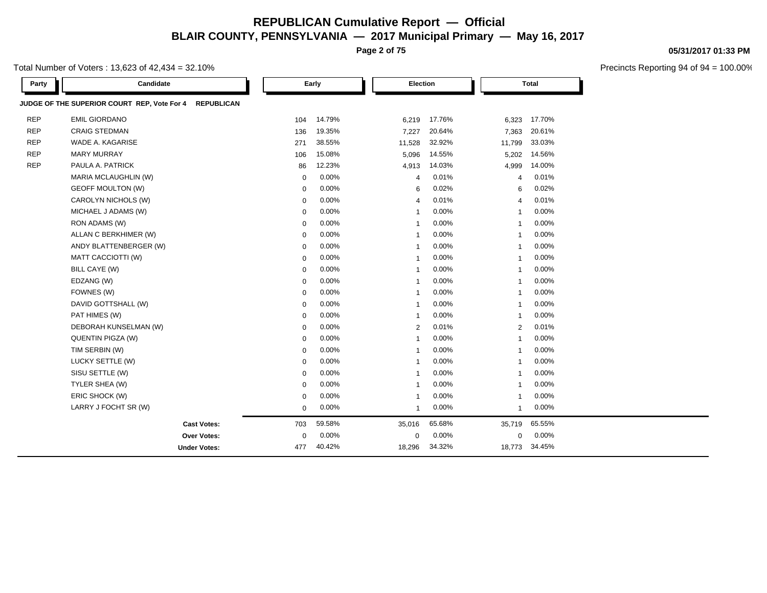# REPUBLICAN Cumulative Report — Official

## BLAIR COUNTY, PENNSYLVANIA — 2017 Municipal Primary — May 16, 2017

05/31/2017 01:33 PM

Total Number of Voters : 13,623 of 42,434 = 32.10%

Precincts Reporting 94 of 94 = 100.00%

### JUDGE OF THE SUPERIOR COURT REP, Vote For 4 REPUBLICAN

| Party | Candidate | Early | | Election | | Total | |
|---|---|---|---|---|---|---|---|
| REP | EMIL GIORDANO | 104 | 14.79% | 6,219 | 17.76% | 6,323 | 17.70% |
| REP | CRAIG STEDMAN | 136 | 19.35% | 7,227 | 20.64% | 7,363 | 20.61% |
| REP | WADE A. KAGARISE | 271 | 38.55% | 11,528 | 32.92% | 11,799 | 33.03% |
| REP | MARY MURRAY | 106 | 15.08% | 5,096 | 14.55% | 5,202 | 14.56% |
| REP | PAULA A. PATRICK | 86 | 12.23% | 4,913 | 14.03% | 4,999 | 14.00% |
| | MARIA MCLAUGHLIN (W) | 0 | 0.00% | 4 | 0.01% | 4 | 0.01% |
| | GEOFF MOULTON (W) | 0 | 0.00% | 6 | 0.02% | 6 | 0.02% |
| | CAROLYN NICHOLS (W) | 0 | 0.00% | 4 | 0.01% | 4 | 0.01% |
| | MICHAEL J ADAMS (W) | 0 | 0.00% | 1 | 0.00% | 1 | 0.00% |
| | RON ADAMS (W) | 0 | 0.00% | 1 | 0.00% | 1 | 0.00% |
| | ALLAN C BERKHIMER (W) | 0 | 0.00% | 1 | 0.00% | 1 | 0.00% |
| | ANDY BLATTENBERGER (W) | 0 | 0.00% | 1 | 0.00% | 1 | 0.00% |
| | MATT CACCIOTTI (W) | 0 | 0.00% | 1 | 0.00% | 1 | 0.00% |
| | BILL CAYE (W) | 0 | 0.00% | 1 | 0.00% | 1 | 0.00% |
| | EDZANG (W) | 0 | 0.00% | 1 | 0.00% | 1 | 0.00% |
| | FOWNES (W) | 0 | 0.00% | 1 | 0.00% | 1 | 0.00% |
| | DAVID GOTTSHALL (W) | 0 | 0.00% | 1 | 0.00% | 1 | 0.00% |
| | PAT HIMES (W) | 0 | 0.00% | 1 | 0.00% | 1 | 0.00% |
| | DEBORAH KUNSELMAN (W) | 0 | 0.00% | 2 | 0.01% | 2 | 0.01% |
| | QUENTIN PIGZA (W) | 0 | 0.00% | 1 | 0.00% | 1 | 0.00% |
| | TIM SERBIN (W) | 0 | 0.00% | 1 | 0.00% | 1 | 0.00% |
| | LUCKY SETTLE (W) | 0 | 0.00% | 1 | 0.00% | 1 | 0.00% |
| | SISU SETTLE (W) | 0 | 0.00% | 1 | 0.00% | 1 | 0.00% |
| | TYLER SHEA (W) | 0 | 0.00% | 1 | 0.00% | 1 | 0.00% |
| | ERIC SHOCK (W) | 0 | 0.00% | 1 | 0.00% | 1 | 0.00% |
| | LARRY J FOCHT SR (W) | 0 | 0.00% | 1 | 0.00% | 1 | 0.00% |
| | **Cast Votes:** | 703 | 59.58% | 35,016 | 65.68% | 35,719 | 65.55% |
| | **Over Votes:** | 0 | 0.00% | 0 | 0.00% | 0 | 0.00% |
| | **Under Votes:** | 477 | 40.42% | 18,296 | 34.32% | 18,773 | 34.45% |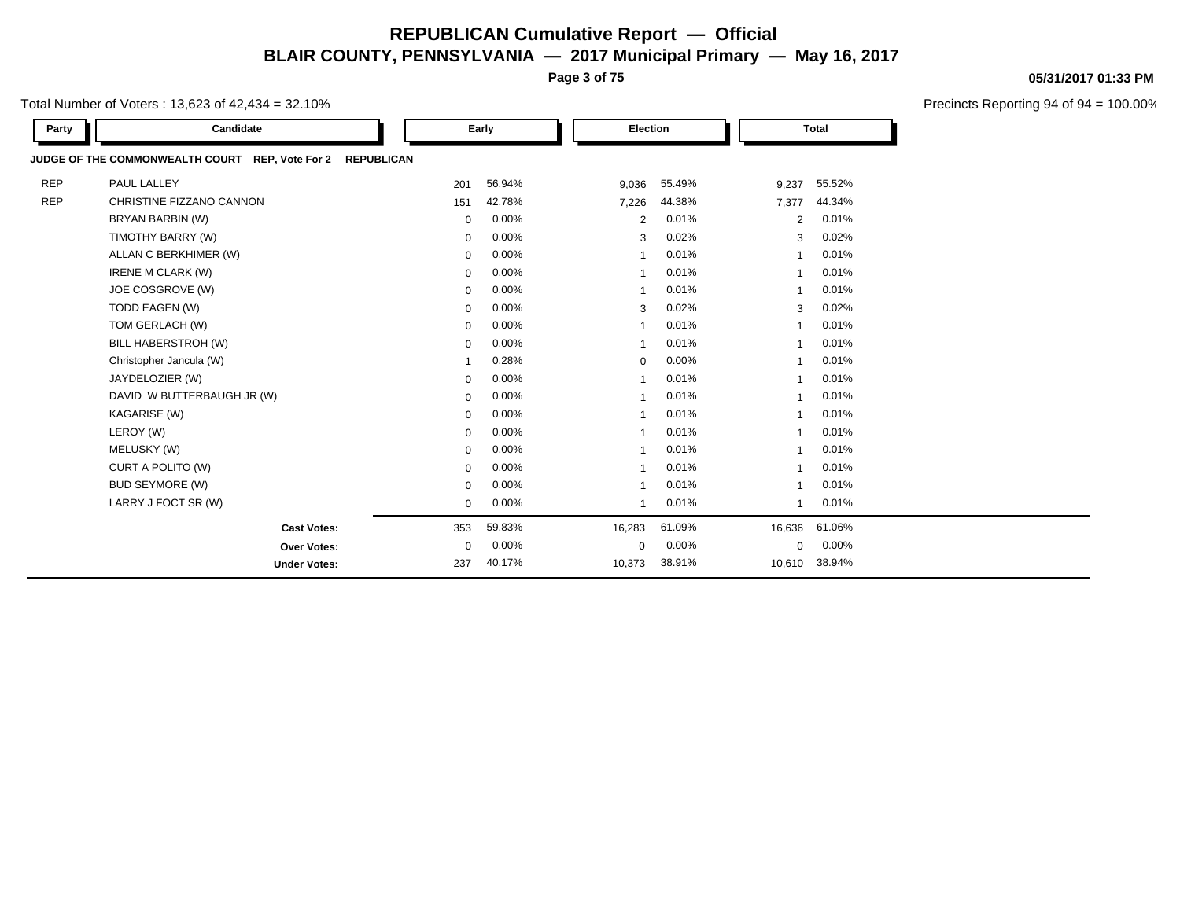# REPUBLICAN Cumulative Report — Official

## BLAIR COUNTY, PENNSYLVANIA — 2017 Municipal Primary — May 16, 2017

05/31/2017 01:33 PM

Total Number of Voters : 13,623 of 42,434 = 32.10%

Precincts Reporting 94 of 94 = 100.00%

**JUDGE OF THE COMMONWEALTH COURT REP, Vote For 2 REPUBLICAN**

| Party | Candidate | Early | | Election | | Total | |
|---|---|---|---|---|---|---|---|
| REP | PAUL LALLEY | 201 | 56.94% | 9,036 | 55.49% | 9,237 | 55.52% |
| REP | CHRISTINE FIZZANO CANNON | 151 | 42.78% | 7,226 | 44.38% | 7,377 | 44.34% |
| | BRYAN BARBIN (W) | 0 | 0.00% | 2 | 0.01% | 2 | 0.01% |
| | TIMOTHY BARRY (W) | 0 | 0.00% | 3 | 0.02% | 3 | 0.02% |
| | ALLAN C BERKHIMER (W) | 0 | 0.00% | 1 | 0.01% | 1 | 0.01% |
| | IRENE M CLARK (W) | 0 | 0.00% | 1 | 0.01% | 1 | 0.01% |
| | JOE COSGROVE (W) | 0 | 0.00% | 1 | 0.01% | 1 | 0.01% |
| | TODD EAGEN (W) | 0 | 0.00% | 3 | 0.02% | 3 | 0.02% |
| | TOM GERLACH (W) | 0 | 0.00% | 1 | 0.01% | 1 | 0.01% |
| | BILL HABERSTROH (W) | 0 | 0.00% | 1 | 0.01% | 1 | 0.01% |
| | Christopher Jancula (W) | 1 | 0.28% | 0 | 0.00% | 1 | 0.01% |
| | JAYDELOZIER (W) | 0 | 0.00% | 1 | 0.01% | 1 | 0.01% |
| | DAVID W BUTTERBAUGH JR (W) | 0 | 0.00% | 1 | 0.01% | 1 | 0.01% |
| | KAGARISE (W) | 0 | 0.00% | 1 | 0.01% | 1 | 0.01% |
| | LEROY (W) | 0 | 0.00% | 1 | 0.01% | 1 | 0.01% |
| | MELUSKY (W) | 0 | 0.00% | 1 | 0.01% | 1 | 0.01% |
| | CURT A POLITO (W) | 0 | 0.00% | 1 | 0.01% | 1 | 0.01% |
| | BUD SEYMORE (W) | 0 | 0.00% | 1 | 0.01% | 1 | 0.01% |
| | LARRY J FOCT SR (W) | 0 | 0.00% | 1 | 0.01% | 1 | 0.01% |
| | **Cast Votes:** | 353 | 59.83% | 16,283 | 61.09% | 16,636 | 61.06% |
| | **Over Votes:** | 0 | 0.00% | 0 | 0.00% | 0 | 0.00% |
| | **Under Votes:** | 237 | 40.17% | 10,373 | 38.91% | 10,610 | 38.94% |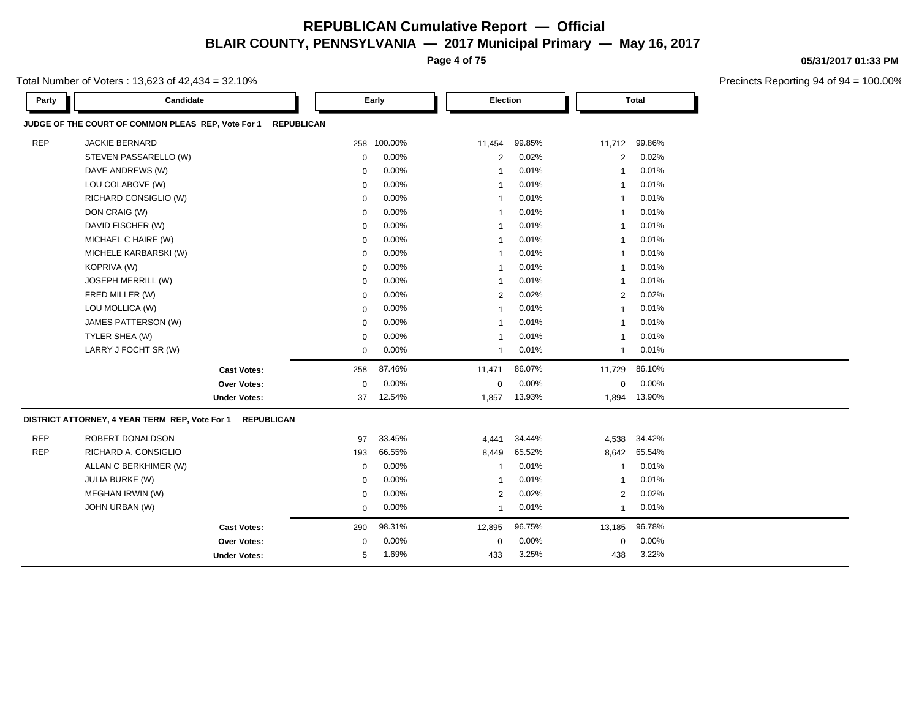# REPUBLICAN Cumulative Report — Official

## BLAIR COUNTY, PENNSYLVANIA — 2017 Municipal Primary — May 16, 2017

05/31/2017 01:33 PM

Total Number of Voters : 13,623 of 42,434 = 32.10%

Precincts Reporting 94 of 94 = 100.00%

### JUDGE OF THE COURT OF COMMON PLEAS REP, Vote For 1 REPUBLICAN

| Party | Candidate | Early | | Election | | Total | |
|---|---|---|---|---|---|---|---|
| REP | JACKIE BERNARD | 258 | 100.00% | 11,454 | 99.85% | 11,712 | 99.86% |
| | STEVEN PASSARELLO (W) | 0 | 0.00% | 2 | 0.02% | 2 | 0.02% |
| | DAVE ANDREWS (W) | 0 | 0.00% | 1 | 0.01% | 1 | 0.01% |
| | LOU COLABOVE (W) | 0 | 0.00% | 1 | 0.01% | 1 | 0.01% |
| | RICHARD CONSIGLIO (W) | 0 | 0.00% | 1 | 0.01% | 1 | 0.01% |
| | DON CRAIG (W) | 0 | 0.00% | 1 | 0.01% | 1 | 0.01% |
| | DAVID FISCHER (W) | 0 | 0.00% | 1 | 0.01% | 1 | 0.01% |
| | MICHAEL C HAIRE (W) | 0 | 0.00% | 1 | 0.01% | 1 | 0.01% |
| | MICHELE KARBARSKI (W) | 0 | 0.00% | 1 | 0.01% | 1 | 0.01% |
| | KOPRIVA (W) | 0 | 0.00% | 1 | 0.01% | 1 | 0.01% |
| | JOSEPH MERRILL (W) | 0 | 0.00% | 1 | 0.01% | 1 | 0.01% |
| | FRED MILLER (W) | 0 | 0.00% | 2 | 0.02% | 2 | 0.02% |
| | LOU MOLLICA (W) | 0 | 0.00% | 1 | 0.01% | 1 | 0.01% |
| | JAMES PATTERSON (W) | 0 | 0.00% | 1 | 0.01% | 1 | 0.01% |
| | TYLER SHEA (W) | 0 | 0.00% | 1 | 0.01% | 1 | 0.01% |
| | LARRY J FOCHT SR (W) | 0 | 0.00% | 1 | 0.01% | 1 | 0.01% |
| | **Cast Votes:** | 258 | 87.46% | 11,471 | 86.07% | 11,729 | 86.10% |
| | **Over Votes:** | 0 | 0.00% | 0 | 0.00% | 0 | 0.00% |
| | **Under Votes:** | 37 | 12.54% | 1,857 | 13.93% | 1,894 | 13.90% |

### DISTRICT ATTORNEY, 4 YEAR TERM REP, Vote For 1 REPUBLICAN

| Party | Candidate | Early | | Election | | Total | |
|---|---|---|---|---|---|---|---|
| REP | ROBERT DONALDSON | 97 | 33.45% | 4,441 | 34.44% | 4,538 | 34.42% |
| REP | RICHARD A. CONSIGLIO | 193 | 66.55% | 8,449 | 65.52% | 8,642 | 65.54% |
| | ALLAN C BERKHIMER (W) | 0 | 0.00% | 1 | 0.01% | 1 | 0.01% |
| | JULIA BURKE (W) | 0 | 0.00% | 1 | 0.01% | 1 | 0.01% |
| | MEGHAN IRWIN (W) | 0 | 0.00% | 2 | 0.02% | 2 | 0.02% |
| | JOHN URBAN (W) | 0 | 0.00% | 1 | 0.01% | 1 | 0.01% |
| | **Cast Votes:** | 290 | 98.31% | 12,895 | 96.75% | 13,185 | 96.78% |
| | **Over Votes:** | 0 | 0.00% | 0 | 0.00% | 0 | 0.00% |
| | **Under Votes:** | 5 | 1.69% | 433 | 3.25% | 438 | 3.22% |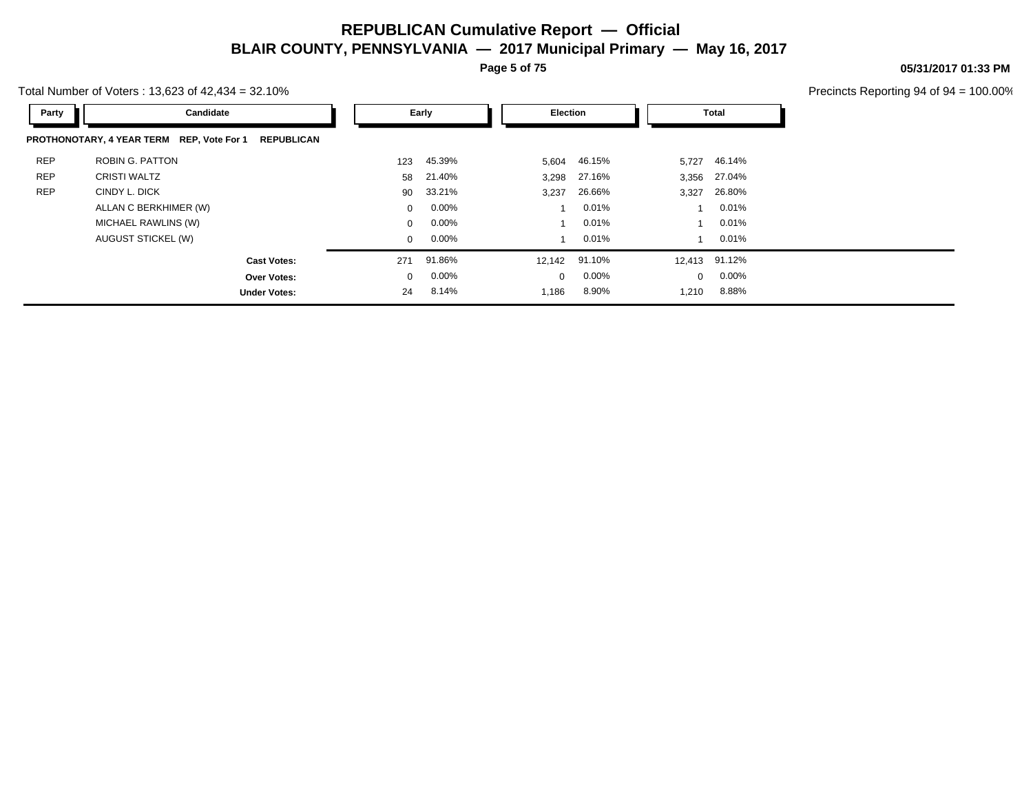# REPUBLICAN Cumulative Report — Official

## BLAIR COUNTY, PENNSYLVANIA — 2017 Municipal Primary — May 16, 2017

05/31/2017 01:33 PM

Total Number of Voters : 13,623 of 42,434 = 32.10%

Precincts Reporting 94 of 94 = 100.00%

**PROTHONOTARY, 4 YEAR TERM REP, Vote For 1 REPUBLICAN**

| Party | Candidate | Early | | Election | | Total | |
|---|---|---|---|---|---|---|---|
| REP | ROBIN G. PATTON | 123 | 45.39% | 5,604 | 46.15% | 5,727 | 46.14% |
| REP | CRISTI WALTZ | 58 | 21.40% | 3,298 | 27.16% | 3,356 | 27.04% |
| REP | CINDY L. DICK | 90 | 33.21% | 3,237 | 26.66% | 3,327 | 26.80% |
| | ALLAN C BERKHIMER (W) | 0 | 0.00% | 1 | 0.01% | 1 | 0.01% |
| | MICHAEL RAWLINS (W) | 0 | 0.00% | 1 | 0.01% | 1 | 0.01% |
| | AUGUST STICKEL (W) | 0 | 0.00% | 1 | 0.01% | 1 | 0.01% |
| | **Cast Votes:** | 271 | 91.86% | 12,142 | 91.10% | 12,413 | 91.12% |
| | **Over Votes:** | 0 | 0.00% | 0 | 0.00% | 0 | 0.00% |
| | **Under Votes:** | 24 | 8.14% | 1,186 | 8.90% | 1,210 | 8.88% |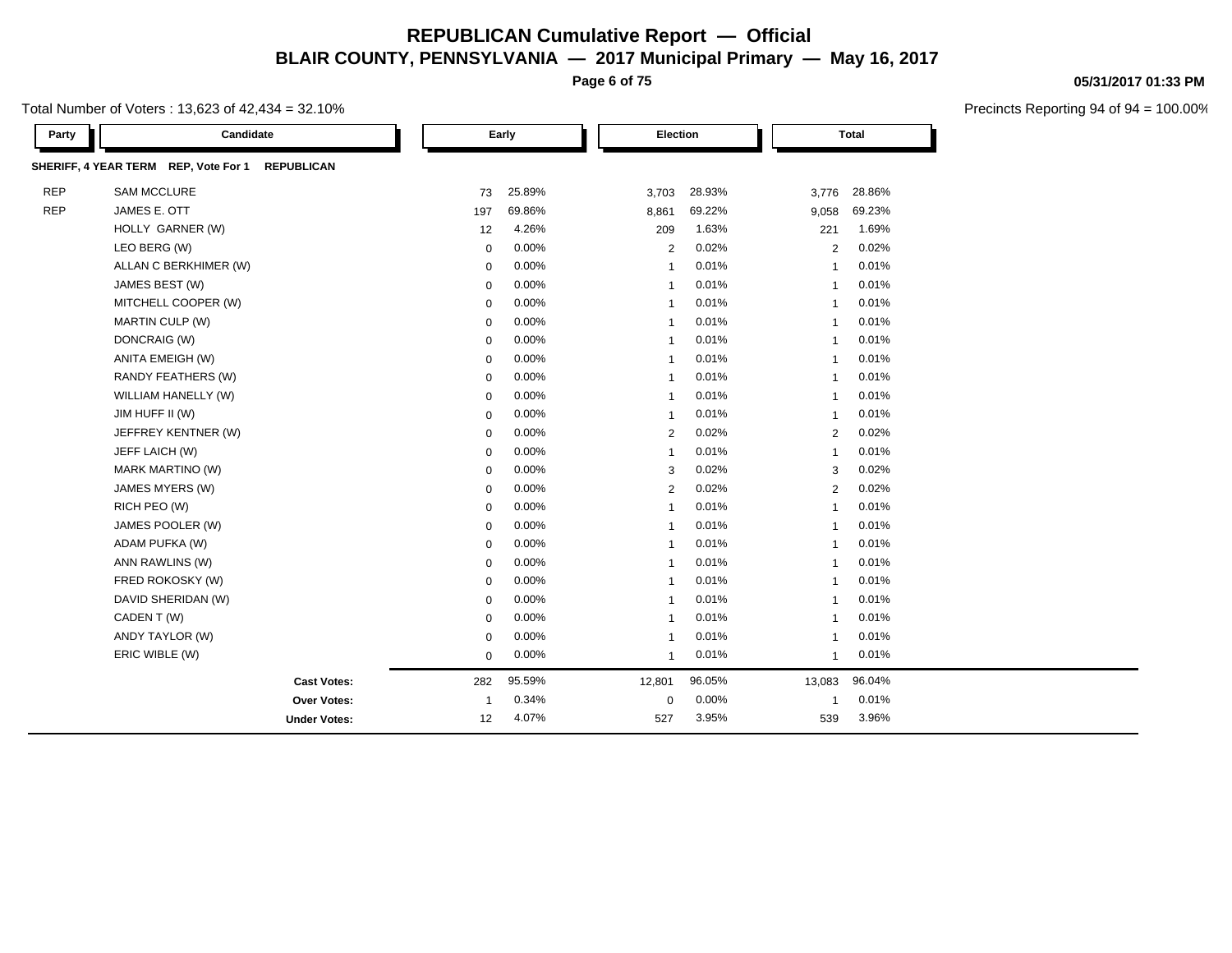# REPUBLICAN Cumulative Report — Official

## BLAIR COUNTY, PENNSYLVANIA — 2017 Municipal Primary — May 16, 2017

05/31/2017 01:33 PM

Total Number of Voters : 13,623 of 42,434 = 32.10%

Precincts Reporting 94 of 94 = 100.00%

**SHERIFF, 4 YEAR TERM REP, Vote For 1 REPUBLICAN**

| Party | Candidate | Early | | Election | | Total | |
|---|---|---|---|---|---|---|---|
| REP | SAM MCCLURE | 73 | 25.89% | 3,703 | 28.93% | 3,776 | 28.86% |
| REP | JAMES E. OTT | 197 | 69.86% | 8,861 | 69.22% | 9,058 | 69.23% |
| | HOLLY GARNER (W) | 12 | 4.26% | 209 | 1.63% | 221 | 1.69% |
| | LEO BERG (W) | 0 | 0.00% | 2 | 0.02% | 2 | 0.02% |
| | ALLAN C BERKHIMER (W) | 0 | 0.00% | 1 | 0.01% | 1 | 0.01% |
| | JAMES BEST (W) | 0 | 0.00% | 1 | 0.01% | 1 | 0.01% |
| | MITCHELL COOPER (W) | 0 | 0.00% | 1 | 0.01% | 1 | 0.01% |
| | MARTIN CULP (W) | 0 | 0.00% | 1 | 0.01% | 1 | 0.01% |
| | DONCRAIG (W) | 0 | 0.00% | 1 | 0.01% | 1 | 0.01% |
| | ANITA EMEIGH (W) | 0 | 0.00% | 1 | 0.01% | 1 | 0.01% |
| | RANDY FEATHERS (W) | 0 | 0.00% | 1 | 0.01% | 1 | 0.01% |
| | WILLIAM HANELLY (W) | 0 | 0.00% | 1 | 0.01% | 1 | 0.01% |
| | JIM HUFF II (W) | 0 | 0.00% | 1 | 0.01% | 1 | 0.01% |
| | JEFFREY KENTNER (W) | 0 | 0.00% | 2 | 0.02% | 2 | 0.02% |
| | JEFF LAICH (W) | 0 | 0.00% | 1 | 0.01% | 1 | 0.01% |
| | MARK MARTINO (W) | 0 | 0.00% | 3 | 0.02% | 3 | 0.02% |
| | JAMES MYERS (W) | 0 | 0.00% | 2 | 0.02% | 2 | 0.02% |
| | RICH PEO (W) | 0 | 0.00% | 1 | 0.01% | 1 | 0.01% |
| | JAMES POOLER (W) | 0 | 0.00% | 1 | 0.01% | 1 | 0.01% |
| | ADAM PUFKA (W) | 0 | 0.00% | 1 | 0.01% | 1 | 0.01% |
| | ANN RAWLINS (W) | 0 | 0.00% | 1 | 0.01% | 1 | 0.01% |
| | FRED ROKOSKY (W) | 0 | 0.00% | 1 | 0.01% | 1 | 0.01% |
| | DAVID SHERIDAN (W) | 0 | 0.00% | 1 | 0.01% | 1 | 0.01% |
| | CADEN T (W) | 0 | 0.00% | 1 | 0.01% | 1 | 0.01% |
| | ANDY TAYLOR (W) | 0 | 0.00% | 1 | 0.01% | 1 | 0.01% |
| | ERIC WIBLE (W) | 0 | 0.00% | 1 | 0.01% | 1 | 0.01% |
| | **Cast Votes:** | 282 | 95.59% | 12,801 | 96.05% | 13,083 | 96.04% |
| | **Over Votes:** | 1 | 0.34% | 0 | 0.00% | 1 | 0.01% |
| | **Under Votes:** | 12 | 4.07% | 527 | 3.95% | 539 | 3.96% |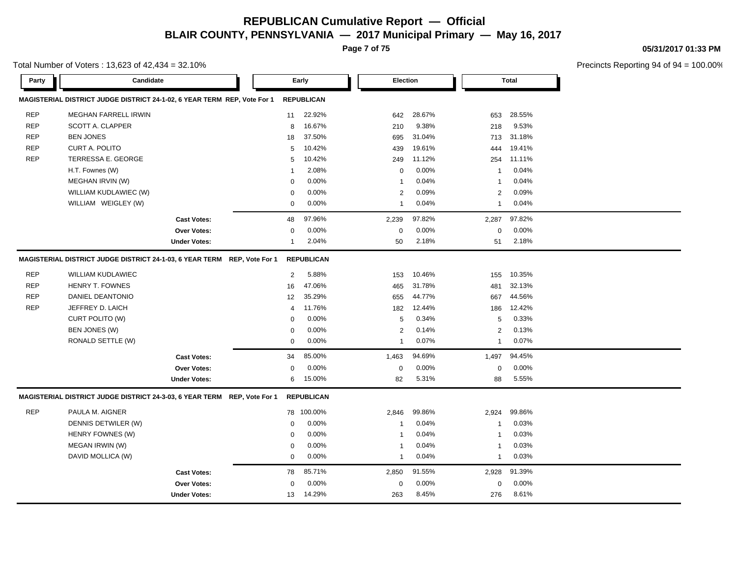# REPUBLICAN Cumulative Report — Official

## BLAIR COUNTY, PENNSYLVANIA — 2017 Municipal Primary — May 16, 2017

05/31/2017 01:33 PM

Total Number of Voters : 13,623 of 42,434 = 32.10%

Precincts Reporting 94 of 94 = 100.00%

| Party | Candidate | Early | | Election | | Total | |
|---|---|---|---|---|---|---|---|
| **MAGISTERIAL DISTRICT JUDGE DISTRICT 24-1-02, 6 YEAR TERM REP, Vote For 1** | | **REPUBLICAN** | | | | | |
| REP | MEGHAN FARRELL IRWIN | 11 | 22.92% | 642 | 28.67% | 653 | 28.55% |
| REP | SCOTT A. CLAPPER | 8 | 16.67% | 210 | 9.38% | 218 | 9.53% |
| REP | BEN JONES | 18 | 37.50% | 695 | 31.04% | 713 | 31.18% |
| REP | CURT A. POLITO | 5 | 10.42% | 439 | 19.61% | 444 | 19.41% |
| REP | TERRESSA E. GEORGE | 5 | 10.42% | 249 | 11.12% | 254 | 11.11% |
| | H.T. Fownes (W) | 1 | 2.08% | 0 | 0.00% | 1 | 0.04% |
| | MEGHAN IRVIN (W) | 0 | 0.00% | 1 | 0.04% | 1 | 0.04% |
| | WILLIAM KUDLAWIEC (W) | 0 | 0.00% | 2 | 0.09% | 2 | 0.09% |
| | WILLIAM WEIGLEY (W) | 0 | 0.00% | 1 | 0.04% | 1 | 0.04% |
| | **Cast Votes:** | 48 | 97.96% | 2,239 | 97.82% | 2,287 | 97.82% |
| | **Over Votes:** | 0 | 0.00% | 0 | 0.00% | 0 | 0.00% |
| | **Under Votes:** | 1 | 2.04% | 50 | 2.18% | 51 | 2.18% |
| **MAGISTERIAL DISTRICT JUDGE DISTRICT 24-1-03, 6 YEAR TERM REP, Vote For 1** | | **REPUBLICAN** | | | | | |
| REP | WILLIAM KUDLAWIEC | 2 | 5.88% | 153 | 10.46% | 155 | 10.35% |
| REP | HENRY T. FOWNES | 16 | 47.06% | 465 | 31.78% | 481 | 32.13% |
| REP | DANIEL DEANTONIO | 12 | 35.29% | 655 | 44.77% | 667 | 44.56% |
| REP | JEFFREY D. LAICH | 4 | 11.76% | 182 | 12.44% | 186 | 12.42% |
| | CURT POLITO (W) | 0 | 0.00% | 5 | 0.34% | 5 | 0.33% |
| | BEN JONES (W) | 0 | 0.00% | 2 | 0.14% | 2 | 0.13% |
| | RONALD SETTLE (W) | 0 | 0.00% | 1 | 0.07% | 1 | 0.07% |
| | **Cast Votes:** | 34 | 85.00% | 1,463 | 94.69% | 1,497 | 94.45% |
| | **Over Votes:** | 0 | 0.00% | 0 | 0.00% | 0 | 0.00% |
| | **Under Votes:** | 6 | 15.00% | 82 | 5.31% | 88 | 5.55% |
| **MAGISTERIAL DISTRICT JUDGE DISTRICT 24-3-03, 6 YEAR TERM REP, Vote For 1** | | **REPUBLICAN** | | | | | |
| REP | PAULA M. AIGNER | 78 | 100.00% | 2,846 | 99.86% | 2,924 | 99.86% |
| | DENNIS DETWILER (W) | 0 | 0.00% | 1 | 0.04% | 1 | 0.03% |
| | HENRY FOWNES (W) | 0 | 0.00% | 1 | 0.04% | 1 | 0.03% |
| | MEGAN IRWIN (W) | 0 | 0.00% | 1 | 0.04% | 1 | 0.03% |
| | DAVID MOLLICA (W) | 0 | 0.00% | 1 | 0.04% | 1 | 0.03% |
| | **Cast Votes:** | 78 | 85.71% | 2,850 | 91.55% | 2,928 | 91.39% |
| | **Over Votes:** | 0 | 0.00% | 0 | 0.00% | 0 | 0.00% |
| | **Under Votes:** | 13 | 14.29% | 263 | 8.45% | 276 | 8.61% |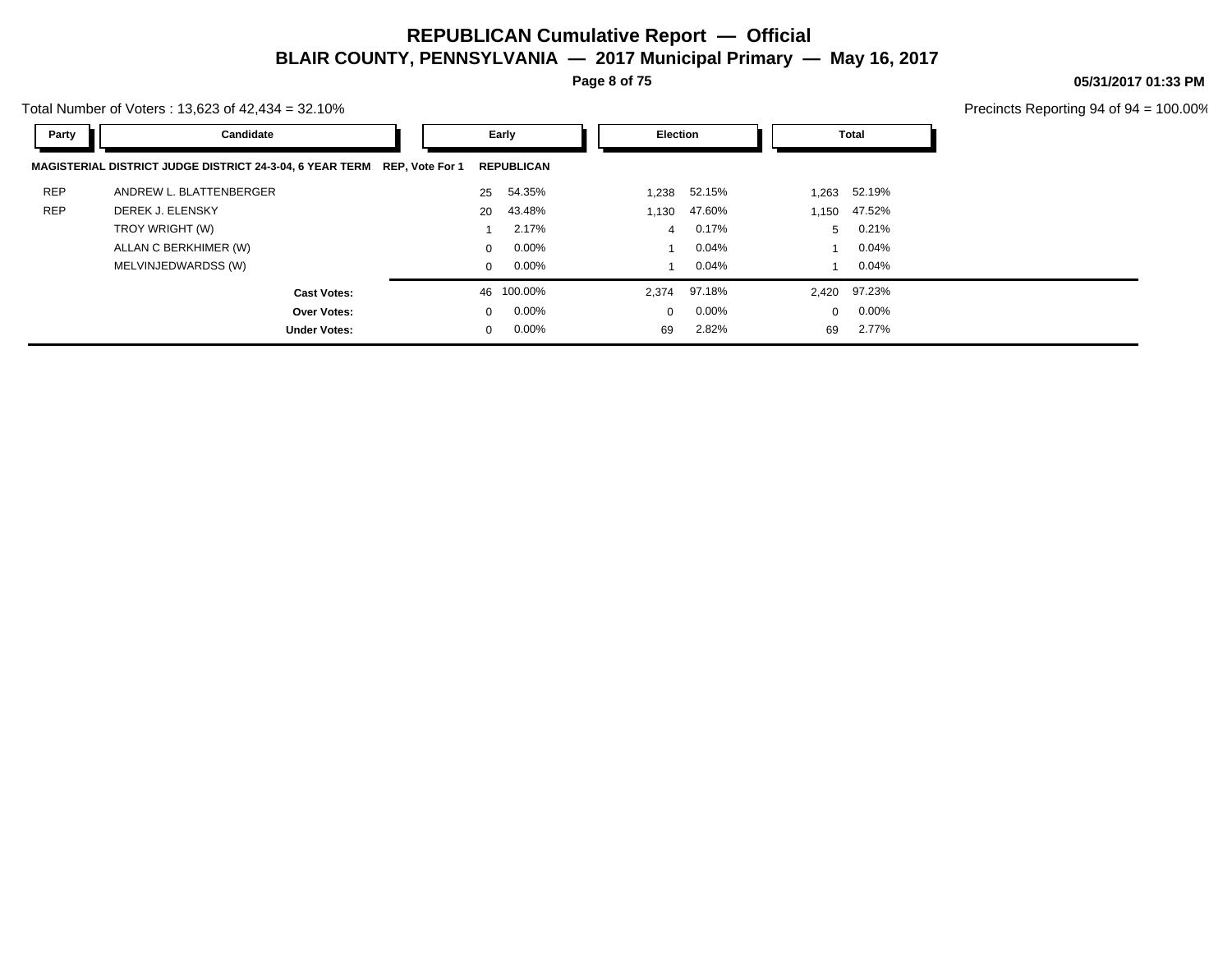# REPUBLICAN Cumulative Report — Official

## BLAIR COUNTY, PENNSYLVANIA — 2017 Municipal Primary — May 16, 2017

05/31/2017 01:33 PM

Total Number of Voters : 13,623 of 42,434 = 32.10%

Precincts Reporting 94 of 94 = 100.00%

| Party | Candidate | | Early | | Election | | Total | |
|---|---|---|---|---|---|---|---|---|
| **MAGISTERIAL DISTRICT JUDGE DISTRICT 24-3-04, 6 YEAR TERM** | | **REP, Vote For 1** | **REPUBLICAN** | | | | | |
| REP | ANDREW L. BLATTENBERGER | | 25 | 54.35% | 1,238 | 52.15% | 1,263 | 52.19% |
| REP | DEREK J. ELENSKY | | 20 | 43.48% | 1,130 | 47.60% | 1,150 | 47.52% |
| | TROY WRIGHT (W) | | 1 | 2.17% | 4 | 0.17% | 5 | 0.21% |
| | ALLAN C BERKHIMER (W) | | 0 | 0.00% | 1 | 0.04% | 1 | 0.04% |
| | MELVINJEDWARDSS (W) | | 0 | 0.00% | 1 | 0.04% | 1 | 0.04% |
| | **Cast Votes:** | | 46 | 100.00% | 2,374 | 97.18% | 2,420 | 97.23% |
| | **Over Votes:** | | 0 | 0.00% | 0 | 0.00% | 0 | 0.00% |
| | **Under Votes:** | | 0 | 0.00% | 69 | 2.82% | 69 | 2.77% |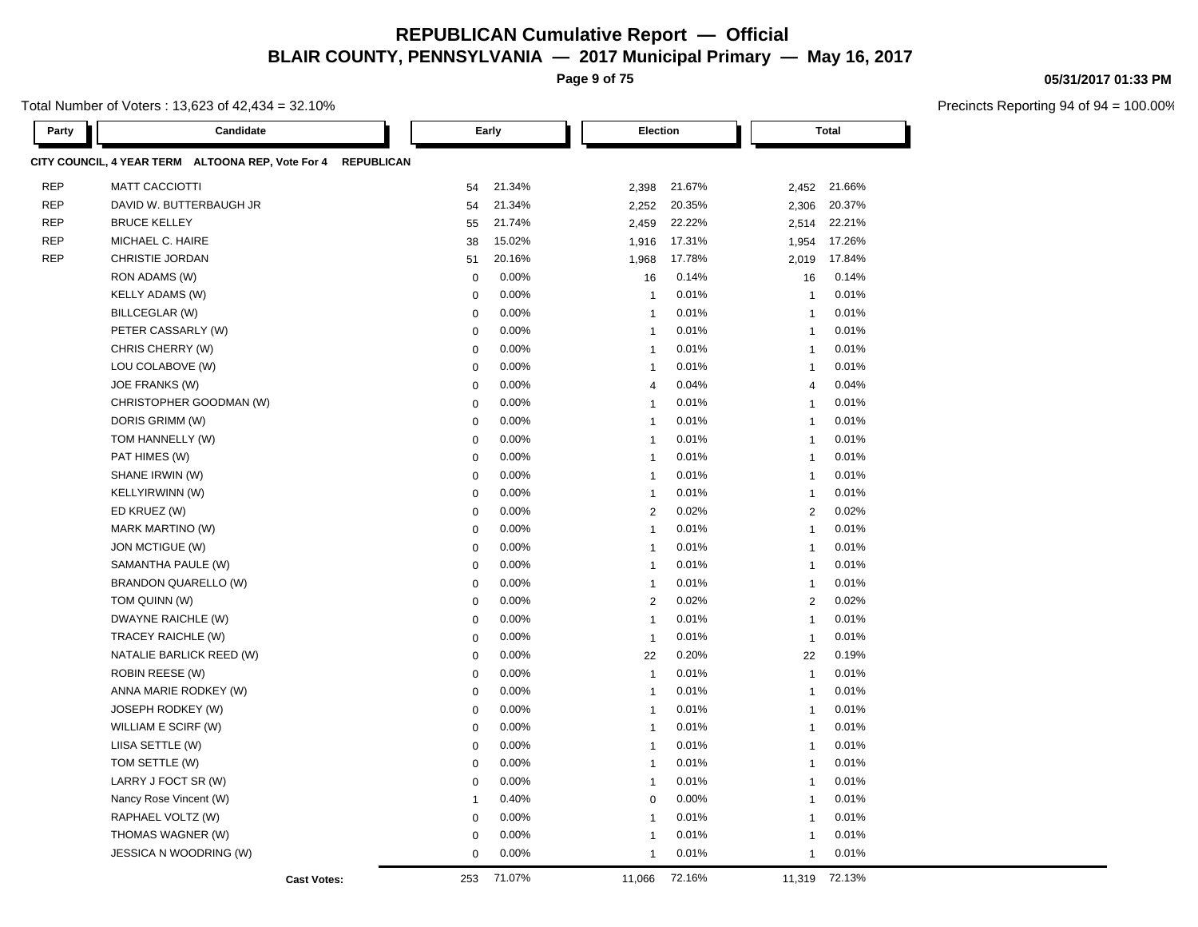# REPUBLICAN Cumulative Report — Official

**BLAIR COUNTY, PENNSYLVANIA — 2017 Municipal Primary — May 16, 2017**

Total Number of Voters : 13,623 of 42,434 = 32.10%

Precincts Reporting 94 of 94 = 100.00%

**CITY COUNCIL, 4 YEAR TERM ALTOONA REP, Vote For 4 REPUBLICAN**

| Party | Candidate | Early | | Election | | Total | |
|---|---|---|---|---|---|---|---|
| REP | MATT CACCIOTTI | 54 | 21.34% | 2,398 | 21.67% | 2,452 | 21.66% |
| REP | DAVID W. BUTTERBAUGH JR | 54 | 21.34% | 2,252 | 20.35% | 2,306 | 20.37% |
| REP | BRUCE KELLEY | 55 | 21.74% | 2,459 | 22.22% | 2,514 | 22.21% |
| REP | MICHAEL C. HAIRE | 38 | 15.02% | 1,916 | 17.31% | 1,954 | 17.26% |
| REP | CHRISTIE JORDAN | 51 | 20.16% | 1,968 | 17.78% | 2,019 | 17.84% |
| | RON ADAMS (W) | 0 | 0.00% | 16 | 0.14% | 16 | 0.14% |
| | KELLY ADAMS (W) | 0 | 0.00% | 1 | 0.01% | 1 | 0.01% |
| | BILLCEGLAR (W) | 0 | 0.00% | 1 | 0.01% | 1 | 0.01% |
| | PETER CASSARLY (W) | 0 | 0.00% | 1 | 0.01% | 1 | 0.01% |
| | CHRIS CHERRY (W) | 0 | 0.00% | 1 | 0.01% | 1 | 0.01% |
| | LOU COLABOVE (W) | 0 | 0.00% | 1 | 0.01% | 1 | 0.01% |
| | JOE FRANKS (W) | 0 | 0.00% | 4 | 0.04% | 4 | 0.04% |
| | CHRISTOPHER GOODMAN (W) | 0 | 0.00% | 1 | 0.01% | 1 | 0.01% |
| | DORIS GRIMM (W) | 0 | 0.00% | 1 | 0.01% | 1 | 0.01% |
| | TOM HANNELLY (W) | 0 | 0.00% | 1 | 0.01% | 1 | 0.01% |
| | PAT HIMES (W) | 0 | 0.00% | 1 | 0.01% | 1 | 0.01% |
| | SHANE IRWIN (W) | 0 | 0.00% | 1 | 0.01% | 1 | 0.01% |
| | KELLYIRWINN (W) | 0 | 0.00% | 1 | 0.01% | 1 | 0.01% |
| | ED KRUEZ (W) | 0 | 0.00% | 2 | 0.02% | 2 | 0.02% |
| | MARK MARTINO (W) | 0 | 0.00% | 1 | 0.01% | 1 | 0.01% |
| | JON MCTIGUE (W) | 0 | 0.00% | 1 | 0.01% | 1 | 0.01% |
| | SAMANTHA PAULE (W) | 0 | 0.00% | 1 | 0.01% | 1 | 0.01% |
| | BRANDON QUARELLO (W) | 0 | 0.00% | 1 | 0.01% | 1 | 0.01% |
| | TOM QUINN (W) | 0 | 0.00% | 2 | 0.02% | 2 | 0.02% |
| | DWAYNE RAICHLE (W) | 0 | 0.00% | 1 | 0.01% | 1 | 0.01% |
| | TRACEY RAICHLE (W) | 0 | 0.00% | 1 | 0.01% | 1 | 0.01% |
| | NATALIE BARLICK REED (W) | 0 | 0.00% | 22 | 0.20% | 22 | 0.19% |
| | ROBIN REESE (W) | 0 | 0.00% | 1 | 0.01% | 1 | 0.01% |
| | ANNA MARIE RODKEY (W) | 0 | 0.00% | 1 | 0.01% | 1 | 0.01% |
| | JOSEPH RODKEY (W) | 0 | 0.00% | 1 | 0.01% | 1 | 0.01% |
| | WILLIAM E SCIRF (W) | 0 | 0.00% | 1 | 0.01% | 1 | 0.01% |
| | LIISA SETTLE (W) | 0 | 0.00% | 1 | 0.01% | 1 | 0.01% |
| | TOM SETTLE (W) | 0 | 0.00% | 1 | 0.01% | 1 | 0.01% |
| | LARRY J FOCT SR (W) | 0 | 0.00% | 1 | 0.01% | 1 | 0.01% |
| | Nancy Rose Vincent (W) | 1 | 0.40% | 0 | 0.00% | 1 | 0.01% |
| | RAPHAEL VOLTZ (W) | 0 | 0.00% | 1 | 0.01% | 1 | 0.01% |
| | THOMAS WAGNER (W) | 0 | 0.00% | 1 | 0.01% | 1 | 0.01% |
| | JESSICA N WOODRING (W) | 0 | 0.00% | 1 | 0.01% | 1 | 0.01% |
| | **Cast Votes:** | 253 | 71.07% | 11,066 | 72.16% | 11,319 | 72.13% |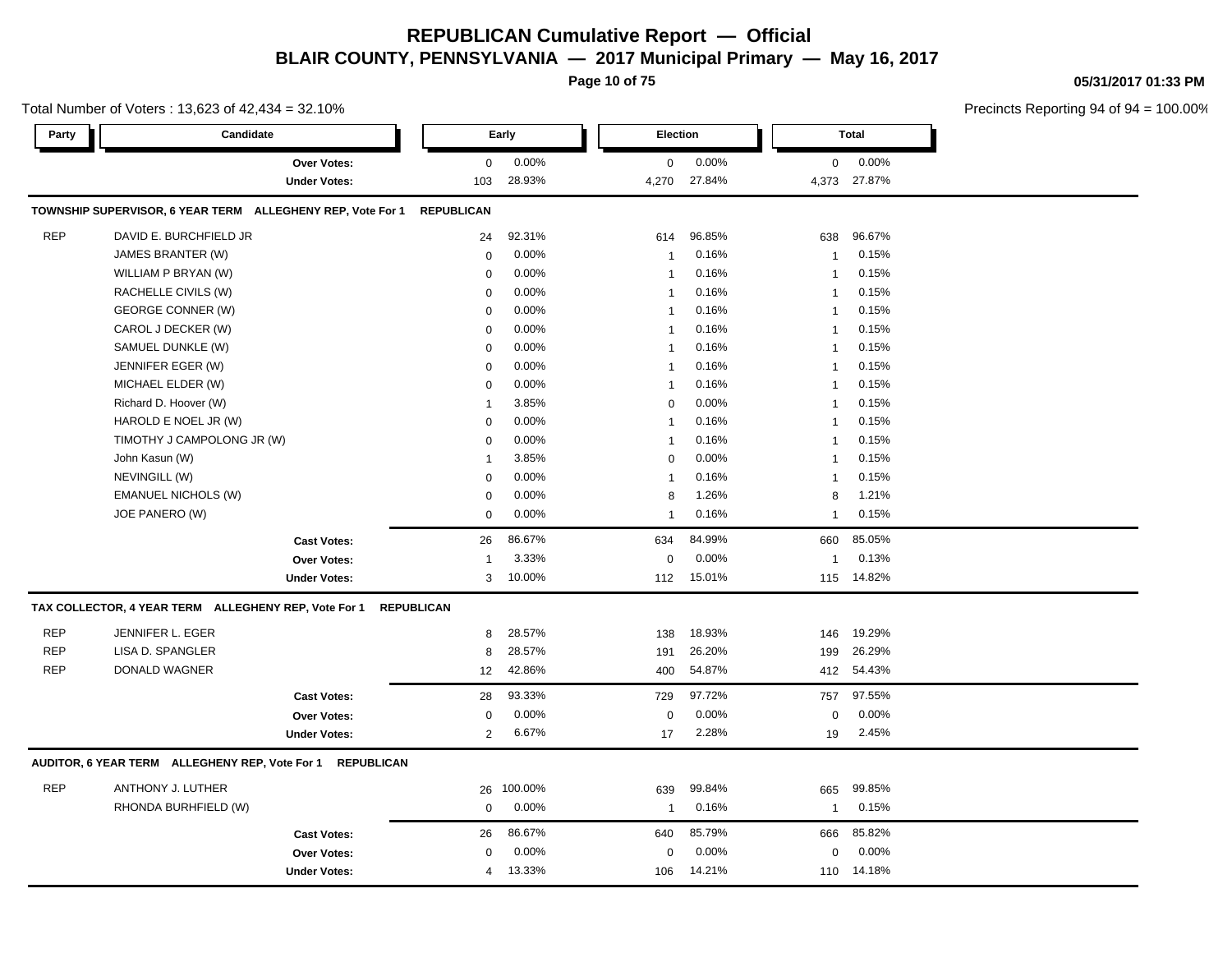# REPUBLICAN Cumulative Report — Official

## BLAIR COUNTY, PENNSYLVANIA — 2017 Municipal Primary — May 16, 2017

05/31/2017 01:33 PM

Total Number of Voters : 13,623 of 42,434 = 32.10%

Precincts Reporting 94 of 94 = 100.00%

| Party | Candidate | Early | | Election | | Total | |
|---|---|---|---|---|---|---|---|
| | Over Votes: | 0 | 0.00% | 0 | 0.00% | 0 | 0.00% |
| | Under Votes: | 103 | 28.93% | 4,270 | 27.84% | 4,373 | 27.87% |

**TOWNSHIP SUPERVISOR, 6 YEAR TERM ALLEGHENY REP, Vote For 1 REPUBLICAN**

| Party | Candidate | Early | | Election | | Total | |
|---|---|---|---|---|---|---|---|
| REP | DAVID E. BURCHFIELD JR | 24 | 92.31% | 614 | 96.85% | 638 | 96.67% |
| | JAMES BRANTER (W) | 0 | 0.00% | 1 | 0.16% | 1 | 0.15% |
| | WILLIAM P BRYAN (W) | 0 | 0.00% | 1 | 0.16% | 1 | 0.15% |
| | RACHELLE CIVILS (W) | 0 | 0.00% | 1 | 0.16% | 1 | 0.15% |
| | GEORGE CONNER (W) | 0 | 0.00% | 1 | 0.16% | 1 | 0.15% |
| | CAROL J DECKER (W) | 0 | 0.00% | 1 | 0.16% | 1 | 0.15% |
| | SAMUEL DUNKLE (W) | 0 | 0.00% | 1 | 0.16% | 1 | 0.15% |
| | JENNIFER EGER (W) | 0 | 0.00% | 1 | 0.16% | 1 | 0.15% |
| | MICHAEL ELDER (W) | 0 | 0.00% | 1 | 0.16% | 1 | 0.15% |
| | Richard D. Hoover (W) | 1 | 3.85% | 0 | 0.00% | 1 | 0.15% |
| | HAROLD E NOEL JR (W) | 0 | 0.00% | 1 | 0.16% | 1 | 0.15% |
| | TIMOTHY J CAMPOLONG JR (W) | 0 | 0.00% | 1 | 0.16% | 1 | 0.15% |
| | John Kasun (W) | 1 | 3.85% | 0 | 0.00% | 1 | 0.15% |
| | NEVINGILL (W) | 0 | 0.00% | 1 | 0.16% | 1 | 0.15% |
| | EMANUEL NICHOLS (W) | 0 | 0.00% | 8 | 1.26% | 8 | 1.21% |
| | JOE PANERO (W) | 0 | 0.00% | 1 | 0.16% | 1 | 0.15% |
| | Cast Votes: | 26 | 86.67% | 634 | 84.99% | 660 | 85.05% |
| | Over Votes: | 1 | 3.33% | 0 | 0.00% | 1 | 0.13% |
| | Under Votes: | 3 | 10.00% | 112 | 15.01% | 115 | 14.82% |

**TAX COLLECTOR, 4 YEAR TERM ALLEGHENY REP, Vote For 1 REPUBLICAN**

| Party | Candidate | Early | | Election | | Total | |
|---|---|---|---|---|---|---|---|
| REP | JENNIFER L. EGER | 8 | 28.57% | 138 | 18.93% | 146 | 19.29% |
| REP | LISA D. SPANGLER | 8 | 28.57% | 191 | 26.20% | 199 | 26.29% |
| REP | DONALD WAGNER | 12 | 42.86% | 400 | 54.87% | 412 | 54.43% |
| | Cast Votes: | 28 | 93.33% | 729 | 97.72% | 757 | 97.55% |
| | Over Votes: | 0 | 0.00% | 0 | 0.00% | 0 | 0.00% |
| | Under Votes: | 2 | 6.67% | 17 | 2.28% | 19 | 2.45% |

**AUDITOR, 6 YEAR TERM ALLEGHENY REP, Vote For 1 REPUBLICAN**

| Party | Candidate | Early | | Election | | Total | |
|---|---|---|---|---|---|---|---|
| REP | ANTHONY J. LUTHER | 26 | 100.00% | 639 | 99.84% | 665 | 99.85% |
| | RHONDA BURHFIELD (W) | 0 | 0.00% | 1 | 0.16% | 1 | 0.15% |
| | Cast Votes: | 26 | 86.67% | 640 | 85.79% | 666 | 85.82% |
| | Over Votes: | 0 | 0.00% | 0 | 0.00% | 0 | 0.00% |
| | Under Votes: | 4 | 13.33% | 106 | 14.21% | 110 | 14.18% |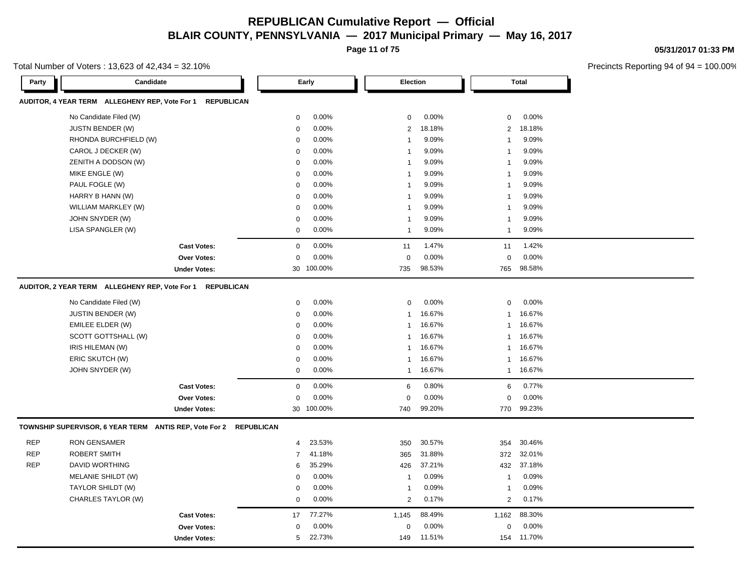# REPUBLICAN Cumulative Report — Official

## BLAIR COUNTY, PENNSYLVANIA — 2017 Municipal Primary — May 16, 2017

05/31/2017 01:33 PM

Total Number of Voters : 13,623 of 42,434 = 32.10%

Precincts Reporting 94 of 94 = 100.00%

| Party | Candidate | Early | | Election | | Total | |
|---|---|---|---|---|---|---|---|
| **AUDITOR, 4 YEAR TERM ALLEGHENY REP, Vote For 1 REPUBLICAN** | | | | | | | |
| | No Candidate Filed (W) | 0 | 0.00% | 0 | 0.00% | 0 | 0.00% |
| | JUSTN BENDER (W) | 0 | 0.00% | 2 | 18.18% | 2 | 18.18% |
| | RHONDA BURCHFIELD (W) | 0 | 0.00% | 1 | 9.09% | 1 | 9.09% |
| | CAROL J DECKER (W) | 0 | 0.00% | 1 | 9.09% | 1 | 9.09% |
| | ZENITH A DODSON (W) | 0 | 0.00% | 1 | 9.09% | 1 | 9.09% |
| | MIKE ENGLE (W) | 0 | 0.00% | 1 | 9.09% | 1 | 9.09% |
| | PAUL FOGLE (W) | 0 | 0.00% | 1 | 9.09% | 1 | 9.09% |
| | HARRY B HANN (W) | 0 | 0.00% | 1 | 9.09% | 1 | 9.09% |
| | WILLIAM MARKLEY (W) | 0 | 0.00% | 1 | 9.09% | 1 | 9.09% |
| | JOHN SNYDER (W) | 0 | 0.00% | 1 | 9.09% | 1 | 9.09% |
| | LISA SPANGLER (W) | 0 | 0.00% | 1 | 9.09% | 1 | 9.09% |
| | **Cast Votes:** | 0 | 0.00% | 11 | 1.47% | 11 | 1.42% |
| | **Over Votes:** | 0 | 0.00% | 0 | 0.00% | 0 | 0.00% |
| | **Under Votes:** | 30 | 100.00% | 735 | 98.53% | 765 | 98.58% |
| **AUDITOR, 2 YEAR TERM ALLEGHENY REP, Vote For 1 REPUBLICAN** | | | | | | | |
| | No Candidate Filed (W) | 0 | 0.00% | 0 | 0.00% | 0 | 0.00% |
| | JUSTIN BENDER (W) | 0 | 0.00% | 1 | 16.67% | 1 | 16.67% |
| | EMILEE ELDER (W) | 0 | 0.00% | 1 | 16.67% | 1 | 16.67% |
| | SCOTT GOTTSHALL (W) | 0 | 0.00% | 1 | 16.67% | 1 | 16.67% |
| | IRIS HILEMAN (W) | 0 | 0.00% | 1 | 16.67% | 1 | 16.67% |
| | ERIC SKUTCH (W) | 0 | 0.00% | 1 | 16.67% | 1 | 16.67% |
| | JOHN SNYDER (W) | 0 | 0.00% | 1 | 16.67% | 1 | 16.67% |
| | **Cast Votes:** | 0 | 0.00% | 6 | 0.80% | 6 | 0.77% |
| | **Over Votes:** | 0 | 0.00% | 0 | 0.00% | 0 | 0.00% |
| | **Under Votes:** | 30 | 100.00% | 740 | 99.20% | 770 | 99.23% |
| **TOWNSHIP SUPERVISOR, 6 YEAR TERM ANTIS REP, Vote For 2 REPUBLICAN** | | | | | | | |
| REP | RON GENSAMER | 4 | 23.53% | 350 | 30.57% | 354 | 30.46% |
| REP | ROBERT SMITH | 7 | 41.18% | 365 | 31.88% | 372 | 32.01% |
| REP | DAVID WORTHING | 6 | 35.29% | 426 | 37.21% | 432 | 37.18% |
| | MELANIE SHILDT (W) | 0 | 0.00% | 1 | 0.09% | 1 | 0.09% |
| | TAYLOR SHILDT (W) | 0 | 0.00% | 1 | 0.09% | 1 | 0.09% |
| | CHARLES TAYLOR (W) | 0 | 0.00% | 2 | 0.17% | 2 | 0.17% |
| | **Cast Votes:** | 17 | 77.27% | 1,145 | 88.49% | 1,162 | 88.30% |
| | **Over Votes:** | 0 | 0.00% | 0 | 0.00% | 0 | 0.00% |
| | **Under Votes:** | 5 | 22.73% | 149 | 11.51% | 154 | 11.70% |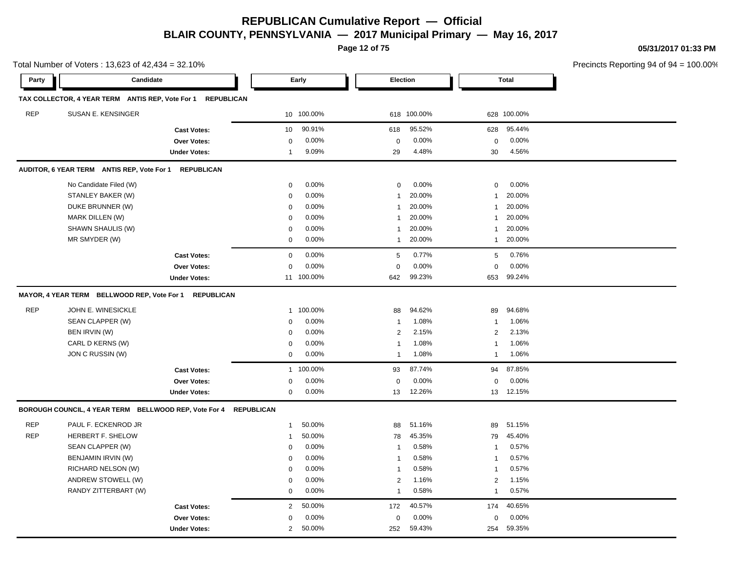# REPUBLICAN Cumulative Report — Official

## BLAIR COUNTY, PENNSYLVANIA — 2017 Municipal Primary — May 16, 2017

05/31/2017 01:33 PM

Total Number of Voters : 13,623 of 42,434 = 32.10%

Precincts Reporting 94 of 94 = 100.00%

| Party | Candidate | Early | | Election | | Total | |
|---|---|---|---|---|---|---|---|
| **TAX COLLECTOR, 4 YEAR TERM ANTIS REP, Vote For 1 REPUBLICAN** | | | | | | | |
| REP | SUSAN E. KENSINGER | 10 | 100.00% | 618 | 100.00% | 628 | 100.00% |
| | **Cast Votes:** | 10 | 90.91% | 618 | 95.52% | 628 | 95.44% |
| | **Over Votes:** | 0 | 0.00% | 0 | 0.00% | 0 | 0.00% |
| | **Under Votes:** | 1 | 9.09% | 29 | 4.48% | 30 | 4.56% |
| **AUDITOR, 6 YEAR TERM ANTIS REP, Vote For 1 REPUBLICAN** | | | | | | | |
| | No Candidate Filed (W) | 0 | 0.00% | 0 | 0.00% | 0 | 0.00% |
| | STANLEY BAKER (W) | 0 | 0.00% | 1 | 20.00% | 1 | 20.00% |
| | DUKE BRUNNER (W) | 0 | 0.00% | 1 | 20.00% | 1 | 20.00% |
| | MARK DILLEN (W) | 0 | 0.00% | 1 | 20.00% | 1 | 20.00% |
| | SHAWN SHAULIS (W) | 0 | 0.00% | 1 | 20.00% | 1 | 20.00% |
| | MR SMYDER (W) | 0 | 0.00% | 1 | 20.00% | 1 | 20.00% |
| | **Cast Votes:** | 0 | 0.00% | 5 | 0.77% | 5 | 0.76% |
| | **Over Votes:** | 0 | 0.00% | 0 | 0.00% | 0 | 0.00% |
| | **Under Votes:** | 11 | 100.00% | 642 | 99.23% | 653 | 99.24% |
| **MAYOR, 4 YEAR TERM BELLWOOD REP, Vote For 1 REPUBLICAN** | | | | | | | |
| REP | JOHN E. WINESICKLE | 1 | 100.00% | 88 | 94.62% | 89 | 94.68% |
| | SEAN CLAPPER (W) | 0 | 0.00% | 1 | 1.08% | 1 | 1.06% |
| | BEN IRVIN (W) | 0 | 0.00% | 2 | 2.15% | 2 | 2.13% |
| | CARL D KERNS (W) | 0 | 0.00% | 1 | 1.08% | 1 | 1.06% |
| | JON C RUSSIN (W) | 0 | 0.00% | 1 | 1.08% | 1 | 1.06% |
| | **Cast Votes:** | 1 | 100.00% | 93 | 87.74% | 94 | 87.85% |
| | **Over Votes:** | 0 | 0.00% | 0 | 0.00% | 0 | 0.00% |
| | **Under Votes:** | 0 | 0.00% | 13 | 12.26% | 13 | 12.15% |
| **BOROUGH COUNCIL, 4 YEAR TERM BELLWOOD REP, Vote For 4 REPUBLICAN** | | | | | | | |
| REP | PAUL F. ECKENROD JR | 1 | 50.00% | 88 | 51.16% | 89 | 51.15% |
| REP | HERBERT F. SHELOW | 1 | 50.00% | 78 | 45.35% | 79 | 45.40% |
| | SEAN CLAPPER (W) | 0 | 0.00% | 1 | 0.58% | 1 | 0.57% |
| | BENJAMIN IRVIN (W) | 0 | 0.00% | 1 | 0.58% | 1 | 0.57% |
| | RICHARD NELSON (W) | 0 | 0.00% | 1 | 0.58% | 1 | 0.57% |
| | ANDREW STOWELL (W) | 0 | 0.00% | 2 | 1.16% | 2 | 1.15% |
| | RANDY ZITTERBART (W) | 0 | 0.00% | 1 | 0.58% | 1 | 0.57% |
| | **Cast Votes:** | 2 | 50.00% | 172 | 40.57% | 174 | 40.65% |
| | **Over Votes:** | 0 | 0.00% | 0 | 0.00% | 0 | 0.00% |
| | **Under Votes:** | 2 | 50.00% | 252 | 59.43% | 254 | 59.35% |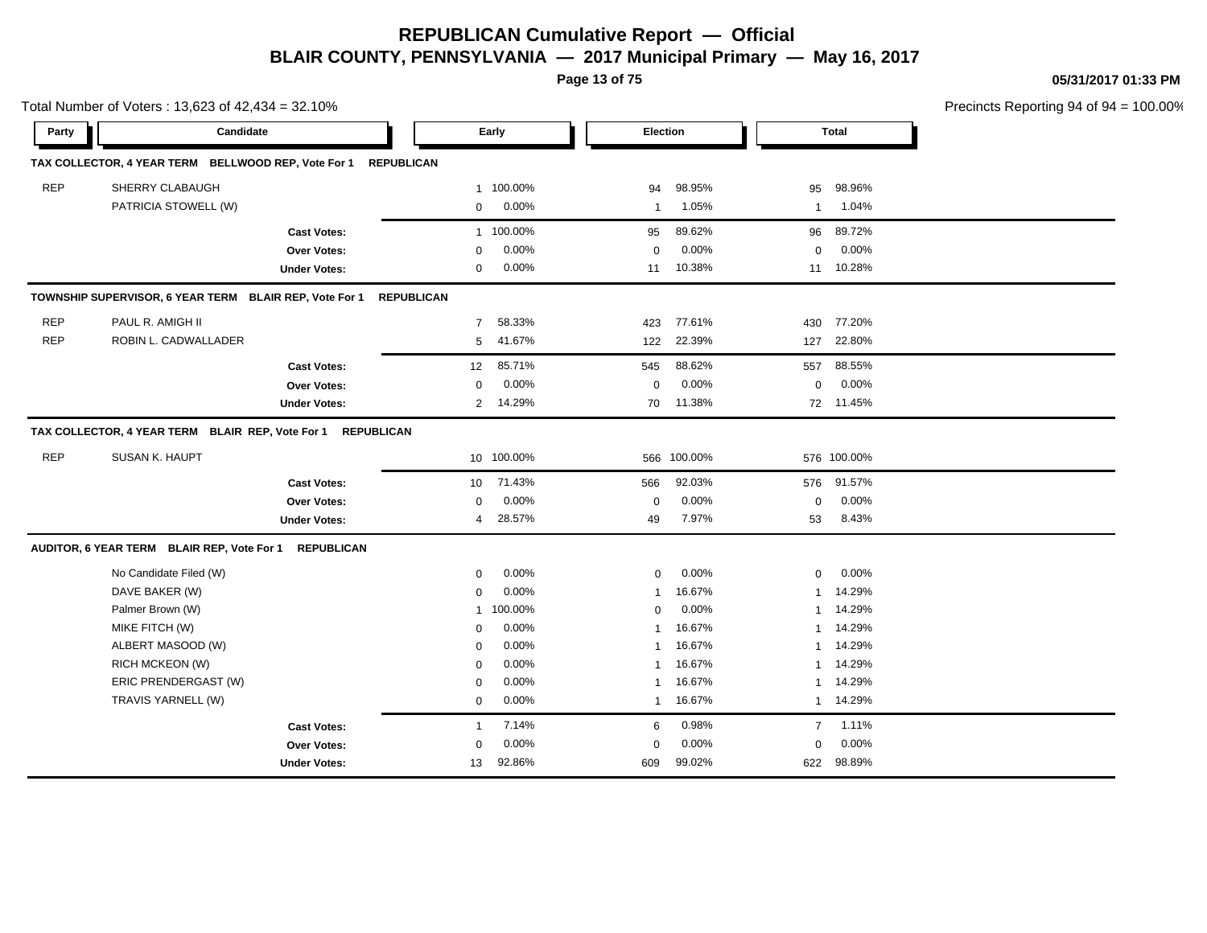# REPUBLICAN Cumulative Report — Official

## BLAIR COUNTY, PENNSYLVANIA — 2017 Municipal Primary — May 16, 2017

05/31/2017 01:33 PM

Total Number of Voters : 13,623 of 42,434 = 32.10%

Precincts Reporting 94 of 94 = 100.00%

| Party | Candidate | Early | | Election | | Total | |
|---|---|---|---|---|---|---|---|
| **TAX COLLECTOR, 4 YEAR TERM BELLWOOD REP, Vote For 1 REPUBLICAN** | | | | | | | |
| REP | SHERRY CLABAUGH | 1 | 100.00% | 94 | 98.95% | 95 | 98.96% |
| | PATRICIA STOWELL (W) | 0 | 0.00% | 1 | 1.05% | 1 | 1.04% |
| | **Cast Votes:** | 1 | 100.00% | 95 | 89.62% | 96 | 89.72% |
| | **Over Votes:** | 0 | 0.00% | 0 | 0.00% | 0 | 0.00% |
| | **Under Votes:** | 0 | 0.00% | 11 | 10.38% | 11 | 10.28% |
| **TOWNSHIP SUPERVISOR, 6 YEAR TERM BLAIR REP, Vote For 1 REPUBLICAN** | | | | | | | |
| REP | PAUL R. AMIGH II | 7 | 58.33% | 423 | 77.61% | 430 | 77.20% |
| REP | ROBIN L. CADWALLADER | 5 | 41.67% | 122 | 22.39% | 127 | 22.80% |
| | **Cast Votes:** | 12 | 85.71% | 545 | 88.62% | 557 | 88.55% |
| | **Over Votes:** | 0 | 0.00% | 0 | 0.00% | 0 | 0.00% |
| | **Under Votes:** | 2 | 14.29% | 70 | 11.38% | 72 | 11.45% |
| **TAX COLLECTOR, 4 YEAR TERM BLAIR REP, Vote For 1 REPUBLICAN** | | | | | | | |
| REP | SUSAN K. HAUPT | 10 | 100.00% | 566 | 100.00% | 576 | 100.00% |
| | **Cast Votes:** | 10 | 71.43% | 566 | 92.03% | 576 | 91.57% |
| | **Over Votes:** | 0 | 0.00% | 0 | 0.00% | 0 | 0.00% |
| | **Under Votes:** | 4 | 28.57% | 49 | 7.97% | 53 | 8.43% |
| **AUDITOR, 6 YEAR TERM BLAIR REP, Vote For 1 REPUBLICAN** | | | | | | | |
| | No Candidate Filed (W) | 0 | 0.00% | 0 | 0.00% | 0 | 0.00% |
| | DAVE BAKER (W) | 0 | 0.00% | 1 | 16.67% | 1 | 14.29% |
| | Palmer Brown (W) | 1 | 100.00% | 0 | 0.00% | 1 | 14.29% |
| | MIKE FITCH (W) | 0 | 0.00% | 1 | 16.67% | 1 | 14.29% |
| | ALBERT MASOOD (W) | 0 | 0.00% | 1 | 16.67% | 1 | 14.29% |
| | RICH MCKEON (W) | 0 | 0.00% | 1 | 16.67% | 1 | 14.29% |
| | ERIC PRENDERGAST (W) | 0 | 0.00% | 1 | 16.67% | 1 | 14.29% |
| | TRAVIS YARNELL (W) | 0 | 0.00% | 1 | 16.67% | 1 | 14.29% |
| | **Cast Votes:** | 1 | 7.14% | 6 | 0.98% | 7 | 1.11% |
| | **Over Votes:** | 0 | 0.00% | 0 | 0.00% | 0 | 0.00% |
| | **Under Votes:** | 13 | 92.86% | 609 | 99.02% | 622 | 98.89% |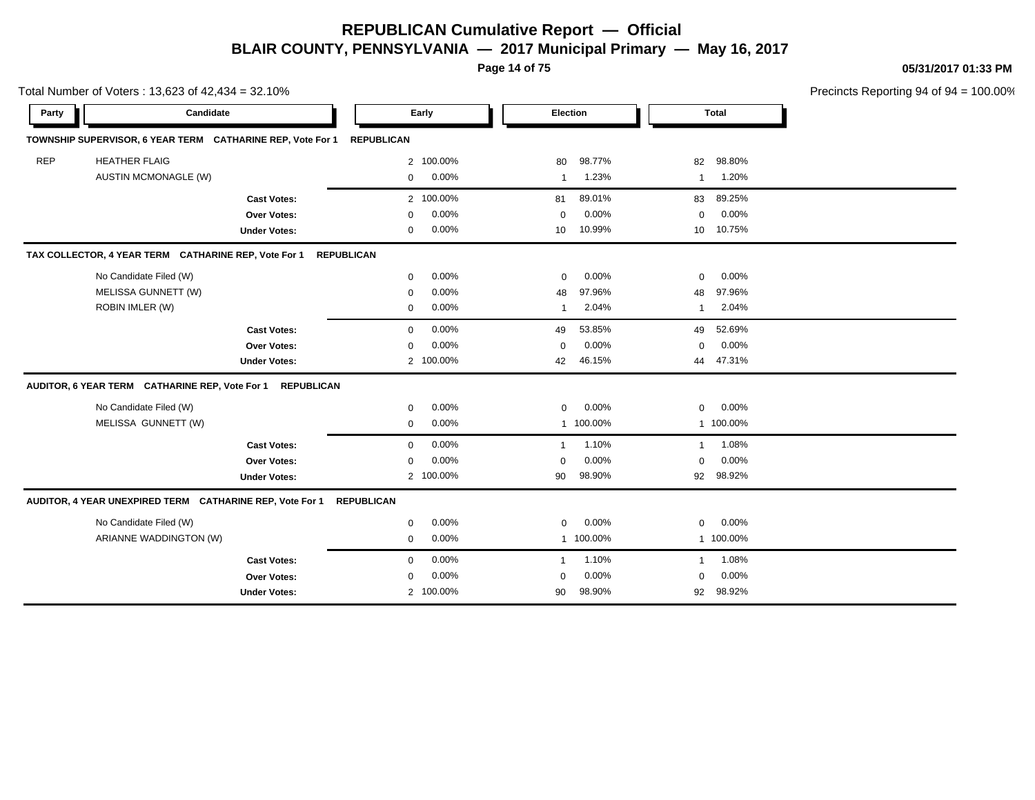# REPUBLICAN Cumulative Report — Official

## BLAIR COUNTY, PENNSYLVANIA — 2017 Municipal Primary — May 16, 2017

05/31/2017 01:33 PM

Total Number of Voters : 13,623 of 42,434 = 32.10%

Precincts Reporting 94 of 94 = 100.00%

### TOWNSHIP SUPERVISOR, 6 YEAR TERM CATHARINE REP, Vote For 1 REPUBLICAN

| Party | Candidate | Early | | Election | | Total | |
|---|---|---|---|---|---|---|---|
| REP | HEATHER FLAIG | 2 | 100.00% | 80 | 98.77% | 82 | 98.80% |
| | AUSTIN MCMONAGLE (W) | 0 | 0.00% | 1 | 1.23% | 1 | 1.20% |
| | **Cast Votes:** | 2 | 100.00% | 81 | 89.01% | 83 | 89.25% |
| | **Over Votes:** | 0 | 0.00% | 0 | 0.00% | 0 | 0.00% |
| | **Under Votes:** | 0 | 0.00% | 10 | 10.99% | 10 | 10.75% |

### TAX COLLECTOR, 4 YEAR TERM CATHARINE REP, Vote For 1 REPUBLICAN

| Party | Candidate | Early | | Election | | Total | |
|---|---|---|---|---|---|---|---|
| | No Candidate Filed (W) | 0 | 0.00% | 0 | 0.00% | 0 | 0.00% |
| | MELISSA GUNNETT (W) | 0 | 0.00% | 48 | 97.96% | 48 | 97.96% |
| | ROBIN IMLER (W) | 0 | 0.00% | 1 | 2.04% | 1 | 2.04% |
| | **Cast Votes:** | 0 | 0.00% | 49 | 53.85% | 49 | 52.69% |
| | **Over Votes:** | 0 | 0.00% | 0 | 0.00% | 0 | 0.00% |
| | **Under Votes:** | 2 | 100.00% | 42 | 46.15% | 44 | 47.31% |

### AUDITOR, 6 YEAR TERM CATHARINE REP, Vote For 1 REPUBLICAN

| Party | Candidate | Early | | Election | | Total | |
|---|---|---|---|---|---|---|---|
| | No Candidate Filed (W) | 0 | 0.00% | 0 | 0.00% | 0 | 0.00% |
| | MELISSA GUNNETT (W) | 0 | 0.00% | 1 | 100.00% | 1 | 100.00% |
| | **Cast Votes:** | 0 | 0.00% | 1 | 1.10% | 1 | 1.08% |
| | **Over Votes:** | 0 | 0.00% | 0 | 0.00% | 0 | 0.00% |
| | **Under Votes:** | 2 | 100.00% | 90 | 98.90% | 92 | 98.92% |

### AUDITOR, 4 YEAR UNEXPIRED TERM CATHARINE REP, Vote For 1 REPUBLICAN

| Party | Candidate | Early | | Election | | Total | |
|---|---|---|---|---|---|---|---|
| | No Candidate Filed (W) | 0 | 0.00% | 0 | 0.00% | 0 | 0.00% |
| | ARIANNE WADDINGTON (W) | 0 | 0.00% | 1 | 100.00% | 1 | 100.00% |
| | **Cast Votes:** | 0 | 0.00% | 1 | 1.10% | 1 | 1.08% |
| | **Over Votes:** | 0 | 0.00% | 0 | 0.00% | 0 | 0.00% |
| | **Under Votes:** | 2 | 100.00% | 90 | 98.90% | 92 | 98.92% |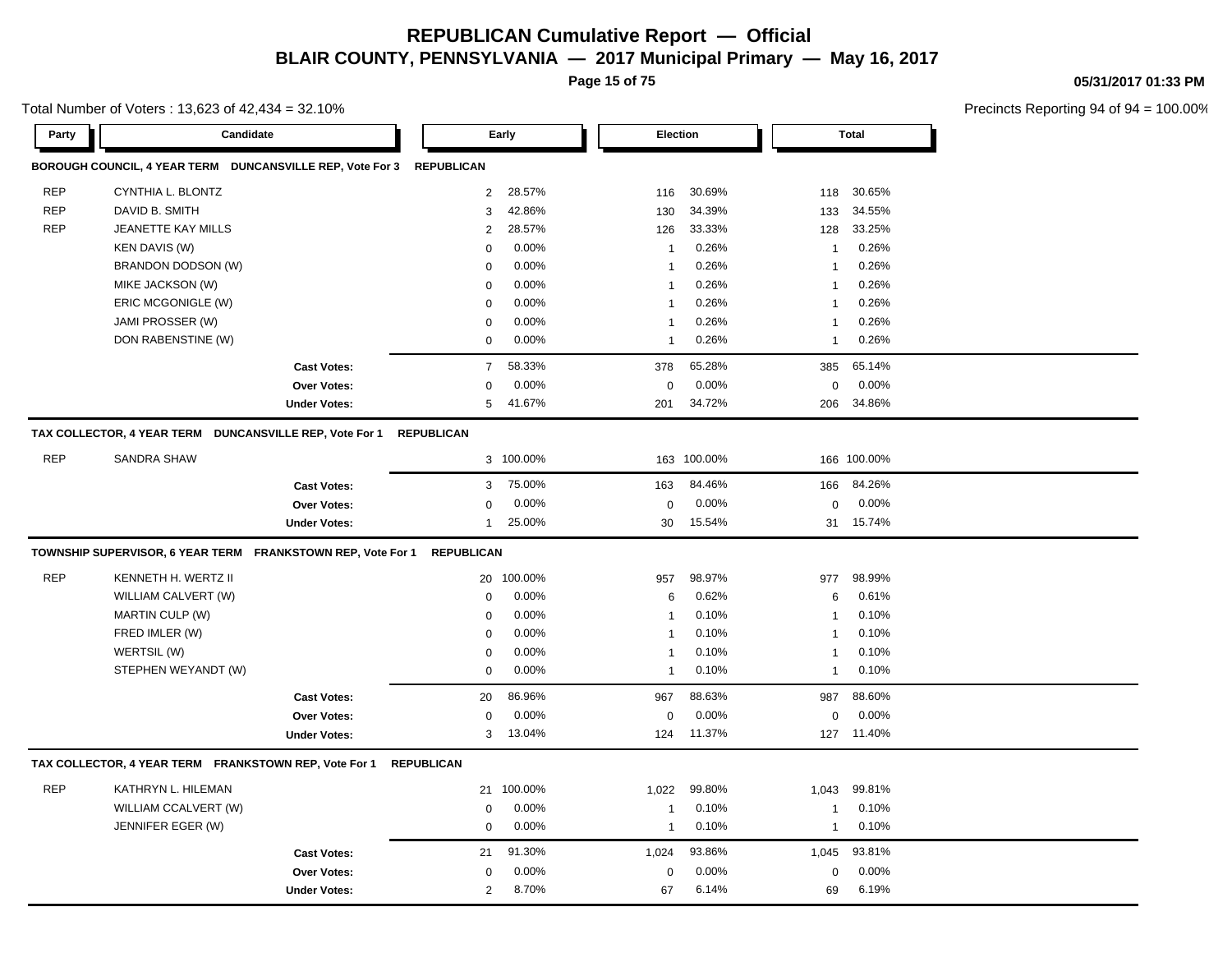# REPUBLICAN Cumulative Report — Official

## BLAIR COUNTY, PENNSYLVANIA — 2017 Municipal Primary — May 16, 2017

Total Number of Voters : 13,623 of 42,434 = 32.10%

Precincts Reporting 94 of 94 = 100.00%

| Party | Candidate | Early | | Election | | Total | |
|---|---|---|---|---|---|---|---|
| **BOROUGH COUNCIL, 4 YEAR TERM DUNCANSVILLE REP, Vote For 3** | **REPUBLICAN** | | | | | | |
| REP | CYNTHIA L. BLONTZ | 2 | 28.57% | 116 | 30.69% | 118 | 30.65% |
| REP | DAVID B. SMITH | 3 | 42.86% | 130 | 34.39% | 133 | 34.55% |
| REP | JEANETTE KAY MILLS | 2 | 28.57% | 126 | 33.33% | 128 | 33.25% |
| | KEN DAVIS (W) | 0 | 0.00% | 1 | 0.26% | 1 | 0.26% |
| | BRANDON DODSON (W) | 0 | 0.00% | 1 | 0.26% | 1 | 0.26% |
| | MIKE JACKSON (W) | 0 | 0.00% | 1 | 0.26% | 1 | 0.26% |
| | ERIC MCGONIGLE (W) | 0 | 0.00% | 1 | 0.26% | 1 | 0.26% |
| | JAMI PROSSER (W) | 0 | 0.00% | 1 | 0.26% | 1 | 0.26% |
| | DON RABENSTINE (W) | 0 | 0.00% | 1 | 0.26% | 1 | 0.26% |
| | **Cast Votes:** | 7 | 58.33% | 378 | 65.28% | 385 | 65.14% |
| | **Over Votes:** | 0 | 0.00% | 0 | 0.00% | 0 | 0.00% |
| | **Under Votes:** | 5 | 41.67% | 201 | 34.72% | 206 | 34.86% |
| **TAX COLLECTOR, 4 YEAR TERM DUNCANSVILLE REP, Vote For 1** | **REPUBLICAN** | | | | | | |
| REP | SANDRA SHAW | 3 | 100.00% | 163 | 100.00% | 166 | 100.00% |
| | **Cast Votes:** | 3 | 75.00% | 163 | 84.46% | 166 | 84.26% |
| | **Over Votes:** | 0 | 0.00% | 0 | 0.00% | 0 | 0.00% |
| | **Under Votes:** | 1 | 25.00% | 30 | 15.54% | 31 | 15.74% |
| **TOWNSHIP SUPERVISOR, 6 YEAR TERM FRANKSTOWN REP, Vote For 1** | **REPUBLICAN** | | | | | | |
| REP | KENNETH H. WERTZ II | 20 | 100.00% | 957 | 98.97% | 977 | 98.99% |
| | WILLIAM CALVERT (W) | 0 | 0.00% | 6 | 0.62% | 6 | 0.61% |
| | MARTIN CULP (W) | 0 | 0.00% | 1 | 0.10% | 1 | 0.10% |
| | FRED IMLER (W) | 0 | 0.00% | 1 | 0.10% | 1 | 0.10% |
| | WERTSIL (W) | 0 | 0.00% | 1 | 0.10% | 1 | 0.10% |
| | STEPHEN WEYANDT (W) | 0 | 0.00% | 1 | 0.10% | 1 | 0.10% |
| | **Cast Votes:** | 20 | 86.96% | 967 | 88.63% | 987 | 88.60% |
| | **Over Votes:** | 0 | 0.00% | 0 | 0.00% | 0 | 0.00% |
| | **Under Votes:** | 3 | 13.04% | 124 | 11.37% | 127 | 11.40% |
| **TAX COLLECTOR, 4 YEAR TERM FRANKSTOWN REP, Vote For 1** | **REPUBLICAN** | | | | | | |
| REP | KATHRYN L. HILEMAN | 21 | 100.00% | 1,022 | 99.80% | 1,043 | 99.81% |
| | WILLIAM CCALVERT (W) | 0 | 0.00% | 1 | 0.10% | 1 | 0.10% |
| | JENNIFER EGER (W) | 0 | 0.00% | 1 | 0.10% | 1 | 0.10% |
| | **Cast Votes:** | 21 | 91.30% | 1,024 | 93.86% | 1,045 | 93.81% |
| | **Over Votes:** | 0 | 0.00% | 0 | 0.00% | 0 | 0.00% |
| | **Under Votes:** | 2 | 8.70% | 67 | 6.14% | 69 | 6.19% |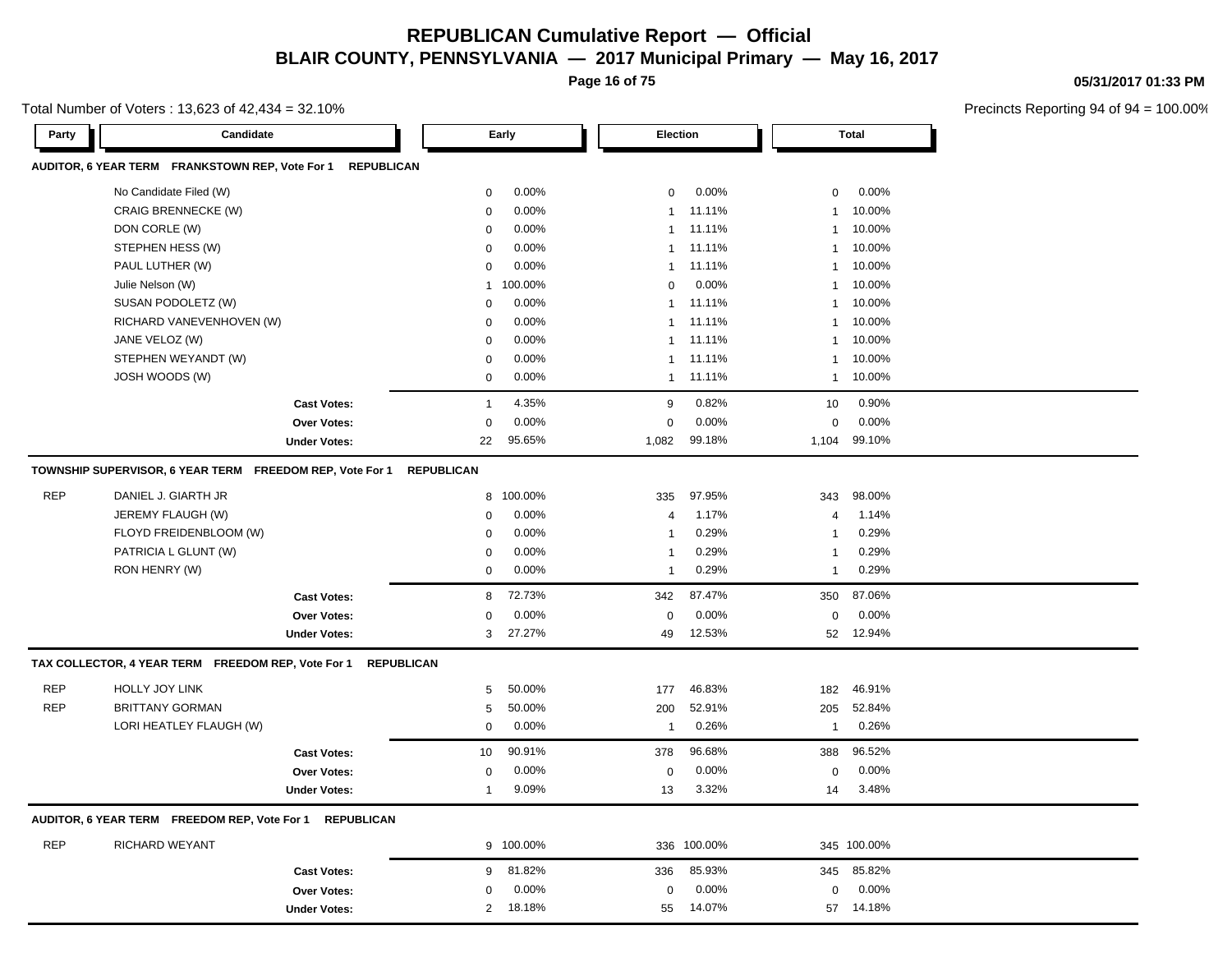# REPUBLICAN Cumulative Report — Official

## BLAIR COUNTY, PENNSYLVANIA — 2017 Municipal Primary — May 16, 2017

05/31/2017 01:33 PM

Total Number of Voters : 13,623 of 42,434 = 32.10%

Precincts Reporting 94 of 94 = 100.00%

### AUDITOR, 6 YEAR TERM FRANKSTOWN REP, Vote For 1 REPUBLICAN

| Party | Candidate | Early | | Election | | Total | |
|---|---|---|---|---|---|---|---|
| | No Candidate Filed (W) | 0 | 0.00% | 0 | 0.00% | 0 | 0.00% |
| | CRAIG BRENNECKE (W) | 0 | 0.00% | 1 | 11.11% | 1 | 10.00% |
| | DON CORLE (W) | 0 | 0.00% | 1 | 11.11% | 1 | 10.00% |
| | STEPHEN HESS (W) | 0 | 0.00% | 1 | 11.11% | 1 | 10.00% |
| | PAUL LUTHER (W) | 0 | 0.00% | 1 | 11.11% | 1 | 10.00% |
| | Julie Nelson (W) | 1 | 100.00% | 0 | 0.00% | 1 | 10.00% |
| | SUSAN PODOLETZ (W) | 0 | 0.00% | 1 | 11.11% | 1 | 10.00% |
| | RICHARD VANEVENHOVEN (W) | 0 | 0.00% | 1 | 11.11% | 1 | 10.00% |
| | JANE VELOZ (W) | 0 | 0.00% | 1 | 11.11% | 1 | 10.00% |
| | STEPHEN WEYANDT (W) | 0 | 0.00% | 1 | 11.11% | 1 | 10.00% |
| | JOSH WOODS (W) | 0 | 0.00% | 1 | 11.11% | 1 | 10.00% |
| | **Cast Votes:** | 1 | 4.35% | 9 | 0.82% | 10 | 0.90% |
| | **Over Votes:** | 0 | 0.00% | 0 | 0.00% | 0 | 0.00% |
| | **Under Votes:** | 22 | 95.65% | 1,082 | 99.18% | 1,104 | 99.10% |

### TOWNSHIP SUPERVISOR, 6 YEAR TERM FREEDOM REP, Vote For 1 REPUBLICAN

| Party | Candidate | Early | | Election | | Total | |
|---|---|---|---|---|---|---|---|
| REP | DANIEL J. GIARTH JR | 8 | 100.00% | 335 | 97.95% | 343 | 98.00% |
| | JEREMY FLAUGH (W) | 0 | 0.00% | 4 | 1.17% | 4 | 1.14% |
| | FLOYD FREIDENBLOOM (W) | 0 | 0.00% | 1 | 0.29% | 1 | 0.29% |
| | PATRICIA L GLUNT (W) | 0 | 0.00% | 1 | 0.29% | 1 | 0.29% |
| | RON HENRY (W) | 0 | 0.00% | 1 | 0.29% | 1 | 0.29% |
| | **Cast Votes:** | 8 | 72.73% | 342 | 87.47% | 350 | 87.06% |
| | **Over Votes:** | 0 | 0.00% | 0 | 0.00% | 0 | 0.00% |
| | **Under Votes:** | 3 | 27.27% | 49 | 12.53% | 52 | 12.94% |

### TAX COLLECTOR, 4 YEAR TERM FREEDOM REP, Vote For 1 REPUBLICAN

| Party | Candidate | Early | | Election | | Total | |
|---|---|---|---|---|---|---|---|
| REP | HOLLY JOY LINK | 5 | 50.00% | 177 | 46.83% | 182 | 46.91% |
| REP | BRITTANY GORMAN | 5 | 50.00% | 200 | 52.91% | 205 | 52.84% |
| | LORI HEATLEY FLAUGH (W) | 0 | 0.00% | 1 | 0.26% | 1 | 0.26% |
| | **Cast Votes:** | 10 | 90.91% | 378 | 96.68% | 388 | 96.52% |
| | **Over Votes:** | 0 | 0.00% | 0 | 0.00% | 0 | 0.00% |
| | **Under Votes:** | 1 | 9.09% | 13 | 3.32% | 14 | 3.48% |

### AUDITOR, 6 YEAR TERM FREEDOM REP, Vote For 1 REPUBLICAN

| Party | Candidate | Early | | Election | | Total | |
|---|---|---|---|---|---|---|---|
| REP | RICHARD WEYANT | 9 | 100.00% | 336 | 100.00% | 345 | 100.00% |
| | **Cast Votes:** | 9 | 81.82% | 336 | 85.93% | 345 | 85.82% |
| | **Over Votes:** | 0 | 0.00% | 0 | 0.00% | 0 | 0.00% |
| | **Under Votes:** | 2 | 18.18% | 55 | 14.07% | 57 | 14.18% |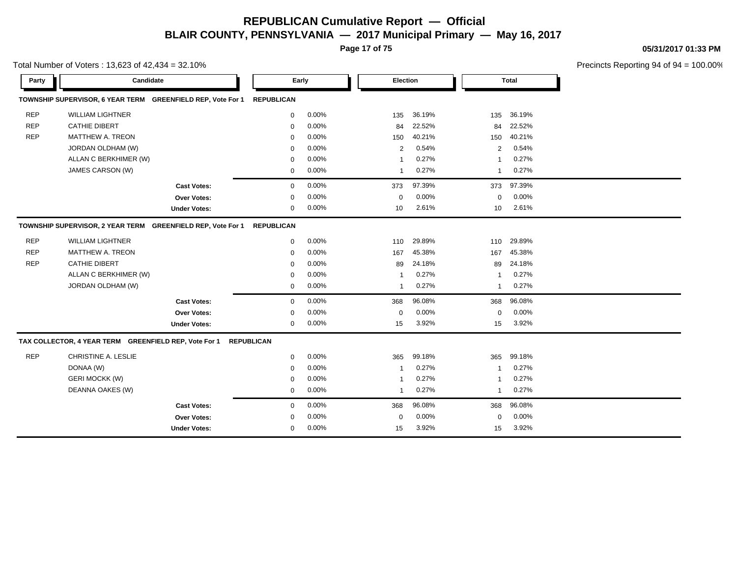# REPUBLICAN Cumulative Report — Official

## BLAIR COUNTY, PENNSYLVANIA — 2017 Municipal Primary — May 16, 2017

05/31/2017 01:33 PM

Total Number of Voters : 13,623 of 42,434 = 32.10%

Precincts Reporting 94 of 94 = 100.00%

| Party | Candidate | Early | | Election | | Total | |
|---|---|---|---|---|---|---|---|
| **TOWNSHIP SUPERVISOR, 6 YEAR TERM GREENFIELD REP, Vote For 1** | | **REPUBLICAN** | | | | | |
| REP | WILLIAM LIGHTNER | 0 | 0.00% | 135 | 36.19% | 135 | 36.19% |
| REP | CATHIE DIBERT | 0 | 0.00% | 84 | 22.52% | 84 | 22.52% |
| REP | MATTHEW A. TREON | 0 | 0.00% | 150 | 40.21% | 150 | 40.21% |
| | JORDAN OLDHAM (W) | 0 | 0.00% | 2 | 0.54% | 2 | 0.54% |
| | ALLAN C BERKHIMER (W) | 0 | 0.00% | 1 | 0.27% | 1 | 0.27% |
| | JAMES CARSON (W) | 0 | 0.00% | 1 | 0.27% | 1 | 0.27% |
| | **Cast Votes:** | 0 | 0.00% | 373 | 97.39% | 373 | 97.39% |
| | **Over Votes:** | 0 | 0.00% | 0 | 0.00% | 0 | 0.00% |
| | **Under Votes:** | 0 | 0.00% | 10 | 2.61% | 10 | 2.61% |
| **TOWNSHIP SUPERVISOR, 2 YEAR TERM GREENFIELD REP, Vote For 1** | | **REPUBLICAN** | | | | | |
| REP | WILLIAM LIGHTNER | 0 | 0.00% | 110 | 29.89% | 110 | 29.89% |
| REP | MATTHEW A. TREON | 0 | 0.00% | 167 | 45.38% | 167 | 45.38% |
| REP | CATHIE DIBERT | 0 | 0.00% | 89 | 24.18% | 89 | 24.18% |
| | ALLAN C BERKHIMER (W) | 0 | 0.00% | 1 | 0.27% | 1 | 0.27% |
| | JORDAN OLDHAM (W) | 0 | 0.00% | 1 | 0.27% | 1 | 0.27% |
| | **Cast Votes:** | 0 | 0.00% | 368 | 96.08% | 368 | 96.08% |
| | **Over Votes:** | 0 | 0.00% | 0 | 0.00% | 0 | 0.00% |
| | **Under Votes:** | 0 | 0.00% | 15 | 3.92% | 15 | 3.92% |
| **TAX COLLECTOR, 4 YEAR TERM GREENFIELD REP, Vote For 1** | | **REPUBLICAN** | | | | | |
| REP | CHRISTINE A. LESLIE | 0 | 0.00% | 365 | 99.18% | 365 | 99.18% |
| | DONAA (W) | 0 | 0.00% | 1 | 0.27% | 1 | 0.27% |
| | GERI MOCKK (W) | 0 | 0.00% | 1 | 0.27% | 1 | 0.27% |
| | DEANNA OAKES (W) | 0 | 0.00% | 1 | 0.27% | 1 | 0.27% |
| | **Cast Votes:** | 0 | 0.00% | 368 | 96.08% | 368 | 96.08% |
| | **Over Votes:** | 0 | 0.00% | 0 | 0.00% | 0 | 0.00% |
| | **Under Votes:** | 0 | 0.00% | 15 | 3.92% | 15 | 3.92% |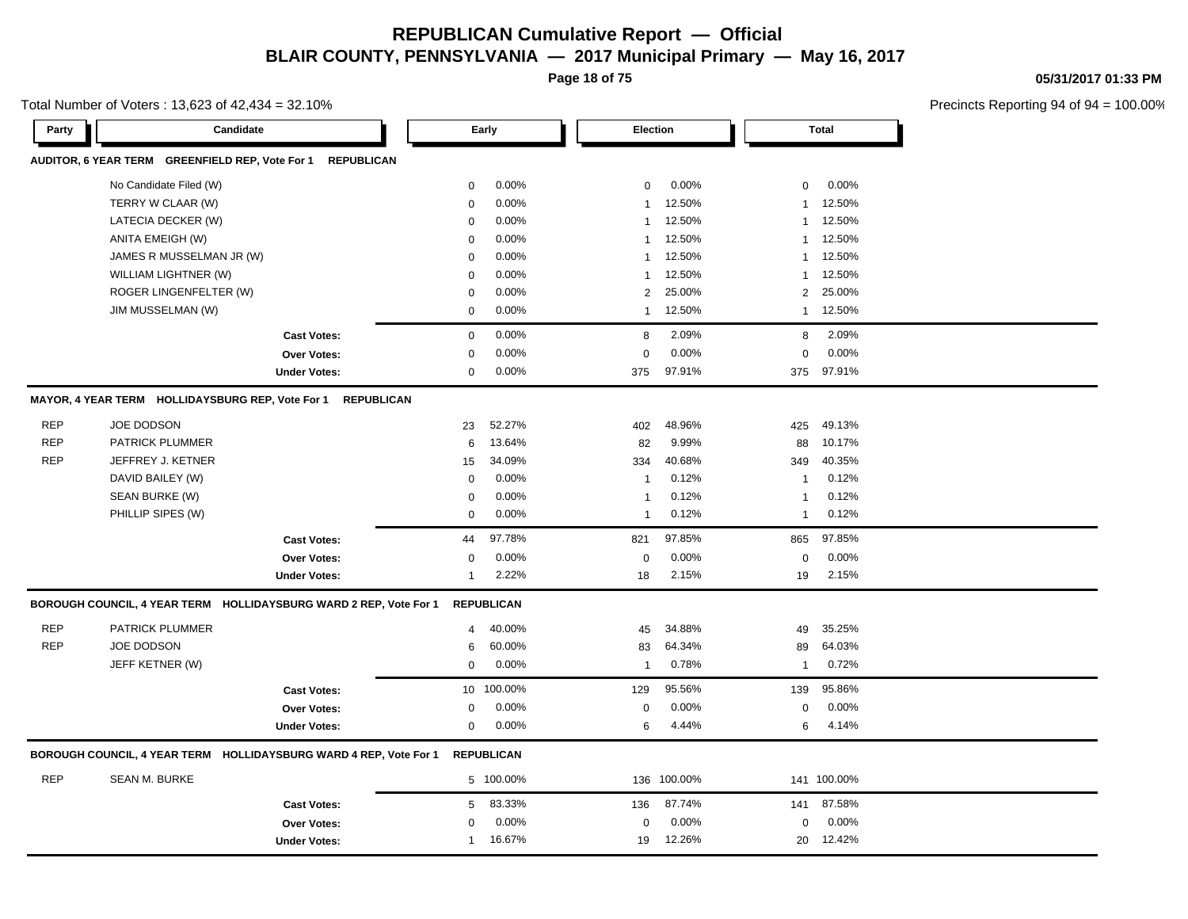# REPUBLICAN Cumulative Report — Official

## BLAIR COUNTY, PENNSYLVANIA — 2017 Municipal Primary — May 16, 2017

05/31/2017 01:33 PM

Total Number of Voters : 13,623 of 42,434 = 32.10%

Precincts Reporting 94 of 94 = 100.00%

| Party | Candidate | Early | | Election | | Total | |
|---|---|---|---|---|---|---|---|
| **AUDITOR, 6 YEAR TERM GREENFIELD REP, Vote For 1 REPUBLICAN** | | | | | | | |
| | No Candidate Filed (W) | 0 | 0.00% | 0 | 0.00% | 0 | 0.00% |
| | TERRY W CLAAR (W) | 0 | 0.00% | 1 | 12.50% | 1 | 12.50% |
| | LATECIA DECKER (W) | 0 | 0.00% | 1 | 12.50% | 1 | 12.50% |
| | ANITA EMEIGH (W) | 0 | 0.00% | 1 | 12.50% | 1 | 12.50% |
| | JAMES R MUSSELMAN JR (W) | 0 | 0.00% | 1 | 12.50% | 1 | 12.50% |
| | WILLIAM LIGHTNER (W) | 0 | 0.00% | 1 | 12.50% | 1 | 12.50% |
| | ROGER LINGENFELTER (W) | 0 | 0.00% | 2 | 25.00% | 2 | 25.00% |
| | JIM MUSSELMAN (W) | 0 | 0.00% | 1 | 12.50% | 1 | 12.50% |
| | **Cast Votes:** | 0 | 0.00% | 8 | 2.09% | 8 | 2.09% |
| | **Over Votes:** | 0 | 0.00% | 0 | 0.00% | 0 | 0.00% |
| | **Under Votes:** | 0 | 0.00% | 375 | 97.91% | 375 | 97.91% |
| **MAYOR, 4 YEAR TERM HOLLIDAYSBURG REP, Vote For 1 REPUBLICAN** | | | | | | | |
| REP | JOE DODSON | 23 | 52.27% | 402 | 48.96% | 425 | 49.13% |
| REP | PATRICK PLUMMER | 6 | 13.64% | 82 | 9.99% | 88 | 10.17% |
| REP | JEFFREY J. KETNER | 15 | 34.09% | 334 | 40.68% | 349 | 40.35% |
| | DAVID BAILEY (W) | 0 | 0.00% | 1 | 0.12% | 1 | 0.12% |
| | SEAN BURKE (W) | 0 | 0.00% | 1 | 0.12% | 1 | 0.12% |
| | PHILLIP SIPES (W) | 0 | 0.00% | 1 | 0.12% | 1 | 0.12% |
| | **Cast Votes:** | 44 | 97.78% | 821 | 97.85% | 865 | 97.85% |
| | **Over Votes:** | 0 | 0.00% | 0 | 0.00% | 0 | 0.00% |
| | **Under Votes:** | 1 | 2.22% | 18 | 2.15% | 19 | 2.15% |
| **BOROUGH COUNCIL, 4 YEAR TERM HOLLIDAYSBURG WARD 2 REP, Vote For 1 REPUBLICAN** | | | | | | | |
| REP | PATRICK PLUMMER | 4 | 40.00% | 45 | 34.88% | 49 | 35.25% |
| REP | JOE DODSON | 6 | 60.00% | 83 | 64.34% | 89 | 64.03% |
| | JEFF KETNER (W) | 0 | 0.00% | 1 | 0.78% | 1 | 0.72% |
| | **Cast Votes:** | 10 | 100.00% | 129 | 95.56% | 139 | 95.86% |
| | **Over Votes:** | 0 | 0.00% | 0 | 0.00% | 0 | 0.00% |
| | **Under Votes:** | 0 | 0.00% | 6 | 4.44% | 6 | 4.14% |
| **BOROUGH COUNCIL, 4 YEAR TERM HOLLIDAYSBURG WARD 4 REP, Vote For 1 REPUBLICAN** | | | | | | | |
| REP | SEAN M. BURKE | 5 | 100.00% | 136 | 100.00% | 141 | 100.00% |
| | **Cast Votes:** | 5 | 83.33% | 136 | 87.74% | 141 | 87.58% |
| | **Over Votes:** | 0 | 0.00% | 0 | 0.00% | 0 | 0.00% |
| | **Under Votes:** | 1 | 16.67% | 19 | 12.26% | 20 | 12.42% |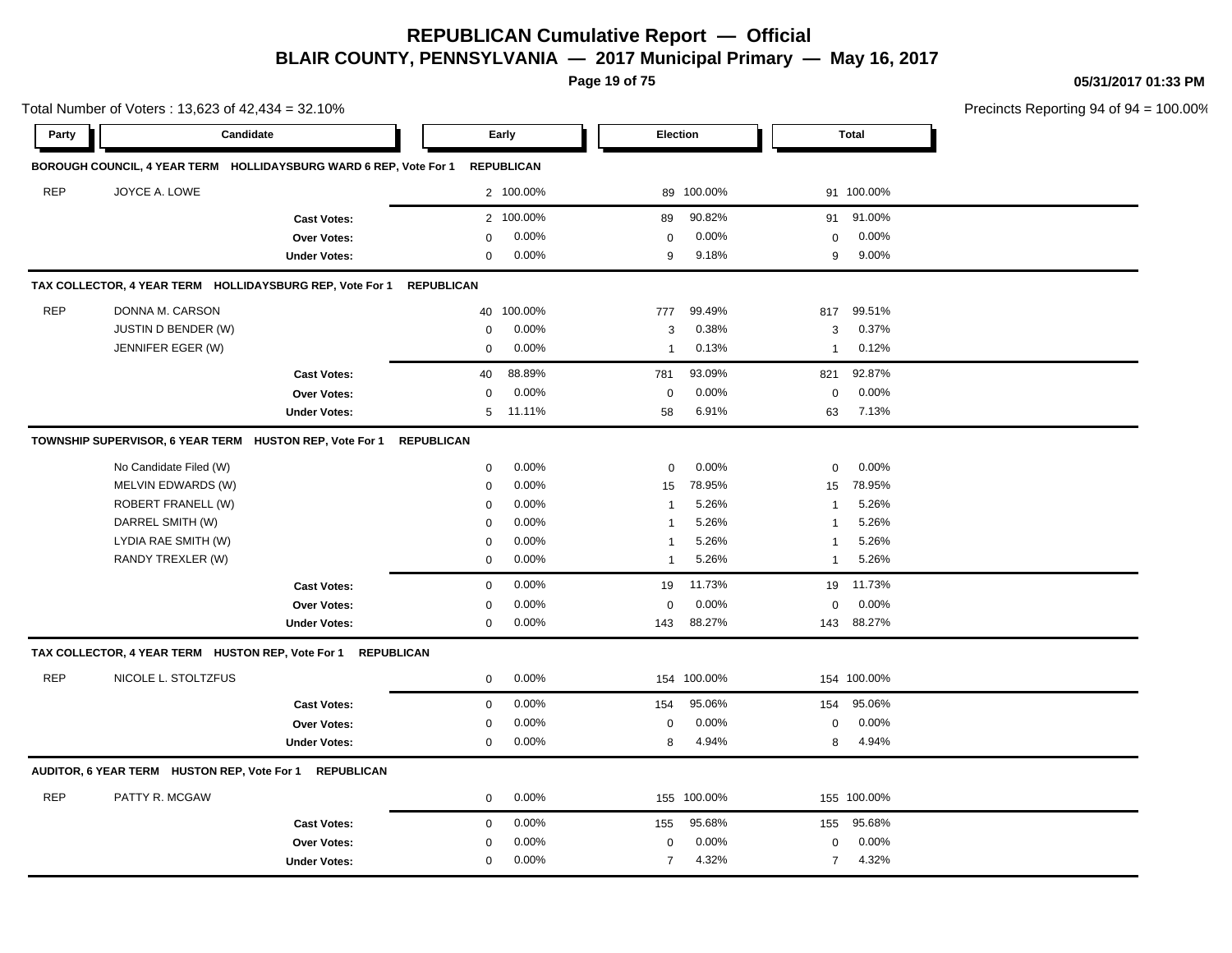# REPUBLICAN Cumulative Report — Official

## BLAIR COUNTY, PENNSYLVANIA — 2017 Municipal Primary — May 16, 2017

05/31/2017 01:33 PM

Total Number of Voters : 13,623 of 42,434 = 32.10%

Precincts Reporting 94 of 94 = 100.00%

### BOROUGH COUNCIL, 4 YEAR TERM HOLLIDAYSBURG WARD 6 REP, Vote For 1 REPUBLICAN

| Party | Candidate | Early | | Election | | Total | |
|---|---|---|---|---|---|---|---|
| REP | JOYCE A. LOWE | 2 | 100.00% | 89 | 100.00% | 91 | 100.00% |
| | Cast Votes: | 2 | 100.00% | 89 | 90.82% | 91 | 91.00% |
| | Over Votes: | 0 | 0.00% | 0 | 0.00% | 0 | 0.00% |
| | Under Votes: | 0 | 0.00% | 9 | 9.18% | 9 | 9.00% |

### TAX COLLECTOR, 4 YEAR TERM HOLLIDAYSBURG REP, Vote For 1 REPUBLICAN

| Party | Candidate | Early | | Election | | Total | |
|---|---|---|---|---|---|---|---|
| REP | DONNA M. CARSON | 40 | 100.00% | 777 | 99.49% | 817 | 99.51% |
| | JUSTIN D BENDER (W) | 0 | 0.00% | 3 | 0.38% | 3 | 0.37% |
| | JENNIFER EGER (W) | 0 | 0.00% | 1 | 0.13% | 1 | 0.12% |
| | Cast Votes: | 40 | 88.89% | 781 | 93.09% | 821 | 92.87% |
| | Over Votes: | 0 | 0.00% | 0 | 0.00% | 0 | 0.00% |
| | Under Votes: | 5 | 11.11% | 58 | 6.91% | 63 | 7.13% |

### TOWNSHIP SUPERVISOR, 6 YEAR TERM HUSTON REP, Vote For 1 REPUBLICAN

| Party | Candidate | Early | | Election | | Total | |
|---|---|---|---|---|---|---|---|
| | No Candidate Filed (W) | 0 | 0.00% | 0 | 0.00% | 0 | 0.00% |
| | MELVIN EDWARDS (W) | 0 | 0.00% | 15 | 78.95% | 15 | 78.95% |
| | ROBERT FRANELL (W) | 0 | 0.00% | 1 | 5.26% | 1 | 5.26% |
| | DARREL SMITH (W) | 0 | 0.00% | 1 | 5.26% | 1 | 5.26% |
| | LYDIA RAE SMITH (W) | 0 | 0.00% | 1 | 5.26% | 1 | 5.26% |
| | RANDY TREXLER (W) | 0 | 0.00% | 1 | 5.26% | 1 | 5.26% |
| | Cast Votes: | 0 | 0.00% | 19 | 11.73% | 19 | 11.73% |
| | Over Votes: | 0 | 0.00% | 0 | 0.00% | 0 | 0.00% |
| | Under Votes: | 0 | 0.00% | 143 | 88.27% | 143 | 88.27% |

### TAX COLLECTOR, 4 YEAR TERM HUSTON REP, Vote For 1 REPUBLICAN

| Party | Candidate | Early | | Election | | Total | |
|---|---|---|---|---|---|---|---|
| REP | NICOLE L. STOLTZFUS | 0 | 0.00% | 154 | 100.00% | 154 | 100.00% |
| | Cast Votes: | 0 | 0.00% | 154 | 95.06% | 154 | 95.06% |
| | Over Votes: | 0 | 0.00% | 0 | 0.00% | 0 | 0.00% |
| | Under Votes: | 0 | 0.00% | 8 | 4.94% | 8 | 4.94% |

### AUDITOR, 6 YEAR TERM HUSTON REP, Vote For 1 REPUBLICAN

| Party | Candidate | Early | | Election | | Total | |
|---|---|---|---|---|---|---|---|
| REP | PATTY R. MCGAW | 0 | 0.00% | 155 | 100.00% | 155 | 100.00% |
| | Cast Votes: | 0 | 0.00% | 155 | 95.68% | 155 | 95.68% |
| | Over Votes: | 0 | 0.00% | 0 | 0.00% | 0 | 0.00% |
| | Under Votes: | 0 | 0.00% | 7 | 4.32% | 7 | 4.32% |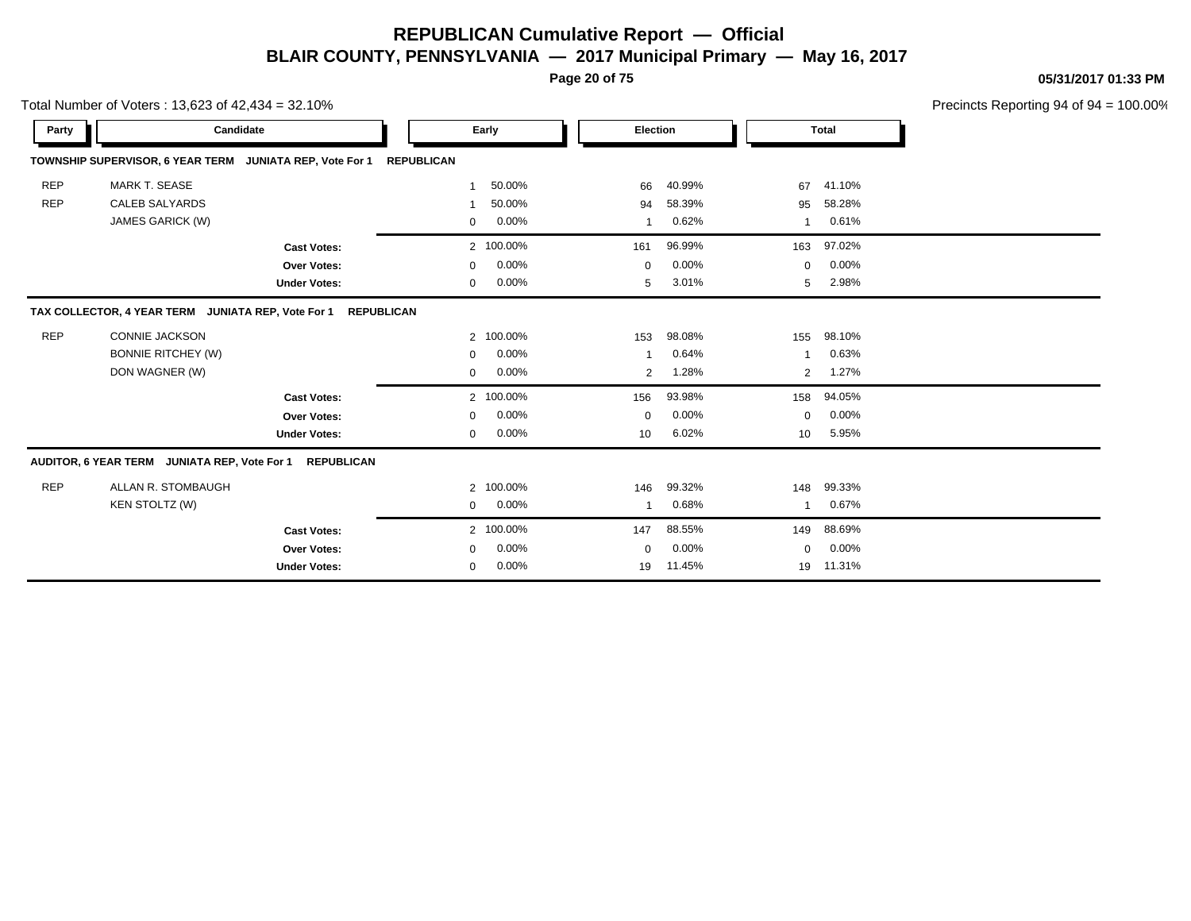# REPUBLICAN Cumulative Report — Official

## BLAIR COUNTY, PENNSYLVANIA — 2017 Municipal Primary — May 16, 2017

05/31/2017 01:33 PM

Total Number of Voters : 13,623 of 42,434 = 32.10%

Precincts Reporting 94 of 94 = 100.00%

| Party | Candidate | Early | | Election | | Total | |
|---|---|---|---|---|---|---|---|
| **TOWNSHIP SUPERVISOR, 6 YEAR TERM JUNIATA REP, Vote For 1 REPUBLICAN** | | | | | | | |
| REP | MARK T. SEASE | 1 | 50.00% | 66 | 40.99% | 67 | 41.10% |
| REP | CALEB SALYARDS | 1 | 50.00% | 94 | 58.39% | 95 | 58.28% |
| | JAMES GARICK (W) | 0 | 0.00% | 1 | 0.62% | 1 | 0.61% |
| | **Cast Votes:** | 2 | 100.00% | 161 | 96.99% | 163 | 97.02% |
| | **Over Votes:** | 0 | 0.00% | 0 | 0.00% | 0 | 0.00% |
| | **Under Votes:** | 0 | 0.00% | 5 | 3.01% | 5 | 2.98% |
| **TAX COLLECTOR, 4 YEAR TERM JUNIATA REP, Vote For 1 REPUBLICAN** | | | | | | | |
| REP | CONNIE JACKSON | 2 | 100.00% | 153 | 98.08% | 155 | 98.10% |
| | BONNIE RITCHEY (W) | 0 | 0.00% | 1 | 0.64% | 1 | 0.63% |
| | DON WAGNER (W) | 0 | 0.00% | 2 | 1.28% | 2 | 1.27% |
| | **Cast Votes:** | 2 | 100.00% | 156 | 93.98% | 158 | 94.05% |
| | **Over Votes:** | 0 | 0.00% | 0 | 0.00% | 0 | 0.00% |
| | **Under Votes:** | 0 | 0.00% | 10 | 6.02% | 10 | 5.95% |
| **AUDITOR, 6 YEAR TERM JUNIATA REP, Vote For 1 REPUBLICAN** | | | | | | | |
| REP | ALLAN R. STOMBAUGH | 2 | 100.00% | 146 | 99.32% | 148 | 99.33% |
| | KEN STOLTZ (W) | 0 | 0.00% | 1 | 0.68% | 1 | 0.67% |
| | **Cast Votes:** | 2 | 100.00% | 147 | 88.55% | 149 | 88.69% |
| | **Over Votes:** | 0 | 0.00% | 0 | 0.00% | 0 | 0.00% |
| | **Under Votes:** | 0 | 0.00% | 19 | 11.45% | 19 | 11.31% |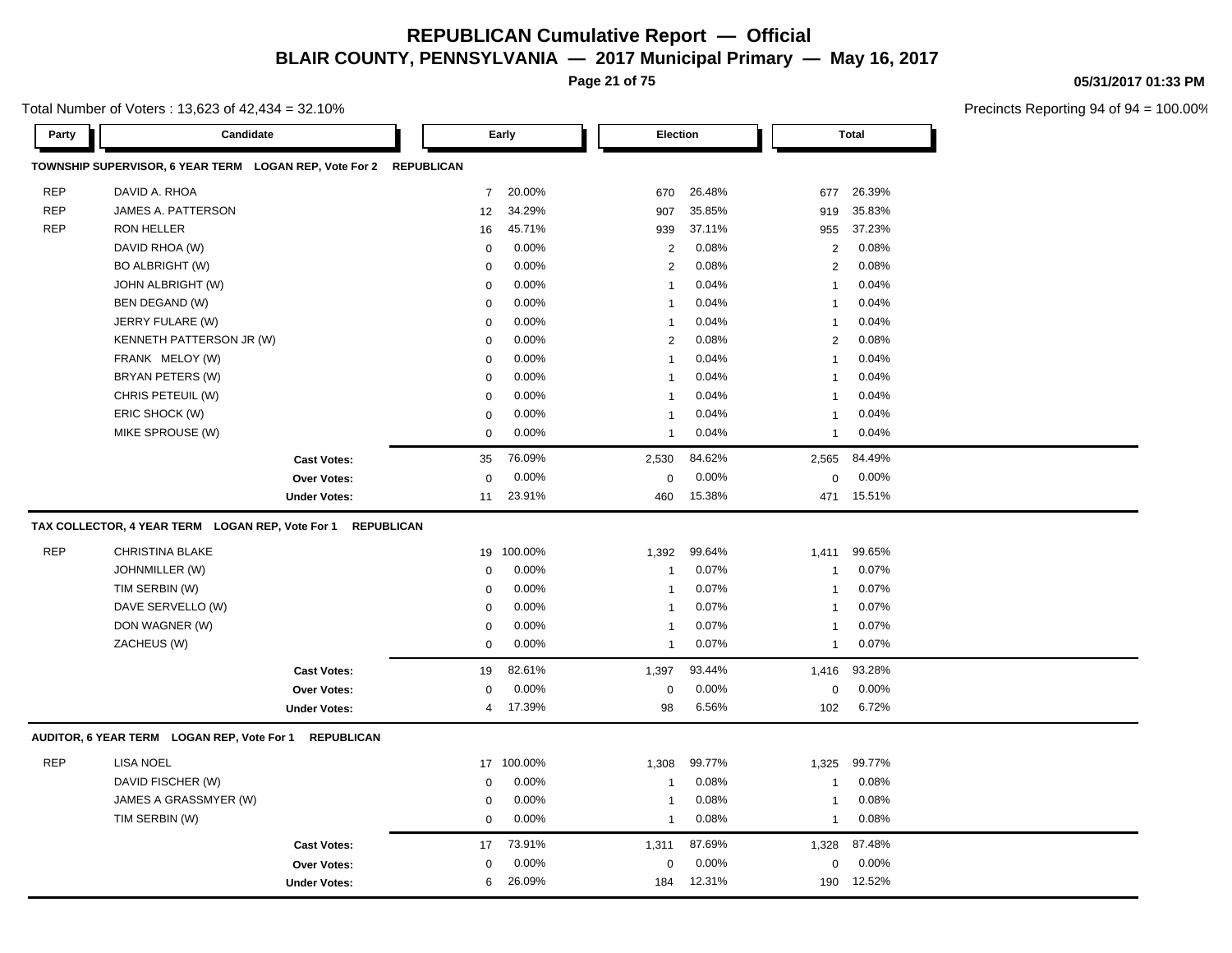# REPUBLICAN Cumulative Report — Official

## BLAIR COUNTY, PENNSYLVANIA — 2017 Municipal Primary — May 16, 2017

05/31/2017 01:33 PM

Total Number of Voters : 13,623 of 42,434 = 32.10%

Precincts Reporting 94 of 94 = 100.00%

### TOWNSHIP SUPERVISOR, 6 YEAR TERM LOGAN REP, Vote For 2 REPUBLICAN

| Party | Candidate | Early | | Election | | Total | |
|---|---|---|---|---|---|---|---|
| REP | DAVID A. RHOA | 7 | 20.00% | 670 | 26.48% | 677 | 26.39% |
| REP | JAMES A. PATTERSON | 12 | 34.29% | 907 | 35.85% | 919 | 35.83% |
| REP | RON HELLER | 16 | 45.71% | 939 | 37.11% | 955 | 37.23% |
| | DAVID RHOA (W) | 0 | 0.00% | 2 | 0.08% | 2 | 0.08% |
| | BO ALBRIGHT (W) | 0 | 0.00% | 2 | 0.08% | 2 | 0.08% |
| | JOHN ALBRIGHT (W) | 0 | 0.00% | 1 | 0.04% | 1 | 0.04% |
| | BEN DEGAND (W) | 0 | 0.00% | 1 | 0.04% | 1 | 0.04% |
| | JERRY FULARE (W) | 0 | 0.00% | 1 | 0.04% | 1 | 0.04% |
| | KENNETH PATTERSON JR (W) | 0 | 0.00% | 2 | 0.08% | 2 | 0.08% |
| | FRANK MELOY (W) | 0 | 0.00% | 1 | 0.04% | 1 | 0.04% |
| | BRYAN PETERS (W) | 0 | 0.00% | 1 | 0.04% | 1 | 0.04% |
| | CHRIS PETEUIL (W) | 0 | 0.00% | 1 | 0.04% | 1 | 0.04% |
| | ERIC SHOCK (W) | 0 | 0.00% | 1 | 0.04% | 1 | 0.04% |
| | MIKE SPROUSE (W) | 0 | 0.00% | 1 | 0.04% | 1 | 0.04% |
| | **Cast Votes:** | 35 | 76.09% | 2,530 | 84.62% | 2,565 | 84.49% |
| | **Over Votes:** | 0 | 0.00% | 0 | 0.00% | 0 | 0.00% |
| | **Under Votes:** | 11 | 23.91% | 460 | 15.38% | 471 | 15.51% |

### TAX COLLECTOR, 4 YEAR TERM LOGAN REP, Vote For 1 REPUBLICAN

| Party | Candidate | Early | | Election | | Total | |
|---|---|---|---|---|---|---|---|
| REP | CHRISTINA BLAKE | 19 | 100.00% | 1,392 | 99.64% | 1,411 | 99.65% |
| | JOHNMILLER (W) | 0 | 0.00% | 1 | 0.07% | 1 | 0.07% |
| | TIM SERBIN (W) | 0 | 0.00% | 1 | 0.07% | 1 | 0.07% |
| | DAVE SERVELLO (W) | 0 | 0.00% | 1 | 0.07% | 1 | 0.07% |
| | DON WAGNER (W) | 0 | 0.00% | 1 | 0.07% | 1 | 0.07% |
| | ZACHEUS (W) | 0 | 0.00% | 1 | 0.07% | 1 | 0.07% |
| | **Cast Votes:** | 19 | 82.61% | 1,397 | 93.44% | 1,416 | 93.28% |
| | **Over Votes:** | 0 | 0.00% | 0 | 0.00% | 0 | 0.00% |
| | **Under Votes:** | 4 | 17.39% | 98 | 6.56% | 102 | 6.72% |

### AUDITOR, 6 YEAR TERM LOGAN REP, Vote For 1 REPUBLICAN

| Party | Candidate | Early | | Election | | Total | |
|---|---|---|---|---|---|---|---|
| REP | LISA NOEL | 17 | 100.00% | 1,308 | 99.77% | 1,325 | 99.77% |
| | DAVID FISCHER (W) | 0 | 0.00% | 1 | 0.08% | 1 | 0.08% |
| | JAMES A GRASSMYER (W) | 0 | 0.00% | 1 | 0.08% | 1 | 0.08% |
| | TIM SERBIN (W) | 0 | 0.00% | 1 | 0.08% | 1 | 0.08% |
| | **Cast Votes:** | 17 | 73.91% | 1,311 | 87.69% | 1,328 | 87.48% |
| | **Over Votes:** | 0 | 0.00% | 0 | 0.00% | 0 | 0.00% |
| | **Under Votes:** | 6 | 26.09% | 184 | 12.31% | 190 | 12.52% |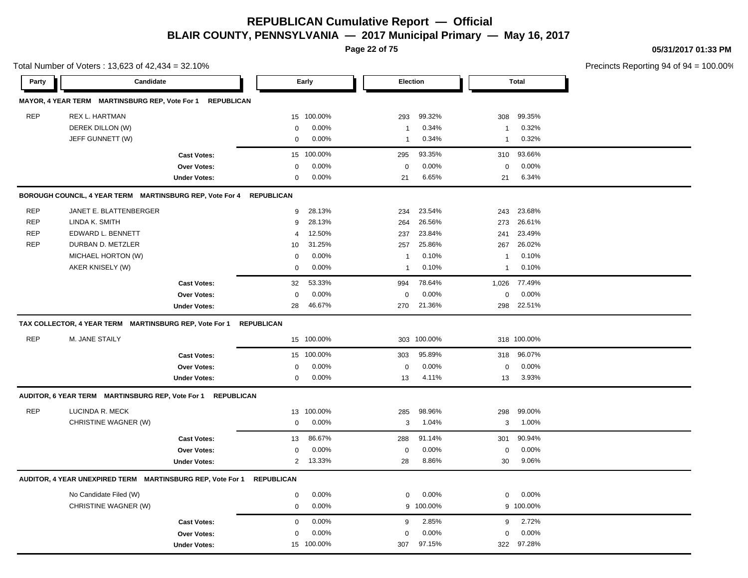# REPUBLICAN Cumulative Report — Official

## BLAIR COUNTY, PENNSYLVANIA — 2017 Municipal Primary — May 16, 2017

05/31/2017 01:33 PM

Total Number of Voters : 13,623 of 42,434 = 32.10%

Precincts Reporting 94 of 94 = 100.00%

**MAYOR, 4 YEAR TERM MARTINSBURG REP, Vote For 1 REPUBLICAN**

| Party | Candidate | Early | | Election | | Total | |
|---|---|---|---|---|---|---|---|
| REP | REX L. HARTMAN | 15 | 100.00% | 293 | 99.32% | 308 | 99.35% |
| | DEREK DILLON (W) | 0 | 0.00% | 1 | 0.34% | 1 | 0.32% |
| | JEFF GUNNETT (W) | 0 | 0.00% | 1 | 0.34% | 1 | 0.32% |
| | **Cast Votes:** | 15 | 100.00% | 295 | 93.35% | 310 | 93.66% |
| | **Over Votes:** | 0 | 0.00% | 0 | 0.00% | 0 | 0.00% |
| | **Under Votes:** | 0 | 0.00% | 21 | 6.65% | 21 | 6.34% |

**BOROUGH COUNCIL, 4 YEAR TERM MARTINSBURG REP, Vote For 4 REPUBLICAN**

| Party | Candidate | Early | | Election | | Total | |
|---|---|---|---|---|---|---|---|
| REP | JANET E. BLATTENBERGER | 9 | 28.13% | 234 | 23.54% | 243 | 23.68% |
| REP | LINDA K. SMITH | 9 | 28.13% | 264 | 26.56% | 273 | 26.61% |
| REP | EDWARD L. BENNETT | 4 | 12.50% | 237 | 23.84% | 241 | 23.49% |
| REP | DURBAN D. METZLER | 10 | 31.25% | 257 | 25.86% | 267 | 26.02% |
| | MICHAEL HORTON (W) | 0 | 0.00% | 1 | 0.10% | 1 | 0.10% |
| | AKER KNISELY (W) | 0 | 0.00% | 1 | 0.10% | 1 | 0.10% |
| | **Cast Votes:** | 32 | 53.33% | 994 | 78.64% | 1,026 | 77.49% |
| | **Over Votes:** | 0 | 0.00% | 0 | 0.00% | 0 | 0.00% |
| | **Under Votes:** | 28 | 46.67% | 270 | 21.36% | 298 | 22.51% |

**TAX COLLECTOR, 4 YEAR TERM MARTINSBURG REP, Vote For 1 REPUBLICAN**

| Party | Candidate | Early | | Election | | Total | |
|---|---|---|---|---|---|---|---|
| REP | M. JANE STAILY | 15 | 100.00% | 303 | 100.00% | 318 | 100.00% |
| | **Cast Votes:** | 15 | 100.00% | 303 | 95.89% | 318 | 96.07% |
| | **Over Votes:** | 0 | 0.00% | 0 | 0.00% | 0 | 0.00% |
| | **Under Votes:** | 0 | 0.00% | 13 | 4.11% | 13 | 3.93% |

**AUDITOR, 6 YEAR TERM MARTINSBURG REP, Vote For 1 REPUBLICAN**

| Party | Candidate | Early | | Election | | Total | |
|---|---|---|---|---|---|---|---|
| REP | LUCINDA R. MECK | 13 | 100.00% | 285 | 98.96% | 298 | 99.00% |
| | CHRISTINE WAGNER (W) | 0 | 0.00% | 3 | 1.04% | 3 | 1.00% |
| | **Cast Votes:** | 13 | 86.67% | 288 | 91.14% | 301 | 90.94% |
| | **Over Votes:** | 0 | 0.00% | 0 | 0.00% | 0 | 0.00% |
| | **Under Votes:** | 2 | 13.33% | 28 | 8.86% | 30 | 9.06% |

**AUDITOR, 4 YEAR UNEXPIRED TERM MARTINSBURG REP, Vote For 1 REPUBLICAN**

| Party | Candidate | Early | | Election | | Total | |
|---|---|---|---|---|---|---|---|
| | No Candidate Filed (W) | 0 | 0.00% | 0 | 0.00% | 0 | 0.00% |
| | CHRISTINE WAGNER (W) | 0 | 0.00% | 9 | 100.00% | 9 | 100.00% |
| | **Cast Votes:** | 0 | 0.00% | 9 | 2.85% | 9 | 2.72% |
| | **Over Votes:** | 0 | 0.00% | 0 | 0.00% | 0 | 0.00% |
| | **Under Votes:** | 15 | 100.00% | 307 | 97.15% | 322 | 97.28% |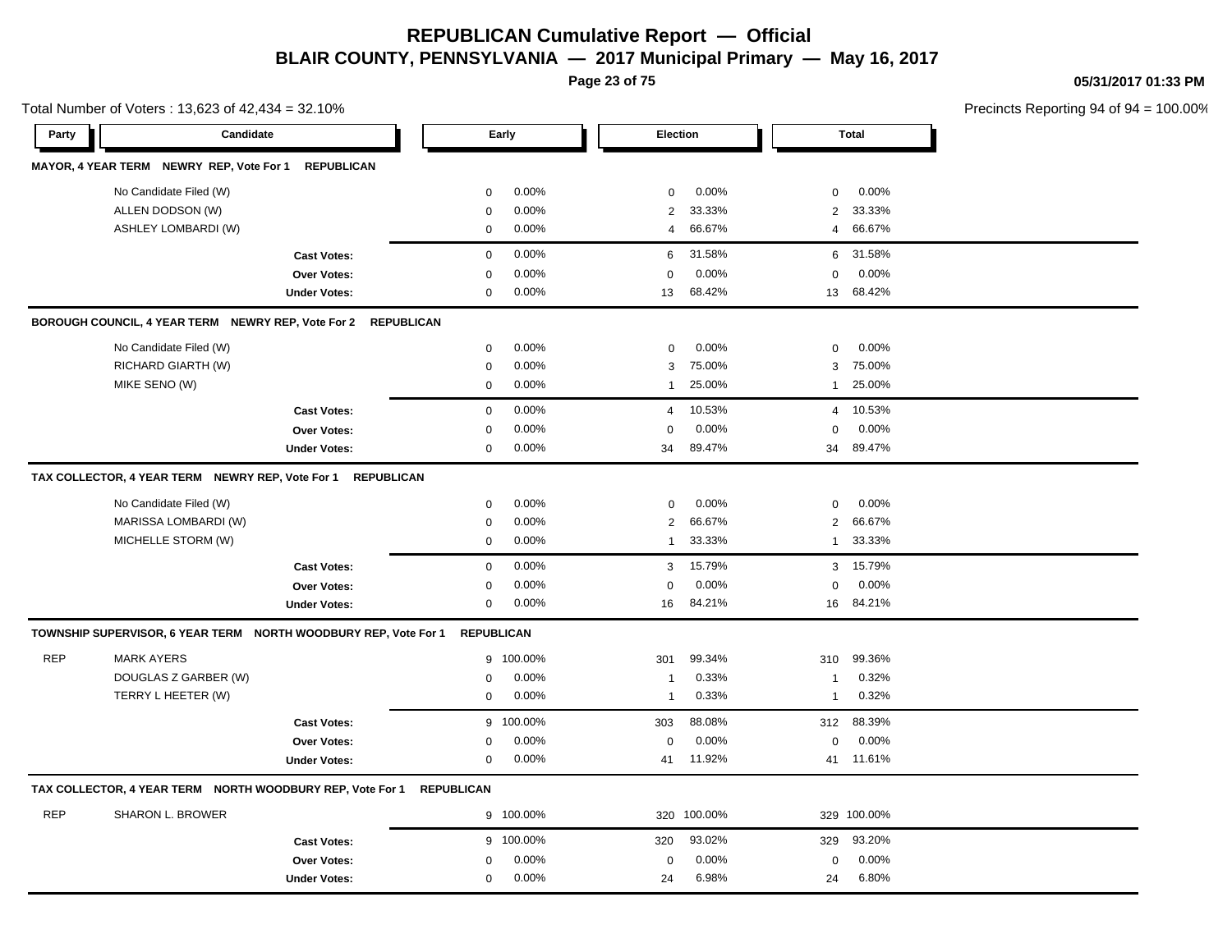# REPUBLICAN Cumulative Report — Official

## BLAIR COUNTY, PENNSYLVANIA — 2017 Municipal Primary — May 16, 2017

05/31/2017 01:33 PM

Total Number of Voters : 13,623 of 42,434 = 32.10%

Precincts Reporting 94 of 94 = 100.00%

| Party | Candidate | Early | | Election | | Total | |
|---|---|---|---|---|---|---|---|
| **MAYOR, 4 YEAR TERM NEWRY REP, Vote For 1 REPUBLICAN** | | | | | | | |
| | No Candidate Filed (W) | 0 | 0.00% | 0 | 0.00% | 0 | 0.00% |
| | ALLEN DODSON (W) | 0 | 0.00% | 2 | 33.33% | 2 | 33.33% |
| | ASHLEY LOMBARDI (W) | 0 | 0.00% | 4 | 66.67% | 4 | 66.67% |
| | **Cast Votes:** | 0 | 0.00% | 6 | 31.58% | 6 | 31.58% |
| | **Over Votes:** | 0 | 0.00% | 0 | 0.00% | 0 | 0.00% |
| | **Under Votes:** | 0 | 0.00% | 13 | 68.42% | 13 | 68.42% |
| **BOROUGH COUNCIL, 4 YEAR TERM NEWRY REP, Vote For 2 REPUBLICAN** | | | | | | | |
| | No Candidate Filed (W) | 0 | 0.00% | 0 | 0.00% | 0 | 0.00% |
| | RICHARD GIARTH (W) | 0 | 0.00% | 3 | 75.00% | 3 | 75.00% |
| | MIKE SENO (W) | 0 | 0.00% | 1 | 25.00% | 1 | 25.00% |
| | **Cast Votes:** | 0 | 0.00% | 4 | 10.53% | 4 | 10.53% |
| | **Over Votes:** | 0 | 0.00% | 0 | 0.00% | 0 | 0.00% |
| | **Under Votes:** | 0 | 0.00% | 34 | 89.47% | 34 | 89.47% |
| **TAX COLLECTOR, 4 YEAR TERM NEWRY REP, Vote For 1 REPUBLICAN** | | | | | | | |
| | No Candidate Filed (W) | 0 | 0.00% | 0 | 0.00% | 0 | 0.00% |
| | MARISSA LOMBARDI (W) | 0 | 0.00% | 2 | 66.67% | 2 | 66.67% |
| | MICHELLE STORM (W) | 0 | 0.00% | 1 | 33.33% | 1 | 33.33% |
| | **Cast Votes:** | 0 | 0.00% | 3 | 15.79% | 3 | 15.79% |
| | **Over Votes:** | 0 | 0.00% | 0 | 0.00% | 0 | 0.00% |
| | **Under Votes:** | 0 | 0.00% | 16 | 84.21% | 16 | 84.21% |
| **TOWNSHIP SUPERVISOR, 6 YEAR TERM NORTH WOODBURY REP, Vote For 1 REPUBLICAN** | | | | | | | |
| REP | MARK AYERS | 9 | 100.00% | 301 | 99.34% | 310 | 99.36% |
| | DOUGLAS Z GARBER (W) | 0 | 0.00% | 1 | 0.33% | 1 | 0.32% |
| | TERRY L HEETER (W) | 0 | 0.00% | 1 | 0.33% | 1 | 0.32% |
| | **Cast Votes:** | 9 | 100.00% | 303 | 88.08% | 312 | 88.39% |
| | **Over Votes:** | 0 | 0.00% | 0 | 0.00% | 0 | 0.00% |
| | **Under Votes:** | 0 | 0.00% | 41 | 11.92% | 41 | 11.61% |
| **TAX COLLECTOR, 4 YEAR TERM NORTH WOODBURY REP, Vote For 1 REPUBLICAN** | | | | | | | |
| REP | SHARON L. BROWER | 9 | 100.00% | 320 | 100.00% | 329 | 100.00% |
| | **Cast Votes:** | 9 | 100.00% | 320 | 93.02% | 329 | 93.20% |
| | **Over Votes:** | 0 | 0.00% | 0 | 0.00% | 0 | 0.00% |
| | **Under Votes:** | 0 | 0.00% | 24 | 6.98% | 24 | 6.80% |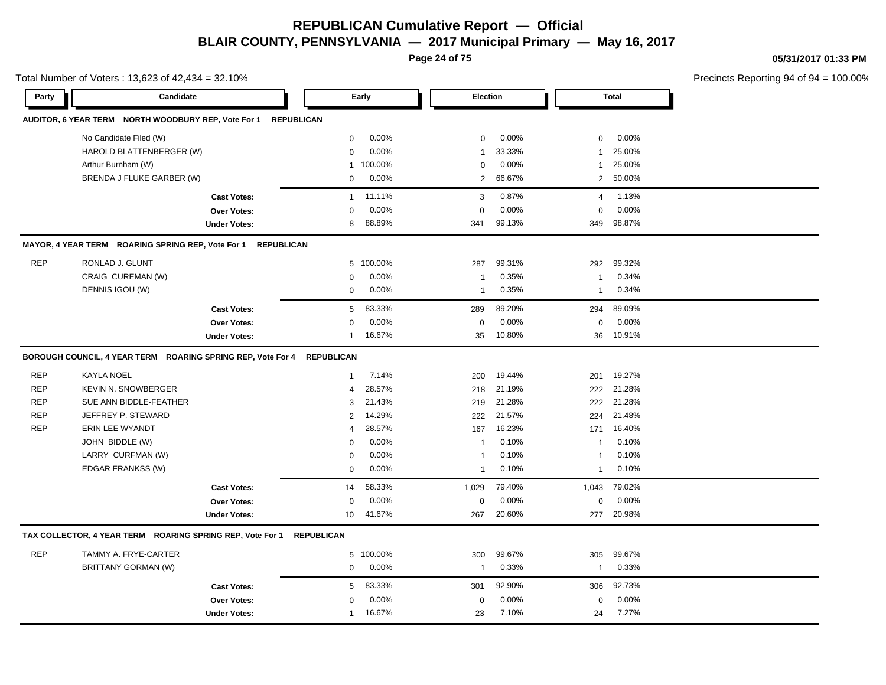# REPUBLICAN Cumulative Report — Official

## BLAIR COUNTY, PENNSYLVANIA — 2017 Municipal Primary — May 16, 2017

05/31/2017 01:33 PM

Total Number of Voters : 13,623 of 42,434 = 32.10%

Precincts Reporting 94 of 94 = 100.00%

### AUDITOR, 6 YEAR TERM NORTH WOODBURY REP, Vote For 1 REPUBLICAN

| Party | Candidate | Early | | Election | | Total | |
|---|---|---|---|---|---|---|---|
| | No Candidate Filed (W) | 0 | 0.00% | 0 | 0.00% | 0 | 0.00% |
| | HAROLD BLATTENBERGER (W) | 0 | 0.00% | 1 | 33.33% | 1 | 25.00% |
| | Arthur Burnham (W) | 1 | 100.00% | 0 | 0.00% | 1 | 25.00% |
| | BRENDA J FLUKE GARBER (W) | 0 | 0.00% | 2 | 66.67% | 2 | 50.00% |
| | **Cast Votes:** | 1 | 11.11% | 3 | 0.87% | 4 | 1.13% |
| | **Over Votes:** | 0 | 0.00% | 0 | 0.00% | 0 | 0.00% |
| | **Under Votes:** | 8 | 88.89% | 341 | 99.13% | 349 | 98.87% |

### MAYOR, 4 YEAR TERM ROARING SPRING REP, Vote For 1 REPUBLICAN

| Party | Candidate | Early | | Election | | Total | |
|---|---|---|---|---|---|---|---|
| REP | RONLAD J. GLUNT | 5 | 100.00% | 287 | 99.31% | 292 | 99.32% |
| | CRAIG CUREMAN (W) | 0 | 0.00% | 1 | 0.35% | 1 | 0.34% |
| | DENNIS IGOU (W) | 0 | 0.00% | 1 | 0.35% | 1 | 0.34% |
| | **Cast Votes:** | 5 | 83.33% | 289 | 89.20% | 294 | 89.09% |
| | **Over Votes:** | 0 | 0.00% | 0 | 0.00% | 0 | 0.00% |
| | **Under Votes:** | 1 | 16.67% | 35 | 10.80% | 36 | 10.91% |

### BOROUGH COUNCIL, 4 YEAR TERM ROARING SPRING REP, Vote For 4 REPUBLICAN

| Party | Candidate | Early | | Election | | Total | |
|---|---|---|---|---|---|---|---|
| REP | KAYLA NOEL | 1 | 7.14% | 200 | 19.44% | 201 | 19.27% |
| REP | KEVIN N. SNOWBERGER | 4 | 28.57% | 218 | 21.19% | 222 | 21.28% |
| REP | SUE ANN BIDDLE-FEATHER | 3 | 21.43% | 219 | 21.28% | 222 | 21.28% |
| REP | JEFFREY P. STEWARD | 2 | 14.29% | 222 | 21.57% | 224 | 21.48% |
| REP | ERIN LEE WYANDT | 4 | 28.57% | 167 | 16.23% | 171 | 16.40% |
| | JOHN BIDDLE (W) | 0 | 0.00% | 1 | 0.10% | 1 | 0.10% |
| | LARRY CURFMAN (W) | 0 | 0.00% | 1 | 0.10% | 1 | 0.10% |
| | EDGAR FRANKSS (W) | 0 | 0.00% | 1 | 0.10% | 1 | 0.10% |
| | **Cast Votes:** | 14 | 58.33% | 1,029 | 79.40% | 1,043 | 79.02% |
| | **Over Votes:** | 0 | 0.00% | 0 | 0.00% | 0 | 0.00% |
| | **Under Votes:** | 10 | 41.67% | 267 | 20.60% | 277 | 20.98% |

### TAX COLLECTOR, 4 YEAR TERM ROARING SPRING REP, Vote For 1 REPUBLICAN

| Party | Candidate | Early | | Election | | Total | |
|---|---|---|---|---|---|---|---|
| REP | TAMMY A. FRYE-CARTER | 5 | 100.00% | 300 | 99.67% | 305 | 99.67% |
| | BRITTANY GORMAN (W) | 0 | 0.00% | 1 | 0.33% | 1 | 0.33% |
| | **Cast Votes:** | 5 | 83.33% | 301 | 92.90% | 306 | 92.73% |
| | **Over Votes:** | 0 | 0.00% | 0 | 0.00% | 0 | 0.00% |
| | **Under Votes:** | 1 | 16.67% | 23 | 7.10% | 24 | 7.27% |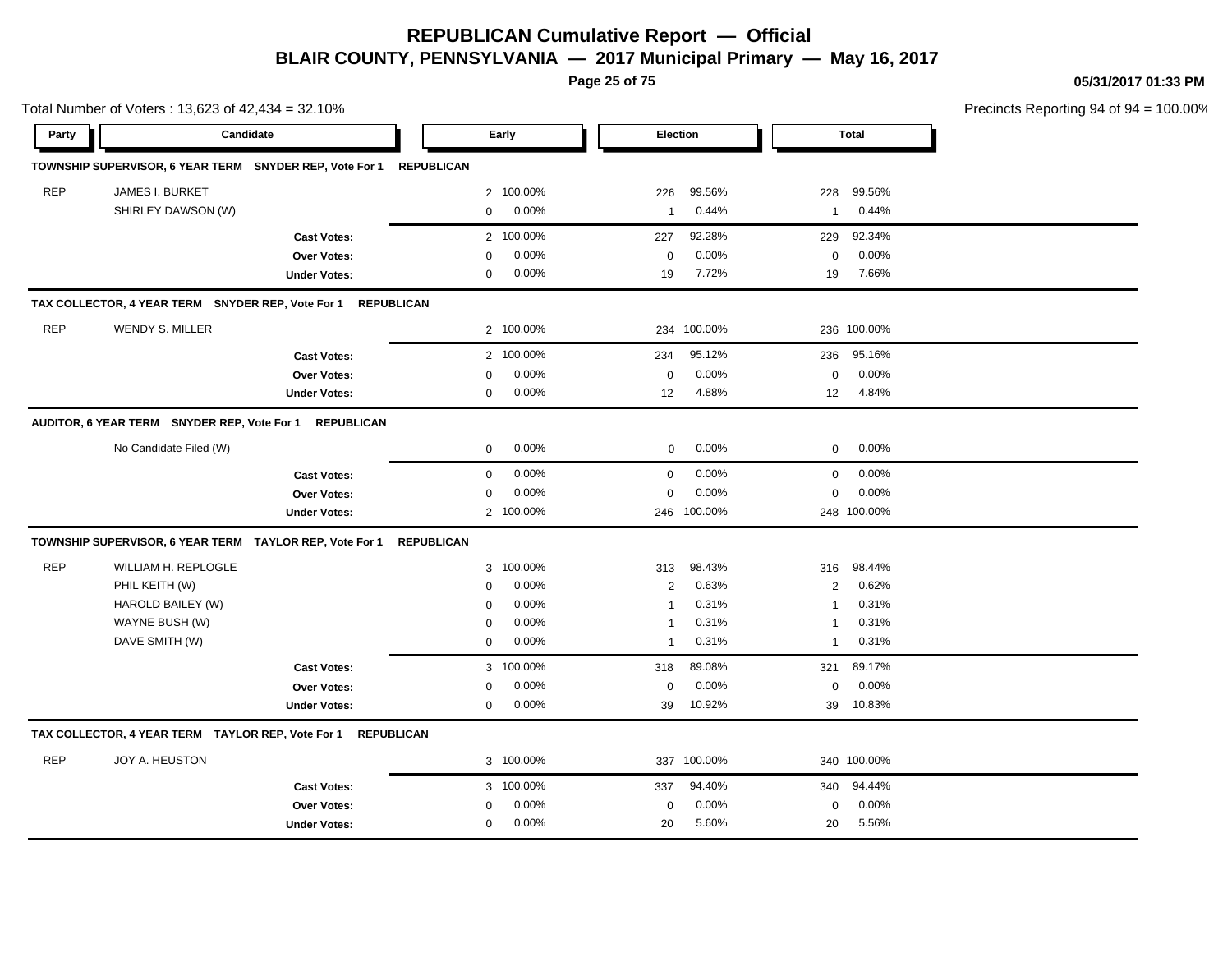# REPUBLICAN Cumulative Report — Official

## BLAIR COUNTY, PENNSYLVANIA — 2017 Municipal Primary — May 16, 2017

05/31/2017 01:33 PM

Total Number of Voters : 13,623 of 42,434 = 32.10%

Precincts Reporting 94 of 94 = 100.00%

| Party | Candidate | Early | | Election | | Total | |
|---|---|---|---|---|---|---|---|
| **TOWNSHIP SUPERVISOR, 6 YEAR TERM SNYDER REP, Vote For 1 REPUBLICAN** | | | | | | | |
| REP | JAMES I. BURKET | 2 | 100.00% | 226 | 99.56% | 228 | 99.56% |
| | SHIRLEY DAWSON (W) | 0 | 0.00% | 1 | 0.44% | 1 | 0.44% |
| | **Cast Votes:** | 2 | 100.00% | 227 | 92.28% | 229 | 92.34% |
| | **Over Votes:** | 0 | 0.00% | 0 | 0.00% | 0 | 0.00% |
| | **Under Votes:** | 0 | 0.00% | 19 | 7.72% | 19 | 7.66% |
| **TAX COLLECTOR, 4 YEAR TERM SNYDER REP, Vote For 1 REPUBLICAN** | | | | | | | |
| REP | WENDY S. MILLER | 2 | 100.00% | 234 | 100.00% | 236 | 100.00% |
| | **Cast Votes:** | 2 | 100.00% | 234 | 95.12% | 236 | 95.16% |
| | **Over Votes:** | 0 | 0.00% | 0 | 0.00% | 0 | 0.00% |
| | **Under Votes:** | 0 | 0.00% | 12 | 4.88% | 12 | 4.84% |
| **AUDITOR, 6 YEAR TERM SNYDER REP, Vote For 1 REPUBLICAN** | | | | | | | |
| | No Candidate Filed (W) | 0 | 0.00% | 0 | 0.00% | 0 | 0.00% |
| | **Cast Votes:** | 0 | 0.00% | 0 | 0.00% | 0 | 0.00% |
| | **Over Votes:** | 0 | 0.00% | 0 | 0.00% | 0 | 0.00% |
| | **Under Votes:** | 2 | 100.00% | 246 | 100.00% | 248 | 100.00% |
| **TOWNSHIP SUPERVISOR, 6 YEAR TERM TAYLOR REP, Vote For 1 REPUBLICAN** | | | | | | | |
| REP | WILLIAM H. REPLOGLE | 3 | 100.00% | 313 | 98.43% | 316 | 98.44% |
| | PHIL KEITH (W) | 0 | 0.00% | 2 | 0.63% | 2 | 0.62% |
| | HAROLD BAILEY (W) | 0 | 0.00% | 1 | 0.31% | 1 | 0.31% |
| | WAYNE BUSH (W) | 0 | 0.00% | 1 | 0.31% | 1 | 0.31% |
| | DAVE SMITH (W) | 0 | 0.00% | 1 | 0.31% | 1 | 0.31% |
| | **Cast Votes:** | 3 | 100.00% | 318 | 89.08% | 321 | 89.17% |
| | **Over Votes:** | 0 | 0.00% | 0 | 0.00% | 0 | 0.00% |
| | **Under Votes:** | 0 | 0.00% | 39 | 10.92% | 39 | 10.83% |
| **TAX COLLECTOR, 4 YEAR TERM TAYLOR REP, Vote For 1 REPUBLICAN** | | | | | | | |
| REP | JOY A. HEUSTON | 3 | 100.00% | 337 | 100.00% | 340 | 100.00% |
| | **Cast Votes:** | 3 | 100.00% | 337 | 94.40% | 340 | 94.44% |
| | **Over Votes:** | 0 | 0.00% | 0 | 0.00% | 0 | 0.00% |
| | **Under Votes:** | 0 | 0.00% | 20 | 5.60% | 20 | 5.56% |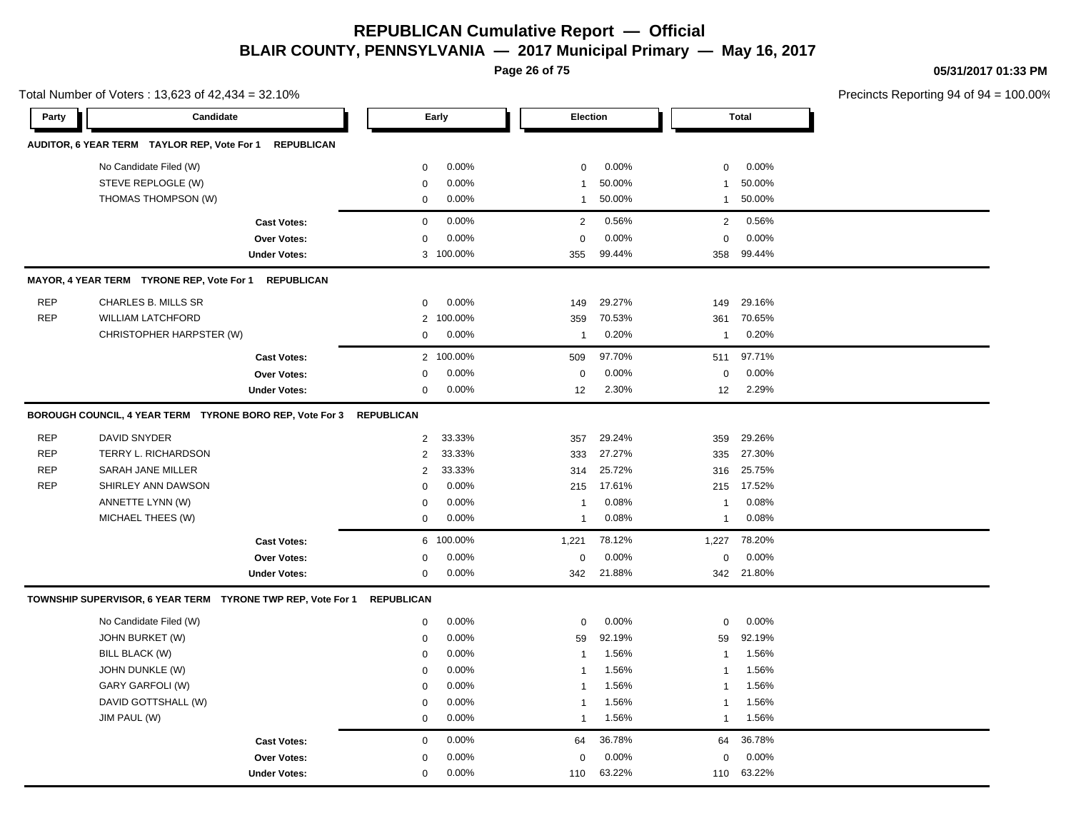# REPUBLICAN Cumulative Report — Official
## BLAIR COUNTY, PENNSYLVANIA — 2017 Municipal Primary — May 16, 2017

05/31/2017 01:33 PM

Total Number of Voters : 13,623 of 42,434 = 32.10%

Precincts Reporting 94 of 94 = 100.00%

| Party | Candidate | Early | | Election | | Total | |
|---|---|---|---|---|---|---|---|
| **AUDITOR, 6 YEAR TERM TAYLOR REP, Vote For 1 REPUBLICAN** | | | | | | | |
| | No Candidate Filed (W) | 0 | 0.00% | 0 | 0.00% | 0 | 0.00% |
| | STEVE REPLOGLE (W) | 0 | 0.00% | 1 | 50.00% | 1 | 50.00% |
| | THOMAS THOMPSON (W) | 0 | 0.00% | 1 | 50.00% | 1 | 50.00% |
| | **Cast Votes:** | 0 | 0.00% | 2 | 0.56% | 2 | 0.56% |
| | **Over Votes:** | 0 | 0.00% | 0 | 0.00% | 0 | 0.00% |
| | **Under Votes:** | 3 | 100.00% | 355 | 99.44% | 358 | 99.44% |
| **MAYOR, 4 YEAR TERM TYRONE REP, Vote For 1 REPUBLICAN** | | | | | | | |
| REP | CHARLES B. MILLS SR | 0 | 0.00% | 149 | 29.27% | 149 | 29.16% |
| REP | WILLIAM LATCHFORD | 2 | 100.00% | 359 | 70.53% | 361 | 70.65% |
| | CHRISTOPHER HARPSTER (W) | 0 | 0.00% | 1 | 0.20% | 1 | 0.20% |
| | **Cast Votes:** | 2 | 100.00% | 509 | 97.70% | 511 | 97.71% |
| | **Over Votes:** | 0 | 0.00% | 0 | 0.00% | 0 | 0.00% |
| | **Under Votes:** | 0 | 0.00% | 12 | 2.30% | 12 | 2.29% |
| **BOROUGH COUNCIL, 4 YEAR TERM TYRONE BORO REP, Vote For 3 REPUBLICAN** | | | | | | | |
| REP | DAVID SNYDER | 2 | 33.33% | 357 | 29.24% | 359 | 29.26% |
| REP | TERRY L. RICHARDSON | 2 | 33.33% | 333 | 27.27% | 335 | 27.30% |
| REP | SARAH JANE MILLER | 2 | 33.33% | 314 | 25.72% | 316 | 25.75% |
| REP | SHIRLEY ANN DAWSON | 0 | 0.00% | 215 | 17.61% | 215 | 17.52% |
| | ANNETTE LYNN (W) | 0 | 0.00% | 1 | 0.08% | 1 | 0.08% |
| | MICHAEL THEES (W) | 0 | 0.00% | 1 | 0.08% | 1 | 0.08% |
| | **Cast Votes:** | 6 | 100.00% | 1,221 | 78.12% | 1,227 | 78.20% |
| | **Over Votes:** | 0 | 0.00% | 0 | 0.00% | 0 | 0.00% |
| | **Under Votes:** | 0 | 0.00% | 342 | 21.88% | 342 | 21.80% |
| **TOWNSHIP SUPERVISOR, 6 YEAR TERM TYRONE TWP REP, Vote For 1 REPUBLICAN** | | | | | | | |
| | No Candidate Filed (W) | 0 | 0.00% | 0 | 0.00% | 0 | 0.00% |
| | JOHN BURKET (W) | 0 | 0.00% | 59 | 92.19% | 59 | 92.19% |
| | BILL BLACK (W) | 0 | 0.00% | 1 | 1.56% | 1 | 1.56% |
| | JOHN DUNKLE (W) | 0 | 0.00% | 1 | 1.56% | 1 | 1.56% |
| | GARY GARFOLI (W) | 0 | 0.00% | 1 | 1.56% | 1 | 1.56% |
| | DAVID GOTTSHALL (W) | 0 | 0.00% | 1 | 1.56% | 1 | 1.56% |
| | JIM PAUL (W) | 0 | 0.00% | 1 | 1.56% | 1 | 1.56% |
| | **Cast Votes:** | 0 | 0.00% | 64 | 36.78% | 64 | 36.78% |
| | **Over Votes:** | 0 | 0.00% | 0 | 0.00% | 0 | 0.00% |
| | **Under Votes:** | 0 | 0.00% | 110 | 63.22% | 110 | 63.22% |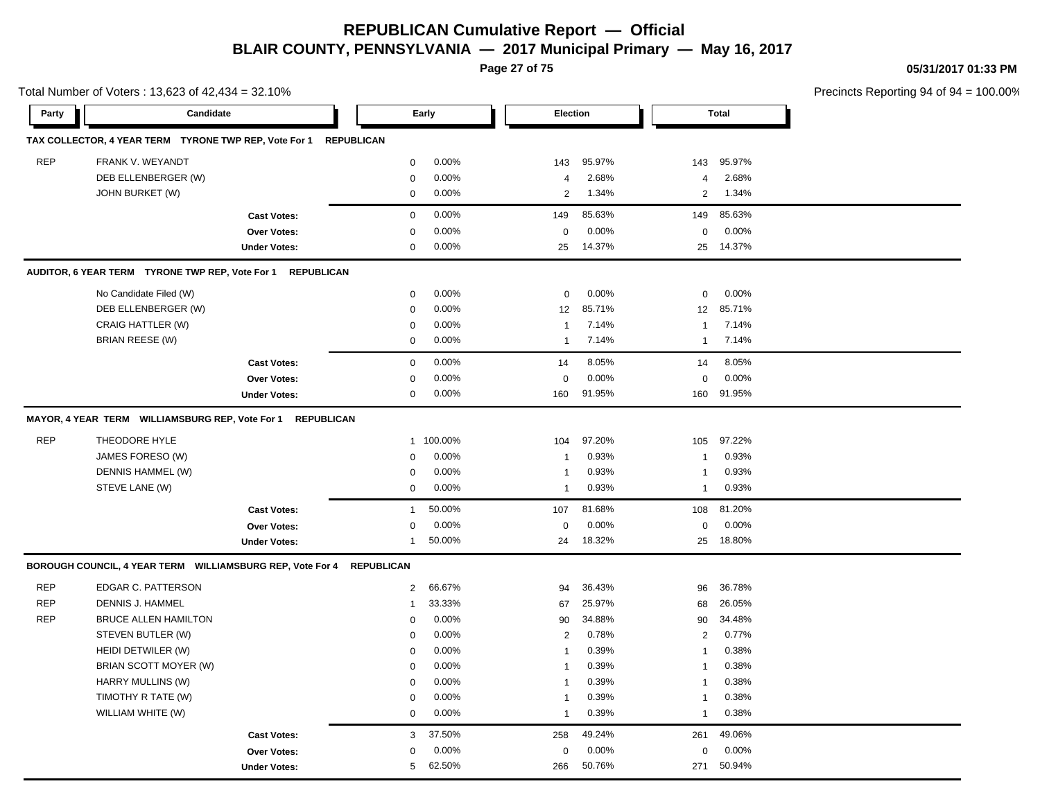# REPUBLICAN Cumulative Report — Official

## BLAIR COUNTY, PENNSYLVANIA — 2017 Municipal Primary — May 16, 2017

05/31/2017 01:33 PM

Total Number of Voters : 13,623 of 42,434 = 32.10%

Precincts Reporting 94 of 94 = 100.00%

### TAX COLLECTOR, 4 YEAR TERM TYRONE TWP REP, Vote For 1 REPUBLICAN

| Party | Candidate | Early | | Election | | Total | |
|---|---|---|---|---|---|---|---|
| REP | FRANK V. WEYANDT | 0 | 0.00% | 143 | 95.97% | 143 | 95.97% |
| | DEB ELLENBERGER (W) | 0 | 0.00% | 4 | 2.68% | 4 | 2.68% |
| | JOHN BURKET (W) | 0 | 0.00% | 2 | 1.34% | 2 | 1.34% |
| | **Cast Votes:** | 0 | 0.00% | 149 | 85.63% | 149 | 85.63% |
| | **Over Votes:** | 0 | 0.00% | 0 | 0.00% | 0 | 0.00% |
| | **Under Votes:** | 0 | 0.00% | 25 | 14.37% | 25 | 14.37% |

### AUDITOR, 6 YEAR TERM TYRONE TWP REP, Vote For 1 REPUBLICAN

| Party | Candidate | Early | | Election | | Total | |
|---|---|---|---|---|---|---|---|
| | No Candidate Filed (W) | 0 | 0.00% | 0 | 0.00% | 0 | 0.00% |
| | DEB ELLENBERGER (W) | 0 | 0.00% | 12 | 85.71% | 12 | 85.71% |
| | CRAIG HATTLER (W) | 0 | 0.00% | 1 | 7.14% | 1 | 7.14% |
| | BRIAN REESE (W) | 0 | 0.00% | 1 | 7.14% | 1 | 7.14% |
| | **Cast Votes:** | 0 | 0.00% | 14 | 8.05% | 14 | 8.05% |
| | **Over Votes:** | 0 | 0.00% | 0 | 0.00% | 0 | 0.00% |
| | **Under Votes:** | 0 | 0.00% | 160 | 91.95% | 160 | 91.95% |

### MAYOR, 4 YEAR TERM WILLIAMSBURG REP, Vote For 1 REPUBLICAN

| Party | Candidate | Early | | Election | | Total | |
|---|---|---|---|---|---|---|---|
| REP | THEODORE HYLE | 1 | 100.00% | 104 | 97.20% | 105 | 97.22% |
| | JAMES FORESO (W) | 0 | 0.00% | 1 | 0.93% | 1 | 0.93% |
| | DENNIS HAMMEL (W) | 0 | 0.00% | 1 | 0.93% | 1 | 0.93% |
| | STEVE LANE (W) | 0 | 0.00% | 1 | 0.93% | 1 | 0.93% |
| | **Cast Votes:** | 1 | 50.00% | 107 | 81.68% | 108 | 81.20% |
| | **Over Votes:** | 0 | 0.00% | 0 | 0.00% | 0 | 0.00% |
| | **Under Votes:** | 1 | 50.00% | 24 | 18.32% | 25 | 18.80% |

### BOROUGH COUNCIL, 4 YEAR TERM WILLIAMSBURG REP, Vote For 4 REPUBLICAN

| Party | Candidate | Early | | Election | | Total | |
|---|---|---|---|---|---|---|---|
| REP | EDGAR C. PATTERSON | 2 | 66.67% | 94 | 36.43% | 96 | 36.78% |
| REP | DENNIS J. HAMMEL | 1 | 33.33% | 67 | 25.97% | 68 | 26.05% |
| REP | BRUCE ALLEN HAMILTON | 0 | 0.00% | 90 | 34.88% | 90 | 34.48% |
| | STEVEN BUTLER (W) | 0 | 0.00% | 2 | 0.78% | 2 | 0.77% |
| | HEIDI DETWILER (W) | 0 | 0.00% | 1 | 0.39% | 1 | 0.38% |
| | BRIAN SCOTT MOYER (W) | 0 | 0.00% | 1 | 0.39% | 1 | 0.38% |
| | HARRY MULLINS (W) | 0 | 0.00% | 1 | 0.39% | 1 | 0.38% |
| | TIMOTHY R TATE (W) | 0 | 0.00% | 1 | 0.39% | 1 | 0.38% |
| | WILLIAM WHITE (W) | 0 | 0.00% | 1 | 0.39% | 1 | 0.38% |
| | **Cast Votes:** | 3 | 37.50% | 258 | 49.24% | 261 | 49.06% |
| | **Over Votes:** | 0 | 0.00% | 0 | 0.00% | 0 | 0.00% |
| | **Under Votes:** | 5 | 62.50% | 266 | 50.76% | 271 | 50.94% |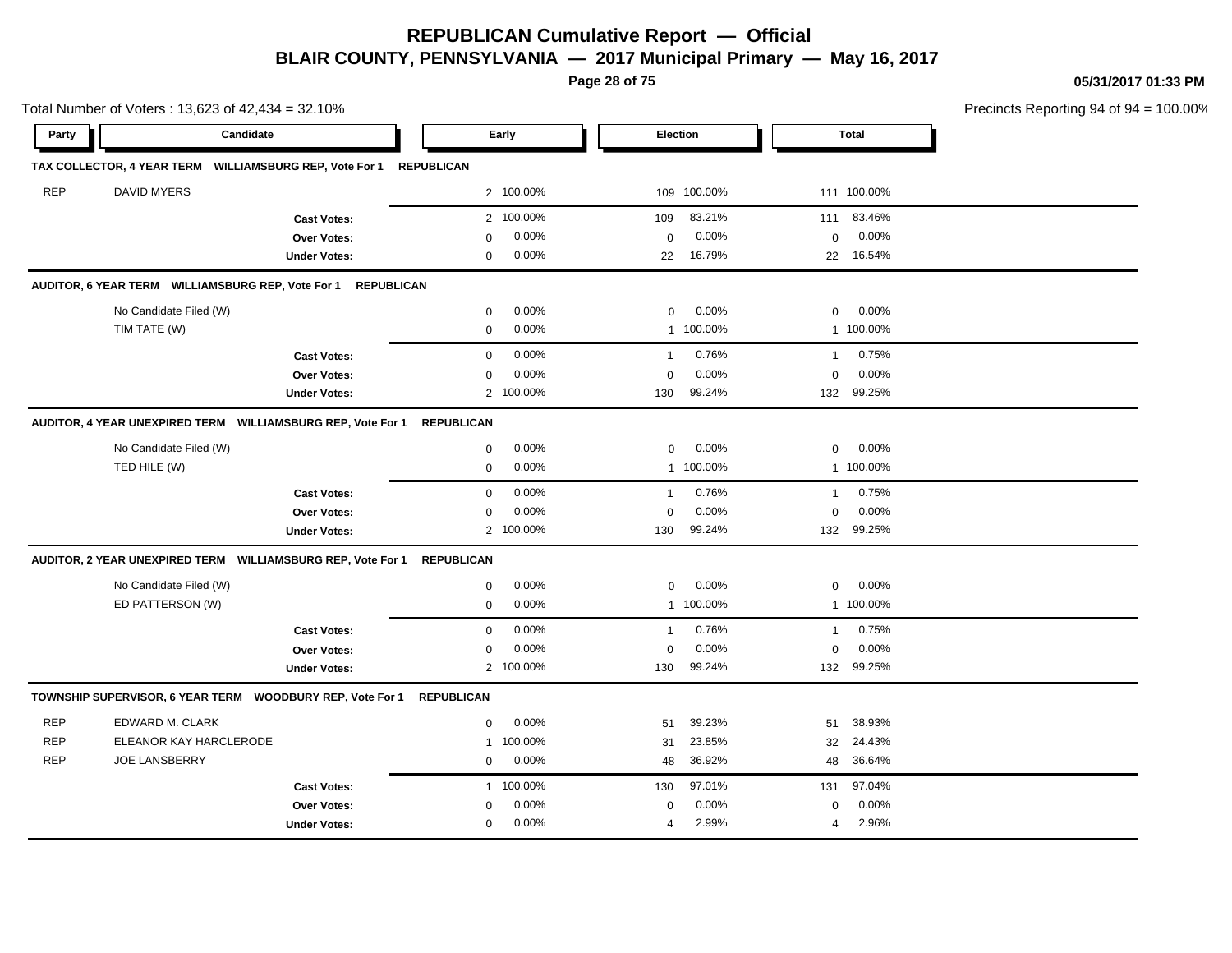# REPUBLICAN Cumulative Report — Official

## BLAIR COUNTY, PENNSYLVANIA — 2017 Municipal Primary — May 16, 2017

05/31/2017 01:33 PM

Total Number of Voters : 13,623 of 42,434 = 32.10%

Precincts Reporting 94 of 94 = 100.00%

| Party | Candidate | Early | | Election | | Total | |
|---|---|---|---|---|---|---|---|
| **TAX COLLECTOR, 4 YEAR TERM WILLIAMSBURG REP, Vote For 1 REPUBLICAN** | | | | | | | |
| REP | DAVID MYERS | 2 | 100.00% | 109 | 100.00% | 111 | 100.00% |
| | **Cast Votes:** | 2 | 100.00% | 109 | 83.21% | 111 | 83.46% |
| | **Over Votes:** | 0 | 0.00% | 0 | 0.00% | 0 | 0.00% |
| | **Under Votes:** | 0 | 0.00% | 22 | 16.79% | 22 | 16.54% |
| **AUDITOR, 6 YEAR TERM WILLIAMSBURG REP, Vote For 1 REPUBLICAN** | | | | | | | |
| | No Candidate Filed (W) | 0 | 0.00% | 0 | 0.00% | 0 | 0.00% |
| | TIM TATE (W) | 0 | 0.00% | 1 | 100.00% | 1 | 100.00% |
| | **Cast Votes:** | 0 | 0.00% | 1 | 0.76% | 1 | 0.75% |
| | **Over Votes:** | 0 | 0.00% | 0 | 0.00% | 0 | 0.00% |
| | **Under Votes:** | 2 | 100.00% | 130 | 99.24% | 132 | 99.25% |
| **AUDITOR, 4 YEAR UNEXPIRED TERM WILLIAMSBURG REP, Vote For 1 REPUBLICAN** | | | | | | | |
| | No Candidate Filed (W) | 0 | 0.00% | 0 | 0.00% | 0 | 0.00% |
| | TED HILE (W) | 0 | 0.00% | 1 | 100.00% | 1 | 100.00% |
| | **Cast Votes:** | 0 | 0.00% | 1 | 0.76% | 1 | 0.75% |
| | **Over Votes:** | 0 | 0.00% | 0 | 0.00% | 0 | 0.00% |
| | **Under Votes:** | 2 | 100.00% | 130 | 99.24% | 132 | 99.25% |
| **AUDITOR, 2 YEAR UNEXPIRED TERM WILLIAMSBURG REP, Vote For 1 REPUBLICAN** | | | | | | | |
| | No Candidate Filed (W) | 0 | 0.00% | 0 | 0.00% | 0 | 0.00% |
| | ED PATTERSON (W) | 0 | 0.00% | 1 | 100.00% | 1 | 100.00% |
| | **Cast Votes:** | 0 | 0.00% | 1 | 0.76% | 1 | 0.75% |
| | **Over Votes:** | 0 | 0.00% | 0 | 0.00% | 0 | 0.00% |
| | **Under Votes:** | 2 | 100.00% | 130 | 99.24% | 132 | 99.25% |
| **TOWNSHIP SUPERVISOR, 6 YEAR TERM WOODBURY REP, Vote For 1 REPUBLICAN** | | | | | | | |
| REP | EDWARD M. CLARK | 0 | 0.00% | 51 | 39.23% | 51 | 38.93% |
| REP | ELEANOR KAY HARCLERODE | 1 | 100.00% | 31 | 23.85% | 32 | 24.43% |
| REP | JOE LANSBERRY | 0 | 0.00% | 48 | 36.92% | 48 | 36.64% |
| | **Cast Votes:** | 1 | 100.00% | 130 | 97.01% | 131 | 97.04% |
| | **Over Votes:** | 0 | 0.00% | 0 | 0.00% | 0 | 0.00% |
| | **Under Votes:** | 0 | 0.00% | 4 | 2.99% | 4 | 2.96% |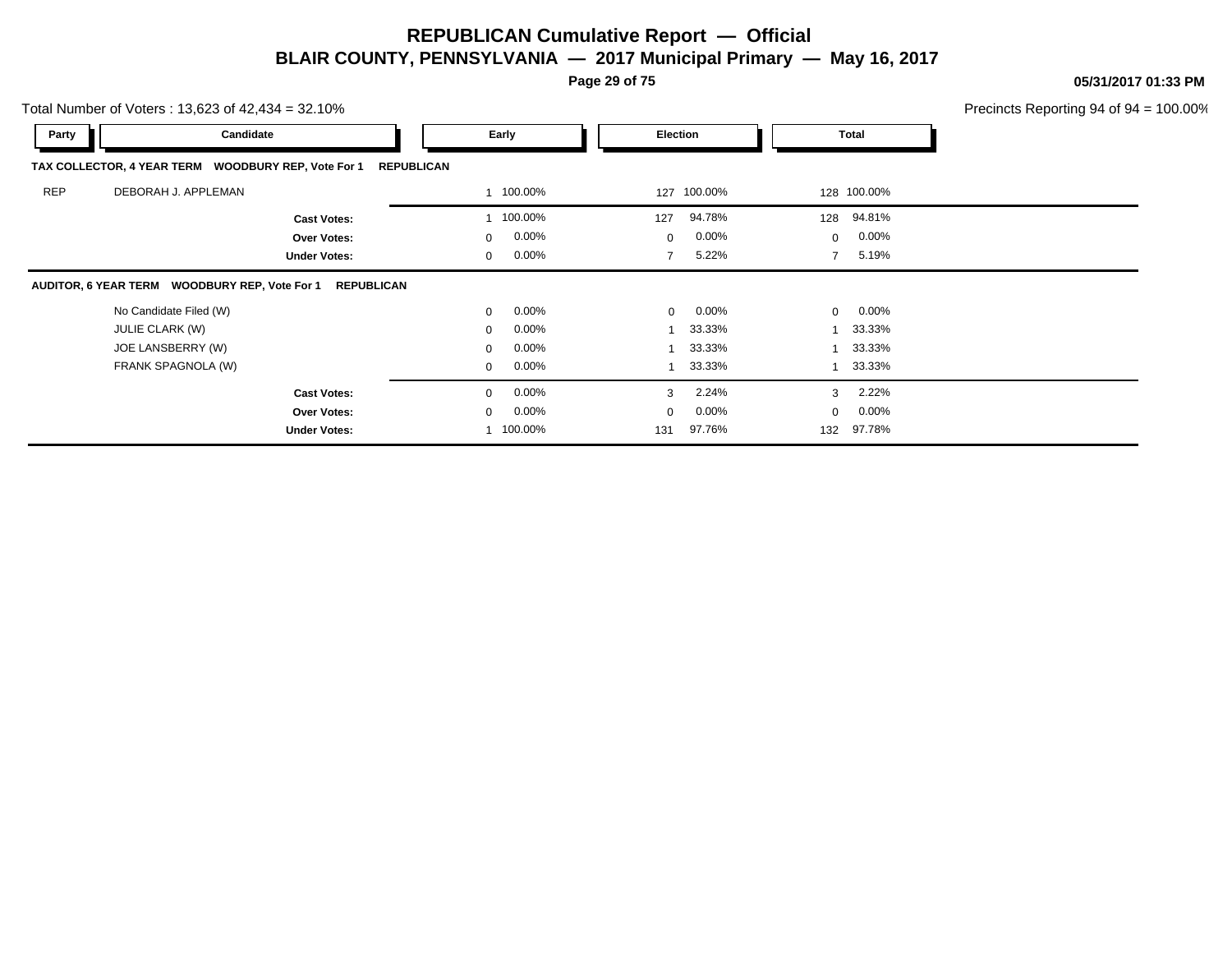# REPUBLICAN Cumulative Report — Official

## BLAIR COUNTY, PENNSYLVANIA — 2017 Municipal Primary — May 16, 2017

05/31/2017 01:33 PM

Total Number of Voters : 13,623 of 42,434 = 32.10%

Precincts Reporting 94 of 94 = 100.00%

| Party | Candidate | Early | | Election | | Total | |
|---|---|---|---|---|---|---|---|
| **TAX COLLECTOR, 4 YEAR TERM WOODBURY REP, Vote For 1 REPUBLICAN** | | | | | | | |
| REP | DEBORAH J. APPLEMAN | 1 | 100.00% | 127 | 100.00% | 128 | 100.00% |
| | **Cast Votes:** | 1 | 100.00% | 127 | 94.78% | 128 | 94.81% |
| | **Over Votes:** | 0 | 0.00% | 0 | 0.00% | 0 | 0.00% |
| | **Under Votes:** | 0 | 0.00% | 7 | 5.22% | 7 | 5.19% |
| **AUDITOR, 6 YEAR TERM WOODBURY REP, Vote For 1 REPUBLICAN** | | | | | | | |
| | No Candidate Filed (W) | 0 | 0.00% | 0 | 0.00% | 0 | 0.00% |
| | JULIE CLARK (W) | 0 | 0.00% | 1 | 33.33% | 1 | 33.33% |
| | JOE LANSBERRY (W) | 0 | 0.00% | 1 | 33.33% | 1 | 33.33% |
| | FRANK SPAGNOLA (W) | 0 | 0.00% | 1 | 33.33% | 1 | 33.33% |
| | **Cast Votes:** | 0 | 0.00% | 3 | 2.24% | 3 | 2.22% |
| | **Over Votes:** | 0 | 0.00% | 0 | 0.00% | 0 | 0.00% |
| | **Under Votes:** | 1 | 100.00% | 131 | 97.76% | 132 | 97.78% |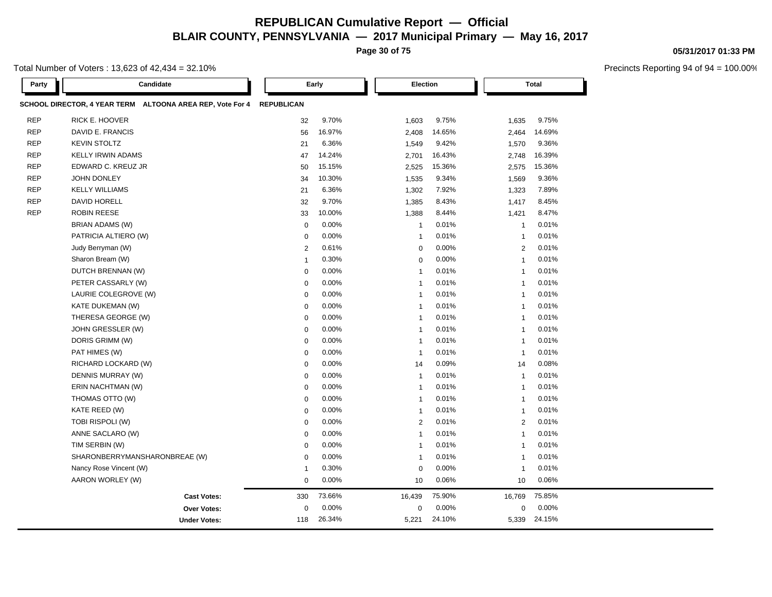# REPUBLICAN Cumulative Report — Official

## BLAIR COUNTY, PENNSYLVANIA — 2017 Municipal Primary — May 16, 2017

05/31/2017 01:33 PM

Total Number of Voters : 13,623 of 42,434 = 32.10%

Precincts Reporting 94 of 94 = 100.00%

| Party | Candidate | Early | | Election | | Total | |
|---|---|---|---|---|---|---|---|
| **SCHOOL DIRECTOR, 4 YEAR TERM ALTOONA AREA REP, Vote For 4** | | **REPUBLICAN** | | | | | |
| REP | RICK E. HOOVER | 32 | 9.70% | 1,603 | 9.75% | 1,635 | 9.75% |
| REP | DAVID E. FRANCIS | 56 | 16.97% | 2,408 | 14.65% | 2,464 | 14.69% |
| REP | KEVIN STOLTZ | 21 | 6.36% | 1,549 | 9.42% | 1,570 | 9.36% |
| REP | KELLY IRWIN ADAMS | 47 | 14.24% | 2,701 | 16.43% | 2,748 | 16.39% |
| REP | EDWARD C. KREUZ JR | 50 | 15.15% | 2,525 | 15.36% | 2,575 | 15.36% |
| REP | JOHN DONLEY | 34 | 10.30% | 1,535 | 9.34% | 1,569 | 9.36% |
| REP | KELLY WILLIAMS | 21 | 6.36% | 1,302 | 7.92% | 1,323 | 7.89% |
| REP | DAVID HORELL | 32 | 9.70% | 1,385 | 8.43% | 1,417 | 8.45% |
| REP | ROBIN REESE | 33 | 10.00% | 1,388 | 8.44% | 1,421 | 8.47% |
| | BRIAN ADAMS (W) | 0 | 0.00% | 1 | 0.01% | 1 | 0.01% |
| | PATRICIA ALTIERO (W) | 0 | 0.00% | 1 | 0.01% | 1 | 0.01% |
| | Judy Berryman (W) | 2 | 0.61% | 0 | 0.00% | 2 | 0.01% |
| | Sharon Bream (W) | 1 | 0.30% | 0 | 0.00% | 1 | 0.01% |
| | DUTCH BRENNAN (W) | 0 | 0.00% | 1 | 0.01% | 1 | 0.01% |
| | PETER CASSARLY (W) | 0 | 0.00% | 1 | 0.01% | 1 | 0.01% |
| | LAURIE COLEGROVE (W) | 0 | 0.00% | 1 | 0.01% | 1 | 0.01% |
| | KATE DUKEMAN (W) | 0 | 0.00% | 1 | 0.01% | 1 | 0.01% |
| | THERESA GEORGE (W) | 0 | 0.00% | 1 | 0.01% | 1 | 0.01% |
| | JOHN GRESSLER (W) | 0 | 0.00% | 1 | 0.01% | 1 | 0.01% |
| | DORIS GRIMM (W) | 0 | 0.00% | 1 | 0.01% | 1 | 0.01% |
| | PAT HIMES (W) | 0 | 0.00% | 1 | 0.01% | 1 | 0.01% |
| | RICHARD LOCKARD (W) | 0 | 0.00% | 14 | 0.09% | 14 | 0.08% |
| | DENNIS MURRAY (W) | 0 | 0.00% | 1 | 0.01% | 1 | 0.01% |
| | ERIN NACHTMAN (W) | 0 | 0.00% | 1 | 0.01% | 1 | 0.01% |
| | THOMAS OTTO (W) | 0 | 0.00% | 1 | 0.01% | 1 | 0.01% |
| | KATE REED (W) | 0 | 0.00% | 1 | 0.01% | 1 | 0.01% |
| | TOBI RISPOLI (W) | 0 | 0.00% | 2 | 0.01% | 2 | 0.01% |
| | ANNE SACLARO (W) | 0 | 0.00% | 1 | 0.01% | 1 | 0.01% |
| | TIM SERBIN (W) | 0 | 0.00% | 1 | 0.01% | 1 | 0.01% |
| | SHARONBERRYMANSHARONBREAE (W) | 0 | 0.00% | 1 | 0.01% | 1 | 0.01% |
| | Nancy Rose Vincent (W) | 1 | 0.30% | 0 | 0.00% | 1 | 0.01% |
| | AARON WORLEY (W) | 0 | 0.00% | 10 | 0.06% | 10 | 0.06% |
| | **Cast Votes:** | 330 | 73.66% | 16,439 | 75.90% | 16,769 | 75.85% |
| | **Over Votes:** | 0 | 0.00% | 0 | 0.00% | 0 | 0.00% |
| | **Under Votes:** | 118 | 26.34% | 5,221 | 24.10% | 5,339 | 24.15% |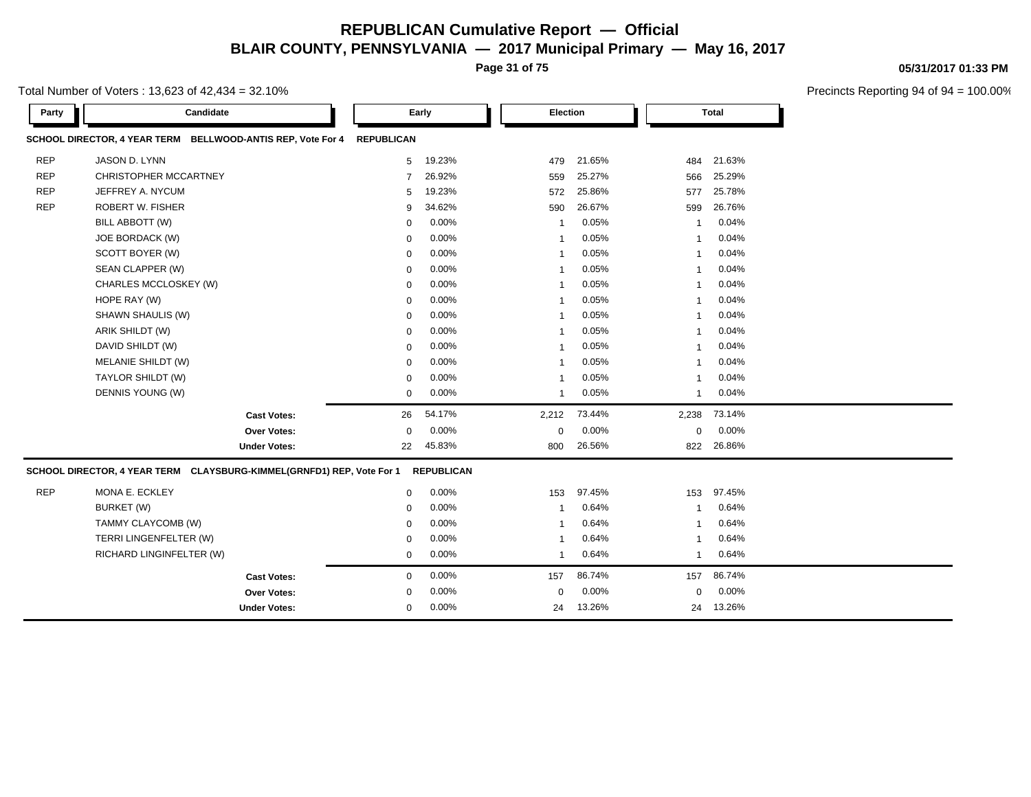# REPUBLICAN Cumulative Report — Official

## BLAIR COUNTY, PENNSYLVANIA — 2017 Municipal Primary — May 16, 2017

05/31/2017 01:33 PM

Total Number of Voters : 13,623 of 42,434 = 32.10%

Precincts Reporting 94 of 94 = 100.00%

### SCHOOL DIRECTOR, 4 YEAR TERM BELLWOOD-ANTIS REP, Vote For 4 — REPUBLICAN

| Party | Candidate | Early | | Election | | Total | |
|---|---|---|---|---|---|---|---|
| REP | JASON D. LYNN | 5 | 19.23% | 479 | 21.65% | 484 | 21.63% |
| REP | CHRISTOPHER MCCARTNEY | 7 | 26.92% | 559 | 25.27% | 566 | 25.29% |
| REP | JEFFREY A. NYCUM | 5 | 19.23% | 572 | 25.86% | 577 | 25.78% |
| REP | ROBERT W. FISHER | 9 | 34.62% | 590 | 26.67% | 599 | 26.76% |
| | BILL ABBOTT (W) | 0 | 0.00% | 1 | 0.05% | 1 | 0.04% |
| | JOE BORDACK (W) | 0 | 0.00% | 1 | 0.05% | 1 | 0.04% |
| | SCOTT BOYER (W) | 0 | 0.00% | 1 | 0.05% | 1 | 0.04% |
| | SEAN CLAPPER (W) | 0 | 0.00% | 1 | 0.05% | 1 | 0.04% |
| | CHARLES MCCLOSKEY (W) | 0 | 0.00% | 1 | 0.05% | 1 | 0.04% |
| | HOPE RAY (W) | 0 | 0.00% | 1 | 0.05% | 1 | 0.04% |
| | SHAWN SHAULIS (W) | 0 | 0.00% | 1 | 0.05% | 1 | 0.04% |
| | ARIK SHILDT (W) | 0 | 0.00% | 1 | 0.05% | 1 | 0.04% |
| | DAVID SHILDT (W) | 0 | 0.00% | 1 | 0.05% | 1 | 0.04% |
| | MELANIE SHILDT (W) | 0 | 0.00% | 1 | 0.05% | 1 | 0.04% |
| | TAYLOR SHILDT (W) | 0 | 0.00% | 1 | 0.05% | 1 | 0.04% |
| | DENNIS YOUNG (W) | 0 | 0.00% | 1 | 0.05% | 1 | 0.04% |
| | **Cast Votes:** | 26 | 54.17% | 2,212 | 73.44% | 2,238 | 73.14% |
| | **Over Votes:** | 0 | 0.00% | 0 | 0.00% | 0 | 0.00% |
| | **Under Votes:** | 22 | 45.83% | 800 | 26.56% | 822 | 26.86% |

### SCHOOL DIRECTOR, 4 YEAR TERM CLAYSBURG-KIMMEL(GRNFD1) REP, Vote For 1 — REPUBLICAN

| Party | Candidate | Early | | Election | | Total | |
|---|---|---|---|---|---|---|---|
| REP | MONA E. ECKLEY | 0 | 0.00% | 153 | 97.45% | 153 | 97.45% |
| | BURKET (W) | 0 | 0.00% | 1 | 0.64% | 1 | 0.64% |
| | TAMMY CLAYCOMB (W) | 0 | 0.00% | 1 | 0.64% | 1 | 0.64% |
| | TERRI LINGENFELTER (W) | 0 | 0.00% | 1 | 0.64% | 1 | 0.64% |
| | RICHARD LINGINFELTER (W) | 0 | 0.00% | 1 | 0.64% | 1 | 0.64% |
| | **Cast Votes:** | 0 | 0.00% | 157 | 86.74% | 157 | 86.74% |
| | **Over Votes:** | 0 | 0.00% | 0 | 0.00% | 0 | 0.00% |
| | **Under Votes:** | 0 | 0.00% | 24 | 13.26% | 24 | 13.26% |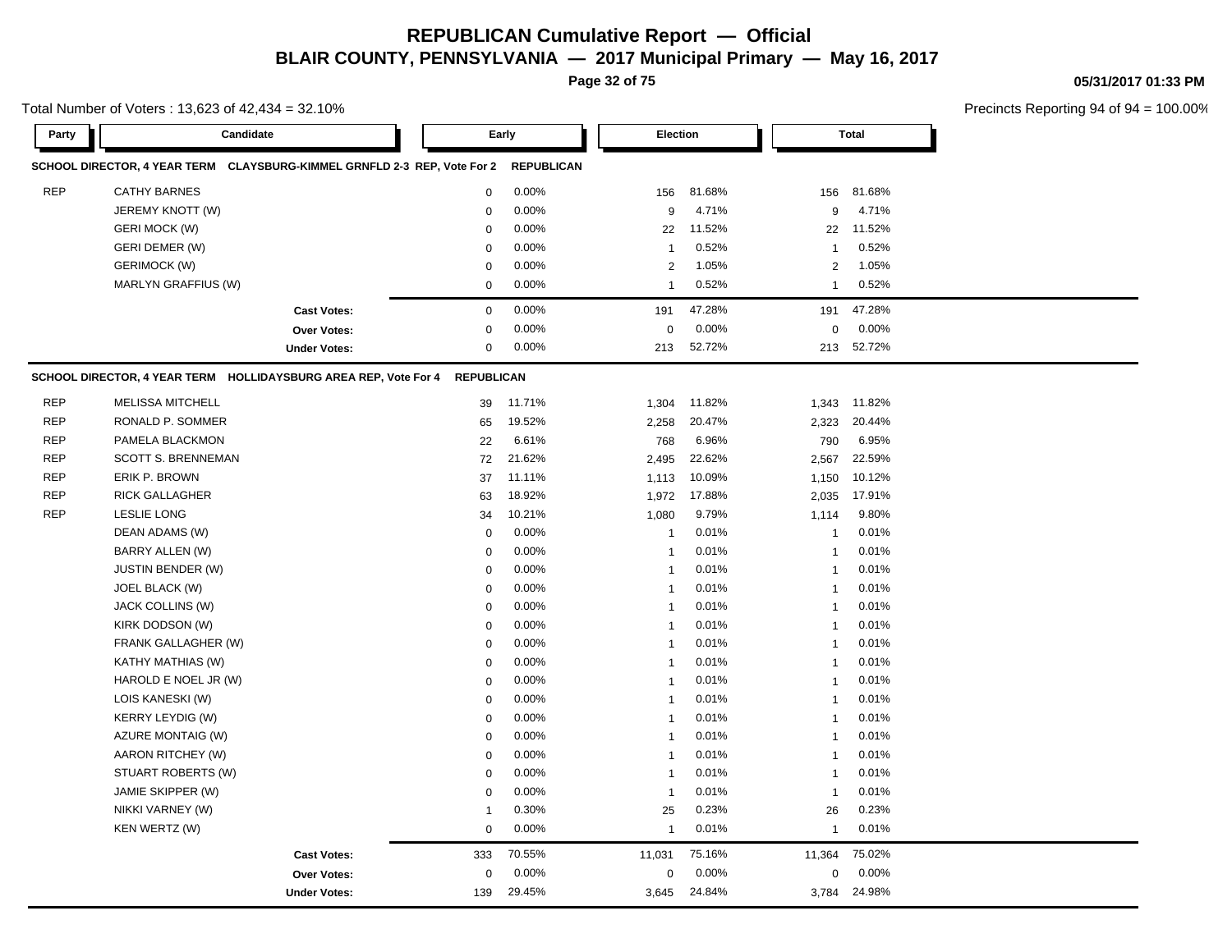# REPUBLICAN Cumulative Report — Official

## BLAIR COUNTY, PENNSYLVANIA — 2017 Municipal Primary — May 16, 2017

05/31/2017 01:33 PM

Total Number of Voters : 13,623 of 42,434 = 32.10%

Precincts Reporting 94 of 94 = 100.00%

### SCHOOL DIRECTOR, 4 YEAR TERM CLAYSBURG-KIMMEL GRNFLD 2-3 REP, Vote For 2 — REPUBLICAN

| Party | Candidate | Early | | Election | | Total | |
|---|---|---|---|---|---|---|---|
| REP | CATHY BARNES | 0 | 0.00% | 156 | 81.68% | 156 | 81.68% |
| | JEREMY KNOTT (W) | 0 | 0.00% | 9 | 4.71% | 9 | 4.71% |
| | GERI MOCK (W) | 0 | 0.00% | 22 | 11.52% | 22 | 11.52% |
| | GERI DEMER (W) | 0 | 0.00% | 1 | 0.52% | 1 | 0.52% |
| | GERIMOCK (W) | 0 | 0.00% | 2 | 1.05% | 2 | 1.05% |
| | MARLYN GRAFFIUS (W) | 0 | 0.00% | 1 | 0.52% | 1 | 0.52% |
| | **Cast Votes:** | 0 | 0.00% | 191 | 47.28% | 191 | 47.28% |
| | **Over Votes:** | 0 | 0.00% | 0 | 0.00% | 0 | 0.00% |
| | **Under Votes:** | 0 | 0.00% | 213 | 52.72% | 213 | 52.72% |

### SCHOOL DIRECTOR, 4 YEAR TERM HOLLIDAYSBURG AREA REP, Vote For 4 — REPUBLICAN

| Party | Candidate | Early | | Election | | Total | |
|---|---|---|---|---|---|---|---|
| REP | MELISSA MITCHELL | 39 | 11.71% | 1,304 | 11.82% | 1,343 | 11.82% |
| REP | RONALD P. SOMMER | 65 | 19.52% | 2,258 | 20.47% | 2,323 | 20.44% |
| REP | PAMELA BLACKMON | 22 | 6.61% | 768 | 6.96% | 790 | 6.95% |
| REP | SCOTT S. BRENNEMAN | 72 | 21.62% | 2,495 | 22.62% | 2,567 | 22.59% |
| REP | ERIK P. BROWN | 37 | 11.11% | 1,113 | 10.09% | 1,150 | 10.12% |
| REP | RICK GALLAGHER | 63 | 18.92% | 1,972 | 17.88% | 2,035 | 17.91% |
| REP | LESLIE LONG | 34 | 10.21% | 1,080 | 9.79% | 1,114 | 9.80% |
| | DEAN ADAMS (W) | 0 | 0.00% | 1 | 0.01% | 1 | 0.01% |
| | BARRY ALLEN (W) | 0 | 0.00% | 1 | 0.01% | 1 | 0.01% |
| | JUSTIN BENDER (W) | 0 | 0.00% | 1 | 0.01% | 1 | 0.01% |
| | JOEL BLACK (W) | 0 | 0.00% | 1 | 0.01% | 1 | 0.01% |
| | JACK COLLINS (W) | 0 | 0.00% | 1 | 0.01% | 1 | 0.01% |
| | KIRK DODSON (W) | 0 | 0.00% | 1 | 0.01% | 1 | 0.01% |
| | FRANK GALLAGHER (W) | 0 | 0.00% | 1 | 0.01% | 1 | 0.01% |
| | KATHY MATHIAS (W) | 0 | 0.00% | 1 | 0.01% | 1 | 0.01% |
| | HAROLD E NOEL JR (W) | 0 | 0.00% | 1 | 0.01% | 1 | 0.01% |
| | LOIS KANESKI (W) | 0 | 0.00% | 1 | 0.01% | 1 | 0.01% |
| | KERRY LEYDIG (W) | 0 | 0.00% | 1 | 0.01% | 1 | 0.01% |
| | AZURE MONTAIG (W) | 0 | 0.00% | 1 | 0.01% | 1 | 0.01% |
| | AARON RITCHEY (W) | 0 | 0.00% | 1 | 0.01% | 1 | 0.01% |
| | STUART ROBERTS (W) | 0 | 0.00% | 1 | 0.01% | 1 | 0.01% |
| | JAMIE SKIPPER (W) | 0 | 0.00% | 1 | 0.01% | 1 | 0.01% |
| | NIKKI VARNEY (W) | 1 | 0.30% | 25 | 0.23% | 26 | 0.23% |
| | KEN WERTZ (W) | 0 | 0.00% | 1 | 0.01% | 1 | 0.01% |
| | **Cast Votes:** | 333 | 70.55% | 11,031 | 75.16% | 11,364 | 75.02% |
| | **Over Votes:** | 0 | 0.00% | 0 | 0.00% | 0 | 0.00% |
| | **Under Votes:** | 139 | 29.45% | 3,645 | 24.84% | 3,784 | 24.98% |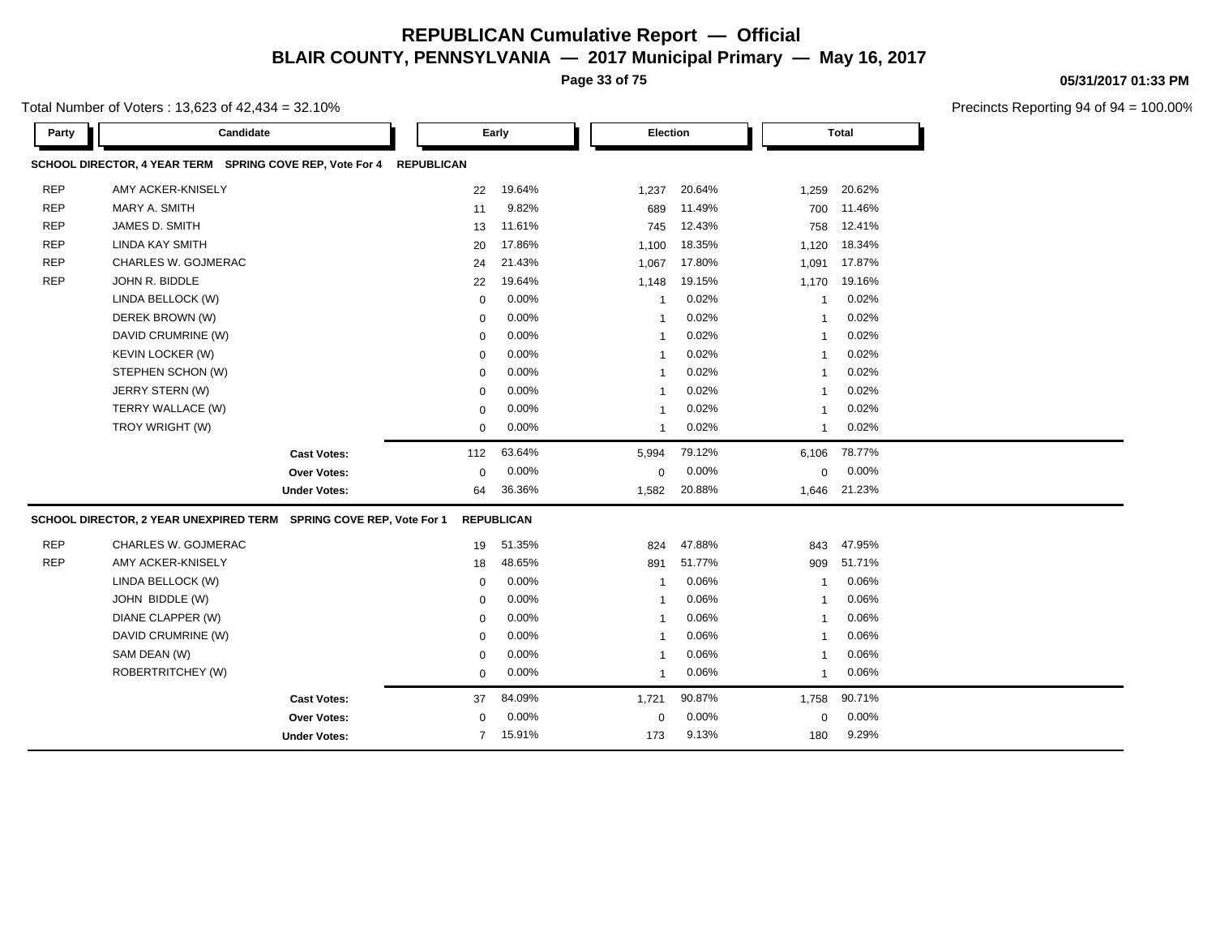# REPUBLICAN Cumulative Report — Official

## BLAIR COUNTY, PENNSYLVANIA — 2017 Municipal Primary — May 16, 2017

05/31/2017 01:33 PM

Total Number of Voters : 13,623 of 42,434 = 32.10%

Precincts Reporting 94 of 94 = 100.00%

**SCHOOL DIRECTOR, 4 YEAR TERM SPRING COVE REP, Vote For 4 REPUBLICAN**

| Party | Candidate | Early | | Election | | Total | |
|---|---|---|---|---|---|---|---|
| REP | AMY ACKER-KNISELY | 22 | 19.64% | 1,237 | 20.64% | 1,259 | 20.62% |
| REP | MARY A. SMITH | 11 | 9.82% | 689 | 11.49% | 700 | 11.46% |
| REP | JAMES D. SMITH | 13 | 11.61% | 745 | 12.43% | 758 | 12.41% |
| REP | LINDA KAY SMITH | 20 | 17.86% | 1,100 | 18.35% | 1,120 | 18.34% |
| REP | CHARLES W. GOJMERAC | 24 | 21.43% | 1,067 | 17.80% | 1,091 | 17.87% |
| REP | JOHN R. BIDDLE | 22 | 19.64% | 1,148 | 19.15% | 1,170 | 19.16% |
| | LINDA BELLOCK (W) | 0 | 0.00% | 1 | 0.02% | 1 | 0.02% |
| | DEREK BROWN (W) | 0 | 0.00% | 1 | 0.02% | 1 | 0.02% |
| | DAVID CRUMRINE (W) | 0 | 0.00% | 1 | 0.02% | 1 | 0.02% |
| | KEVIN LOCKER (W) | 0 | 0.00% | 1 | 0.02% | 1 | 0.02% |
| | STEPHEN SCHON (W) | 0 | 0.00% | 1 | 0.02% | 1 | 0.02% |
| | JERRY STERN (W) | 0 | 0.00% | 1 | 0.02% | 1 | 0.02% |
| | TERRY WALLACE (W) | 0 | 0.00% | 1 | 0.02% | 1 | 0.02% |
| | TROY WRIGHT (W) | 0 | 0.00% | 1 | 0.02% | 1 | 0.02% |
| | **Cast Votes:** | 112 | 63.64% | 5,994 | 79.12% | 6,106 | 78.77% |
| | **Over Votes:** | 0 | 0.00% | 0 | 0.00% | 0 | 0.00% |
| | **Under Votes:** | 64 | 36.36% | 1,582 | 20.88% | 1,646 | 21.23% |

**SCHOOL DIRECTOR, 2 YEAR UNEXPIRED TERM SPRING COVE REP, Vote For 1 REPUBLICAN**

| Party | Candidate | Early | | Election | | Total | |
|---|---|---|---|---|---|---|---|
| REP | CHARLES W. GOJMERAC | 19 | 51.35% | 824 | 47.88% | 843 | 47.95% |
| REP | AMY ACKER-KNISELY | 18 | 48.65% | 891 | 51.77% | 909 | 51.71% |
| | LINDA BELLOCK (W) | 0 | 0.00% | 1 | 0.06% | 1 | 0.06% |
| | JOHN BIDDLE (W) | 0 | 0.00% | 1 | 0.06% | 1 | 0.06% |
| | DIANE CLAPPER (W) | 0 | 0.00% | 1 | 0.06% | 1 | 0.06% |
| | DAVID CRUMRINE (W) | 0 | 0.00% | 1 | 0.06% | 1 | 0.06% |
| | SAM DEAN (W) | 0 | 0.00% | 1 | 0.06% | 1 | 0.06% |
| | ROBERTRITCHEY (W) | 0 | 0.00% | 1 | 0.06% | 1 | 0.06% |
| | **Cast Votes:** | 37 | 84.09% | 1,721 | 90.87% | 1,758 | 90.71% |
| | **Over Votes:** | 0 | 0.00% | 0 | 0.00% | 0 | 0.00% |
| | **Under Votes:** | 7 | 15.91% | 173 | 9.13% | 180 | 9.29% |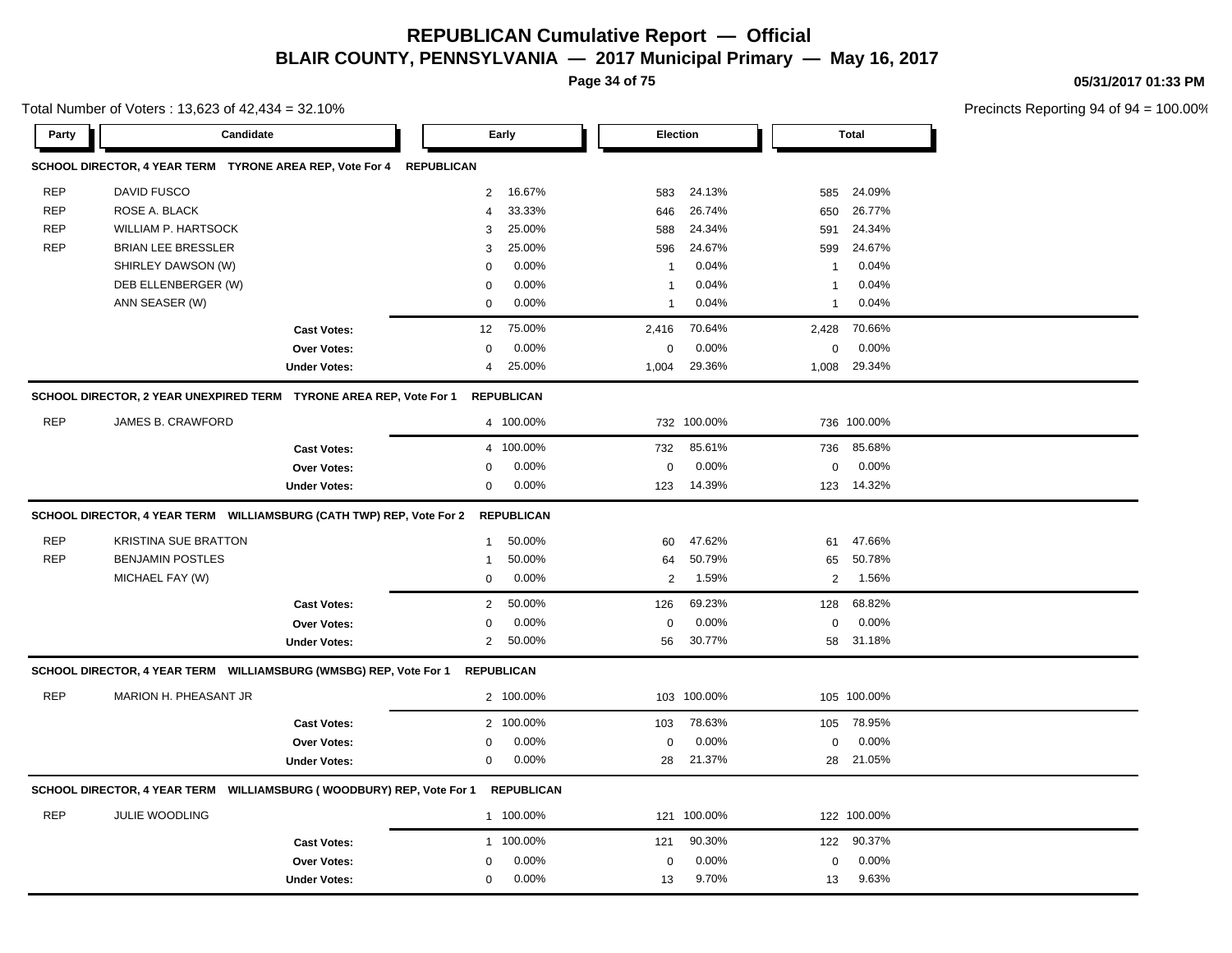# REPUBLICAN Cumulative Report — Official
## BLAIR COUNTY, PENNSYLVANIA — 2017 Municipal Primary — May 16, 2017

05/31/2017 01:33 PM

Total Number of Voters : 13,623 of 42,434 = 32.10%

Precincts Reporting 94 of 94 = 100.00%

| Party | Candidate | Early | | Election | | Total | |
|---|---|---|---|---|---|---|---|
| **SCHOOL DIRECTOR, 4 YEAR TERM TYRONE AREA REP, Vote For 4 REPUBLICAN** | | | | | | | |
| REP | DAVID FUSCO | 2 | 16.67% | 583 | 24.13% | 585 | 24.09% |
| REP | ROSE A. BLACK | 4 | 33.33% | 646 | 26.74% | 650 | 26.77% |
| REP | WILLIAM P. HARTSOCK | 3 | 25.00% | 588 | 24.34% | 591 | 24.34% |
| REP | BRIAN LEE BRESSLER | 3 | 25.00% | 596 | 24.67% | 599 | 24.67% |
| | SHIRLEY DAWSON (W) | 0 | 0.00% | 1 | 0.04% | 1 | 0.04% |
| | DEB ELLENBERGER (W) | 0 | 0.00% | 1 | 0.04% | 1 | 0.04% |
| | ANN SEASER (W) | 0 | 0.00% | 1 | 0.04% | 1 | 0.04% |
| | **Cast Votes:** | 12 | 75.00% | 2,416 | 70.64% | 2,428 | 70.66% |
| | **Over Votes:** | 0 | 0.00% | 0 | 0.00% | 0 | 0.00% |
| | **Under Votes:** | 4 | 25.00% | 1,004 | 29.36% | 1,008 | 29.34% |
| **SCHOOL DIRECTOR, 2 YEAR UNEXPIRED TERM TYRONE AREA REP, Vote For 1 REPUBLICAN** | | | | | | | |
| REP | JAMES B. CRAWFORD | 4 | 100.00% | 732 | 100.00% | 736 | 100.00% |
| | **Cast Votes:** | 4 | 100.00% | 732 | 85.61% | 736 | 85.68% |
| | **Over Votes:** | 0 | 0.00% | 0 | 0.00% | 0 | 0.00% |
| | **Under Votes:** | 0 | 0.00% | 123 | 14.39% | 123 | 14.32% |
| **SCHOOL DIRECTOR, 4 YEAR TERM WILLIAMSBURG (CATH TWP) REP, Vote For 2 REPUBLICAN** | | | | | | | |
| REP | KRISTINA SUE BRATTON | 1 | 50.00% | 60 | 47.62% | 61 | 47.66% |
| REP | BENJAMIN POSTLES | 1 | 50.00% | 64 | 50.79% | 65 | 50.78% |
| | MICHAEL FAY (W) | 0 | 0.00% | 2 | 1.59% | 2 | 1.56% |
| | **Cast Votes:** | 2 | 50.00% | 126 | 69.23% | 128 | 68.82% |
| | **Over Votes:** | 0 | 0.00% | 0 | 0.00% | 0 | 0.00% |
| | **Under Votes:** | 2 | 50.00% | 56 | 30.77% | 58 | 31.18% |
| **SCHOOL DIRECTOR, 4 YEAR TERM WILLIAMSBURG (WMSBG) REP, Vote For 1 REPUBLICAN** | | | | | | | |
| REP | MARION H. PHEASANT JR | 2 | 100.00% | 103 | 100.00% | 105 | 100.00% |
| | **Cast Votes:** | 2 | 100.00% | 103 | 78.63% | 105 | 78.95% |
| | **Over Votes:** | 0 | 0.00% | 0 | 0.00% | 0 | 0.00% |
| | **Under Votes:** | 0 | 0.00% | 28 | 21.37% | 28 | 21.05% |
| **SCHOOL DIRECTOR, 4 YEAR TERM WILLIAMSBURG ( WOODBURY) REP, Vote For 1 REPUBLICAN** | | | | | | | |
| REP | JULIE WOODLING | 1 | 100.00% | 121 | 100.00% | 122 | 100.00% |
| | **Cast Votes:** | 1 | 100.00% | 121 | 90.30% | 122 | 90.37% |
| | **Over Votes:** | 0 | 0.00% | 0 | 0.00% | 0 | 0.00% |
| | **Under Votes:** | 0 | 0.00% | 13 | 9.70% | 13 | 9.63% |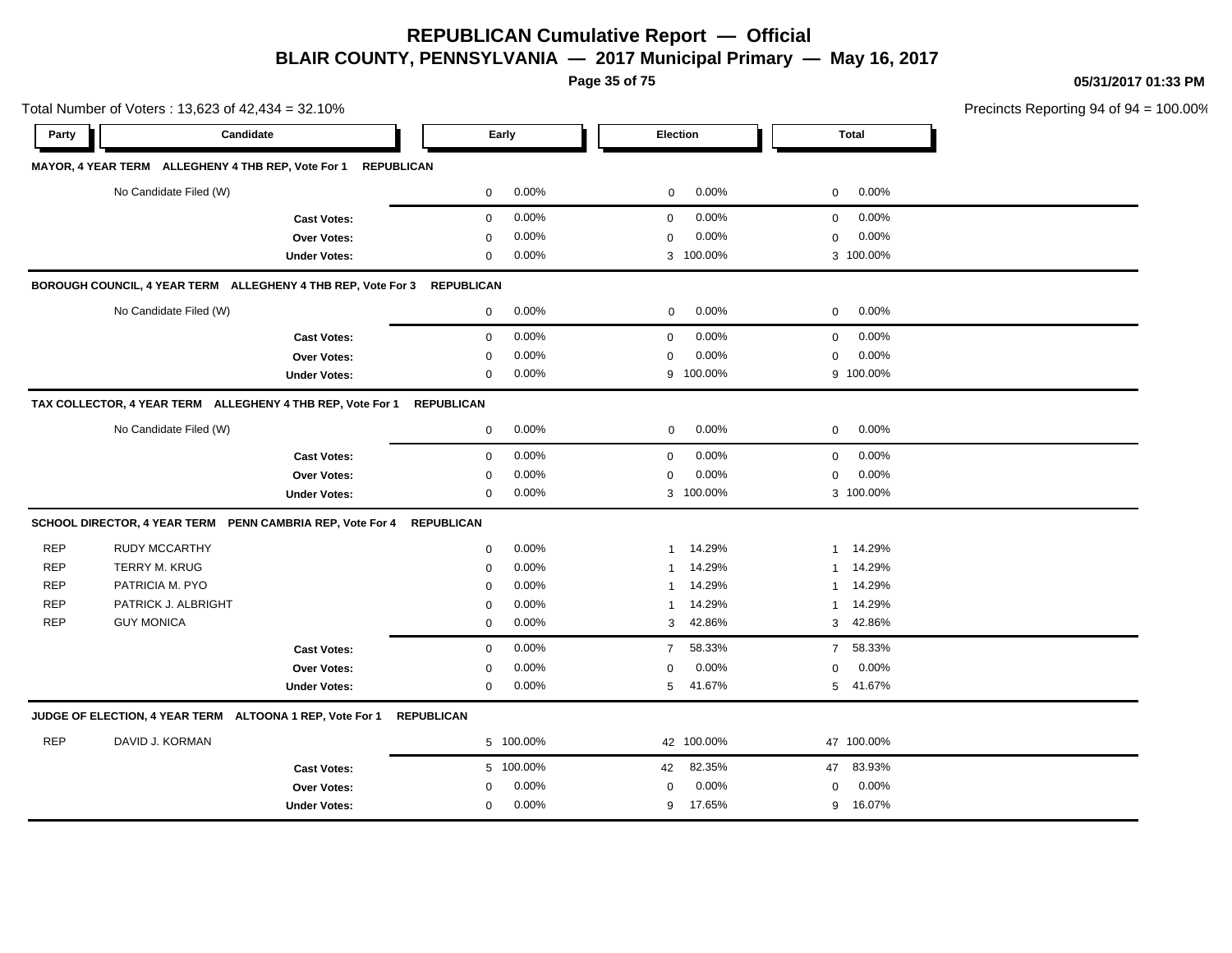# REPUBLICAN Cumulative Report — Official

## BLAIR COUNTY, PENNSYLVANIA — 2017 Municipal Primary — May 16, 2017

05/31/2017 01:33 PM

Total Number of Voters : 13,623 of 42,434 = 32.10%

Precincts Reporting 94 of 94 = 100.00%

| Party | Candidate | Early | | Election | | Total | |
|---|---|---|---|---|---|---|---|
| **MAYOR, 4 YEAR TERM ALLEGHENY 4 THB REP, Vote For 1 REPUBLICAN** | | | | | | | |
| | No Candidate Filed (W) | 0 | 0.00% | 0 | 0.00% | 0 | 0.00% |
| | **Cast Votes:** | 0 | 0.00% | 0 | 0.00% | 0 | 0.00% |
| | **Over Votes:** | 0 | 0.00% | 0 | 0.00% | 0 | 0.00% |
| | **Under Votes:** | 0 | 0.00% | 3 | 100.00% | 3 | 100.00% |
| **BOROUGH COUNCIL, 4 YEAR TERM ALLEGHENY 4 THB REP, Vote For 3 REPUBLICAN** | | | | | | | |
| | No Candidate Filed (W) | 0 | 0.00% | 0 | 0.00% | 0 | 0.00% |
| | **Cast Votes:** | 0 | 0.00% | 0 | 0.00% | 0 | 0.00% |
| | **Over Votes:** | 0 | 0.00% | 0 | 0.00% | 0 | 0.00% |
| | **Under Votes:** | 0 | 0.00% | 9 | 100.00% | 9 | 100.00% |
| **TAX COLLECTOR, 4 YEAR TERM ALLEGHENY 4 THB REP, Vote For 1 REPUBLICAN** | | | | | | | |
| | No Candidate Filed (W) | 0 | 0.00% | 0 | 0.00% | 0 | 0.00% |
| | **Cast Votes:** | 0 | 0.00% | 0 | 0.00% | 0 | 0.00% |
| | **Over Votes:** | 0 | 0.00% | 0 | 0.00% | 0 | 0.00% |
| | **Under Votes:** | 0 | 0.00% | 3 | 100.00% | 3 | 100.00% |
| **SCHOOL DIRECTOR, 4 YEAR TERM PENN CAMBRIA REP, Vote For 4 REPUBLICAN** | | | | | | | |
| REP | RUDY MCCARTHY | 0 | 0.00% | 1 | 14.29% | 1 | 14.29% |
| REP | TERRY M. KRUG | 0 | 0.00% | 1 | 14.29% | 1 | 14.29% |
| REP | PATRICIA M. PYO | 0 | 0.00% | 1 | 14.29% | 1 | 14.29% |
| REP | PATRICK J. ALBRIGHT | 0 | 0.00% | 1 | 14.29% | 1 | 14.29% |
| REP | GUY MONICA | 0 | 0.00% | 3 | 42.86% | 3 | 42.86% |
| | **Cast Votes:** | 0 | 0.00% | 7 | 58.33% | 7 | 58.33% |
| | **Over Votes:** | 0 | 0.00% | 0 | 0.00% | 0 | 0.00% |
| | **Under Votes:** | 0 | 0.00% | 5 | 41.67% | 5 | 41.67% |
| **JUDGE OF ELECTION, 4 YEAR TERM ALTOONA 1 REP, Vote For 1 REPUBLICAN** | | | | | | | |
| REP | DAVID J. KORMAN | 5 | 100.00% | 42 | 100.00% | 47 | 100.00% |
| | **Cast Votes:** | 5 | 100.00% | 42 | 82.35% | 47 | 83.93% |
| | **Over Votes:** | 0 | 0.00% | 0 | 0.00% | 0 | 0.00% |
| | **Under Votes:** | 0 | 0.00% | 9 | 17.65% | 9 | 16.07% |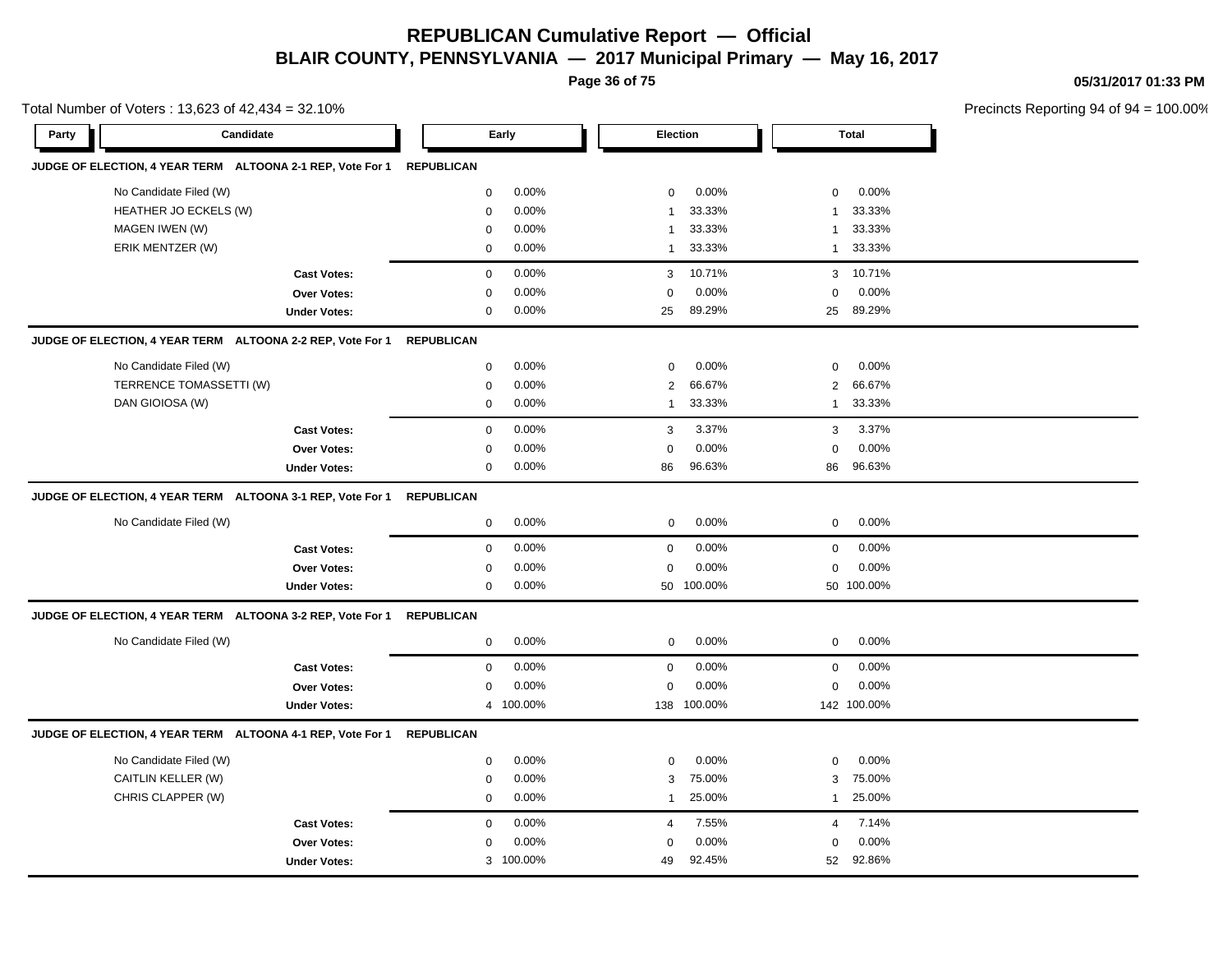# REPUBLICAN Cumulative Report — Official

## BLAIR COUNTY, PENNSYLVANIA — 2017 Municipal Primary — May 16, 2017

05/31/2017 01:33 PM

Total Number of Voters : 13,623 of 42,434 = 32.10%

Precincts Reporting 94 of 94 = 100.00%

| Party | Candidate | Early | | Election | | Total | |
|---|---|---|---|---|---|---|---|
| **JUDGE OF ELECTION, 4 YEAR TERM ALTOONA 2-1 REP, Vote For 1** | | **REPUBLICAN** | | | | | |
| | No Candidate Filed (W) | 0 | 0.00% | 0 | 0.00% | 0 | 0.00% |
| | HEATHER JO ECKELS (W) | 0 | 0.00% | 1 | 33.33% | 1 | 33.33% |
| | MAGEN IWEN (W) | 0 | 0.00% | 1 | 33.33% | 1 | 33.33% |
| | ERIK MENTZER (W) | 0 | 0.00% | 1 | 33.33% | 1 | 33.33% |
| | **Cast Votes:** | 0 | 0.00% | 3 | 10.71% | 3 | 10.71% |
| | **Over Votes:** | 0 | 0.00% | 0 | 0.00% | 0 | 0.00% |
| | **Under Votes:** | 0 | 0.00% | 25 | 89.29% | 25 | 89.29% |
| **JUDGE OF ELECTION, 4 YEAR TERM ALTOONA 2-2 REP, Vote For 1** | | **REPUBLICAN** | | | | | |
| | No Candidate Filed (W) | 0 | 0.00% | 0 | 0.00% | 0 | 0.00% |
| | TERRENCE TOMASSETTI (W) | 0 | 0.00% | 2 | 66.67% | 2 | 66.67% |
| | DAN GIOIOSA (W) | 0 | 0.00% | 1 | 33.33% | 1 | 33.33% |
| | **Cast Votes:** | 0 | 0.00% | 3 | 3.37% | 3 | 3.37% |
| | **Over Votes:** | 0 | 0.00% | 0 | 0.00% | 0 | 0.00% |
| | **Under Votes:** | 0 | 0.00% | 86 | 96.63% | 86 | 96.63% |
| **JUDGE OF ELECTION, 4 YEAR TERM ALTOONA 3-1 REP, Vote For 1** | | **REPUBLICAN** | | | | | |
| | No Candidate Filed (W) | 0 | 0.00% | 0 | 0.00% | 0 | 0.00% |
| | **Cast Votes:** | 0 | 0.00% | 0 | 0.00% | 0 | 0.00% |
| | **Over Votes:** | 0 | 0.00% | 0 | 0.00% | 0 | 0.00% |
| | **Under Votes:** | 0 | 0.00% | 50 | 100.00% | 50 | 100.00% |
| **JUDGE OF ELECTION, 4 YEAR TERM ALTOONA 3-2 REP, Vote For 1** | | **REPUBLICAN** | | | | | |
| | No Candidate Filed (W) | 0 | 0.00% | 0 | 0.00% | 0 | 0.00% |
| | **Cast Votes:** | 0 | 0.00% | 0 | 0.00% | 0 | 0.00% |
| | **Over Votes:** | 0 | 0.00% | 0 | 0.00% | 0 | 0.00% |
| | **Under Votes:** | 4 | 100.00% | 138 | 100.00% | 142 | 100.00% |
| **JUDGE OF ELECTION, 4 YEAR TERM ALTOONA 4-1 REP, Vote For 1** | | **REPUBLICAN** | | | | | |
| | No Candidate Filed (W) | 0 | 0.00% | 0 | 0.00% | 0 | 0.00% |
| | CAITLIN KELLER (W) | 0 | 0.00% | 3 | 75.00% | 3 | 75.00% |
| | CHRIS CLAPPER (W) | 0 | 0.00% | 1 | 25.00% | 1 | 25.00% |
| | **Cast Votes:** | 0 | 0.00% | 4 | 7.55% | 4 | 7.14% |
| | **Over Votes:** | 0 | 0.00% | 0 | 0.00% | 0 | 0.00% |
| | **Under Votes:** | 3 | 100.00% | 49 | 92.45% | 52 | 92.86% |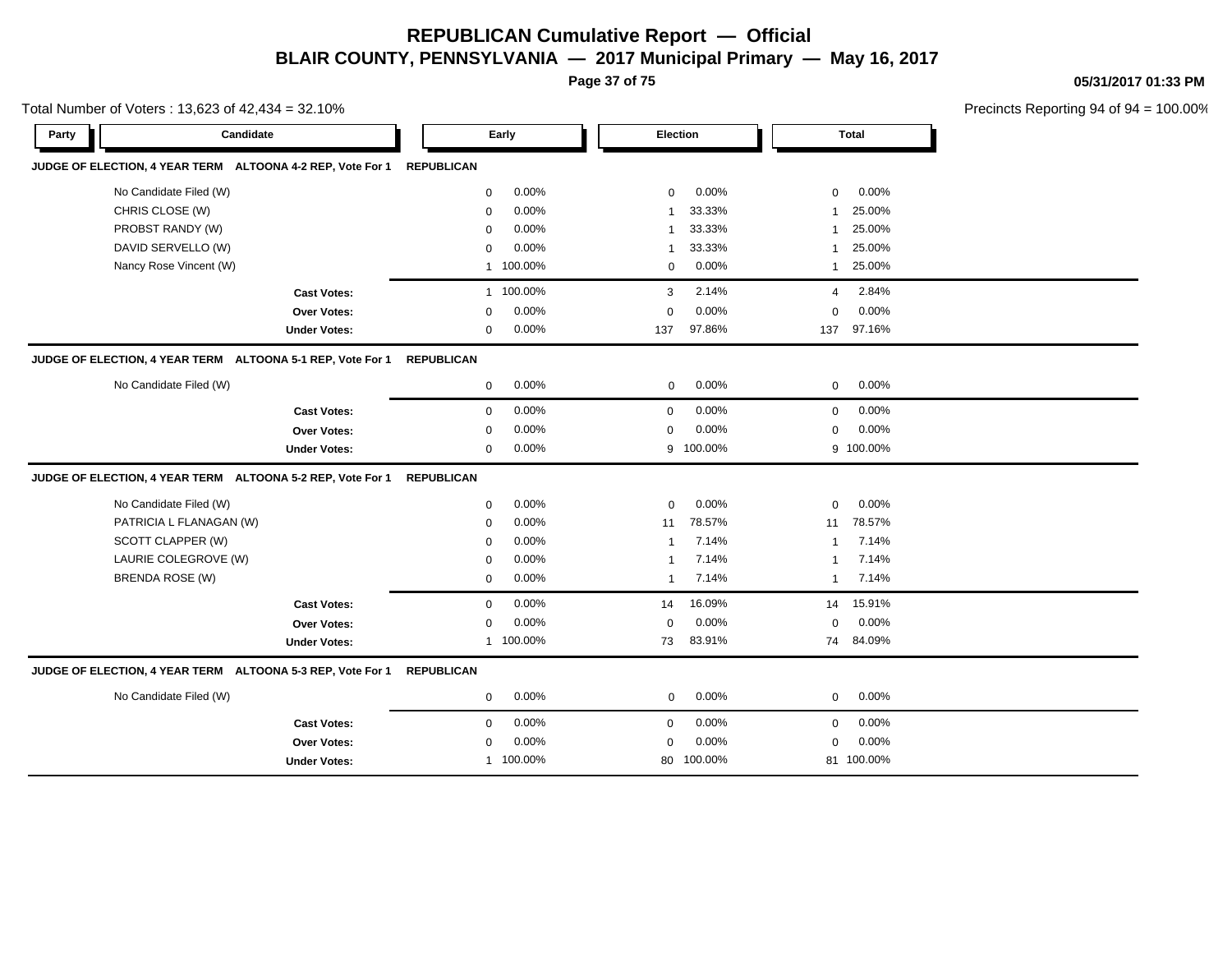# REPUBLICAN Cumulative Report — Official

## BLAIR COUNTY, PENNSYLVANIA — 2017 Municipal Primary — May 16, 2017

05/31/2017 01:33 PM

Total Number of Voters : 13,623 of 42,434 = 32.10%

Precincts Reporting 94 of 94 = 100.00%

| Party | Candidate | Early | | Election | | Total | |
|---|---|---|---|---|---|---|---|
| **JUDGE OF ELECTION, 4 YEAR TERM ALTOONA 4-2 REP, Vote For 1** | **REPUBLICAN** | | | | | | |
| | No Candidate Filed (W) | 0 | 0.00% | 0 | 0.00% | 0 | 0.00% |
| | CHRIS CLOSE (W) | 0 | 0.00% | 1 | 33.33% | 1 | 25.00% |
| | PROBST RANDY (W) | 0 | 0.00% | 1 | 33.33% | 1 | 25.00% |
| | DAVID SERVELLO (W) | 0 | 0.00% | 1 | 33.33% | 1 | 25.00% |
| | Nancy Rose Vincent (W) | 1 | 100.00% | 0 | 0.00% | 1 | 25.00% |
| | **Cast Votes:** | 1 | 100.00% | 3 | 2.14% | 4 | 2.84% |
| | **Over Votes:** | 0 | 0.00% | 0 | 0.00% | 0 | 0.00% |
| | **Under Votes:** | 0 | 0.00% | 137 | 97.86% | 137 | 97.16% |
| **JUDGE OF ELECTION, 4 YEAR TERM ALTOONA 5-1 REP, Vote For 1** | **REPUBLICAN** | | | | | | |
| | No Candidate Filed (W) | 0 | 0.00% | 0 | 0.00% | 0 | 0.00% |
| | **Cast Votes:** | 0 | 0.00% | 0 | 0.00% | 0 | 0.00% |
| | **Over Votes:** | 0 | 0.00% | 0 | 0.00% | 0 | 0.00% |
| | **Under Votes:** | 0 | 0.00% | 9 | 100.00% | 9 | 100.00% |
| **JUDGE OF ELECTION, 4 YEAR TERM ALTOONA 5-2 REP, Vote For 1** | **REPUBLICAN** | | | | | | |
| | No Candidate Filed (W) | 0 | 0.00% | 0 | 0.00% | 0 | 0.00% |
| | PATRICIA L FLANAGAN (W) | 0 | 0.00% | 11 | 78.57% | 11 | 78.57% |
| | SCOTT CLAPPER (W) | 0 | 0.00% | 1 | 7.14% | 1 | 7.14% |
| | LAURIE COLEGROVE (W) | 0 | 0.00% | 1 | 7.14% | 1 | 7.14% |
| | BRENDA ROSE (W) | 0 | 0.00% | 1 | 7.14% | 1 | 7.14% |
| | **Cast Votes:** | 0 | 0.00% | 14 | 16.09% | 14 | 15.91% |
| | **Over Votes:** | 0 | 0.00% | 0 | 0.00% | 0 | 0.00% |
| | **Under Votes:** | 1 | 100.00% | 73 | 83.91% | 74 | 84.09% |
| **JUDGE OF ELECTION, 4 YEAR TERM ALTOONA 5-3 REP, Vote For 1** | **REPUBLICAN** | | | | | | |
| | No Candidate Filed (W) | 0 | 0.00% | 0 | 0.00% | 0 | 0.00% |
| | **Cast Votes:** | 0 | 0.00% | 0 | 0.00% | 0 | 0.00% |
| | **Over Votes:** | 0 | 0.00% | 0 | 0.00% | 0 | 0.00% |
| | **Under Votes:** | 1 | 100.00% | 80 | 100.00% | 81 | 100.00% |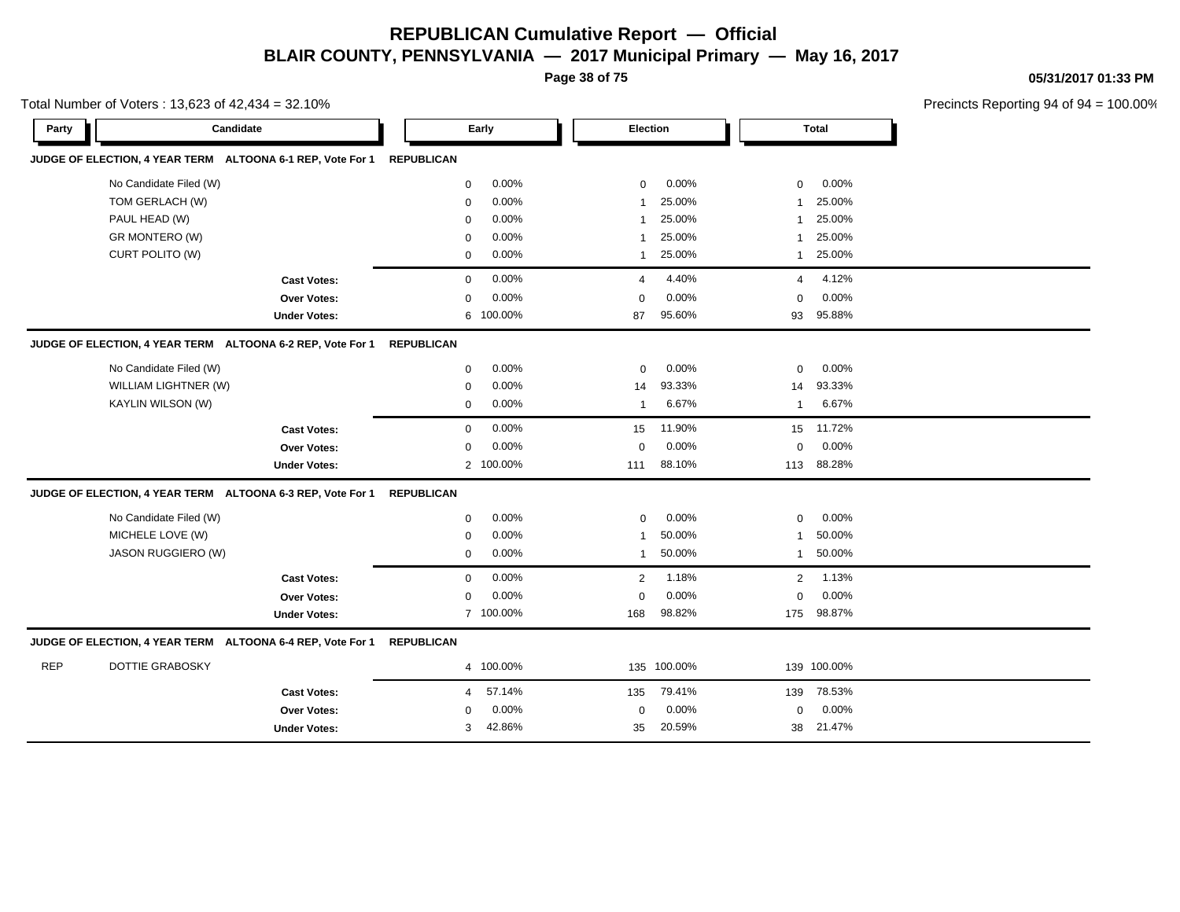# REPUBLICAN Cumulative Report — Official

## BLAIR COUNTY, PENNSYLVANIA — 2017 Municipal Primary — May 16, 2017

05/31/2017 01:33 PM

Total Number of Voters : 13,623 of 42,434 = 32.10%

Precincts Reporting 94 of 94 = 100.00%

| Party | Candidate | Early | | Election | | Total | |
|---|---|---|---|---|---|---|---|
| **JUDGE OF ELECTION, 4 YEAR TERM ALTOONA 6-1 REP, Vote For 1** | | **REPUBLICAN** | | | | | |
| | No Candidate Filed (W) | 0 | 0.00% | 0 | 0.00% | 0 | 0.00% |
| | TOM GERLACH (W) | 0 | 0.00% | 1 | 25.00% | 1 | 25.00% |
| | PAUL HEAD (W) | 0 | 0.00% | 1 | 25.00% | 1 | 25.00% |
| | GR MONTERO (W) | 0 | 0.00% | 1 | 25.00% | 1 | 25.00% |
| | CURT POLITO (W) | 0 | 0.00% | 1 | 25.00% | 1 | 25.00% |
| | **Cast Votes:** | 0 | 0.00% | 4 | 4.40% | 4 | 4.12% |
| | **Over Votes:** | 0 | 0.00% | 0 | 0.00% | 0 | 0.00% |
| | **Under Votes:** | 6 | 100.00% | 87 | 95.60% | 93 | 95.88% |
| **JUDGE OF ELECTION, 4 YEAR TERM ALTOONA 6-2 REP, Vote For 1** | | **REPUBLICAN** | | | | | |
| | No Candidate Filed (W) | 0 | 0.00% | 0 | 0.00% | 0 | 0.00% |
| | WILLIAM LIGHTNER (W) | 0 | 0.00% | 14 | 93.33% | 14 | 93.33% |
| | KAYLIN WILSON (W) | 0 | 0.00% | 1 | 6.67% | 1 | 6.67% |
| | **Cast Votes:** | 0 | 0.00% | 15 | 11.90% | 15 | 11.72% |
| | **Over Votes:** | 0 | 0.00% | 0 | 0.00% | 0 | 0.00% |
| | **Under Votes:** | 2 | 100.00% | 111 | 88.10% | 113 | 88.28% |
| **JUDGE OF ELECTION, 4 YEAR TERM ALTOONA 6-3 REP, Vote For 1** | | **REPUBLICAN** | | | | | |
| | No Candidate Filed (W) | 0 | 0.00% | 0 | 0.00% | 0 | 0.00% |
| | MICHELE LOVE (W) | 0 | 0.00% | 1 | 50.00% | 1 | 50.00% |
| | JASON RUGGIERO (W) | 0 | 0.00% | 1 | 50.00% | 1 | 50.00% |
| | **Cast Votes:** | 0 | 0.00% | 2 | 1.18% | 2 | 1.13% |
| | **Over Votes:** | 0 | 0.00% | 0 | 0.00% | 0 | 0.00% |
| | **Under Votes:** | 7 | 100.00% | 168 | 98.82% | 175 | 98.87% |
| **JUDGE OF ELECTION, 4 YEAR TERM ALTOONA 6-4 REP, Vote For 1** | | **REPUBLICAN** | | | | | |
| REP | DOTTIE GRABOSKY | 4 | 100.00% | 135 | 100.00% | 139 | 100.00% |
| | **Cast Votes:** | 4 | 57.14% | 135 | 79.41% | 139 | 78.53% |
| | **Over Votes:** | 0 | 0.00% | 0 | 0.00% | 0 | 0.00% |
| | **Under Votes:** | 3 | 42.86% | 35 | 20.59% | 38 | 21.47% |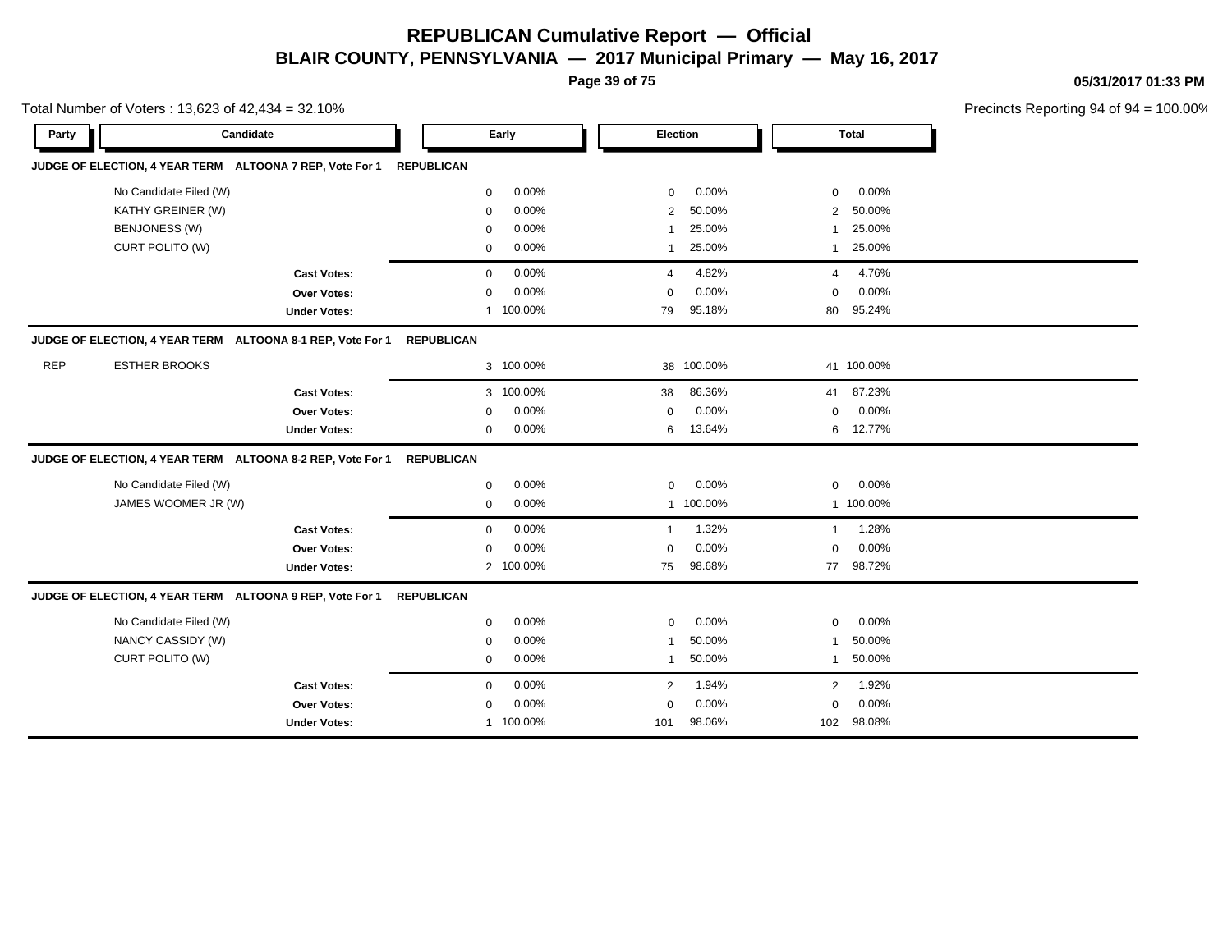# REPUBLICAN Cumulative Report — Official

## BLAIR COUNTY, PENNSYLVANIA — 2017 Municipal Primary — May 16, 2017

05/31/2017 01:33 PM

Total Number of Voters : 13,623 of 42,434 = 32.10%

Precincts Reporting 94 of 94 = 100.00%

### JUDGE OF ELECTION, 4 YEAR TERM ALTOONA 7 REP, Vote For 1 REPUBLICAN

| Party | Candidate | Early | | Election | | Total | |
|---|---|---|---|---|---|---|---|
| | No Candidate Filed (W) | 0 | 0.00% | 0 | 0.00% | 0 | 0.00% |
| | KATHY GREINER (W) | 0 | 0.00% | 2 | 50.00% | 2 | 50.00% |
| | BENJONESS (W) | 0 | 0.00% | 1 | 25.00% | 1 | 25.00% |
| | CURT POLITO (W) | 0 | 0.00% | 1 | 25.00% | 1 | 25.00% |
| | **Cast Votes:** | 0 | 0.00% | 4 | 4.82% | 4 | 4.76% |
| | **Over Votes:** | 0 | 0.00% | 0 | 0.00% | 0 | 0.00% |
| | **Under Votes:** | 1 | 100.00% | 79 | 95.18% | 80 | 95.24% |

### JUDGE OF ELECTION, 4 YEAR TERM ALTOONA 8-1 REP, Vote For 1 REPUBLICAN

| Party | Candidate | Early | | Election | | Total | |
|---|---|---|---|---|---|---|---|
| REP | ESTHER BROOKS | 3 | 100.00% | 38 | 100.00% | 41 | 100.00% |
| | **Cast Votes:** | 3 | 100.00% | 38 | 86.36% | 41 | 87.23% |
| | **Over Votes:** | 0 | 0.00% | 0 | 0.00% | 0 | 0.00% |
| | **Under Votes:** | 0 | 0.00% | 6 | 13.64% | 6 | 12.77% |

### JUDGE OF ELECTION, 4 YEAR TERM ALTOONA 8-2 REP, Vote For 1 REPUBLICAN

| Party | Candidate | Early | | Election | | Total | |
|---|---|---|---|---|---|---|---|
| | No Candidate Filed (W) | 0 | 0.00% | 0 | 0.00% | 0 | 0.00% |
| | JAMES WOOMER JR (W) | 0 | 0.00% | 1 | 100.00% | 1 | 100.00% |
| | **Cast Votes:** | 0 | 0.00% | 1 | 1.32% | 1 | 1.28% |
| | **Over Votes:** | 0 | 0.00% | 0 | 0.00% | 0 | 0.00% |
| | **Under Votes:** | 2 | 100.00% | 75 | 98.68% | 77 | 98.72% |

### JUDGE OF ELECTION, 4 YEAR TERM ALTOONA 9 REP, Vote For 1 REPUBLICAN

| Party | Candidate | Early | | Election | | Total | |
|---|---|---|---|---|---|---|---|
| | No Candidate Filed (W) | 0 | 0.00% | 0 | 0.00% | 0 | 0.00% |
| | NANCY CASSIDY (W) | 0 | 0.00% | 1 | 50.00% | 1 | 50.00% |
| | CURT POLITO (W) | 0 | 0.00% | 1 | 50.00% | 1 | 50.00% |
| | **Cast Votes:** | 0 | 0.00% | 2 | 1.94% | 2 | 1.92% |
| | **Over Votes:** | 0 | 0.00% | 0 | 0.00% | 0 | 0.00% |
| | **Under Votes:** | 1 | 100.00% | 101 | 98.06% | 102 | 98.08% |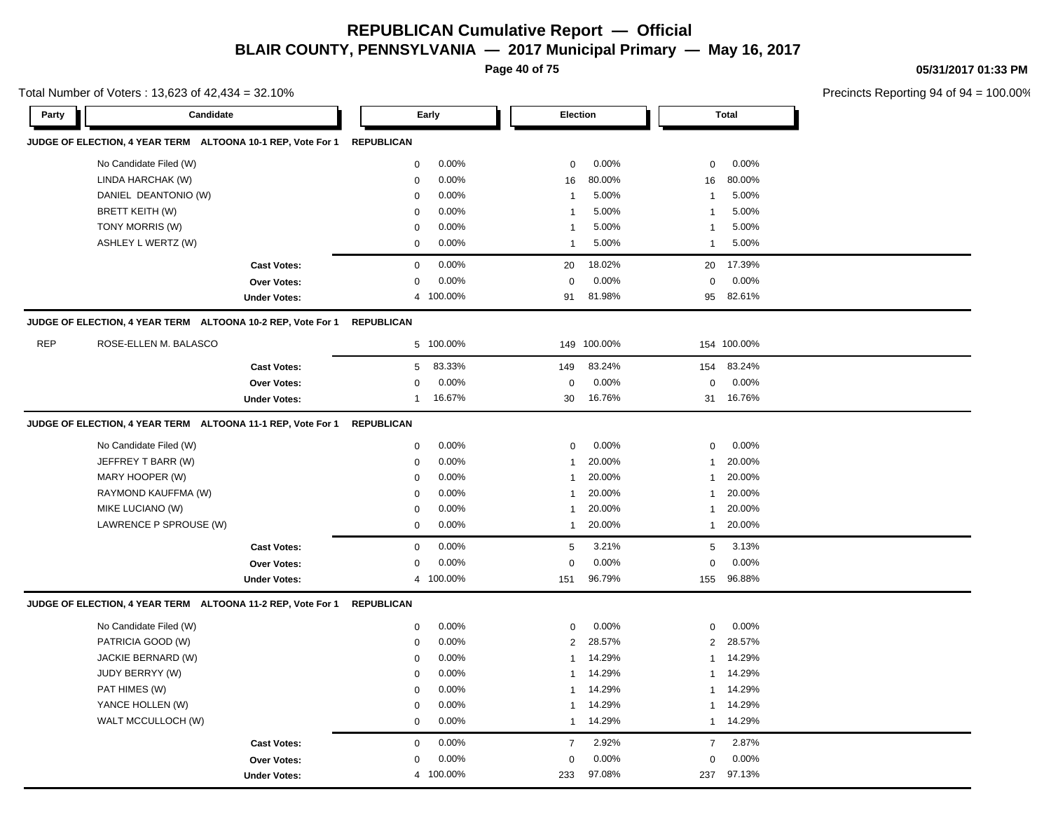# REPUBLICAN Cumulative Report — Official

## BLAIR COUNTY, PENNSYLVANIA — 2017 Municipal Primary — May 16, 2017

05/31/2017 01:33 PM

Total Number of Voters : 13,623 of 42,434 = 32.10%

Precincts Reporting 94 of 94 = 100.00%

| Party | Candidate | Early | | Election | | Total | |
|---|---|---|---|---|---|---|---|
| **JUDGE OF ELECTION, 4 YEAR TERM ALTOONA 10-1 REP, Vote For 1** | | **REPUBLICAN** | | | | | |
| | No Candidate Filed (W) | 0 | 0.00% | 0 | 0.00% | 0 | 0.00% |
| | LINDA HARCHAK (W) | 0 | 0.00% | 16 | 80.00% | 16 | 80.00% |
| | DANIEL DEANTONIO (W) | 0 | 0.00% | 1 | 5.00% | 1 | 5.00% |
| | BRETT KEITH (W) | 0 | 0.00% | 1 | 5.00% | 1 | 5.00% |
| | TONY MORRIS (W) | 0 | 0.00% | 1 | 5.00% | 1 | 5.00% |
| | ASHLEY L WERTZ (W) | 0 | 0.00% | 1 | 5.00% | 1 | 5.00% |
| | **Cast Votes:** | 0 | 0.00% | 20 | 18.02% | 20 | 17.39% |
| | **Over Votes:** | 0 | 0.00% | 0 | 0.00% | 0 | 0.00% |
| | **Under Votes:** | 4 | 100.00% | 91 | 81.98% | 95 | 82.61% |
| **JUDGE OF ELECTION, 4 YEAR TERM ALTOONA 10-2 REP, Vote For 1** | | **REPUBLICAN** | | | | | |
| REP | ROSE-ELLEN M. BALASCO | 5 | 100.00% | 149 | 100.00% | 154 | 100.00% |
| | **Cast Votes:** | 5 | 83.33% | 149 | 83.24% | 154 | 83.24% |
| | **Over Votes:** | 0 | 0.00% | 0 | 0.00% | 0 | 0.00% |
| | **Under Votes:** | 1 | 16.67% | 30 | 16.76% | 31 | 16.76% |
| **JUDGE OF ELECTION, 4 YEAR TERM ALTOONA 11-1 REP, Vote For 1** | | **REPUBLICAN** | | | | | |
| | No Candidate Filed (W) | 0 | 0.00% | 0 | 0.00% | 0 | 0.00% |
| | JEFFREY T BARR (W) | 0 | 0.00% | 1 | 20.00% | 1 | 20.00% |
| | MARY HOOPER (W) | 0 | 0.00% | 1 | 20.00% | 1 | 20.00% |
| | RAYMOND KAUFFMA (W) | 0 | 0.00% | 1 | 20.00% | 1 | 20.00% |
| | MIKE LUCIANO (W) | 0 | 0.00% | 1 | 20.00% | 1 | 20.00% |
| | LAWRENCE P SPROUSE (W) | 0 | 0.00% | 1 | 20.00% | 1 | 20.00% |
| | **Cast Votes:** | 0 | 0.00% | 5 | 3.21% | 5 | 3.13% |
| | **Over Votes:** | 0 | 0.00% | 0 | 0.00% | 0 | 0.00% |
| | **Under Votes:** | 4 | 100.00% | 151 | 96.79% | 155 | 96.88% |
| **JUDGE OF ELECTION, 4 YEAR TERM ALTOONA 11-2 REP, Vote For 1** | | **REPUBLICAN** | | | | | |
| | No Candidate Filed (W) | 0 | 0.00% | 0 | 0.00% | 0 | 0.00% |
| | PATRICIA GOOD (W) | 0 | 0.00% | 2 | 28.57% | 2 | 28.57% |
| | JACKIE BERNARD (W) | 0 | 0.00% | 1 | 14.29% | 1 | 14.29% |
| | JUDY BERRYY (W) | 0 | 0.00% | 1 | 14.29% | 1 | 14.29% |
| | PAT HIMES (W) | 0 | 0.00% | 1 | 14.29% | 1 | 14.29% |
| | YANCE HOLLEN (W) | 0 | 0.00% | 1 | 14.29% | 1 | 14.29% |
| | WALT MCCULLOCH (W) | 0 | 0.00% | 1 | 14.29% | 1 | 14.29% |
| | **Cast Votes:** | 0 | 0.00% | 7 | 2.92% | 7 | 2.87% |
| | **Over Votes:** | 0 | 0.00% | 0 | 0.00% | 0 | 0.00% |
| | **Under Votes:** | 4 | 100.00% | 233 | 97.08% | 237 | 97.13% |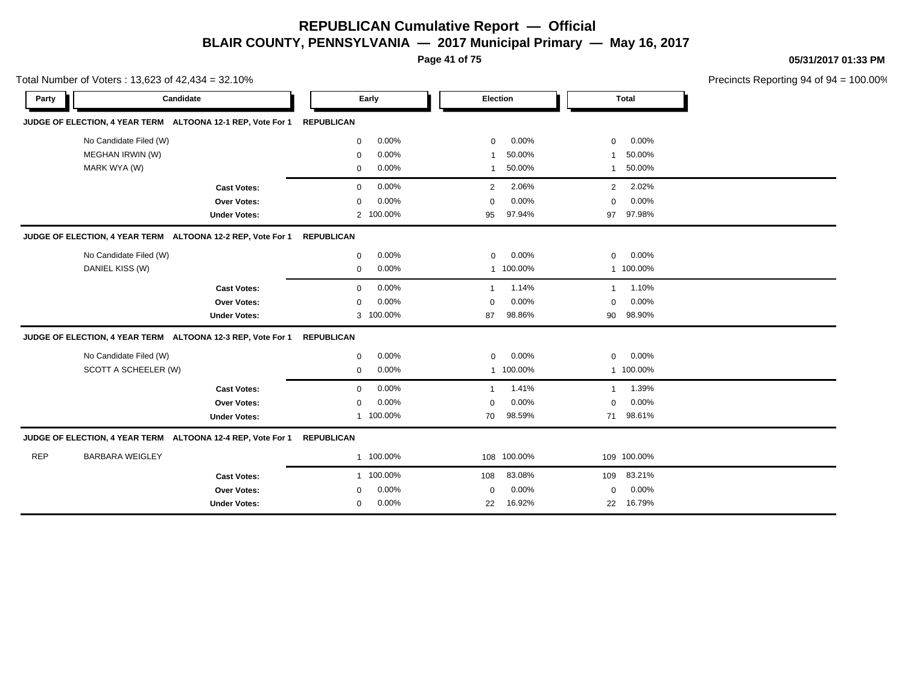# REPUBLICAN Cumulative Report — Official

## BLAIR COUNTY, PENNSYLVANIA — 2017 Municipal Primary — May 16, 2017

05/31/2017 01:33 PM

Total Number of Voters : 13,623 of 42,434 = 32.10%

Precincts Reporting 94 of 94 = 100.00%

| Party | Candidate | Early | | Election | | Total | |
|---|---|---|---|---|---|---|---|
| **JUDGE OF ELECTION, 4 YEAR TERM ALTOONA 12-1 REP, Vote For 1** | | **REPUBLICAN** | | | | | |
| | No Candidate Filed (W) | 0 | 0.00% | 0 | 0.00% | 0 | 0.00% |
| | MEGHAN IRWIN (W) | 0 | 0.00% | 1 | 50.00% | 1 | 50.00% |
| | MARK WYA (W) | 0 | 0.00% | 1 | 50.00% | 1 | 50.00% |
| | **Cast Votes:** | 0 | 0.00% | 2 | 2.06% | 2 | 2.02% |
| | **Over Votes:** | 0 | 0.00% | 0 | 0.00% | 0 | 0.00% |
| | **Under Votes:** | 2 | 100.00% | 95 | 97.94% | 97 | 97.98% |
| **JUDGE OF ELECTION, 4 YEAR TERM ALTOONA 12-2 REP, Vote For 1** | | **REPUBLICAN** | | | | | |
| | No Candidate Filed (W) | 0 | 0.00% | 0 | 0.00% | 0 | 0.00% |
| | DANIEL KISS (W) | 0 | 0.00% | 1 | 100.00% | 1 | 100.00% |
| | **Cast Votes:** | 0 | 0.00% | 1 | 1.14% | 1 | 1.10% |
| | **Over Votes:** | 0 | 0.00% | 0 | 0.00% | 0 | 0.00% |
| | **Under Votes:** | 3 | 100.00% | 87 | 98.86% | 90 | 98.90% |
| **JUDGE OF ELECTION, 4 YEAR TERM ALTOONA 12-3 REP, Vote For 1** | | **REPUBLICAN** | | | | | |
| | No Candidate Filed (W) | 0 | 0.00% | 0 | 0.00% | 0 | 0.00% |
| | SCOTT A SCHEELER (W) | 0 | 0.00% | 1 | 100.00% | 1 | 100.00% |
| | **Cast Votes:** | 0 | 0.00% | 1 | 1.41% | 1 | 1.39% |
| | **Over Votes:** | 0 | 0.00% | 0 | 0.00% | 0 | 0.00% |
| | **Under Votes:** | 1 | 100.00% | 70 | 98.59% | 71 | 98.61% |
| **JUDGE OF ELECTION, 4 YEAR TERM ALTOONA 12-4 REP, Vote For 1** | | **REPUBLICAN** | | | | | |
| REP | BARBARA WEIGLEY | 1 | 100.00% | 108 | 100.00% | 109 | 100.00% |
| | **Cast Votes:** | 1 | 100.00% | 108 | 83.08% | 109 | 83.21% |
| | **Over Votes:** | 0 | 0.00% | 0 | 0.00% | 0 | 0.00% |
| | **Under Votes:** | 0 | 0.00% | 22 | 16.92% | 22 | 16.79% |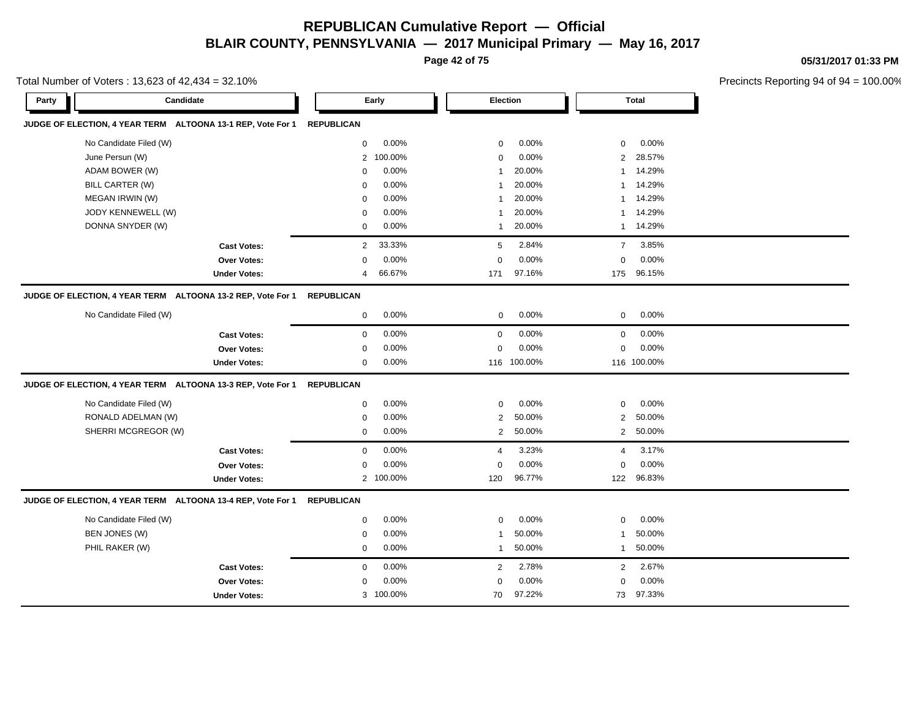# REPUBLICAN Cumulative Report — Official

## BLAIR COUNTY, PENNSYLVANIA — 2017 Municipal Primary — May 16, 2017

05/31/2017 01:33 PM

Total Number of Voters : 13,623 of 42,434 = 32.10%

Precincts Reporting 94 of 94 = 100.00%

| Party | Candidate | Early | | Election | | Total | |
|---|---|---|---|---|---|---|---|
| **JUDGE OF ELECTION, 4 YEAR TERM ALTOONA 13-1 REP, Vote For 1** | | **REPUBLICAN** | | | | | |
| | No Candidate Filed (W) | 0 | 0.00% | 0 | 0.00% | 0 | 0.00% |
| | June Persun (W) | 2 | 100.00% | 0 | 0.00% | 2 | 28.57% |
| | ADAM BOWER (W) | 0 | 0.00% | 1 | 20.00% | 1 | 14.29% |
| | BILL CARTER (W) | 0 | 0.00% | 1 | 20.00% | 1 | 14.29% |
| | MEGAN IRWIN (W) | 0 | 0.00% | 1 | 20.00% | 1 | 14.29% |
| | JODY KENNEWELL (W) | 0 | 0.00% | 1 | 20.00% | 1 | 14.29% |
| | DONNA SNYDER (W) | 0 | 0.00% | 1 | 20.00% | 1 | 14.29% |
| | **Cast Votes:** | 2 | 33.33% | 5 | 2.84% | 7 | 3.85% |
| | **Over Votes:** | 0 | 0.00% | 0 | 0.00% | 0 | 0.00% |
| | **Under Votes:** | 4 | 66.67% | 171 | 97.16% | 175 | 96.15% |
| **JUDGE OF ELECTION, 4 YEAR TERM ALTOONA 13-2 REP, Vote For 1** | | **REPUBLICAN** | | | | | |
| | No Candidate Filed (W) | 0 | 0.00% | 0 | 0.00% | 0 | 0.00% |
| | **Cast Votes:** | 0 | 0.00% | 0 | 0.00% | 0 | 0.00% |
| | **Over Votes:** | 0 | 0.00% | 0 | 0.00% | 0 | 0.00% |
| | **Under Votes:** | 0 | 0.00% | 116 | 100.00% | 116 | 100.00% |
| **JUDGE OF ELECTION, 4 YEAR TERM ALTOONA 13-3 REP, Vote For 1** | | **REPUBLICAN** | | | | | |
| | No Candidate Filed (W) | 0 | 0.00% | 0 | 0.00% | 0 | 0.00% |
| | RONALD ADELMAN (W) | 0 | 0.00% | 2 | 50.00% | 2 | 50.00% |
| | SHERRI MCGREGOR (W) | 0 | 0.00% | 2 | 50.00% | 2 | 50.00% |
| | **Cast Votes:** | 0 | 0.00% | 4 | 3.23% | 4 | 3.17% |
| | **Over Votes:** | 0 | 0.00% | 0 | 0.00% | 0 | 0.00% |
| | **Under Votes:** | 2 | 100.00% | 120 | 96.77% | 122 | 96.83% |
| **JUDGE OF ELECTION, 4 YEAR TERM ALTOONA 13-4 REP, Vote For 1** | | **REPUBLICAN** | | | | | |
| | No Candidate Filed (W) | 0 | 0.00% | 0 | 0.00% | 0 | 0.00% |
| | BEN JONES (W) | 0 | 0.00% | 1 | 50.00% | 1 | 50.00% |
| | PHIL RAKER (W) | 0 | 0.00% | 1 | 50.00% | 1 | 50.00% |
| | **Cast Votes:** | 0 | 0.00% | 2 | 2.78% | 2 | 2.67% |
| | **Over Votes:** | 0 | 0.00% | 0 | 0.00% | 0 | 0.00% |
| | **Under Votes:** | 3 | 100.00% | 70 | 97.22% | 73 | 97.33% |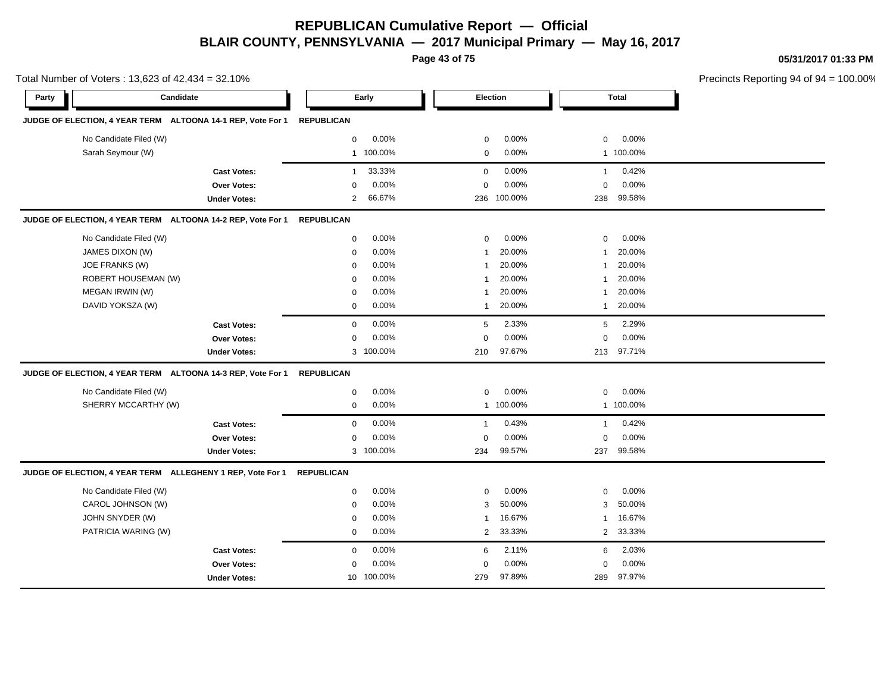# REPUBLICAN Cumulative Report — Official

## BLAIR COUNTY, PENNSYLVANIA — 2017 Municipal Primary — May 16, 2017

05/31/2017 01:33 PM

Total Number of Voters : 13,623 of 42,434 = 32.10%

Precincts Reporting 94 of 94 = 100.00%

| Party | Candidate | Early | | Election | | Total | |
|---|---|---|---|---|---|---|---|
| **JUDGE OF ELECTION, 4 YEAR TERM ALTOONA 14-1 REP, Vote For 1** | | **REPUBLICAN** | | | | | |
| | No Candidate Filed (W) | 0 | 0.00% | 0 | 0.00% | 0 | 0.00% |
| | Sarah Seymour (W) | 1 | 100.00% | 0 | 0.00% | 1 | 100.00% |
| | **Cast Votes:** | 1 | 33.33% | 0 | 0.00% | 1 | 0.42% |
| | **Over Votes:** | 0 | 0.00% | 0 | 0.00% | 0 | 0.00% |
| | **Under Votes:** | 2 | 66.67% | 236 | 100.00% | 238 | 99.58% |
| **JUDGE OF ELECTION, 4 YEAR TERM ALTOONA 14-2 REP, Vote For 1** | | **REPUBLICAN** | | | | | |
| | No Candidate Filed (W) | 0 | 0.00% | 0 | 0.00% | 0 | 0.00% |
| | JAMES DIXON (W) | 0 | 0.00% | 1 | 20.00% | 1 | 20.00% |
| | JOE FRANKS (W) | 0 | 0.00% | 1 | 20.00% | 1 | 20.00% |
| | ROBERT HOUSEMAN (W) | 0 | 0.00% | 1 | 20.00% | 1 | 20.00% |
| | MEGAN IRWIN (W) | 0 | 0.00% | 1 | 20.00% | 1 | 20.00% |
| | DAVID YOKSZA (W) | 0 | 0.00% | 1 | 20.00% | 1 | 20.00% |
| | **Cast Votes:** | 0 | 0.00% | 5 | 2.33% | 5 | 2.29% |
| | **Over Votes:** | 0 | 0.00% | 0 | 0.00% | 0 | 0.00% |
| | **Under Votes:** | 3 | 100.00% | 210 | 97.67% | 213 | 97.71% |
| **JUDGE OF ELECTION, 4 YEAR TERM ALTOONA 14-3 REP, Vote For 1** | | **REPUBLICAN** | | | | | |
| | No Candidate Filed (W) | 0 | 0.00% | 0 | 0.00% | 0 | 0.00% |
| | SHERRY MCCARTHY (W) | 0 | 0.00% | 1 | 100.00% | 1 | 100.00% |
| | **Cast Votes:** | 0 | 0.00% | 1 | 0.43% | 1 | 0.42% |
| | **Over Votes:** | 0 | 0.00% | 0 | 0.00% | 0 | 0.00% |
| | **Under Votes:** | 3 | 100.00% | 234 | 99.57% | 237 | 99.58% |
| **JUDGE OF ELECTION, 4 YEAR TERM ALLEGHENY 1 REP, Vote For 1** | | **REPUBLICAN** | | | | | |
| | No Candidate Filed (W) | 0 | 0.00% | 0 | 0.00% | 0 | 0.00% |
| | CAROL JOHNSON (W) | 0 | 0.00% | 3 | 50.00% | 3 | 50.00% |
| | JOHN SNYDER (W) | 0 | 0.00% | 1 | 16.67% | 1 | 16.67% |
| | PATRICIA WARING (W) | 0 | 0.00% | 2 | 33.33% | 2 | 33.33% |
| | **Cast Votes:** | 0 | 0.00% | 6 | 2.11% | 6 | 2.03% |
| | **Over Votes:** | 0 | 0.00% | 0 | 0.00% | 0 | 0.00% |
| | **Under Votes:** | 10 | 100.00% | 279 | 97.89% | 289 | 97.97% |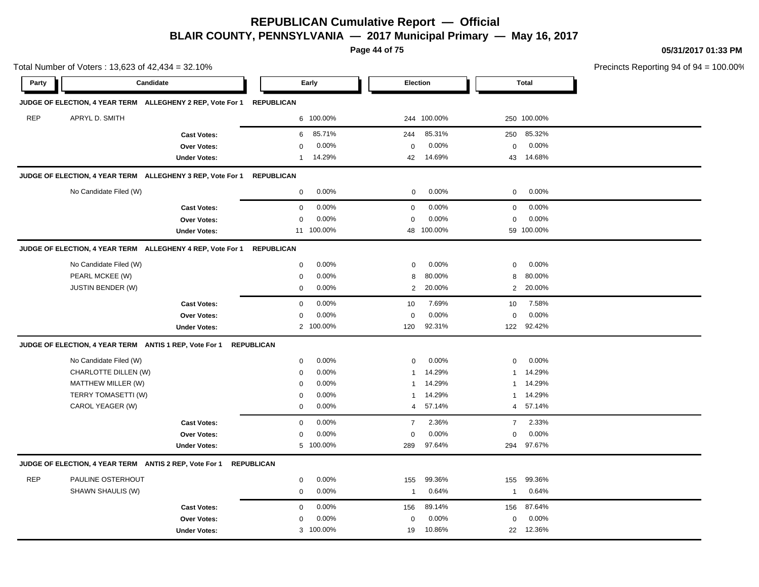# REPUBLICAN Cumulative Report — Official

## BLAIR COUNTY, PENNSYLVANIA — 2017 Municipal Primary — May 16, 2017

05/31/2017 01:33 PM

Total Number of Voters : 13,623 of 42,434 = 32.10%

Precincts Reporting 94 of 94 = 100.00%

| Party | Candidate | Early | | Election | | Total | |
|---|---|---|---|---|---|---|---|
| **JUDGE OF ELECTION, 4 YEAR TERM ALLEGHENY 2 REP, Vote For 1 REPUBLICAN** | | | | | | | |
| REP | APRYL D. SMITH | 6 | 100.00% | 244 | 100.00% | 250 | 100.00% |
| | **Cast Votes:** | 6 | 85.71% | 244 | 85.31% | 250 | 85.32% |
| | **Over Votes:** | 0 | 0.00% | 0 | 0.00% | 0 | 0.00% |
| | **Under Votes:** | 1 | 14.29% | 42 | 14.69% | 43 | 14.68% |
| **JUDGE OF ELECTION, 4 YEAR TERM ALLEGHENY 3 REP, Vote For 1 REPUBLICAN** | | | | | | | |
| | No Candidate Filed (W) | 0 | 0.00% | 0 | 0.00% | 0 | 0.00% |
| | **Cast Votes:** | 0 | 0.00% | 0 | 0.00% | 0 | 0.00% |
| | **Over Votes:** | 0 | 0.00% | 0 | 0.00% | 0 | 0.00% |
| | **Under Votes:** | 11 | 100.00% | 48 | 100.00% | 59 | 100.00% |
| **JUDGE OF ELECTION, 4 YEAR TERM ALLEGHENY 4 REP, Vote For 1 REPUBLICAN** | | | | | | | |
| | No Candidate Filed (W) | 0 | 0.00% | 0 | 0.00% | 0 | 0.00% |
| | PEARL MCKEE (W) | 0 | 0.00% | 8 | 80.00% | 8 | 80.00% |
| | JUSTIN BENDER (W) | 0 | 0.00% | 2 | 20.00% | 2 | 20.00% |
| | **Cast Votes:** | 0 | 0.00% | 10 | 7.69% | 10 | 7.58% |
| | **Over Votes:** | 0 | 0.00% | 0 | 0.00% | 0 | 0.00% |
| | **Under Votes:** | 2 | 100.00% | 120 | 92.31% | 122 | 92.42% |
| **JUDGE OF ELECTION, 4 YEAR TERM ANTIS 1 REP, Vote For 1 REPUBLICAN** | | | | | | | |
| | No Candidate Filed (W) | 0 | 0.00% | 0 | 0.00% | 0 | 0.00% |
| | CHARLOTTE DILLEN (W) | 0 | 0.00% | 1 | 14.29% | 1 | 14.29% |
| | MATTHEW MILLER (W) | 0 | 0.00% | 1 | 14.29% | 1 | 14.29% |
| | TERRY TOMASETTI (W) | 0 | 0.00% | 1 | 14.29% | 1 | 14.29% |
| | CAROL YEAGER (W) | 0 | 0.00% | 4 | 57.14% | 4 | 57.14% |
| | **Cast Votes:** | 0 | 0.00% | 7 | 2.36% | 7 | 2.33% |
| | **Over Votes:** | 0 | 0.00% | 0 | 0.00% | 0 | 0.00% |
| | **Under Votes:** | 5 | 100.00% | 289 | 97.64% | 294 | 97.67% |
| **JUDGE OF ELECTION, 4 YEAR TERM ANTIS 2 REP, Vote For 1 REPUBLICAN** | | | | | | | |
| REP | PAULINE OSTERHOUT | 0 | 0.00% | 155 | 99.36% | 155 | 99.36% |
| | SHAWN SHAULIS (W) | 0 | 0.00% | 1 | 0.64% | 1 | 0.64% |
| | **Cast Votes:** | 0 | 0.00% | 156 | 89.14% | 156 | 87.64% |
| | **Over Votes:** | 0 | 0.00% | 0 | 0.00% | 0 | 0.00% |
| | **Under Votes:** | 3 | 100.00% | 19 | 10.86% | 22 | 12.36% |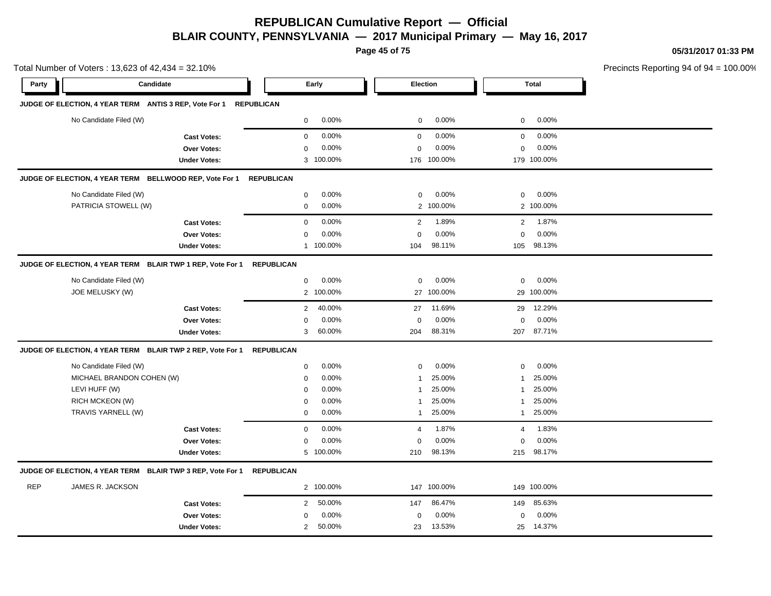# REPUBLICAN Cumulative Report — Official

## BLAIR COUNTY, PENNSYLVANIA — 2017 Municipal Primary — May 16, 2017

05/31/2017 01:33 PM

Total Number of Voters : 13,623 of 42,434 = 32.10%

Precincts Reporting 94 of 94 = 100.00%

| Party | Candidate | Early | | Election | | Total | |
|---|---|---|---|---|---|---|---|
| **JUDGE OF ELECTION, 4 YEAR TERM ANTIS 3 REP, Vote For 1 REPUBLICAN** | | | | | | | |
| | No Candidate Filed (W) | 0 | 0.00% | 0 | 0.00% | 0 | 0.00% |
| | **Cast Votes:** | 0 | 0.00% | 0 | 0.00% | 0 | 0.00% |
| | **Over Votes:** | 0 | 0.00% | 0 | 0.00% | 0 | 0.00% |
| | **Under Votes:** | 3 | 100.00% | 176 | 100.00% | 179 | 100.00% |
| **JUDGE OF ELECTION, 4 YEAR TERM BELLWOOD REP, Vote For 1 REPUBLICAN** | | | | | | | |
| | No Candidate Filed (W) | 0 | 0.00% | 0 | 0.00% | 0 | 0.00% |
| | PATRICIA STOWELL (W) | 0 | 0.00% | 2 | 100.00% | 2 | 100.00% |
| | **Cast Votes:** | 0 | 0.00% | 2 | 1.89% | 2 | 1.87% |
| | **Over Votes:** | 0 | 0.00% | 0 | 0.00% | 0 | 0.00% |
| | **Under Votes:** | 1 | 100.00% | 104 | 98.11% | 105 | 98.13% |
| **JUDGE OF ELECTION, 4 YEAR TERM BLAIR TWP 1 REP, Vote For 1 REPUBLICAN** | | | | | | | |
| | No Candidate Filed (W) | 0 | 0.00% | 0 | 0.00% | 0 | 0.00% |
| | JOE MELUSKY (W) | 2 | 100.00% | 27 | 100.00% | 29 | 100.00% |
| | **Cast Votes:** | 2 | 40.00% | 27 | 11.69% | 29 | 12.29% |
| | **Over Votes:** | 0 | 0.00% | 0 | 0.00% | 0 | 0.00% |
| | **Under Votes:** | 3 | 60.00% | 204 | 88.31% | 207 | 87.71% |
| **JUDGE OF ELECTION, 4 YEAR TERM BLAIR TWP 2 REP, Vote For 1 REPUBLICAN** | | | | | | | |
| | No Candidate Filed (W) | 0 | 0.00% | 0 | 0.00% | 0 | 0.00% |
| | MICHAEL BRANDON COHEN (W) | 0 | 0.00% | 1 | 25.00% | 1 | 25.00% |
| | LEVI HUFF (W) | 0 | 0.00% | 1 | 25.00% | 1 | 25.00% |
| | RICH MCKEON (W) | 0 | 0.00% | 1 | 25.00% | 1 | 25.00% |
| | TRAVIS YARNELL (W) | 0 | 0.00% | 1 | 25.00% | 1 | 25.00% |
| | **Cast Votes:** | 0 | 0.00% | 4 | 1.87% | 4 | 1.83% |
| | **Over Votes:** | 0 | 0.00% | 0 | 0.00% | 0 | 0.00% |
| | **Under Votes:** | 5 | 100.00% | 210 | 98.13% | 215 | 98.17% |
| **JUDGE OF ELECTION, 4 YEAR TERM BLAIR TWP 3 REP, Vote For 1 REPUBLICAN** | | | | | | | |
| REP | JAMES R. JACKSON | 2 | 100.00% | 147 | 100.00% | 149 | 100.00% |
| | **Cast Votes:** | 2 | 50.00% | 147 | 86.47% | 149 | 85.63% |
| | **Over Votes:** | 0 | 0.00% | 0 | 0.00% | 0 | 0.00% |
| | **Under Votes:** | 2 | 50.00% | 23 | 13.53% | 25 | 14.37% |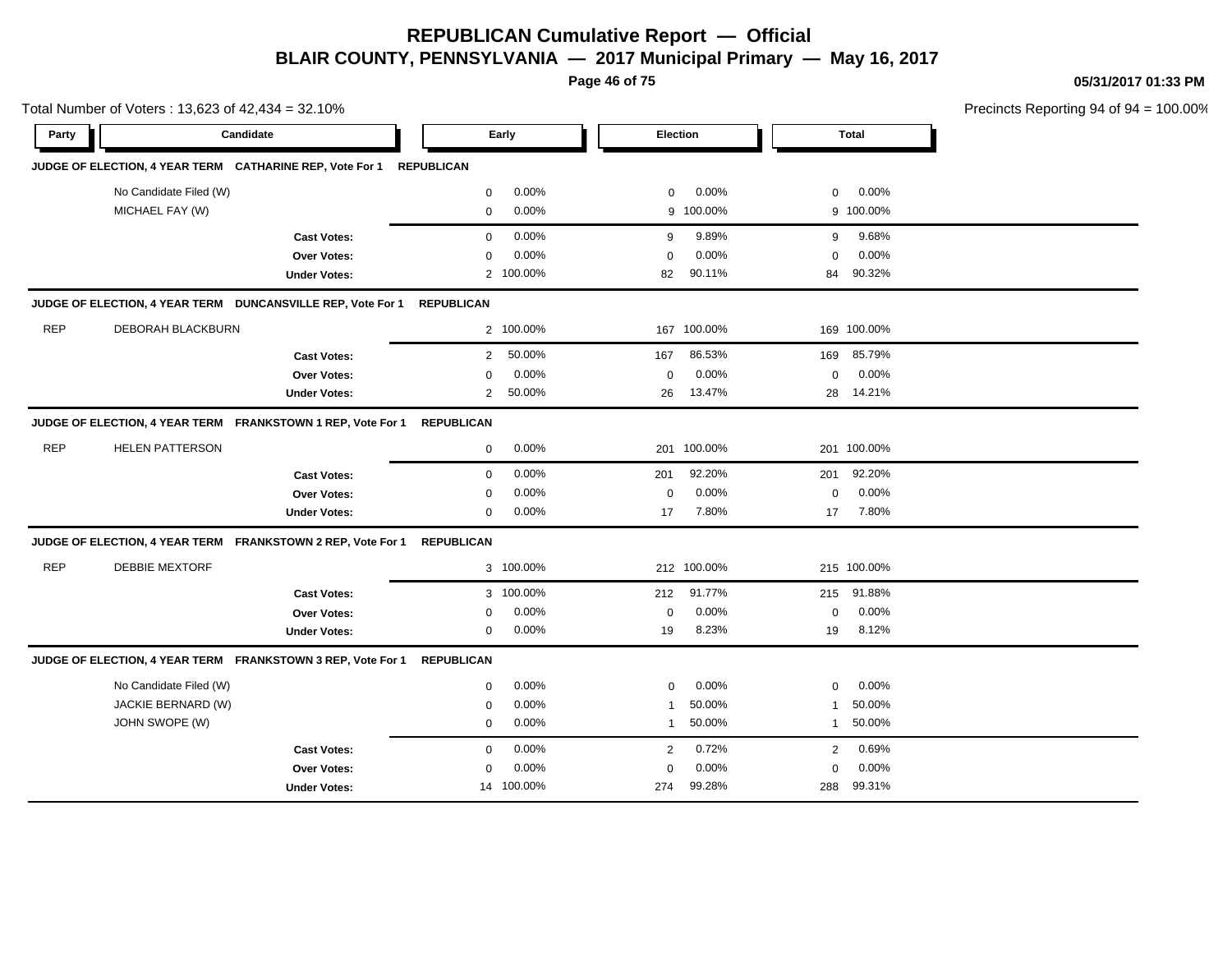# REPUBLICAN Cumulative Report — Official

## BLAIR COUNTY, PENNSYLVANIA — 2017 Municipal Primary — May 16, 2017

05/31/2017 01:33 PM

Total Number of Voters : 13,623 of 42,434 = 32.10%

Precincts Reporting 94 of 94 = 100.00%

| Party | Candidate | Early | | Election | | Total | |
|---|---|---|---|---|---|---|---|
| **JUDGE OF ELECTION, 4 YEAR TERM CATHARINE REP, Vote For 1 REPUBLICAN** | | | | | | | |
| | No Candidate Filed (W) | 0 | 0.00% | 0 | 0.00% | 0 | 0.00% |
| | MICHAEL FAY (W) | 0 | 0.00% | 9 | 100.00% | 9 | 100.00% |
| | **Cast Votes:** | 0 | 0.00% | 9 | 9.89% | 9 | 9.68% |
| | **Over Votes:** | 0 | 0.00% | 0 | 0.00% | 0 | 0.00% |
| | **Under Votes:** | 2 | 100.00% | 82 | 90.11% | 84 | 90.32% |
| **JUDGE OF ELECTION, 4 YEAR TERM DUNCANSVILLE REP, Vote For 1 REPUBLICAN** | | | | | | | |
| REP | DEBORAH BLACKBURN | 2 | 100.00% | 167 | 100.00% | 169 | 100.00% |
| | **Cast Votes:** | 2 | 50.00% | 167 | 86.53% | 169 | 85.79% |
| | **Over Votes:** | 0 | 0.00% | 0 | 0.00% | 0 | 0.00% |
| | **Under Votes:** | 2 | 50.00% | 26 | 13.47% | 28 | 14.21% |
| **JUDGE OF ELECTION, 4 YEAR TERM FRANKSTOWN 1 REP, Vote For 1 REPUBLICAN** | | | | | | | |
| REP | HELEN PATTERSON | 0 | 0.00% | 201 | 100.00% | 201 | 100.00% |
| | **Cast Votes:** | 0 | 0.00% | 201 | 92.20% | 201 | 92.20% |
| | **Over Votes:** | 0 | 0.00% | 0 | 0.00% | 0 | 0.00% |
| | **Under Votes:** | 0 | 0.00% | 17 | 7.80% | 17 | 7.80% |
| **JUDGE OF ELECTION, 4 YEAR TERM FRANKSTOWN 2 REP, Vote For 1 REPUBLICAN** | | | | | | | |
| REP | DEBBIE MEXTORF | 3 | 100.00% | 212 | 100.00% | 215 | 100.00% |
| | **Cast Votes:** | 3 | 100.00% | 212 | 91.77% | 215 | 91.88% |
| | **Over Votes:** | 0 | 0.00% | 0 | 0.00% | 0 | 0.00% |
| | **Under Votes:** | 0 | 0.00% | 19 | 8.23% | 19 | 8.12% |
| **JUDGE OF ELECTION, 4 YEAR TERM FRANKSTOWN 3 REP, Vote For 1 REPUBLICAN** | | | | | | | |
| | No Candidate Filed (W) | 0 | 0.00% | 0 | 0.00% | 0 | 0.00% |
| | JACKIE BERNARD (W) | 0 | 0.00% | 1 | 50.00% | 1 | 50.00% |
| | JOHN SWOPE (W) | 0 | 0.00% | 1 | 50.00% | 1 | 50.00% |
| | **Cast Votes:** | 0 | 0.00% | 2 | 0.72% | 2 | 0.69% |
| | **Over Votes:** | 0 | 0.00% | 0 | 0.00% | 0 | 0.00% |
| | **Under Votes:** | 14 | 100.00% | 274 | 99.28% | 288 | 99.31% |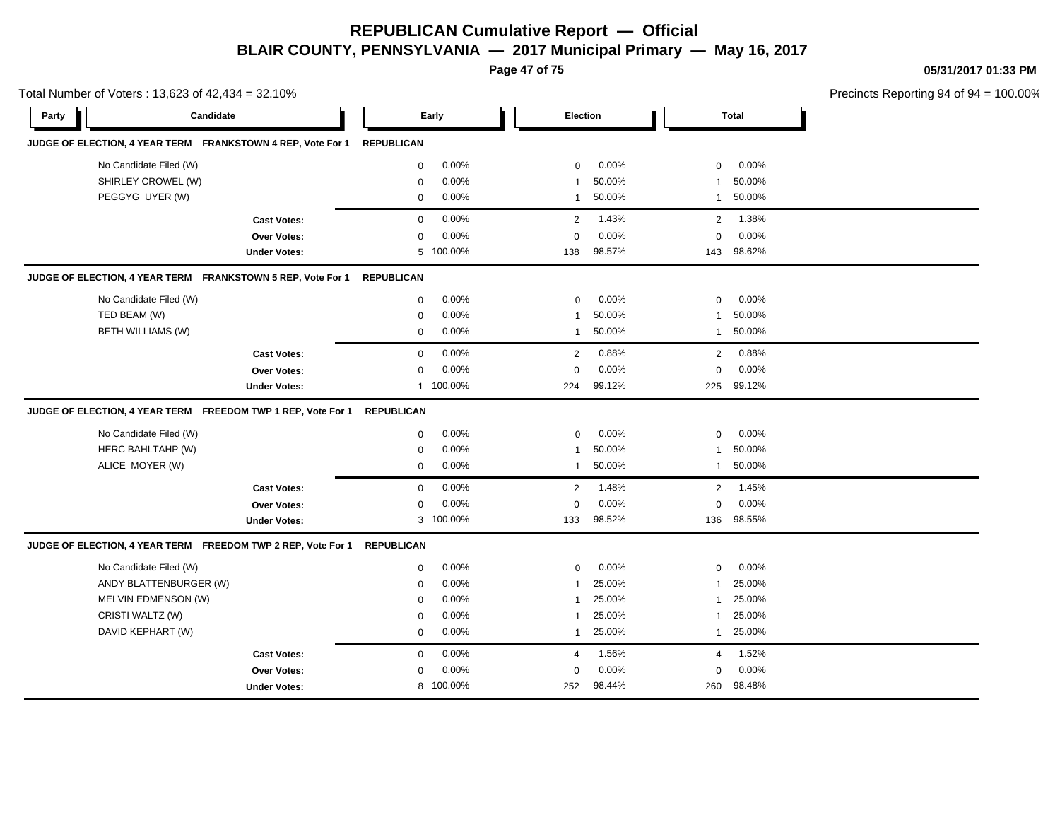# REPUBLICAN Cumulative Report — Official

## BLAIR COUNTY, PENNSYLVANIA — 2017 Municipal Primary — May 16, 2017

05/31/2017 01:33 PM

Total Number of Voters : 13,623 of 42,434 = 32.10%

Precincts Reporting 94 of 94 = 100.00%

| Party | Candidate | Early | | Election | | Total | |
|---|---|---|---|---|---|---|---|
| **JUDGE OF ELECTION, 4 YEAR TERM FRANKSTOWN 4 REP, Vote For 1** | | **REPUBLICAN** | | | | | |
| | No Candidate Filed (W) | 0 | 0.00% | 0 | 0.00% | 0 | 0.00% |
| | SHIRLEY CROWEL (W) | 0 | 0.00% | 1 | 50.00% | 1 | 50.00% |
| | PEGGYG UYER (W) | 0 | 0.00% | 1 | 50.00% | 1 | 50.00% |
| | **Cast Votes:** | 0 | 0.00% | 2 | 1.43% | 2 | 1.38% |
| | **Over Votes:** | 0 | 0.00% | 0 | 0.00% | 0 | 0.00% |
| | **Under Votes:** | 5 | 100.00% | 138 | 98.57% | 143 | 98.62% |
| **JUDGE OF ELECTION, 4 YEAR TERM FRANKSTOWN 5 REP, Vote For 1** | | **REPUBLICAN** | | | | | |
| | No Candidate Filed (W) | 0 | 0.00% | 0 | 0.00% | 0 | 0.00% |
| | TED BEAM (W) | 0 | 0.00% | 1 | 50.00% | 1 | 50.00% |
| | BETH WILLIAMS (W) | 0 | 0.00% | 1 | 50.00% | 1 | 50.00% |
| | **Cast Votes:** | 0 | 0.00% | 2 | 0.88% | 2 | 0.88% |
| | **Over Votes:** | 0 | 0.00% | 0 | 0.00% | 0 | 0.00% |
| | **Under Votes:** | 1 | 100.00% | 224 | 99.12% | 225 | 99.12% |
| **JUDGE OF ELECTION, 4 YEAR TERM FREEDOM TWP 1 REP, Vote For 1** | | **REPUBLICAN** | | | | | |
| | No Candidate Filed (W) | 0 | 0.00% | 0 | 0.00% | 0 | 0.00% |
| | HERC BAHLTAHP (W) | 0 | 0.00% | 1 | 50.00% | 1 | 50.00% |
| | ALICE MOYER (W) | 0 | 0.00% | 1 | 50.00% | 1 | 50.00% |
| | **Cast Votes:** | 0 | 0.00% | 2 | 1.48% | 2 | 1.45% |
| | **Over Votes:** | 0 | 0.00% | 0 | 0.00% | 0 | 0.00% |
| | **Under Votes:** | 3 | 100.00% | 133 | 98.52% | 136 | 98.55% |
| **JUDGE OF ELECTION, 4 YEAR TERM FREEDOM TWP 2 REP, Vote For 1** | | **REPUBLICAN** | | | | | |
| | No Candidate Filed (W) | 0 | 0.00% | 0 | 0.00% | 0 | 0.00% |
| | ANDY BLATTENBURGER (W) | 0 | 0.00% | 1 | 25.00% | 1 | 25.00% |
| | MELVIN EDMENSON (W) | 0 | 0.00% | 1 | 25.00% | 1 | 25.00% |
| | CRISTI WALTZ (W) | 0 | 0.00% | 1 | 25.00% | 1 | 25.00% |
| | DAVID KEPHART (W) | 0 | 0.00% | 1 | 25.00% | 1 | 25.00% |
| | **Cast Votes:** | 0 | 0.00% | 4 | 1.56% | 4 | 1.52% |
| | **Over Votes:** | 0 | 0.00% | 0 | 0.00% | 0 | 0.00% |
| | **Under Votes:** | 8 | 100.00% | 252 | 98.44% | 260 | 98.48% |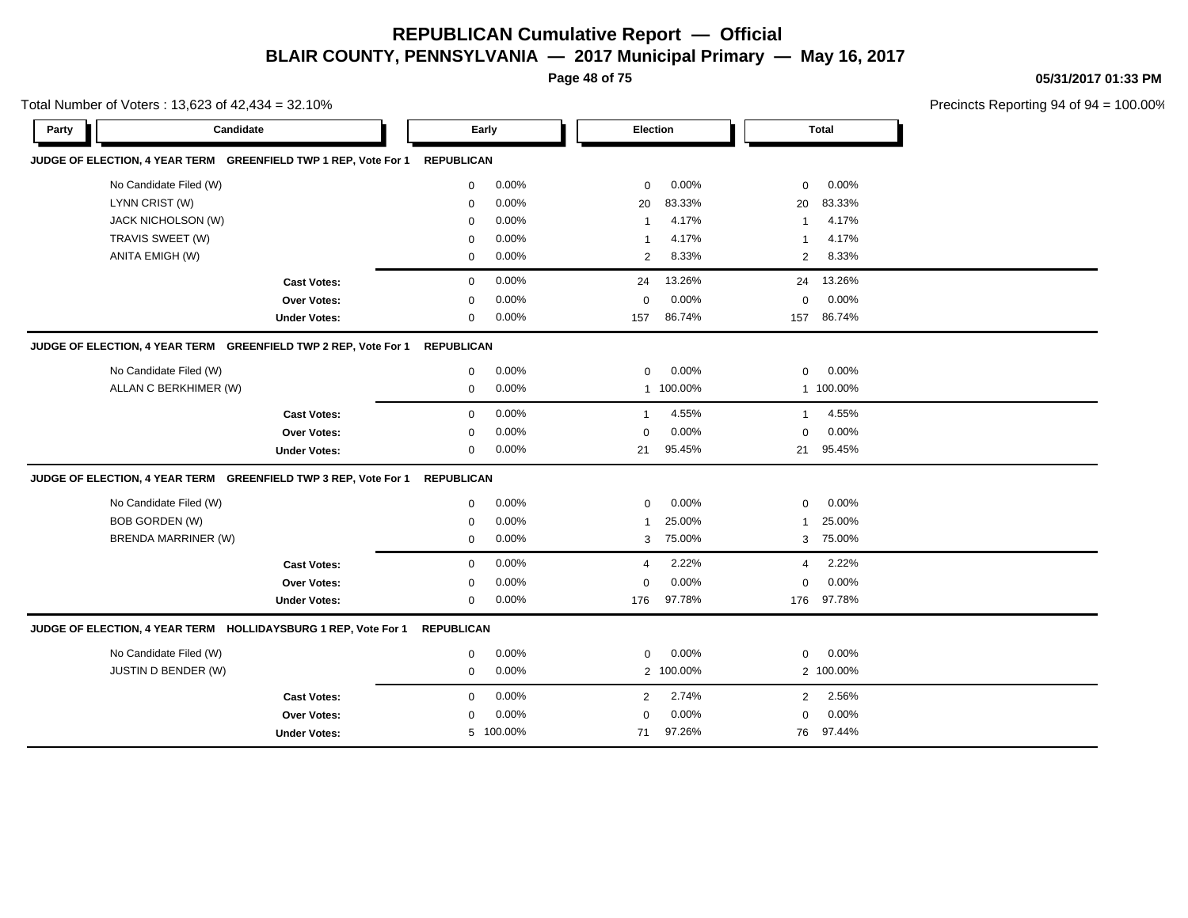# REPUBLICAN Cumulative Report — Official

## BLAIR COUNTY, PENNSYLVANIA — 2017 Municipal Primary — May 16, 2017

05/31/2017 01:33 PM

Total Number of Voters : 13,623 of 42,434 = 32.10%

Precincts Reporting 94 of 94 = 100.00%

### JUDGE OF ELECTION, 4 YEAR TERM GREENFIELD TWP 1 REP, Vote For 1 — REPUBLICAN

| Party | Candidate | Early | | Election | | Total | |
|---|---|---|---|---|---|---|---|
| | No Candidate Filed (W) | 0 | 0.00% | 0 | 0.00% | 0 | 0.00% |
| | LYNN CRIST (W) | 0 | 0.00% | 20 | 83.33% | 20 | 83.33% |
| | JACK NICHOLSON (W) | 0 | 0.00% | 1 | 4.17% | 1 | 4.17% |
| | TRAVIS SWEET (W) | 0 | 0.00% | 1 | 4.17% | 1 | 4.17% |
| | ANITA EMIGH (W) | 0 | 0.00% | 2 | 8.33% | 2 | 8.33% |
| | **Cast Votes:** | 0 | 0.00% | 24 | 13.26% | 24 | 13.26% |
| | **Over Votes:** | 0 | 0.00% | 0 | 0.00% | 0 | 0.00% |
| | **Under Votes:** | 0 | 0.00% | 157 | 86.74% | 157 | 86.74% |

### JUDGE OF ELECTION, 4 YEAR TERM GREENFIELD TWP 2 REP, Vote For 1 — REPUBLICAN

| Party | Candidate | Early | | Election | | Total | |
|---|---|---|---|---|---|---|---|
| | No Candidate Filed (W) | 0 | 0.00% | 0 | 0.00% | 0 | 0.00% |
| | ALLAN C BERKHIMER (W) | 0 | 0.00% | 1 | 100.00% | 1 | 100.00% |
| | **Cast Votes:** | 0 | 0.00% | 1 | 4.55% | 1 | 4.55% |
| | **Over Votes:** | 0 | 0.00% | 0 | 0.00% | 0 | 0.00% |
| | **Under Votes:** | 0 | 0.00% | 21 | 95.45% | 21 | 95.45% |

### JUDGE OF ELECTION, 4 YEAR TERM GREENFIELD TWP 3 REP, Vote For 1 — REPUBLICAN

| Party | Candidate | Early | | Election | | Total | |
|---|---|---|---|---|---|---|---|
| | No Candidate Filed (W) | 0 | 0.00% | 0 | 0.00% | 0 | 0.00% |
| | BOB GORDEN (W) | 0 | 0.00% | 1 | 25.00% | 1 | 25.00% |
| | BRENDA MARRINER (W) | 0 | 0.00% | 3 | 75.00% | 3 | 75.00% |
| | **Cast Votes:** | 0 | 0.00% | 4 | 2.22% | 4 | 2.22% |
| | **Over Votes:** | 0 | 0.00% | 0 | 0.00% | 0 | 0.00% |
| | **Under Votes:** | 0 | 0.00% | 176 | 97.78% | 176 | 97.78% |

### JUDGE OF ELECTION, 4 YEAR TERM HOLLIDAYSBURG 1 REP, Vote For 1 — REPUBLICAN

| Party | Candidate | Early | | Election | | Total | |
|---|---|---|---|---|---|---|---|
| | No Candidate Filed (W) | 0 | 0.00% | 0 | 0.00% | 0 | 0.00% |
| | JUSTIN D BENDER (W) | 0 | 0.00% | 2 | 100.00% | 2 | 100.00% |
| | **Cast Votes:** | 0 | 0.00% | 2 | 2.74% | 2 | 2.56% |
| | **Over Votes:** | 0 | 0.00% | 0 | 0.00% | 0 | 0.00% |
| | **Under Votes:** | 5 | 100.00% | 71 | 97.26% | 76 | 97.44% |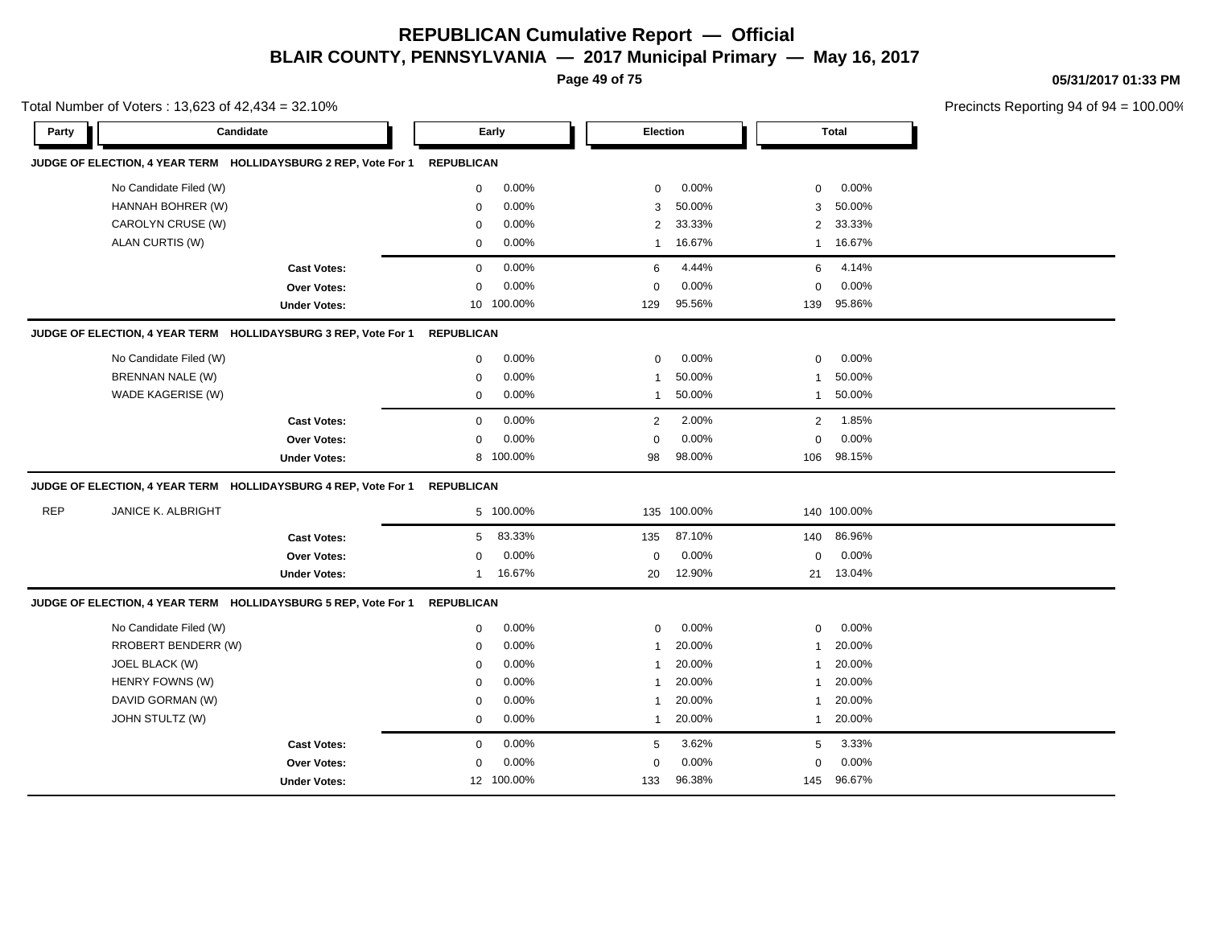# REPUBLICAN Cumulative Report — Official

## BLAIR COUNTY, PENNSYLVANIA — 2017 Municipal Primary — May 16, 2017

05/31/2017 01:33 PM

Total Number of Voters : 13,623 of 42,434 = 32.10%

Precincts Reporting 94 of 94 = 100.00%

| Party | Candidate | Early | | Election | | Total | |
|---|---|---|---|---|---|---|---|
| **JUDGE OF ELECTION, 4 YEAR TERM HOLLIDAYSBURG 2 REP, Vote For 1** | | **REPUBLICAN** | | | | | |
| | No Candidate Filed (W) | 0 | 0.00% | 0 | 0.00% | 0 | 0.00% |
| | HANNAH BOHRER (W) | 0 | 0.00% | 3 | 50.00% | 3 | 50.00% |
| | CAROLYN CRUSE (W) | 0 | 0.00% | 2 | 33.33% | 2 | 33.33% |
| | ALAN CURTIS (W) | 0 | 0.00% | 1 | 16.67% | 1 | 16.67% |
| | **Cast Votes:** | 0 | 0.00% | 6 | 4.44% | 6 | 4.14% |
| | **Over Votes:** | 0 | 0.00% | 0 | 0.00% | 0 | 0.00% |
| | **Under Votes:** | 10 | 100.00% | 129 | 95.56% | 139 | 95.86% |
| **JUDGE OF ELECTION, 4 YEAR TERM HOLLIDAYSBURG 3 REP, Vote For 1** | | **REPUBLICAN** | | | | | |
| | No Candidate Filed (W) | 0 | 0.00% | 0 | 0.00% | 0 | 0.00% |
| | BRENNAN NALE (W) | 0 | 0.00% | 1 | 50.00% | 1 | 50.00% |
| | WADE KAGERISE (W) | 0 | 0.00% | 1 | 50.00% | 1 | 50.00% |
| | **Cast Votes:** | 0 | 0.00% | 2 | 2.00% | 2 | 1.85% |
| | **Over Votes:** | 0 | 0.00% | 0 | 0.00% | 0 | 0.00% |
| | **Under Votes:** | 8 | 100.00% | 98 | 98.00% | 106 | 98.15% |
| **JUDGE OF ELECTION, 4 YEAR TERM HOLLIDAYSBURG 4 REP, Vote For 1** | | **REPUBLICAN** | | | | | |
| REP | JANICE K. ALBRIGHT | 5 | 100.00% | 135 | 100.00% | 140 | 100.00% |
| | **Cast Votes:** | 5 | 83.33% | 135 | 87.10% | 140 | 86.96% |
| | **Over Votes:** | 0 | 0.00% | 0 | 0.00% | 0 | 0.00% |
| | **Under Votes:** | 1 | 16.67% | 20 | 12.90% | 21 | 13.04% |
| **JUDGE OF ELECTION, 4 YEAR TERM HOLLIDAYSBURG 5 REP, Vote For 1** | | **REPUBLICAN** | | | | | |
| | No Candidate Filed (W) | 0 | 0.00% | 0 | 0.00% | 0 | 0.00% |
| | RROBERT BENDERR (W) | 0 | 0.00% | 1 | 20.00% | 1 | 20.00% |
| | JOEL BLACK (W) | 0 | 0.00% | 1 | 20.00% | 1 | 20.00% |
| | HENRY FOWNS (W) | 0 | 0.00% | 1 | 20.00% | 1 | 20.00% |
| | DAVID GORMAN (W) | 0 | 0.00% | 1 | 20.00% | 1 | 20.00% |
| | JOHN STULTZ (W) | 0 | 0.00% | 1 | 20.00% | 1 | 20.00% |
| | **Cast Votes:** | 0 | 0.00% | 5 | 3.62% | 5 | 3.33% |
| | **Over Votes:** | 0 | 0.00% | 0 | 0.00% | 0 | 0.00% |
| | **Under Votes:** | 12 | 100.00% | 133 | 96.38% | 145 | 96.67% |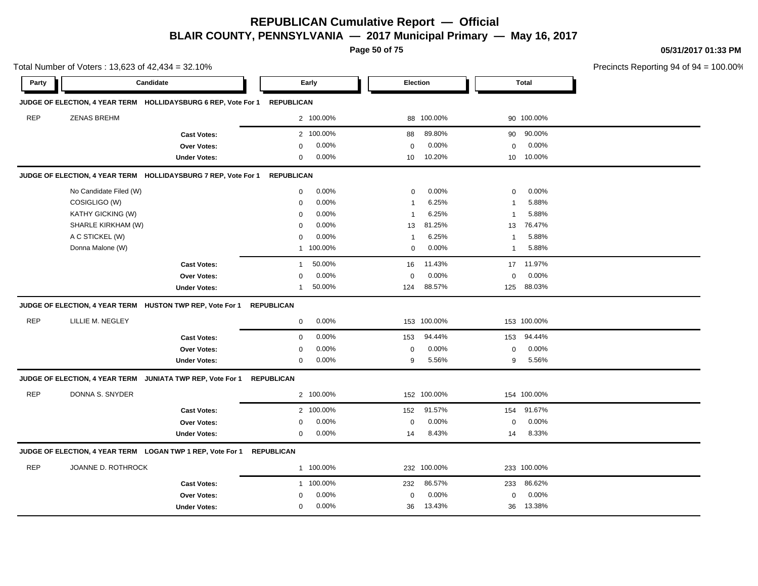# REPUBLICAN Cumulative Report — Official

## BLAIR COUNTY, PENNSYLVANIA — 2017 Municipal Primary — May 16, 2017

05/31/2017 01:33 PM

Total Number of Voters : 13,623 of 42,434 = 32.10%

Precincts Reporting 94 of 94 = 100.00%

| Party | Candidate | Early | | Election | | Total | |
|---|---|---|---|---|---|---|---|
| **JUDGE OF ELECTION, 4 YEAR TERM HOLLIDAYSBURG 6 REP, Vote For 1** | **REPUBLICAN** | | | | | | |
| REP | ZENAS BREHM | 2 | 100.00% | 88 | 100.00% | 90 | 100.00% |
| | **Cast Votes:** | 2 | 100.00% | 88 | 89.80% | 90 | 90.00% |
| | **Over Votes:** | 0 | 0.00% | 0 | 0.00% | 0 | 0.00% |
| | **Under Votes:** | 0 | 0.00% | 10 | 10.20% | 10 | 10.00% |
| **JUDGE OF ELECTION, 4 YEAR TERM HOLLIDAYSBURG 7 REP, Vote For 1** | **REPUBLICAN** | | | | | | |
| | No Candidate Filed (W) | 0 | 0.00% | 0 | 0.00% | 0 | 0.00% |
| | COSIGLIGO (W) | 0 | 0.00% | 1 | 6.25% | 1 | 5.88% |
| | KATHY GICKING (W) | 0 | 0.00% | 1 | 6.25% | 1 | 5.88% |
| | SHARLE KIRKHAM (W) | 0 | 0.00% | 13 | 81.25% | 13 | 76.47% |
| | A C STICKEL (W) | 0 | 0.00% | 1 | 6.25% | 1 | 5.88% |
| | Donna Malone (W) | 1 | 100.00% | 0 | 0.00% | 1 | 5.88% |
| | **Cast Votes:** | 1 | 50.00% | 16 | 11.43% | 17 | 11.97% |
| | **Over Votes:** | 0 | 0.00% | 0 | 0.00% | 0 | 0.00% |
| | **Under Votes:** | 1 | 50.00% | 124 | 88.57% | 125 | 88.03% |
| **JUDGE OF ELECTION, 4 YEAR TERM HUSTON TWP REP, Vote For 1** | **REPUBLICAN** | | | | | | |
| REP | LILLIE M. NEGLEY | 0 | 0.00% | 153 | 100.00% | 153 | 100.00% |
| | **Cast Votes:** | 0 | 0.00% | 153 | 94.44% | 153 | 94.44% |
| | **Over Votes:** | 0 | 0.00% | 0 | 0.00% | 0 | 0.00% |
| | **Under Votes:** | 0 | 0.00% | 9 | 5.56% | 9 | 5.56% |
| **JUDGE OF ELECTION, 4 YEAR TERM JUNIATA TWP REP, Vote For 1** | **REPUBLICAN** | | | | | | |
| REP | DONNA S. SNYDER | 2 | 100.00% | 152 | 100.00% | 154 | 100.00% |
| | **Cast Votes:** | 2 | 100.00% | 152 | 91.57% | 154 | 91.67% |
| | **Over Votes:** | 0 | 0.00% | 0 | 0.00% | 0 | 0.00% |
| | **Under Votes:** | 0 | 0.00% | 14 | 8.43% | 14 | 8.33% |
| **JUDGE OF ELECTION, 4 YEAR TERM LOGAN TWP 1 REP, Vote For 1** | **REPUBLICAN** | | | | | | |
| REP | JOANNE D. ROTHROCK | 1 | 100.00% | 232 | 100.00% | 233 | 100.00% |
| | **Cast Votes:** | 1 | 100.00% | 232 | 86.57% | 233 | 86.62% |
| | **Over Votes:** | 0 | 0.00% | 0 | 0.00% | 0 | 0.00% |
| | **Under Votes:** | 0 | 0.00% | 36 | 13.43% | 36 | 13.38% |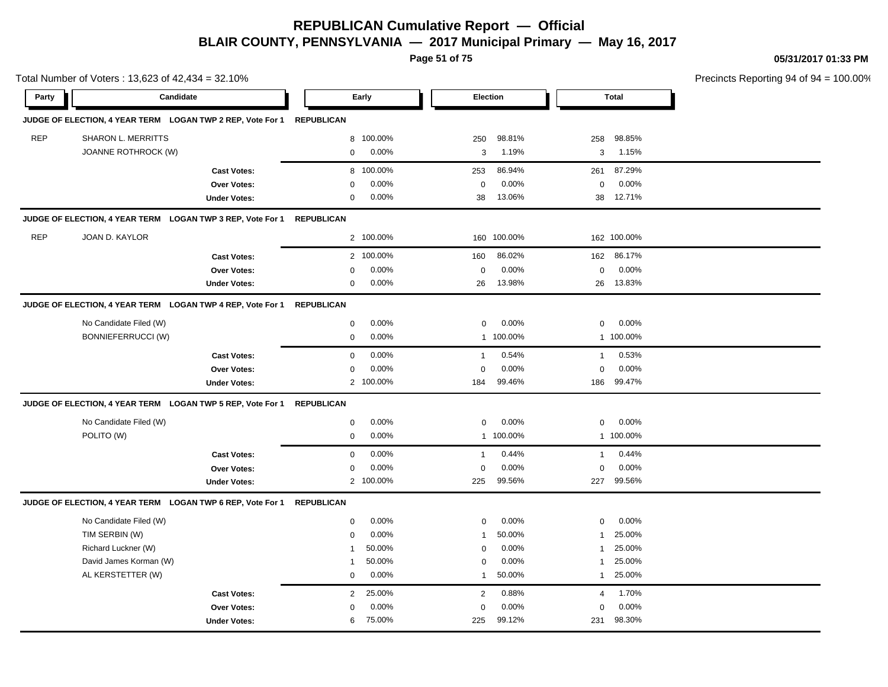# REPUBLICAN Cumulative Report — Official

## BLAIR COUNTY, PENNSYLVANIA — 2017 Municipal Primary — May 16, 2017

05/31/2017 01:33 PM

Total Number of Voters : 13,623 of 42,434 = 32.10%

Precincts Reporting 94 of 94 = 100.00%

| Party | Candidate | Early | | Election | | Total | |
|---|---|---|---|---|---|---|---|
| **JUDGE OF ELECTION, 4 YEAR TERM LOGAN TWP 2 REP, Vote For 1** | | **REPUBLICAN** | | | | | |
| REP | SHARON L. MERRITTS | 8 | 100.00% | 250 | 98.81% | 258 | 98.85% |
| | JOANNE ROTHROCK (W) | 0 | 0.00% | 3 | 1.19% | 3 | 1.15% |
| | **Cast Votes:** | 8 | 100.00% | 253 | 86.94% | 261 | 87.29% |
| | **Over Votes:** | 0 | 0.00% | 0 | 0.00% | 0 | 0.00% |
| | **Under Votes:** | 0 | 0.00% | 38 | 13.06% | 38 | 12.71% |
| **JUDGE OF ELECTION, 4 YEAR TERM LOGAN TWP 3 REP, Vote For 1** | | **REPUBLICAN** | | | | | |
| REP | JOAN D. KAYLOR | 2 | 100.00% | 160 | 100.00% | 162 | 100.00% |
| | **Cast Votes:** | 2 | 100.00% | 160 | 86.02% | 162 | 86.17% |
| | **Over Votes:** | 0 | 0.00% | 0 | 0.00% | 0 | 0.00% |
| | **Under Votes:** | 0 | 0.00% | 26 | 13.98% | 26 | 13.83% |
| **JUDGE OF ELECTION, 4 YEAR TERM LOGAN TWP 4 REP, Vote For 1** | | **REPUBLICAN** | | | | | |
| | No Candidate Filed (W) | 0 | 0.00% | 0 | 0.00% | 0 | 0.00% |
| | BONNIEFERRUCCI (W) | 0 | 0.00% | 1 | 100.00% | 1 | 100.00% |
| | **Cast Votes:** | 0 | 0.00% | 1 | 0.54% | 1 | 0.53% |
| | **Over Votes:** | 0 | 0.00% | 0 | 0.00% | 0 | 0.00% |
| | **Under Votes:** | 2 | 100.00% | 184 | 99.46% | 186 | 99.47% |
| **JUDGE OF ELECTION, 4 YEAR TERM LOGAN TWP 5 REP, Vote For 1** | | **REPUBLICAN** | | | | | |
| | No Candidate Filed (W) | 0 | 0.00% | 0 | 0.00% | 0 | 0.00% |
| | POLITO (W) | 0 | 0.00% | 1 | 100.00% | 1 | 100.00% |
| | **Cast Votes:** | 0 | 0.00% | 1 | 0.44% | 1 | 0.44% |
| | **Over Votes:** | 0 | 0.00% | 0 | 0.00% | 0 | 0.00% |
| | **Under Votes:** | 2 | 100.00% | 225 | 99.56% | 227 | 99.56% |
| **JUDGE OF ELECTION, 4 YEAR TERM LOGAN TWP 6 REP, Vote For 1** | | **REPUBLICAN** | | | | | |
| | No Candidate Filed (W) | 0 | 0.00% | 0 | 0.00% | 0 | 0.00% |
| | TIM SERBIN (W) | 0 | 0.00% | 1 | 50.00% | 1 | 25.00% |
| | Richard Luckner (W) | 1 | 50.00% | 0 | 0.00% | 1 | 25.00% |
| | David James Korman (W) | 1 | 50.00% | 0 | 0.00% | 1 | 25.00% |
| | AL KERSTETTER (W) | 0 | 0.00% | 1 | 50.00% | 1 | 25.00% |
| | **Cast Votes:** | 2 | 25.00% | 2 | 0.88% | 4 | 1.70% |
| | **Over Votes:** | 0 | 0.00% | 0 | 0.00% | 0 | 0.00% |
| | **Under Votes:** | 6 | 75.00% | 225 | 99.12% | 231 | 98.30% |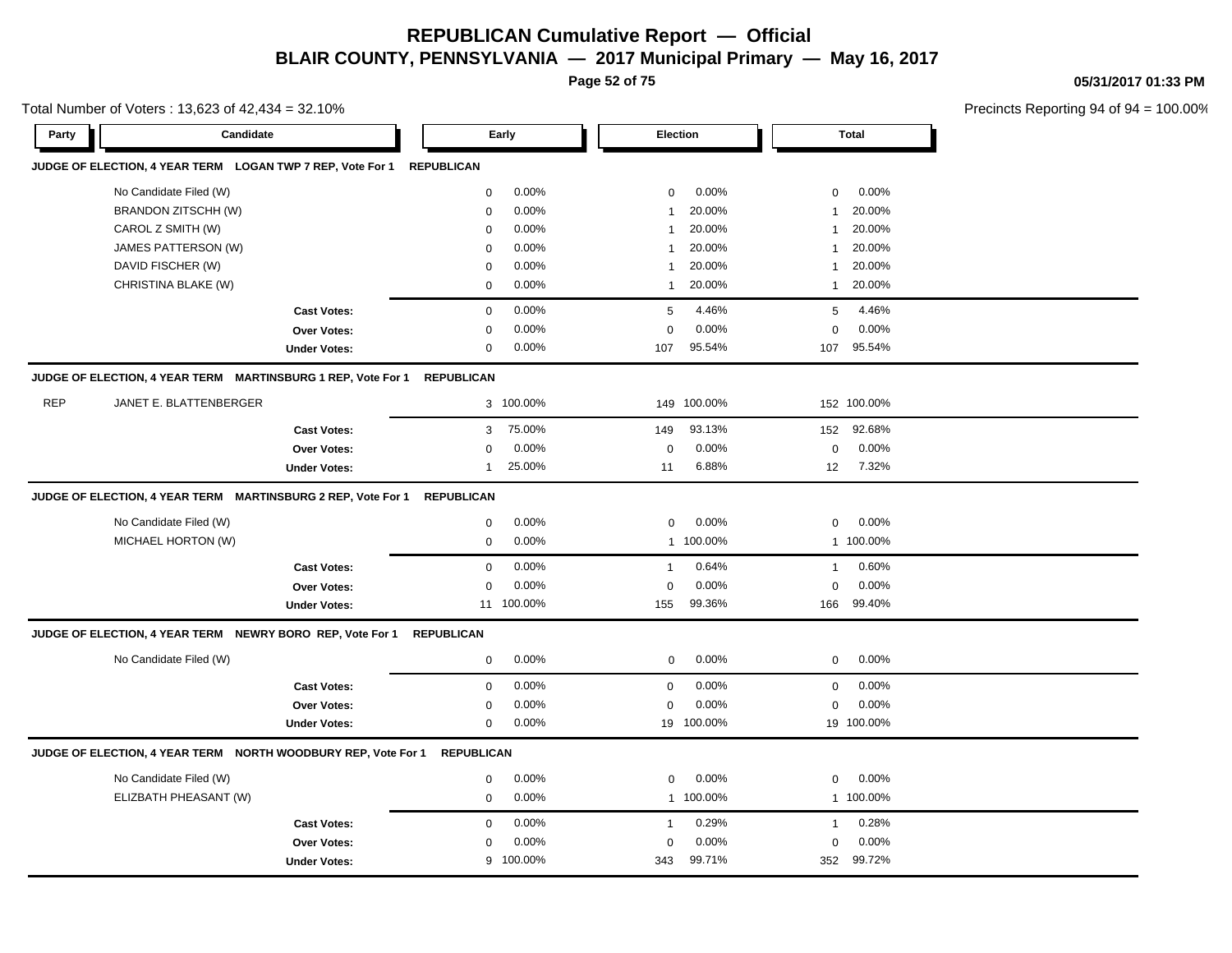# REPUBLICAN Cumulative Report — Official

## BLAIR COUNTY, PENNSYLVANIA — 2017 Municipal Primary — May 16, 2017

05/31/2017 01:33 PM

Total Number of Voters : 13,623 of 42,434 = 32.10%

Precincts Reporting 94 of 94 = 100.00%

### JUDGE OF ELECTION, 4 YEAR TERM LOGAN TWP 7 REP, Vote For 1 — REPUBLICAN

| Party | Candidate | Early | | Election | | Total | |
|---|---|---|---|---|---|---|---|
| | No Candidate Filed (W) | 0 | 0.00% | 0 | 0.00% | 0 | 0.00% |
| | BRANDON ZITSCHH (W) | 0 | 0.00% | 1 | 20.00% | 1 | 20.00% |
| | CAROL Z SMITH (W) | 0 | 0.00% | 1 | 20.00% | 1 | 20.00% |
| | JAMES PATTERSON (W) | 0 | 0.00% | 1 | 20.00% | 1 | 20.00% |
| | DAVID FISCHER (W) | 0 | 0.00% | 1 | 20.00% | 1 | 20.00% |
| | CHRISTINA BLAKE (W) | 0 | 0.00% | 1 | 20.00% | 1 | 20.00% |
| | **Cast Votes:** | 0 | 0.00% | 5 | 4.46% | 5 | 4.46% |
| | **Over Votes:** | 0 | 0.00% | 0 | 0.00% | 0 | 0.00% |
| | **Under Votes:** | 0 | 0.00% | 107 | 95.54% | 107 | 95.54% |

### JUDGE OF ELECTION, 4 YEAR TERM MARTINSBURG 1 REP, Vote For 1 — REPUBLICAN

| Party | Candidate | Early | | Election | | Total | |
|---|---|---|---|---|---|---|---|
| REP | JANET E. BLATTENBERGER | 3 | 100.00% | 149 | 100.00% | 152 | 100.00% |
| | **Cast Votes:** | 3 | 75.00% | 149 | 93.13% | 152 | 92.68% |
| | **Over Votes:** | 0 | 0.00% | 0 | 0.00% | 0 | 0.00% |
| | **Under Votes:** | 1 | 25.00% | 11 | 6.88% | 12 | 7.32% |

### JUDGE OF ELECTION, 4 YEAR TERM MARTINSBURG 2 REP, Vote For 1 — REPUBLICAN

| Party | Candidate | Early | | Election | | Total | |
|---|---|---|---|---|---|---|---|
| | No Candidate Filed (W) | 0 | 0.00% | 0 | 0.00% | 0 | 0.00% |
| | MICHAEL HORTON (W) | 0 | 0.00% | 1 | 100.00% | 1 | 100.00% |
| | **Cast Votes:** | 0 | 0.00% | 1 | 0.64% | 1 | 0.60% |
| | **Over Votes:** | 0 | 0.00% | 0 | 0.00% | 0 | 0.00% |
| | **Under Votes:** | 11 | 100.00% | 155 | 99.36% | 166 | 99.40% |

### JUDGE OF ELECTION, 4 YEAR TERM NEWRY BORO REP, Vote For 1 — REPUBLICAN

| Party | Candidate | Early | | Election | | Total | |
|---|---|---|---|---|---|---|---|
| | No Candidate Filed (W) | 0 | 0.00% | 0 | 0.00% | 0 | 0.00% |
| | **Cast Votes:** | 0 | 0.00% | 0 | 0.00% | 0 | 0.00% |
| | **Over Votes:** | 0 | 0.00% | 0 | 0.00% | 0 | 0.00% |
| | **Under Votes:** | 0 | 0.00% | 19 | 100.00% | 19 | 100.00% |

### JUDGE OF ELECTION, 4 YEAR TERM NORTH WOODBURY REP, Vote For 1 — REPUBLICAN

| Party | Candidate | Early | | Election | | Total | |
|---|---|---|---|---|---|---|---|
| | No Candidate Filed (W) | 0 | 0.00% | 0 | 0.00% | 0 | 0.00% |
| | ELIZBATH PHEASANT (W) | 0 | 0.00% | 1 | 100.00% | 1 | 100.00% |
| | **Cast Votes:** | 0 | 0.00% | 1 | 0.29% | 1 | 0.28% |
| | **Over Votes:** | 0 | 0.00% | 0 | 0.00% | 0 | 0.00% |
| | **Under Votes:** | 9 | 100.00% | 343 | 99.71% | 352 | 99.72% |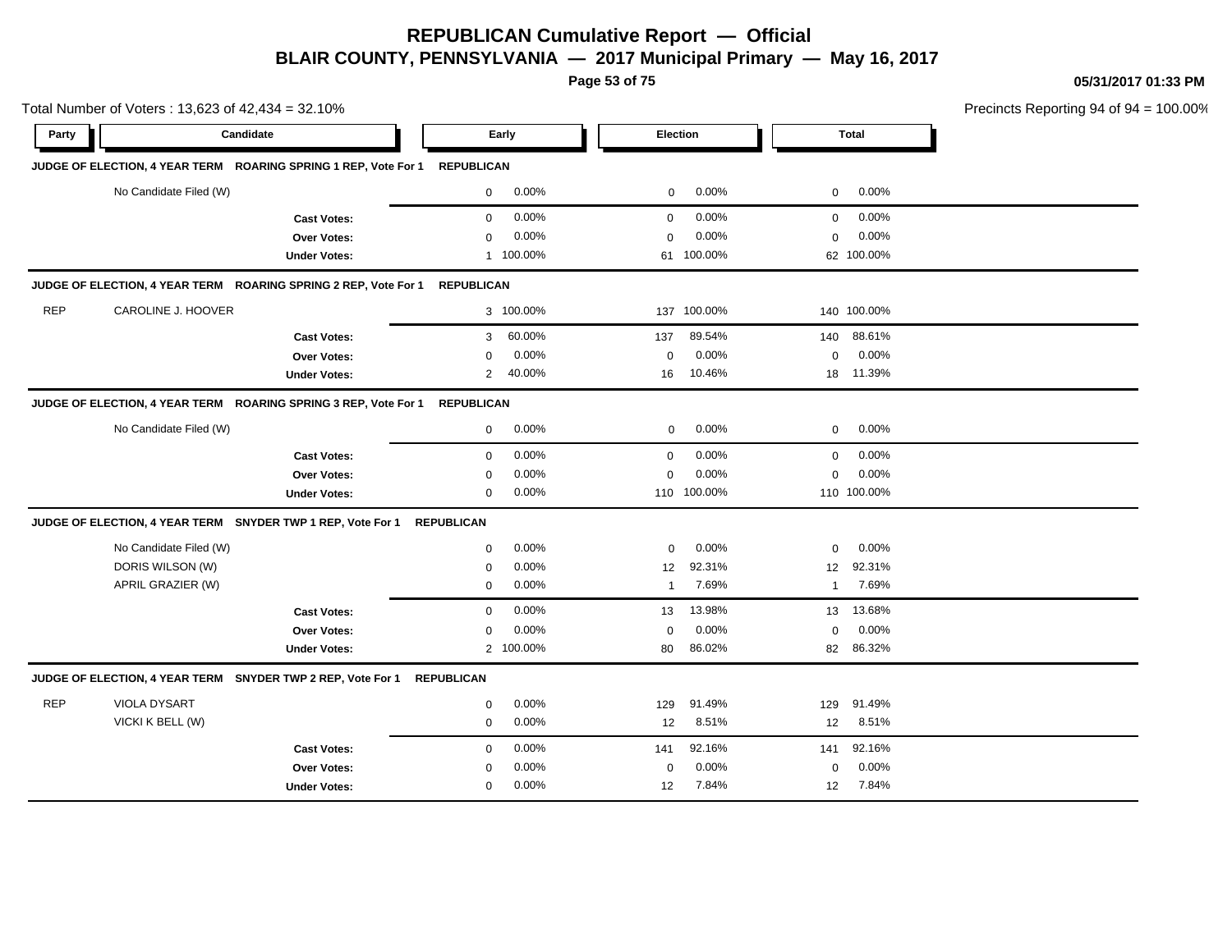# REPUBLICAN Cumulative Report — Official

## BLAIR COUNTY, PENNSYLVANIA — 2017 Municipal Primary — May 16, 2017

05/31/2017 01:33 PM

Total Number of Voters : 13,623 of 42,434 = 32.10%

Precincts Reporting 94 of 94 = 100.00%

| Party | Candidate | Early | | Election | | Total | |
|---|---|---|---|---|---|---|---|
| **JUDGE OF ELECTION, 4 YEAR TERM ROARING SPRING 1 REP, Vote For 1** | | **REPUBLICAN** | | | | | |
| | No Candidate Filed (W) | 0 | 0.00% | 0 | 0.00% | 0 | 0.00% |
| | **Cast Votes:** | 0 | 0.00% | 0 | 0.00% | 0 | 0.00% |
| | **Over Votes:** | 0 | 0.00% | 0 | 0.00% | 0 | 0.00% |
| | **Under Votes:** | 1 | 100.00% | 61 | 100.00% | 62 | 100.00% |
| **JUDGE OF ELECTION, 4 YEAR TERM ROARING SPRING 2 REP, Vote For 1** | | **REPUBLICAN** | | | | | |
| REP | CAROLINE J. HOOVER | 3 | 100.00% | 137 | 100.00% | 140 | 100.00% |
| | **Cast Votes:** | 3 | 60.00% | 137 | 89.54% | 140 | 88.61% |
| | **Over Votes:** | 0 | 0.00% | 0 | 0.00% | 0 | 0.00% |
| | **Under Votes:** | 2 | 40.00% | 16 | 10.46% | 18 | 11.39% |
| **JUDGE OF ELECTION, 4 YEAR TERM ROARING SPRING 3 REP, Vote For 1** | | **REPUBLICAN** | | | | | |
| | No Candidate Filed (W) | 0 | 0.00% | 0 | 0.00% | 0 | 0.00% |
| | **Cast Votes:** | 0 | 0.00% | 0 | 0.00% | 0 | 0.00% |
| | **Over Votes:** | 0 | 0.00% | 0 | 0.00% | 0 | 0.00% |
| | **Under Votes:** | 0 | 0.00% | 110 | 100.00% | 110 | 100.00% |
| **JUDGE OF ELECTION, 4 YEAR TERM SNYDER TWP 1 REP, Vote For 1** | | **REPUBLICAN** | | | | | |
| | No Candidate Filed (W) | 0 | 0.00% | 0 | 0.00% | 0 | 0.00% |
| | DORIS WILSON (W) | 0 | 0.00% | 12 | 92.31% | 12 | 92.31% |
| | APRIL GRAZIER (W) | 0 | 0.00% | 1 | 7.69% | 1 | 7.69% |
| | **Cast Votes:** | 0 | 0.00% | 13 | 13.98% | 13 | 13.68% |
| | **Over Votes:** | 0 | 0.00% | 0 | 0.00% | 0 | 0.00% |
| | **Under Votes:** | 2 | 100.00% | 80 | 86.02% | 82 | 86.32% |
| **JUDGE OF ELECTION, 4 YEAR TERM SNYDER TWP 2 REP, Vote For 1** | | **REPUBLICAN** | | | | | |
| REP | VIOLA DYSART | 0 | 0.00% | 129 | 91.49% | 129 | 91.49% |
| | VICKI K BELL (W) | 0 | 0.00% | 12 | 8.51% | 12 | 8.51% |
| | **Cast Votes:** | 0 | 0.00% | 141 | 92.16% | 141 | 92.16% |
| | **Over Votes:** | 0 | 0.00% | 0 | 0.00% | 0 | 0.00% |
| | **Under Votes:** | 0 | 0.00% | 12 | 7.84% | 12 | 7.84% |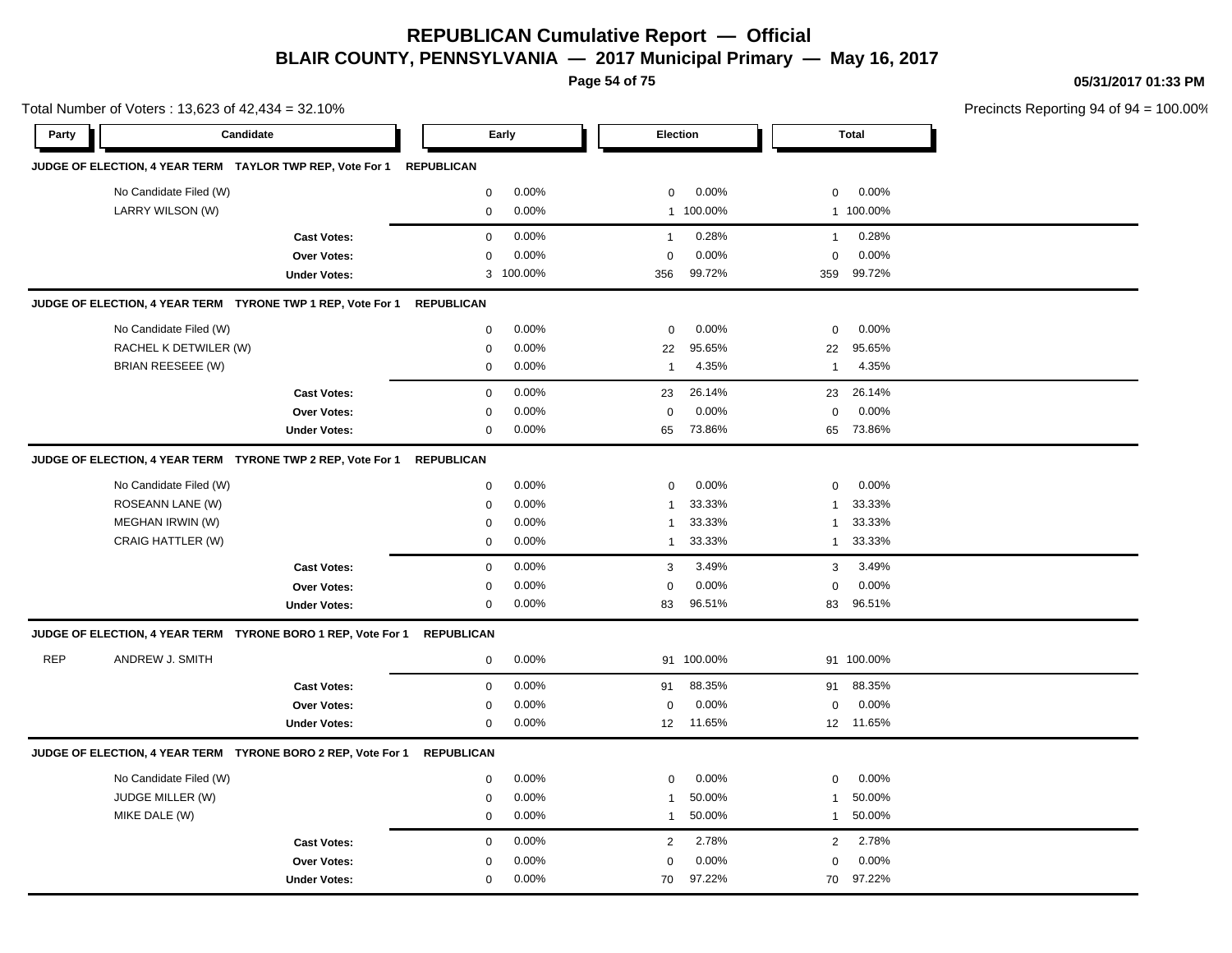# REPUBLICAN Cumulative Report — Official

## BLAIR COUNTY, PENNSYLVANIA — 2017 Municipal Primary — May 16, 2017

05/31/2017 01:33 PM

Total Number of Voters : 13,623 of 42,434 = 32.10%

Precincts Reporting 94 of 94 = 100.00%

| Party | Candidate | Early | | Election | | Total | |
|---|---|---|---|---|---|---|---|
| **JUDGE OF ELECTION, 4 YEAR TERM TAYLOR TWP REP, Vote For 1** | **REPUBLICAN** | | | | | | |
| | No Candidate Filed (W) | 0 | 0.00% | 0 | 0.00% | 0 | 0.00% |
| | LARRY WILSON (W) | 0 | 0.00% | 1 | 100.00% | 1 | 100.00% |
| | **Cast Votes:** | 0 | 0.00% | 1 | 0.28% | 1 | 0.28% |
| | **Over Votes:** | 0 | 0.00% | 0 | 0.00% | 0 | 0.00% |
| | **Under Votes:** | 3 | 100.00% | 356 | 99.72% | 359 | 99.72% |
| **JUDGE OF ELECTION, 4 YEAR TERM TYRONE TWP 1 REP, Vote For 1** | **REPUBLICAN** | | | | | | |
| | No Candidate Filed (W) | 0 | 0.00% | 0 | 0.00% | 0 | 0.00% |
| | RACHEL K DETWILER (W) | 0 | 0.00% | 22 | 95.65% | 22 | 95.65% |
| | BRIAN REESEEE (W) | 0 | 0.00% | 1 | 4.35% | 1 | 4.35% |
| | **Cast Votes:** | 0 | 0.00% | 23 | 26.14% | 23 | 26.14% |
| | **Over Votes:** | 0 | 0.00% | 0 | 0.00% | 0 | 0.00% |
| | **Under Votes:** | 0 | 0.00% | 65 | 73.86% | 65 | 73.86% |
| **JUDGE OF ELECTION, 4 YEAR TERM TYRONE TWP 2 REP, Vote For 1** | **REPUBLICAN** | | | | | | |
| | No Candidate Filed (W) | 0 | 0.00% | 0 | 0.00% | 0 | 0.00% |
| | ROSEANN LANE (W) | 0 | 0.00% | 1 | 33.33% | 1 | 33.33% |
| | MEGHAN IRWIN (W) | 0 | 0.00% | 1 | 33.33% | 1 | 33.33% |
| | CRAIG HATTLER (W) | 0 | 0.00% | 1 | 33.33% | 1 | 33.33% |
| | **Cast Votes:** | 0 | 0.00% | 3 | 3.49% | 3 | 3.49% |
| | **Over Votes:** | 0 | 0.00% | 0 | 0.00% | 0 | 0.00% |
| | **Under Votes:** | 0 | 0.00% | 83 | 96.51% | 83 | 96.51% |
| **JUDGE OF ELECTION, 4 YEAR TERM TYRONE BORO 1 REP, Vote For 1** | **REPUBLICAN** | | | | | | |
| REP | ANDREW J. SMITH | 0 | 0.00% | 91 | 100.00% | 91 | 100.00% |
| | **Cast Votes:** | 0 | 0.00% | 91 | 88.35% | 91 | 88.35% |
| | **Over Votes:** | 0 | 0.00% | 0 | 0.00% | 0 | 0.00% |
| | **Under Votes:** | 0 | 0.00% | 12 | 11.65% | 12 | 11.65% |
| **JUDGE OF ELECTION, 4 YEAR TERM TYRONE BORO 2 REP, Vote For 1** | **REPUBLICAN** | | | | | | |
| | No Candidate Filed (W) | 0 | 0.00% | 0 | 0.00% | 0 | 0.00% |
| | JUDGE MILLER (W) | 0 | 0.00% | 1 | 50.00% | 1 | 50.00% |
| | MIKE DALE (W) | 0 | 0.00% | 1 | 50.00% | 1 | 50.00% |
| | **Cast Votes:** | 0 | 0.00% | 2 | 2.78% | 2 | 2.78% |
| | **Over Votes:** | 0 | 0.00% | 0 | 0.00% | 0 | 0.00% |
| | **Under Votes:** | 0 | 0.00% | 70 | 97.22% | 70 | 97.22% |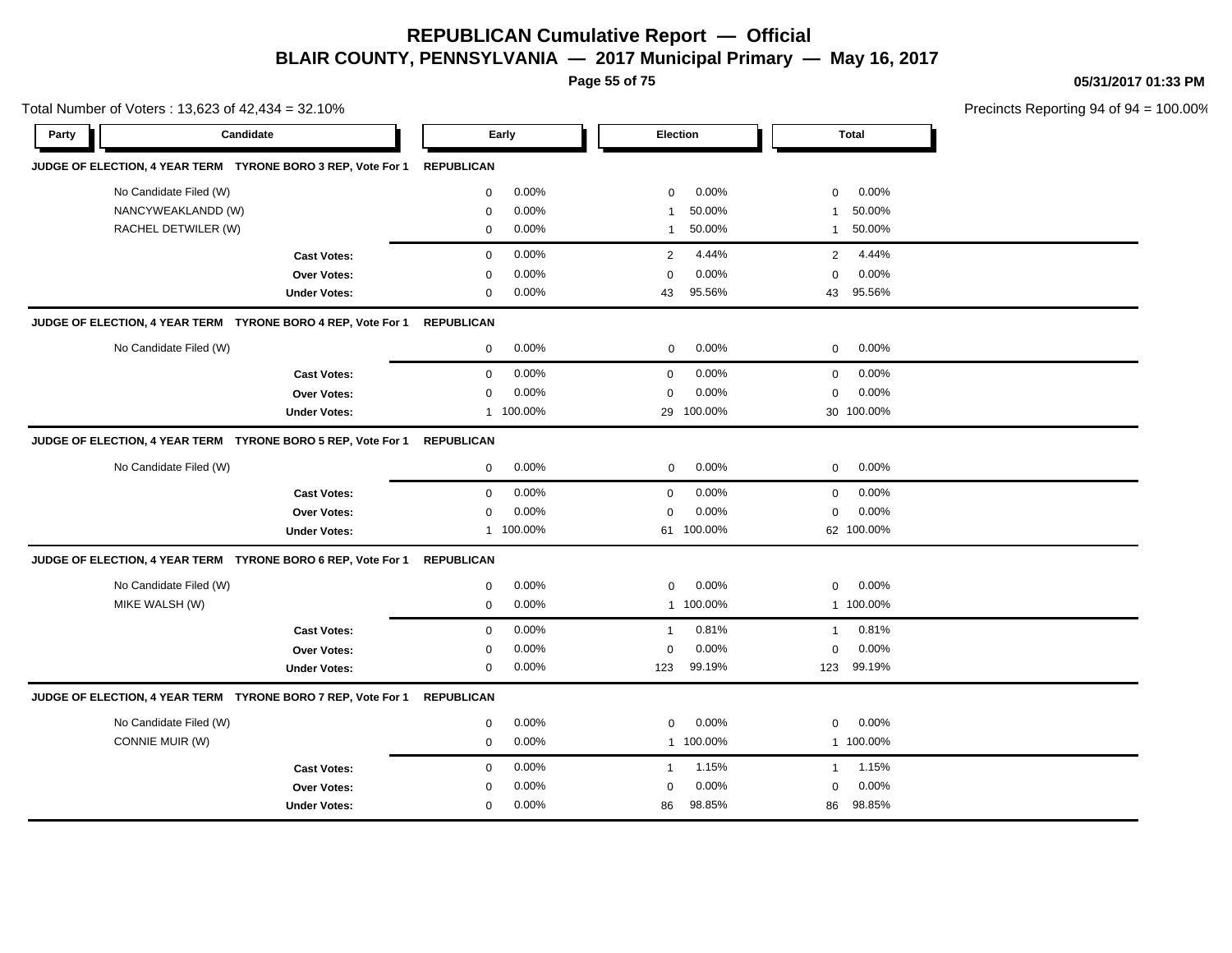# REPUBLICAN Cumulative Report — Official

## BLAIR COUNTY, PENNSYLVANIA — 2017 Municipal Primary — May 16, 2017

Total Number of Voters : 13,623 of 42,434 = 32.10%

Precincts Reporting 94 of 94 = 100.00%

| Party | Candidate | Early | | Election | | Total | |
|---|---|---|---|---|---|---|---|
| **JUDGE OF ELECTION, 4 YEAR TERM TYRONE BORO 3 REP, Vote For 1** | | **REPUBLICAN** | | | | | |
| | No Candidate Filed (W) | 0 | 0.00% | 0 | 0.00% | 0 | 0.00% |
| | NANCYWEAKLANDD (W) | 0 | 0.00% | 1 | 50.00% | 1 | 50.00% |
| | RACHEL DETWILER (W) | 0 | 0.00% | 1 | 50.00% | 1 | 50.00% |
| | **Cast Votes:** | 0 | 0.00% | 2 | 4.44% | 2 | 4.44% |
| | **Over Votes:** | 0 | 0.00% | 0 | 0.00% | 0 | 0.00% |
| | **Under Votes:** | 0 | 0.00% | 43 | 95.56% | 43 | 95.56% |
| **JUDGE OF ELECTION, 4 YEAR TERM TYRONE BORO 4 REP, Vote For 1** | | **REPUBLICAN** | | | | | |
| | No Candidate Filed (W) | 0 | 0.00% | 0 | 0.00% | 0 | 0.00% |
| | **Cast Votes:** | 0 | 0.00% | 0 | 0.00% | 0 | 0.00% |
| | **Over Votes:** | 0 | 0.00% | 0 | 0.00% | 0 | 0.00% |
| | **Under Votes:** | 1 | 100.00% | 29 | 100.00% | 30 | 100.00% |
| **JUDGE OF ELECTION, 4 YEAR TERM TYRONE BORO 5 REP, Vote For 1** | | **REPUBLICAN** | | | | | |
| | No Candidate Filed (W) | 0 | 0.00% | 0 | 0.00% | 0 | 0.00% |
| | **Cast Votes:** | 0 | 0.00% | 0 | 0.00% | 0 | 0.00% |
| | **Over Votes:** | 0 | 0.00% | 0 | 0.00% | 0 | 0.00% |
| | **Under Votes:** | 1 | 100.00% | 61 | 100.00% | 62 | 100.00% |
| **JUDGE OF ELECTION, 4 YEAR TERM TYRONE BORO 6 REP, Vote For 1** | | **REPUBLICAN** | | | | | |
| | No Candidate Filed (W) | 0 | 0.00% | 0 | 0.00% | 0 | 0.00% |
| | MIKE WALSH (W) | 0 | 0.00% | 1 | 100.00% | 1 | 100.00% |
| | **Cast Votes:** | 0 | 0.00% | 1 | 0.81% | 1 | 0.81% |
| | **Over Votes:** | 0 | 0.00% | 0 | 0.00% | 0 | 0.00% |
| | **Under Votes:** | 0 | 0.00% | 123 | 99.19% | 123 | 99.19% |
| **JUDGE OF ELECTION, 4 YEAR TERM TYRONE BORO 7 REP, Vote For 1** | | **REPUBLICAN** | | | | | |
| | No Candidate Filed (W) | 0 | 0.00% | 0 | 0.00% | 0 | 0.00% |
| | CONNIE MUIR (W) | 0 | 0.00% | 1 | 100.00% | 1 | 100.00% |
| | **Cast Votes:** | 0 | 0.00% | 1 | 1.15% | 1 | 1.15% |
| | **Over Votes:** | 0 | 0.00% | 0 | 0.00% | 0 | 0.00% |
| | **Under Votes:** | 0 | 0.00% | 86 | 98.85% | 86 | 98.85% |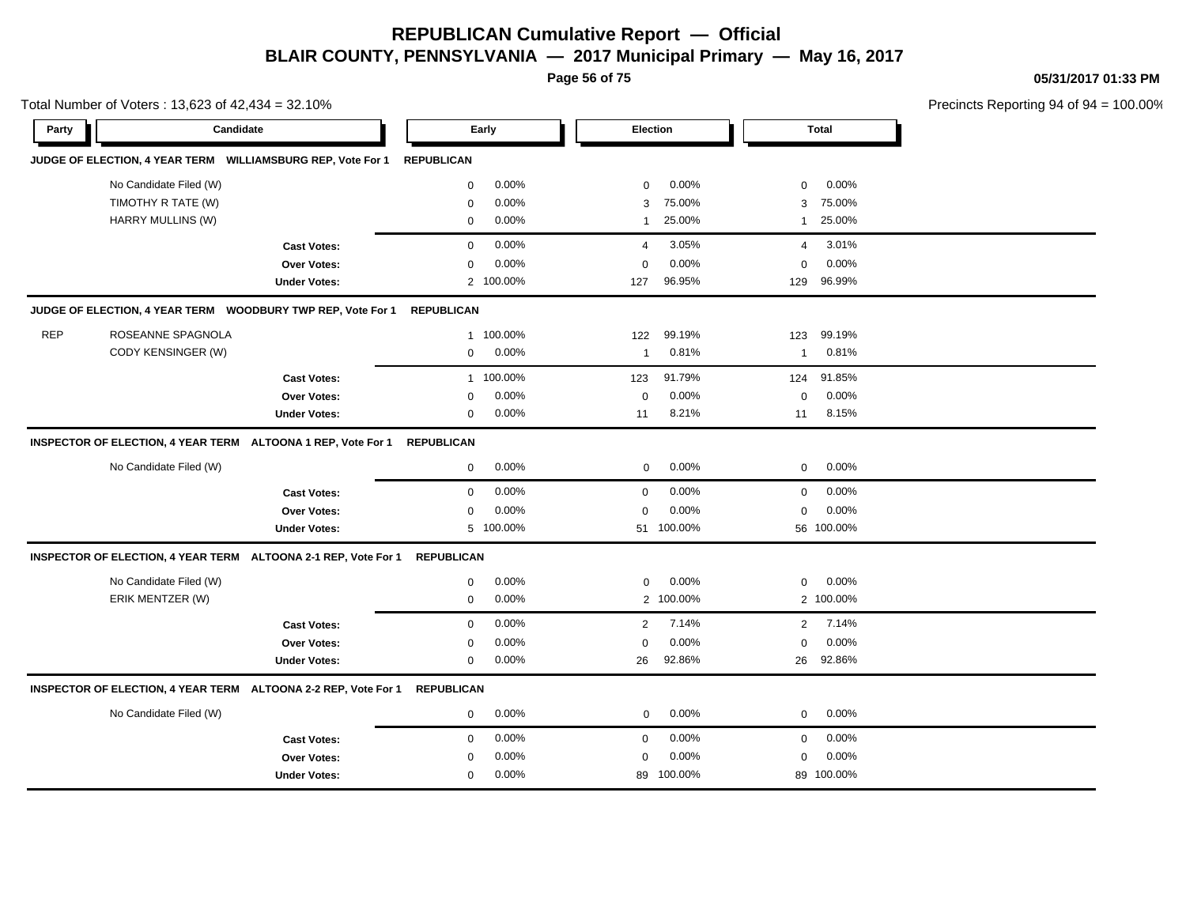# REPUBLICAN Cumulative Report — Official

## BLAIR COUNTY, PENNSYLVANIA — 2017 Municipal Primary — May 16, 2017

05/31/2017 01:33 PM

Total Number of Voters : 13,623 of 42,434 = 32.10%

Precincts Reporting 94 of 94 = 100.00%

| Party | Candidate | Early | | Election | | Total | |
|---|---|---|---|---|---|---|---|
| **JUDGE OF ELECTION, 4 YEAR TERM WILLIAMSBURG REP, Vote For 1** | | **REPUBLICAN** | | | | | |
| | No Candidate Filed (W) | 0 | 0.00% | 0 | 0.00% | 0 | 0.00% |
| | TIMOTHY R TATE (W) | 0 | 0.00% | 3 | 75.00% | 3 | 75.00% |
| | HARRY MULLINS (W) | 0 | 0.00% | 1 | 25.00% | 1 | 25.00% |
| | **Cast Votes:** | 0 | 0.00% | 4 | 3.05% | 4 | 3.01% |
| | **Over Votes:** | 0 | 0.00% | 0 | 0.00% | 0 | 0.00% |
| | **Under Votes:** | 2 | 100.00% | 127 | 96.95% | 129 | 96.99% |
| **JUDGE OF ELECTION, 4 YEAR TERM WOODBURY TWP REP, Vote For 1** | | **REPUBLICAN** | | | | | |
| REP | ROSEANNE SPAGNOLA | 1 | 100.00% | 122 | 99.19% | 123 | 99.19% |
| | CODY KENSINGER (W) | 0 | 0.00% | 1 | 0.81% | 1 | 0.81% |
| | **Cast Votes:** | 1 | 100.00% | 123 | 91.79% | 124 | 91.85% |
| | **Over Votes:** | 0 | 0.00% | 0 | 0.00% | 0 | 0.00% |
| | **Under Votes:** | 0 | 0.00% | 11 | 8.21% | 11 | 8.15% |
| **INSPECTOR OF ELECTION, 4 YEAR TERM ALTOONA 1 REP, Vote For 1** | | **REPUBLICAN** | | | | | |
| | No Candidate Filed (W) | 0 | 0.00% | 0 | 0.00% | 0 | 0.00% |
| | **Cast Votes:** | 0 | 0.00% | 0 | 0.00% | 0 | 0.00% |
| | **Over Votes:** | 0 | 0.00% | 0 | 0.00% | 0 | 0.00% |
| | **Under Votes:** | 5 | 100.00% | 51 | 100.00% | 56 | 100.00% |
| **INSPECTOR OF ELECTION, 4 YEAR TERM ALTOONA 2-1 REP, Vote For 1** | | **REPUBLICAN** | | | | | |
| | No Candidate Filed (W) | 0 | 0.00% | 0 | 0.00% | 0 | 0.00% |
| | ERIK MENTZER (W) | 0 | 0.00% | 2 | 100.00% | 2 | 100.00% |
| | **Cast Votes:** | 0 | 0.00% | 2 | 7.14% | 2 | 7.14% |
| | **Over Votes:** | 0 | 0.00% | 0 | 0.00% | 0 | 0.00% |
| | **Under Votes:** | 0 | 0.00% | 26 | 92.86% | 26 | 92.86% |
| **INSPECTOR OF ELECTION, 4 YEAR TERM ALTOONA 2-2 REP, Vote For 1** | | **REPUBLICAN** | | | | | |
| | No Candidate Filed (W) | 0 | 0.00% | 0 | 0.00% | 0 | 0.00% |
| | **Cast Votes:** | 0 | 0.00% | 0 | 0.00% | 0 | 0.00% |
| | **Over Votes:** | 0 | 0.00% | 0 | 0.00% | 0 | 0.00% |
| | **Under Votes:** | 0 | 0.00% | 89 | 100.00% | 89 | 100.00% |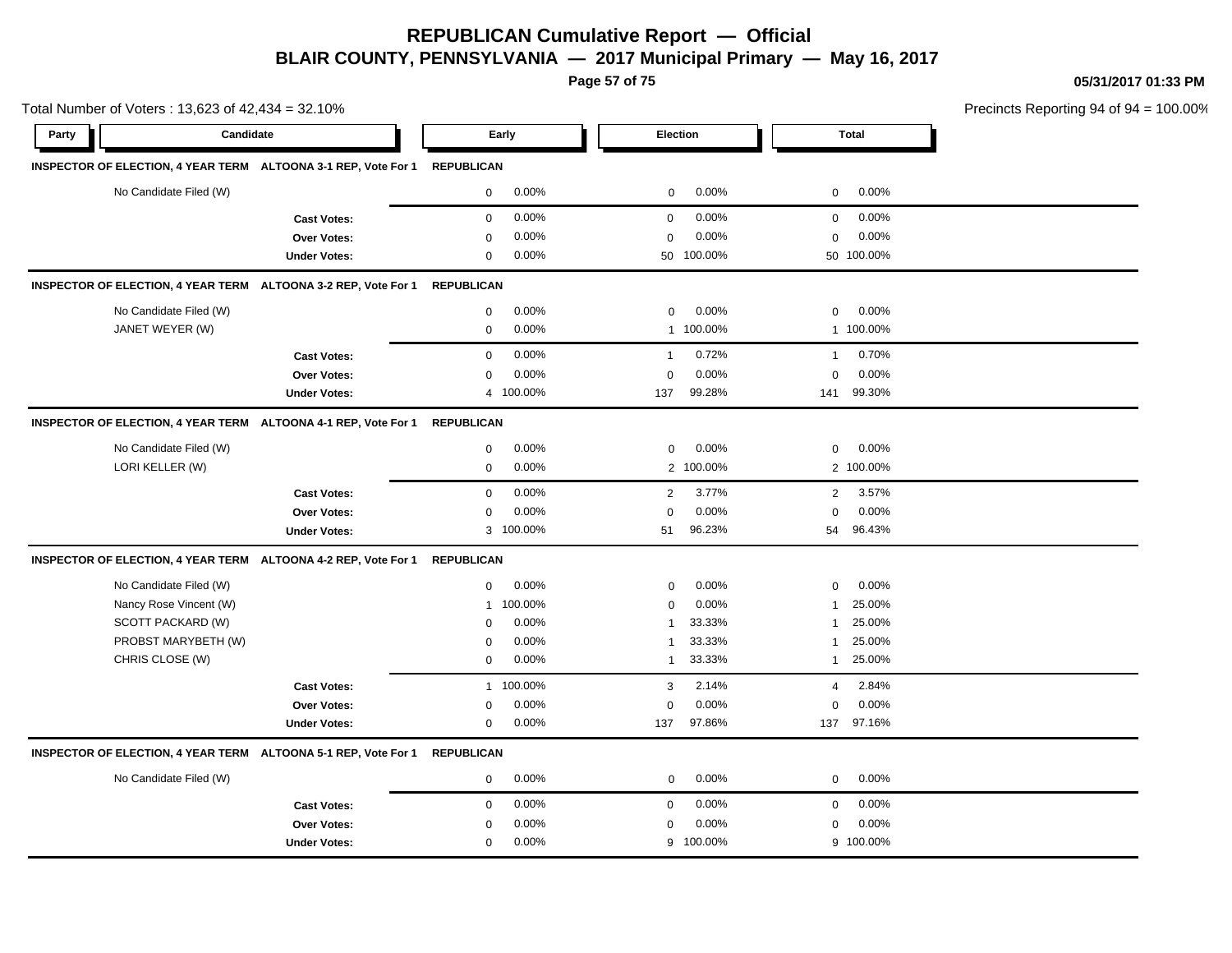# REPUBLICAN Cumulative Report — Official

## BLAIR COUNTY, PENNSYLVANIA — 2017 Municipal Primary — May 16, 2017

05/31/2017 01:33 PM

Total Number of Voters : 13,623 of 42,434 = 32.10%

Precincts Reporting 94 of 94 = 100.00%

| Party | Candidate | Early | | Election | | Total | |
|---|---|---|---|---|---|---|---|
| **INSPECTOR OF ELECTION, 4 YEAR TERM ALTOONA 3-1 REP, Vote For 1** | | **REPUBLICAN** | | | | | |
| | No Candidate Filed (W) | 0 | 0.00% | 0 | 0.00% | 0 | 0.00% |
| | **Cast Votes:** | 0 | 0.00% | 0 | 0.00% | 0 | 0.00% |
| | **Over Votes:** | 0 | 0.00% | 0 | 0.00% | 0 | 0.00% |
| | **Under Votes:** | 0 | 0.00% | 50 | 100.00% | 50 | 100.00% |
| **INSPECTOR OF ELECTION, 4 YEAR TERM ALTOONA 3-2 REP, Vote For 1** | | **REPUBLICAN** | | | | | |
| | No Candidate Filed (W) | 0 | 0.00% | 0 | 0.00% | 0 | 0.00% |
| | JANET WEYER (W) | 0 | 0.00% | 1 | 100.00% | 1 | 100.00% |
| | **Cast Votes:** | 0 | 0.00% | 1 | 0.72% | 1 | 0.70% |
| | **Over Votes:** | 0 | 0.00% | 0 | 0.00% | 0 | 0.00% |
| | **Under Votes:** | 4 | 100.00% | 137 | 99.28% | 141 | 99.30% |
| **INSPECTOR OF ELECTION, 4 YEAR TERM ALTOONA 4-1 REP, Vote For 1** | | **REPUBLICAN** | | | | | |
| | No Candidate Filed (W) | 0 | 0.00% | 0 | 0.00% | 0 | 0.00% |
| | LORI KELLER (W) | 0 | 0.00% | 2 | 100.00% | 2 | 100.00% |
| | **Cast Votes:** | 0 | 0.00% | 2 | 3.77% | 2 | 3.57% |
| | **Over Votes:** | 0 | 0.00% | 0 | 0.00% | 0 | 0.00% |
| | **Under Votes:** | 3 | 100.00% | 51 | 96.23% | 54 | 96.43% |
| **INSPECTOR OF ELECTION, 4 YEAR TERM ALTOONA 4-2 REP, Vote For 1** | | **REPUBLICAN** | | | | | |
| | No Candidate Filed (W) | 0 | 0.00% | 0 | 0.00% | 0 | 0.00% |
| | Nancy Rose Vincent (W) | 1 | 100.00% | 0 | 0.00% | 1 | 25.00% |
| | SCOTT PACKARD (W) | 0 | 0.00% | 1 | 33.33% | 1 | 25.00% |
| | PROBST MARYBETH (W) | 0 | 0.00% | 1 | 33.33% | 1 | 25.00% |
| | CHRIS CLOSE (W) | 0 | 0.00% | 1 | 33.33% | 1 | 25.00% |
| | **Cast Votes:** | 1 | 100.00% | 3 | 2.14% | 4 | 2.84% |
| | **Over Votes:** | 0 | 0.00% | 0 | 0.00% | 0 | 0.00% |
| | **Under Votes:** | 0 | 0.00% | 137 | 97.86% | 137 | 97.16% |
| **INSPECTOR OF ELECTION, 4 YEAR TERM ALTOONA 5-1 REP, Vote For 1** | | **REPUBLICAN** | | | | | |
| | No Candidate Filed (W) | 0 | 0.00% | 0 | 0.00% | 0 | 0.00% |
| | **Cast Votes:** | 0 | 0.00% | 0 | 0.00% | 0 | 0.00% |
| | **Over Votes:** | 0 | 0.00% | 0 | 0.00% | 0 | 0.00% |
| | **Under Votes:** | 0 | 0.00% | 9 | 100.00% | 9 | 100.00% |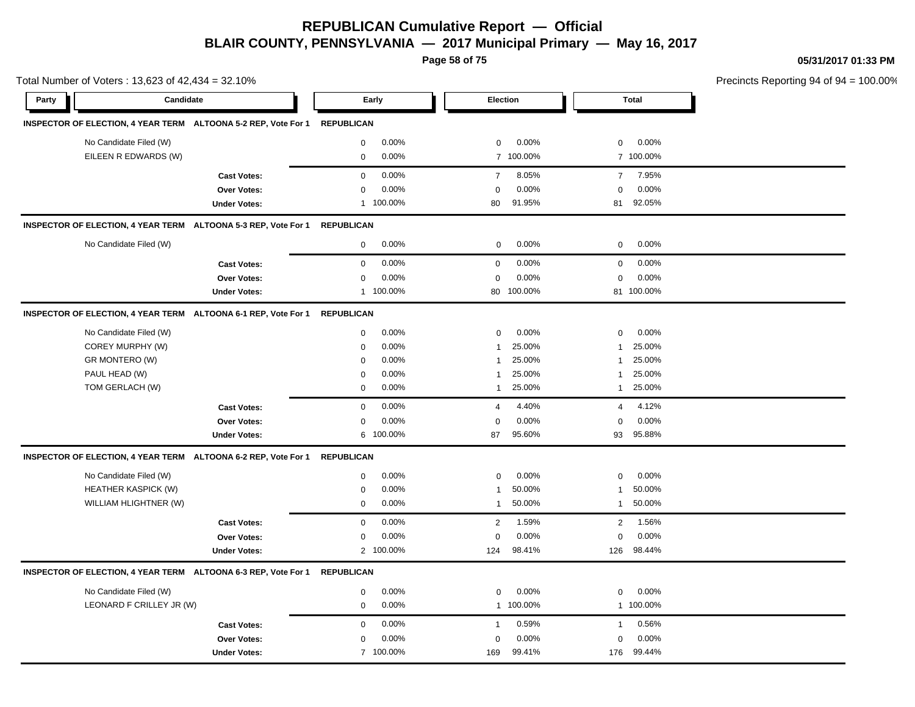# REPUBLICAN Cumulative Report — Official

## BLAIR COUNTY, PENNSYLVANIA — 2017 Municipal Primary — May 16, 2017

05/31/2017 01:33 PM

Total Number of Voters : 13,623 of 42,434 = 32.10%

Precincts Reporting 94 of 94 = 100.00%

| Party | Candidate | Early | | Election | | Total | |
|---|---|---|---|---|---|---|---|
| **INSPECTOR OF ELECTION, 4 YEAR TERM ALTOONA 5-2 REP, Vote For 1** | | **REPUBLICAN** | | | | | |
| | No Candidate Filed (W) | 0 | 0.00% | 0 | 0.00% | 0 | 0.00% |
| | EILEEN R EDWARDS (W) | 0 | 0.00% | 7 | 100.00% | 7 | 100.00% |
| | **Cast Votes:** | 0 | 0.00% | 7 | 8.05% | 7 | 7.95% |
| | **Over Votes:** | 0 | 0.00% | 0 | 0.00% | 0 | 0.00% |
| | **Under Votes:** | 1 | 100.00% | 80 | 91.95% | 81 | 92.05% |
| **INSPECTOR OF ELECTION, 4 YEAR TERM ALTOONA 5-3 REP, Vote For 1** | | **REPUBLICAN** | | | | | |
| | No Candidate Filed (W) | 0 | 0.00% | 0 | 0.00% | 0 | 0.00% |
| | **Cast Votes:** | 0 | 0.00% | 0 | 0.00% | 0 | 0.00% |
| | **Over Votes:** | 0 | 0.00% | 0 | 0.00% | 0 | 0.00% |
| | **Under Votes:** | 1 | 100.00% | 80 | 100.00% | 81 | 100.00% |
| **INSPECTOR OF ELECTION, 4 YEAR TERM ALTOONA 6-1 REP, Vote For 1** | | **REPUBLICAN** | | | | | |
| | No Candidate Filed (W) | 0 | 0.00% | 0 | 0.00% | 0 | 0.00% |
| | COREY MURPHY (W) | 0 | 0.00% | 1 | 25.00% | 1 | 25.00% |
| | GR MONTERO (W) | 0 | 0.00% | 1 | 25.00% | 1 | 25.00% |
| | PAUL HEAD (W) | 0 | 0.00% | 1 | 25.00% | 1 | 25.00% |
| | TOM GERLACH (W) | 0 | 0.00% | 1 | 25.00% | 1 | 25.00% |
| | **Cast Votes:** | 0 | 0.00% | 4 | 4.40% | 4 | 4.12% |
| | **Over Votes:** | 0 | 0.00% | 0 | 0.00% | 0 | 0.00% |
| | **Under Votes:** | 6 | 100.00% | 87 | 95.60% | 93 | 95.88% |
| **INSPECTOR OF ELECTION, 4 YEAR TERM ALTOONA 6-2 REP, Vote For 1** | | **REPUBLICAN** | | | | | |
| | No Candidate Filed (W) | 0 | 0.00% | 0 | 0.00% | 0 | 0.00% |
| | HEATHER KASPICK (W) | 0 | 0.00% | 1 | 50.00% | 1 | 50.00% |
| | WILLIAM HLIGHTNER (W) | 0 | 0.00% | 1 | 50.00% | 1 | 50.00% |
| | **Cast Votes:** | 0 | 0.00% | 2 | 1.59% | 2 | 1.56% |
| | **Over Votes:** | 0 | 0.00% | 0 | 0.00% | 0 | 0.00% |
| | **Under Votes:** | 2 | 100.00% | 124 | 98.41% | 126 | 98.44% |
| **INSPECTOR OF ELECTION, 4 YEAR TERM ALTOONA 6-3 REP, Vote For 1** | | **REPUBLICAN** | | | | | |
| | No Candidate Filed (W) | 0 | 0.00% | 0 | 0.00% | 0 | 0.00% |
| | LEONARD F CRILLEY JR (W) | 0 | 0.00% | 1 | 100.00% | 1 | 100.00% |
| | **Cast Votes:** | 0 | 0.00% | 1 | 0.59% | 1 | 0.56% |
| | **Over Votes:** | 0 | 0.00% | 0 | 0.00% | 0 | 0.00% |
| | **Under Votes:** | 7 | 100.00% | 169 | 99.41% | 176 | 99.44% |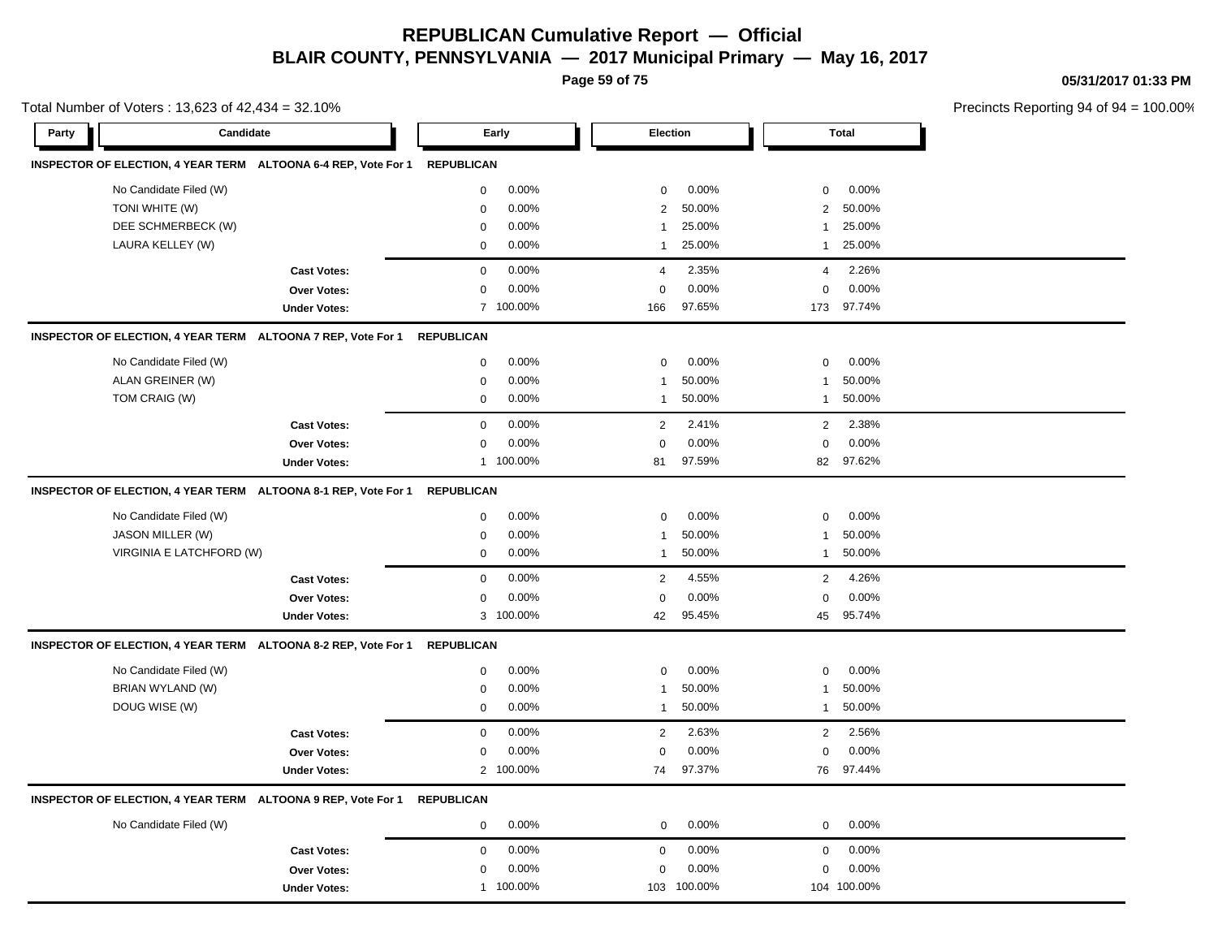# REPUBLICAN Cumulative Report — Official

## BLAIR COUNTY, PENNSYLVANIA — 2017 Municipal Primary — May 16, 2017

05/31/2017 01:33 PM

Total Number of Voters : 13,623 of 42,434 = 32.10%

Precincts Reporting 94 of 94 = 100.00%

| Party | Candidate | Early | | Election | | Total | |
|---|---|---|---|---|---|---|---|
| **INSPECTOR OF ELECTION, 4 YEAR TERM ALTOONA 6-4 REP, Vote For 1** | | **REPUBLICAN** | | | | | |
| | No Candidate Filed (W) | 0 | 0.00% | 0 | 0.00% | 0 | 0.00% |
| | TONI WHITE (W) | 0 | 0.00% | 2 | 50.00% | 2 | 50.00% |
| | DEE SCHMERBECK (W) | 0 | 0.00% | 1 | 25.00% | 1 | 25.00% |
| | LAURA KELLEY (W) | 0 | 0.00% | 1 | 25.00% | 1 | 25.00% |
| | **Cast Votes:** | 0 | 0.00% | 4 | 2.35% | 4 | 2.26% |
| | **Over Votes:** | 0 | 0.00% | 0 | 0.00% | 0 | 0.00% |
| | **Under Votes:** | 7 | 100.00% | 166 | 97.65% | 173 | 97.74% |
| **INSPECTOR OF ELECTION, 4 YEAR TERM ALTOONA 7 REP, Vote For 1** | | **REPUBLICAN** | | | | | |
| | No Candidate Filed (W) | 0 | 0.00% | 0 | 0.00% | 0 | 0.00% |
| | ALAN GREINER (W) | 0 | 0.00% | 1 | 50.00% | 1 | 50.00% |
| | TOM CRAIG (W) | 0 | 0.00% | 1 | 50.00% | 1 | 50.00% |
| | **Cast Votes:** | 0 | 0.00% | 2 | 2.41% | 2 | 2.38% |
| | **Over Votes:** | 0 | 0.00% | 0 | 0.00% | 0 | 0.00% |
| | **Under Votes:** | 1 | 100.00% | 81 | 97.59% | 82 | 97.62% |
| **INSPECTOR OF ELECTION, 4 YEAR TERM ALTOONA 8-1 REP, Vote For 1** | | **REPUBLICAN** | | | | | |
| | No Candidate Filed (W) | 0 | 0.00% | 0 | 0.00% | 0 | 0.00% |
| | JASON MILLER (W) | 0 | 0.00% | 1 | 50.00% | 1 | 50.00% |
| | VIRGINIA E LATCHFORD (W) | 0 | 0.00% | 1 | 50.00% | 1 | 50.00% |
| | **Cast Votes:** | 0 | 0.00% | 2 | 4.55% | 2 | 4.26% |
| | **Over Votes:** | 0 | 0.00% | 0 | 0.00% | 0 | 0.00% |
| | **Under Votes:** | 3 | 100.00% | 42 | 95.45% | 45 | 95.74% |
| **INSPECTOR OF ELECTION, 4 YEAR TERM ALTOONA 8-2 REP, Vote For 1** | | **REPUBLICAN** | | | | | |
| | No Candidate Filed (W) | 0 | 0.00% | 0 | 0.00% | 0 | 0.00% |
| | BRIAN WYLAND (W) | 0 | 0.00% | 1 | 50.00% | 1 | 50.00% |
| | DOUG WISE (W) | 0 | 0.00% | 1 | 50.00% | 1 | 50.00% |
| | **Cast Votes:** | 0 | 0.00% | 2 | 2.63% | 2 | 2.56% |
| | **Over Votes:** | 0 | 0.00% | 0 | 0.00% | 0 | 0.00% |
| | **Under Votes:** | 2 | 100.00% | 74 | 97.37% | 76 | 97.44% |
| **INSPECTOR OF ELECTION, 4 YEAR TERM ALTOONA 9 REP, Vote For 1** | | **REPUBLICAN** | | | | | |
| | No Candidate Filed (W) | 0 | 0.00% | 0 | 0.00% | 0 | 0.00% |
| | **Cast Votes:** | 0 | 0.00% | 0 | 0.00% | 0 | 0.00% |
| | **Over Votes:** | 0 | 0.00% | 0 | 0.00% | 0 | 0.00% |
| | **Under Votes:** | 1 | 100.00% | 103 | 100.00% | 104 | 100.00% |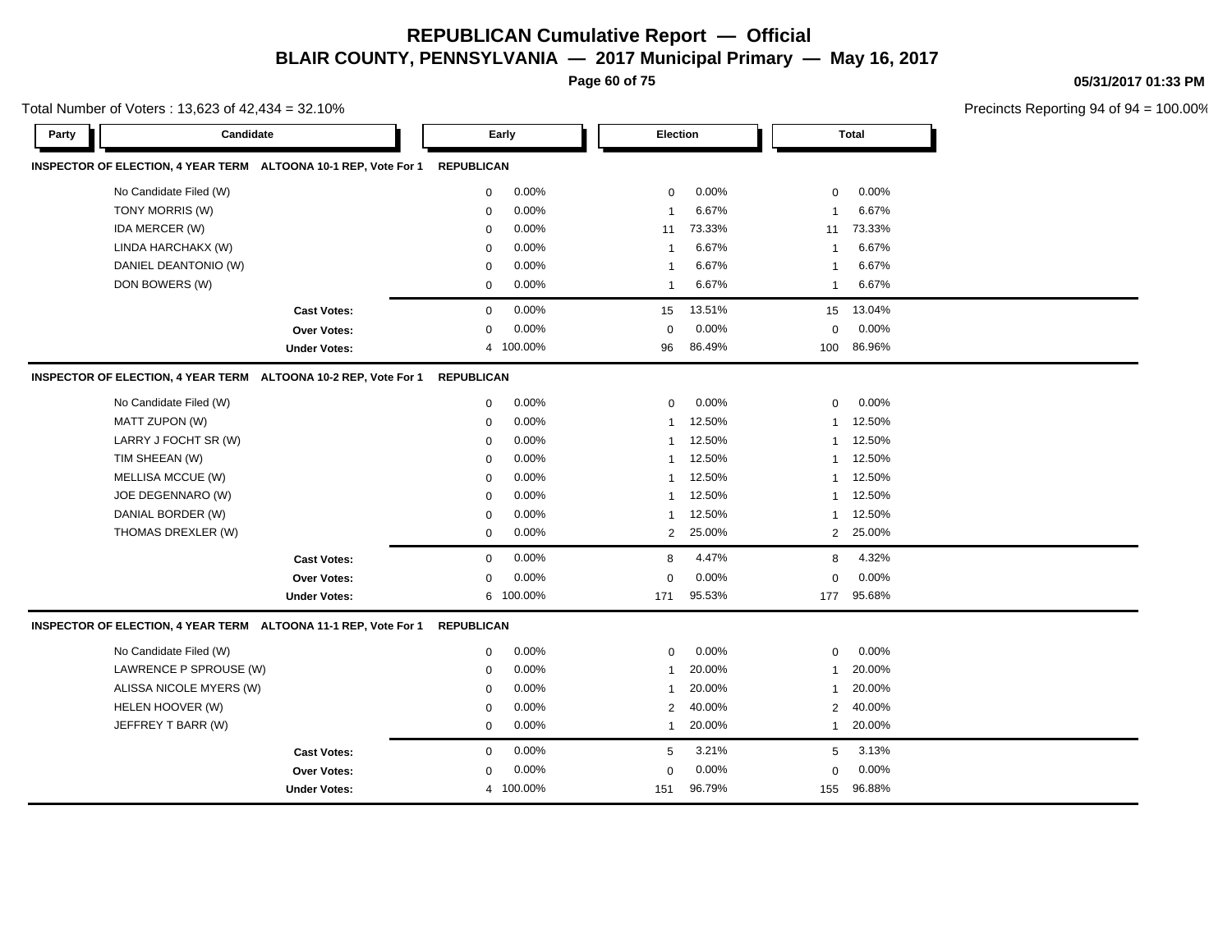# REPUBLICAN Cumulative Report — Official

## BLAIR COUNTY, PENNSYLVANIA — 2017 Municipal Primary — May 16, 2017

05/31/2017 01:33 PM

Total Number of Voters : 13,623 of 42,434 = 32.10%

Precincts Reporting 94 of 94 = 100.00%

| Party | Candidate | Early | | Election | | Total | |
|---|---|---|---|---|---|---|---|
| **INSPECTOR OF ELECTION, 4 YEAR TERM ALTOONA 10-1 REP, Vote For 1** | | **REPUBLICAN** | | | | | |
| | No Candidate Filed (W) | 0 | 0.00% | 0 | 0.00% | 0 | 0.00% |
| | TONY MORRIS (W) | 0 | 0.00% | 1 | 6.67% | 1 | 6.67% |
| | IDA MERCER (W) | 0 | 0.00% | 11 | 73.33% | 11 | 73.33% |
| | LINDA HARCHAKX (W) | 0 | 0.00% | 1 | 6.67% | 1 | 6.67% |
| | DANIEL DEANTONIO (W) | 0 | 0.00% | 1 | 6.67% | 1 | 6.67% |
| | DON BOWERS (W) | 0 | 0.00% | 1 | 6.67% | 1 | 6.67% |
| | **Cast Votes:** | 0 | 0.00% | 15 | 13.51% | 15 | 13.04% |
| | **Over Votes:** | 0 | 0.00% | 0 | 0.00% | 0 | 0.00% |
| | **Under Votes:** | 4 | 100.00% | 96 | 86.49% | 100 | 86.96% |
| **INSPECTOR OF ELECTION, 4 YEAR TERM ALTOONA 10-2 REP, Vote For 1** | | **REPUBLICAN** | | | | | |
| | No Candidate Filed (W) | 0 | 0.00% | 0 | 0.00% | 0 | 0.00% |
| | MATT ZUPON (W) | 0 | 0.00% | 1 | 12.50% | 1 | 12.50% |
| | LARRY J FOCHT SR (W) | 0 | 0.00% | 1 | 12.50% | 1 | 12.50% |
| | TIM SHEEAN (W) | 0 | 0.00% | 1 | 12.50% | 1 | 12.50% |
| | MELLISA MCCUE (W) | 0 | 0.00% | 1 | 12.50% | 1 | 12.50% |
| | JOE DEGENNARO (W) | 0 | 0.00% | 1 | 12.50% | 1 | 12.50% |
| | DANIAL BORDER (W) | 0 | 0.00% | 1 | 12.50% | 1 | 12.50% |
| | THOMAS DREXLER (W) | 0 | 0.00% | 2 | 25.00% | 2 | 25.00% |
| | **Cast Votes:** | 0 | 0.00% | 8 | 4.47% | 8 | 4.32% |
| | **Over Votes:** | 0 | 0.00% | 0 | 0.00% | 0 | 0.00% |
| | **Under Votes:** | 6 | 100.00% | 171 | 95.53% | 177 | 95.68% |
| **INSPECTOR OF ELECTION, 4 YEAR TERM ALTOONA 11-1 REP, Vote For 1** | | **REPUBLICAN** | | | | | |
| | No Candidate Filed (W) | 0 | 0.00% | 0 | 0.00% | 0 | 0.00% |
| | LAWRENCE P SPROUSE (W) | 0 | 0.00% | 1 | 20.00% | 1 | 20.00% |
| | ALISSA NICOLE MYERS (W) | 0 | 0.00% | 1 | 20.00% | 1 | 20.00% |
| | HELEN HOOVER (W) | 0 | 0.00% | 2 | 40.00% | 2 | 40.00% |
| | JEFFREY T BARR (W) | 0 | 0.00% | 1 | 20.00% | 1 | 20.00% |
| | **Cast Votes:** | 0 | 0.00% | 5 | 3.21% | 5 | 3.13% |
| | **Over Votes:** | 0 | 0.00% | 0 | 0.00% | 0 | 0.00% |
| | **Under Votes:** | 4 | 100.00% | 151 | 96.79% | 155 | 96.88% |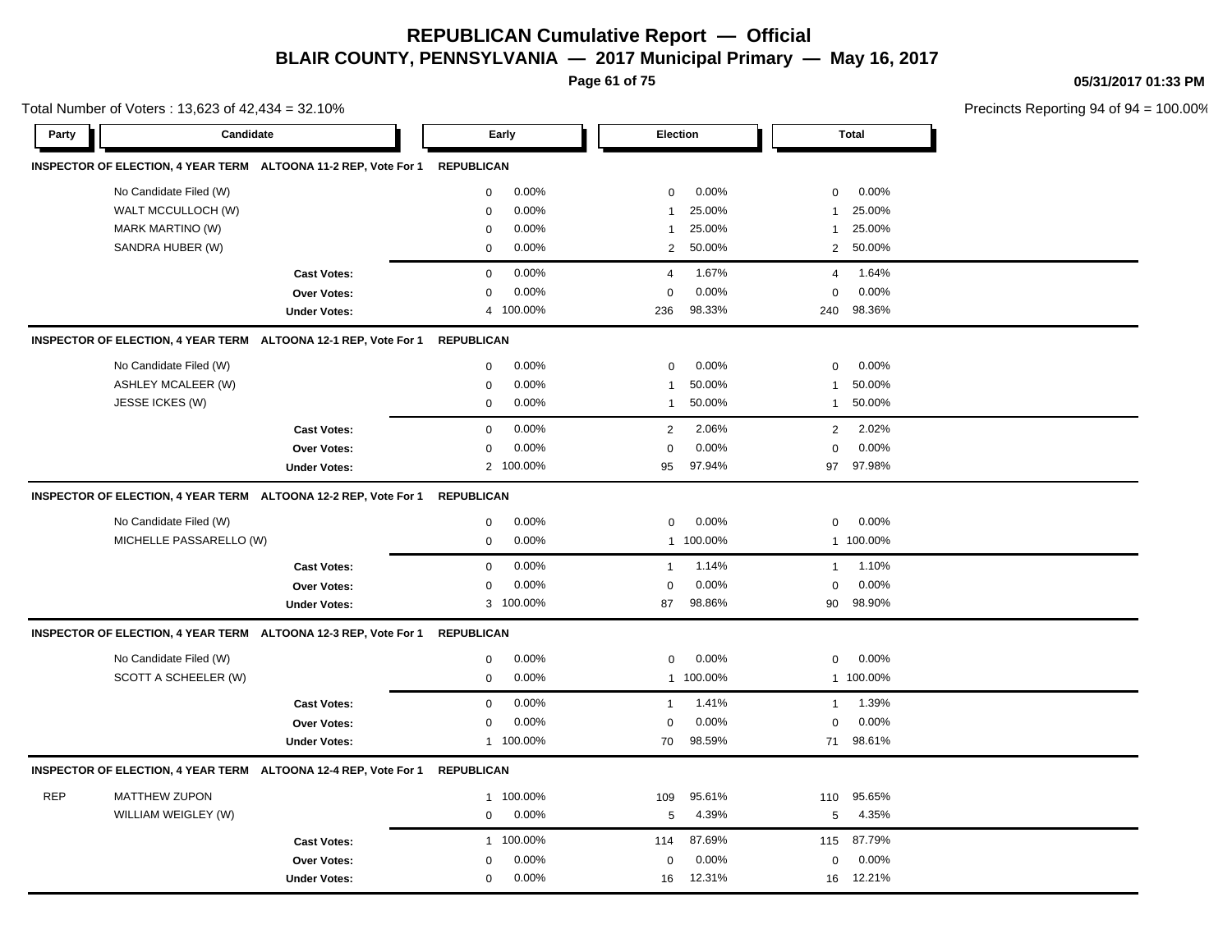# REPUBLICAN Cumulative Report — Official

## BLAIR COUNTY, PENNSYLVANIA — 2017 Municipal Primary — May 16, 2017

05/31/2017 01:33 PM

Total Number of Voters : 13,623 of 42,434 = 32.10%

Precincts Reporting 94 of 94 = 100.00%

| Party | Candidate | Early | | Election | | Total | |
|---|---|---|---|---|---|---|---|
| **INSPECTOR OF ELECTION, 4 YEAR TERM ALTOONA 11-2 REP, Vote For 1** | | **REPUBLICAN** | | | | | |
| | No Candidate Filed (W) | 0 | 0.00% | 0 | 0.00% | 0 | 0.00% |
| | WALT MCCULLOCH (W) | 0 | 0.00% | 1 | 25.00% | 1 | 25.00% |
| | MARK MARTINO (W) | 0 | 0.00% | 1 | 25.00% | 1 | 25.00% |
| | SANDRA HUBER (W) | 0 | 0.00% | 2 | 50.00% | 2 | 50.00% |
| | **Cast Votes:** | 0 | 0.00% | 4 | 1.67% | 4 | 1.64% |
| | **Over Votes:** | 0 | 0.00% | 0 | 0.00% | 0 | 0.00% |
| | **Under Votes:** | 4 | 100.00% | 236 | 98.33% | 240 | 98.36% |
| **INSPECTOR OF ELECTION, 4 YEAR TERM ALTOONA 12-1 REP, Vote For 1** | | **REPUBLICAN** | | | | | |
| | No Candidate Filed (W) | 0 | 0.00% | 0 | 0.00% | 0 | 0.00% |
| | ASHLEY MCALEER (W) | 0 | 0.00% | 1 | 50.00% | 1 | 50.00% |
| | JESSE ICKES (W) | 0 | 0.00% | 1 | 50.00% | 1 | 50.00% |
| | **Cast Votes:** | 0 | 0.00% | 2 | 2.06% | 2 | 2.02% |
| | **Over Votes:** | 0 | 0.00% | 0 | 0.00% | 0 | 0.00% |
| | **Under Votes:** | 2 | 100.00% | 95 | 97.94% | 97 | 97.98% |
| **INSPECTOR OF ELECTION, 4 YEAR TERM ALTOONA 12-2 REP, Vote For 1** | | **REPUBLICAN** | | | | | |
| | No Candidate Filed (W) | 0 | 0.00% | 0 | 0.00% | 0 | 0.00% |
| | MICHELLE PASSARELLO (W) | 0 | 0.00% | 1 | 100.00% | 1 | 100.00% |
| | **Cast Votes:** | 0 | 0.00% | 1 | 1.14% | 1 | 1.10% |
| | **Over Votes:** | 0 | 0.00% | 0 | 0.00% | 0 | 0.00% |
| | **Under Votes:** | 3 | 100.00% | 87 | 98.86% | 90 | 98.90% |
| **INSPECTOR OF ELECTION, 4 YEAR TERM ALTOONA 12-3 REP, Vote For 1** | | **REPUBLICAN** | | | | | |
| | No Candidate Filed (W) | 0 | 0.00% | 0 | 0.00% | 0 | 0.00% |
| | SCOTT A SCHEELER (W) | 0 | 0.00% | 1 | 100.00% | 1 | 100.00% |
| | **Cast Votes:** | 0 | 0.00% | 1 | 1.41% | 1 | 1.39% |
| | **Over Votes:** | 0 | 0.00% | 0 | 0.00% | 0 | 0.00% |
| | **Under Votes:** | 1 | 100.00% | 70 | 98.59% | 71 | 98.61% |
| **INSPECTOR OF ELECTION, 4 YEAR TERM ALTOONA 12-4 REP, Vote For 1** | | **REPUBLICAN** | | | | | |
| REP | MATTHEW ZUPON | 1 | 100.00% | 109 | 95.61% | 110 | 95.65% |
| | WILLIAM WEIGLEY (W) | 0 | 0.00% | 5 | 4.39% | 5 | 4.35% |
| | **Cast Votes:** | 1 | 100.00% | 114 | 87.69% | 115 | 87.79% |
| | **Over Votes:** | 0 | 0.00% | 0 | 0.00% | 0 | 0.00% |
| | **Under Votes:** | 0 | 0.00% | 16 | 12.31% | 16 | 12.21% |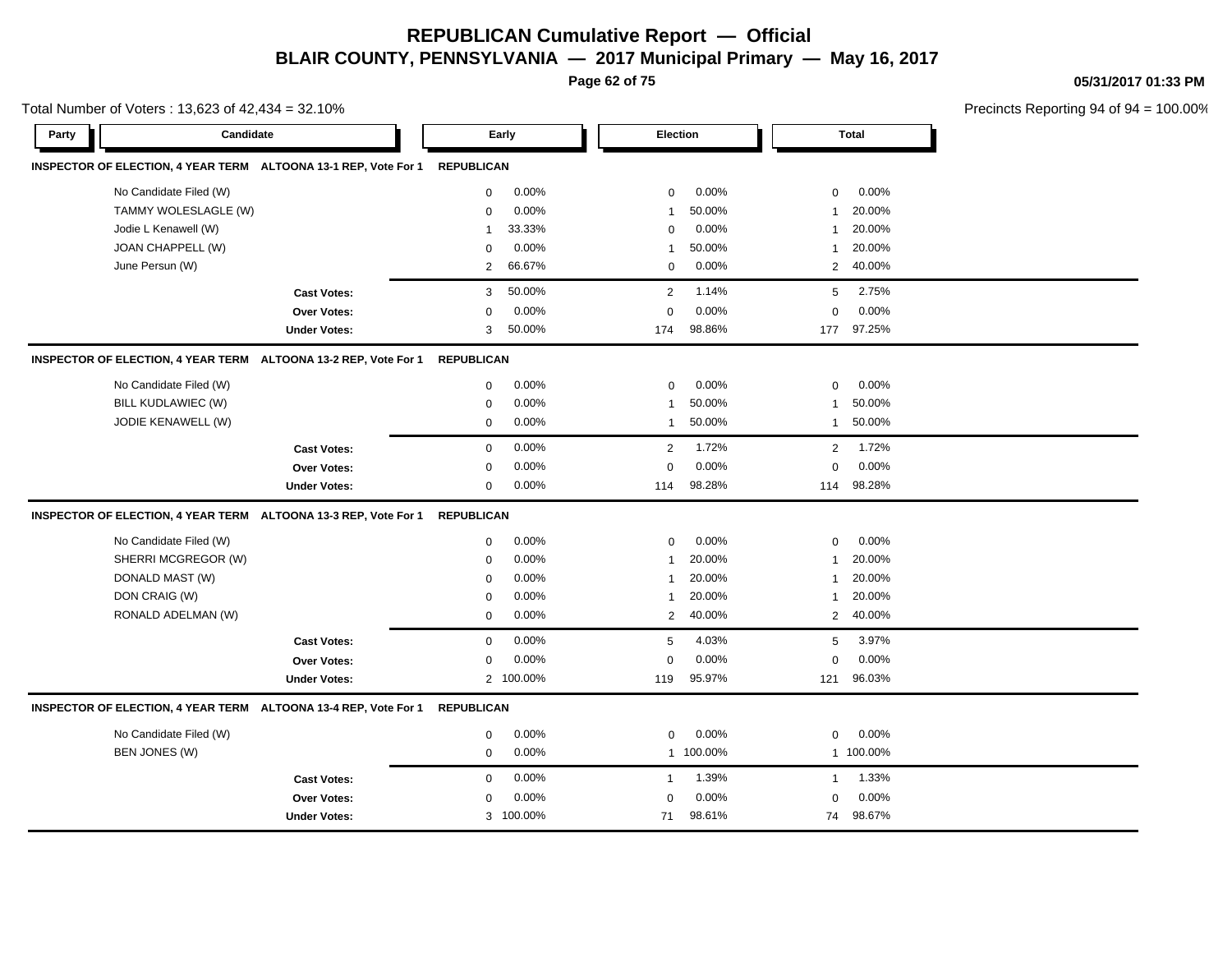# REPUBLICAN Cumulative Report — Official

## BLAIR COUNTY, PENNSYLVANIA — 2017 Municipal Primary — May 16, 2017

05/31/2017 01:33 PM

Total Number of Voters : 13,623 of 42,434 = 32.10%

Precincts Reporting 94 of 94 = 100.00%

### INSPECTOR OF ELECTION, 4 YEAR TERM ALTOONA 13-1 REP, Vote For 1 — REPUBLICAN

| Candidate | Early | | Election | | Total | |
|---|---|---|---|---|---|---|
| No Candidate Filed (W) | 0 | 0.00% | 0 | 0.00% | 0 | 0.00% |
| TAMMY WOLESLAGLE (W) | 0 | 0.00% | 1 | 50.00% | 1 | 20.00% |
| Jodie L Kenawell (W) | 1 | 33.33% | 0 | 0.00% | 1 | 20.00% |
| JOAN CHAPPELL (W) | 0 | 0.00% | 1 | 50.00% | 1 | 20.00% |
| June Persun (W) | 2 | 66.67% | 0 | 0.00% | 2 | 40.00% |
| **Cast Votes:** | 3 | 50.00% | 2 | 1.14% | 5 | 2.75% |
| **Over Votes:** | 0 | 0.00% | 0 | 0.00% | 0 | 0.00% |
| **Under Votes:** | 3 | 50.00% | 174 | 98.86% | 177 | 97.25% |

### INSPECTOR OF ELECTION, 4 YEAR TERM ALTOONA 13-2 REP, Vote For 1 — REPUBLICAN

| Candidate | Early | | Election | | Total | |
|---|---|---|---|---|---|---|
| No Candidate Filed (W) | 0 | 0.00% | 0 | 0.00% | 0 | 0.00% |
| BILL KUDLAWIEC (W) | 0 | 0.00% | 1 | 50.00% | 1 | 50.00% |
| JODIE KENAWELL (W) | 0 | 0.00% | 1 | 50.00% | 1 | 50.00% |
| **Cast Votes:** | 0 | 0.00% | 2 | 1.72% | 2 | 1.72% |
| **Over Votes:** | 0 | 0.00% | 0 | 0.00% | 0 | 0.00% |
| **Under Votes:** | 0 | 0.00% | 114 | 98.28% | 114 | 98.28% |

### INSPECTOR OF ELECTION, 4 YEAR TERM ALTOONA 13-3 REP, Vote For 1 — REPUBLICAN

| Candidate | Early | | Election | | Total | |
|---|---|---|---|---|---|---|
| No Candidate Filed (W) | 0 | 0.00% | 0 | 0.00% | 0 | 0.00% |
| SHERRI MCGREGOR (W) | 0 | 0.00% | 1 | 20.00% | 1 | 20.00% |
| DONALD MAST (W) | 0 | 0.00% | 1 | 20.00% | 1 | 20.00% |
| DON CRAIG (W) | 0 | 0.00% | 1 | 20.00% | 1 | 20.00% |
| RONALD ADELMAN (W) | 0 | 0.00% | 2 | 40.00% | 2 | 40.00% |
| **Cast Votes:** | 0 | 0.00% | 5 | 4.03% | 5 | 3.97% |
| **Over Votes:** | 0 | 0.00% | 0 | 0.00% | 0 | 0.00% |
| **Under Votes:** | 2 | 100.00% | 119 | 95.97% | 121 | 96.03% |

### INSPECTOR OF ELECTION, 4 YEAR TERM ALTOONA 13-4 REP, Vote For 1 — REPUBLICAN

| Candidate | Early | | Election | | Total | |
|---|---|---|---|---|---|---|
| No Candidate Filed (W) | 0 | 0.00% | 0 | 0.00% | 0 | 0.00% |
| BEN JONES (W) | 0 | 0.00% | 1 | 100.00% | 1 | 100.00% |
| **Cast Votes:** | 0 | 0.00% | 1 | 1.39% | 1 | 1.33% |
| **Over Votes:** | 0 | 0.00% | 0 | 0.00% | 0 | 0.00% |
| **Under Votes:** | 3 | 100.00% | 71 | 98.61% | 74 | 98.67% |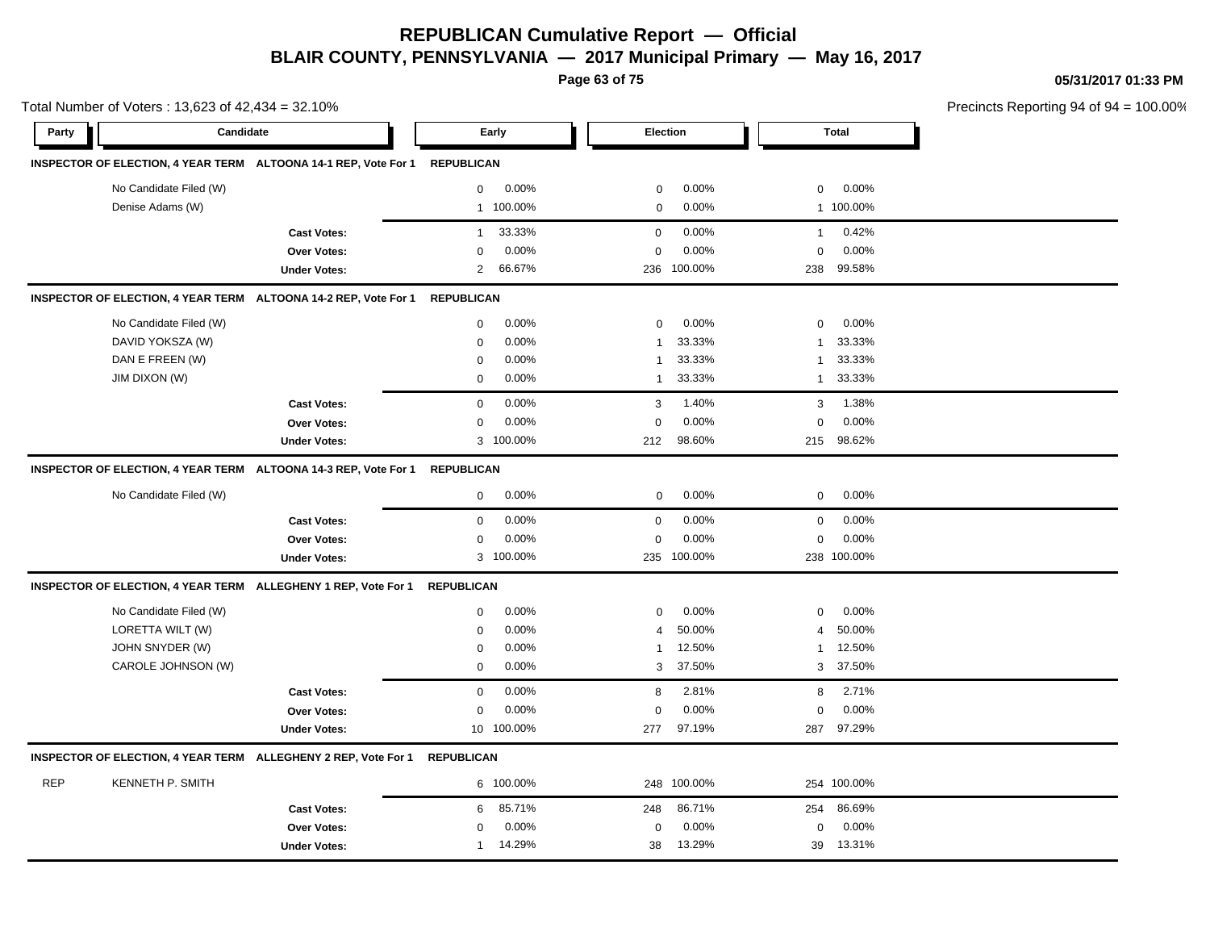# REPUBLICAN Cumulative Report — Official

## BLAIR COUNTY, PENNSYLVANIA — 2017 Municipal Primary — May 16, 2017

05/31/2017 01:33 PM

Total Number of Voters : 13,623 of 42,434 = 32.10%

Precincts Reporting 94 of 94 = 100.00%

| Party | Candidate | | Early | | Election | | Total | |
|---|---|---|---|---|---|---|---|---|
| **INSPECTOR OF ELECTION, 4 YEAR TERM** | **ALTOONA 14-1 REP, Vote For 1** | **REPUBLICAN** | | | | | | |
| | No Candidate Filed (W) | | 0 | 0.00% | 0 | 0.00% | 0 | 0.00% |
| | Denise Adams (W) | | 1 | 100.00% | 0 | 0.00% | 1 | 100.00% |
| | | **Cast Votes:** | 1 | 33.33% | 0 | 0.00% | 1 | 0.42% |
| | | **Over Votes:** | 0 | 0.00% | 0 | 0.00% | 0 | 0.00% |
| | | **Under Votes:** | 2 | 66.67% | 236 | 100.00% | 238 | 99.58% |
| **INSPECTOR OF ELECTION, 4 YEAR TERM** | **ALTOONA 14-2 REP, Vote For 1** | **REPUBLICAN** | | | | | | |
| | No Candidate Filed (W) | | 0 | 0.00% | 0 | 0.00% | 0 | 0.00% |
| | DAVID YOKSZA (W) | | 0 | 0.00% | 1 | 33.33% | 1 | 33.33% |
| | DAN E FREEN (W) | | 0 | 0.00% | 1 | 33.33% | 1 | 33.33% |
| | JIM DIXON (W) | | 0 | 0.00% | 1 | 33.33% | 1 | 33.33% |
| | | **Cast Votes:** | 0 | 0.00% | 3 | 1.40% | 3 | 1.38% |
| | | **Over Votes:** | 0 | 0.00% | 0 | 0.00% | 0 | 0.00% |
| | | **Under Votes:** | 3 | 100.00% | 212 | 98.60% | 215 | 98.62% |
| **INSPECTOR OF ELECTION, 4 YEAR TERM** | **ALTOONA 14-3 REP, Vote For 1** | **REPUBLICAN** | | | | | | |
| | No Candidate Filed (W) | | 0 | 0.00% | 0 | 0.00% | 0 | 0.00% |
| | | **Cast Votes:** | 0 | 0.00% | 0 | 0.00% | 0 | 0.00% |
| | | **Over Votes:** | 0 | 0.00% | 0 | 0.00% | 0 | 0.00% |
| | | **Under Votes:** | 3 | 100.00% | 235 | 100.00% | 238 | 100.00% |
| **INSPECTOR OF ELECTION, 4 YEAR TERM** | **ALLEGHENY 1 REP, Vote For 1** | **REPUBLICAN** | | | | | | |
| | No Candidate Filed (W) | | 0 | 0.00% | 0 | 0.00% | 0 | 0.00% |
| | LORETTA WILT (W) | | 0 | 0.00% | 4 | 50.00% | 4 | 50.00% |
| | JOHN SNYDER (W) | | 0 | 0.00% | 1 | 12.50% | 1 | 12.50% |
| | CAROLE JOHNSON (W) | | 0 | 0.00% | 3 | 37.50% | 3 | 37.50% |
| | | **Cast Votes:** | 0 | 0.00% | 8 | 2.81% | 8 | 2.71% |
| | | **Over Votes:** | 0 | 0.00% | 0 | 0.00% | 0 | 0.00% |
| | | **Under Votes:** | 10 | 100.00% | 277 | 97.19% | 287 | 97.29% |
| **INSPECTOR OF ELECTION, 4 YEAR TERM** | **ALLEGHENY 2 REP, Vote For 1** | **REPUBLICAN** | | | | | | |
| REP | KENNETH P. SMITH | | 6 | 100.00% | 248 | 100.00% | 254 | 100.00% |
| | | **Cast Votes:** | 6 | 85.71% | 248 | 86.71% | 254 | 86.69% |
| | | **Over Votes:** | 0 | 0.00% | 0 | 0.00% | 0 | 0.00% |
| | | **Under Votes:** | 1 | 14.29% | 38 | 13.29% | 39 | 13.31% |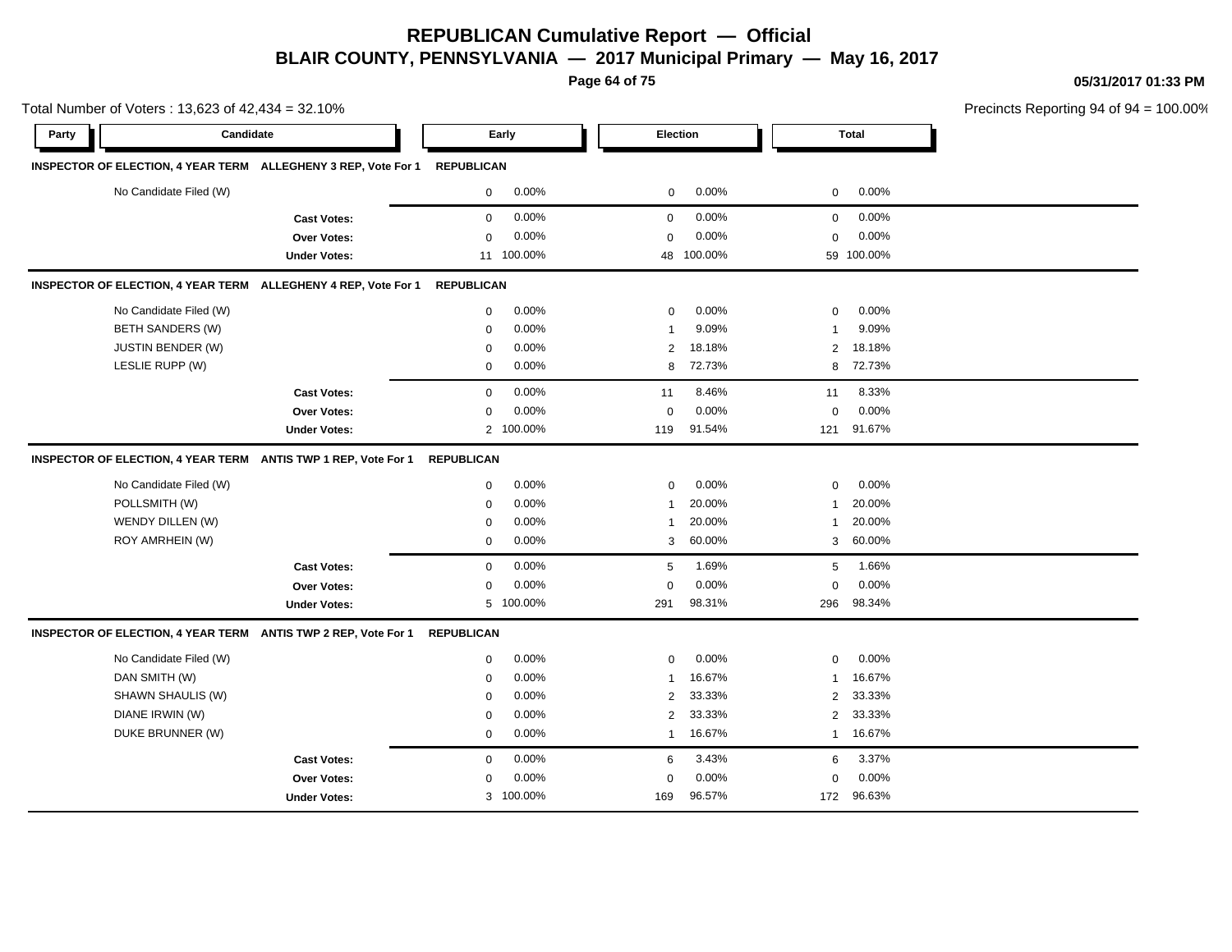# REPUBLICAN Cumulative Report — Official

## BLAIR COUNTY, PENNSYLVANIA — 2017 Municipal Primary — May 16, 2017

05/31/2017 01:33 PM

Total Number of Voters : 13,623 of 42,434 = 32.10%

Precincts Reporting 94 of 94 = 100.00%

| Party | Candidate | | Early | | Election | | Total | |
|---|---|---|---|---|---|---|---|---|
| **INSPECTOR OF ELECTION, 4 YEAR TERM ALLEGHENY 3 REP, Vote For 1** | | **REPUBLICAN** | | | | | | |
| | No Candidate Filed (W) | | 0 | 0.00% | 0 | 0.00% | 0 | 0.00% |
| | | **Cast Votes:** | 0 | 0.00% | 0 | 0.00% | 0 | 0.00% |
| | | **Over Votes:** | 0 | 0.00% | 0 | 0.00% | 0 | 0.00% |
| | | **Under Votes:** | 11 | 100.00% | 48 | 100.00% | 59 | 100.00% |
| **INSPECTOR OF ELECTION, 4 YEAR TERM ALLEGHENY 4 REP, Vote For 1** | | **REPUBLICAN** | | | | | | |
| | No Candidate Filed (W) | | 0 | 0.00% | 0 | 0.00% | 0 | 0.00% |
| | BETH SANDERS (W) | | 0 | 0.00% | 1 | 9.09% | 1 | 9.09% |
| | JUSTIN BENDER (W) | | 0 | 0.00% | 2 | 18.18% | 2 | 18.18% |
| | LESLIE RUPP (W) | | 0 | 0.00% | 8 | 72.73% | 8 | 72.73% |
| | | **Cast Votes:** | 0 | 0.00% | 11 | 8.46% | 11 | 8.33% |
| | | **Over Votes:** | 0 | 0.00% | 0 | 0.00% | 0 | 0.00% |
| | | **Under Votes:** | 2 | 100.00% | 119 | 91.54% | 121 | 91.67% |
| **INSPECTOR OF ELECTION, 4 YEAR TERM ANTIS TWP 1 REP, Vote For 1** | | **REPUBLICAN** | | | | | | |
| | No Candidate Filed (W) | | 0 | 0.00% | 0 | 0.00% | 0 | 0.00% |
| | POLLSMITH (W) | | 0 | 0.00% | 1 | 20.00% | 1 | 20.00% |
| | WENDY DILLEN (W) | | 0 | 0.00% | 1 | 20.00% | 1 | 20.00% |
| | ROY AMRHEIN (W) | | 0 | 0.00% | 3 | 60.00% | 3 | 60.00% |
| | | **Cast Votes:** | 0 | 0.00% | 5 | 1.69% | 5 | 1.66% |
| | | **Over Votes:** | 0 | 0.00% | 0 | 0.00% | 0 | 0.00% |
| | | **Under Votes:** | 5 | 100.00% | 291 | 98.31% | 296 | 98.34% |
| **INSPECTOR OF ELECTION, 4 YEAR TERM ANTIS TWP 2 REP, Vote For 1** | | **REPUBLICAN** | | | | | | |
| | No Candidate Filed (W) | | 0 | 0.00% | 0 | 0.00% | 0 | 0.00% |
| | DAN SMITH (W) | | 0 | 0.00% | 1 | 16.67% | 1 | 16.67% |
| | SHAWN SHAULIS (W) | | 0 | 0.00% | 2 | 33.33% | 2 | 33.33% |
| | DIANE IRWIN (W) | | 0 | 0.00% | 2 | 33.33% | 2 | 33.33% |
| | DUKE BRUNNER (W) | | 0 | 0.00% | 1 | 16.67% | 1 | 16.67% |
| | | **Cast Votes:** | 0 | 0.00% | 6 | 3.43% | 6 | 3.37% |
| | | **Over Votes:** | 0 | 0.00% | 0 | 0.00% | 0 | 0.00% |
| | | **Under Votes:** | 3 | 100.00% | 169 | 96.57% | 172 | 96.63% |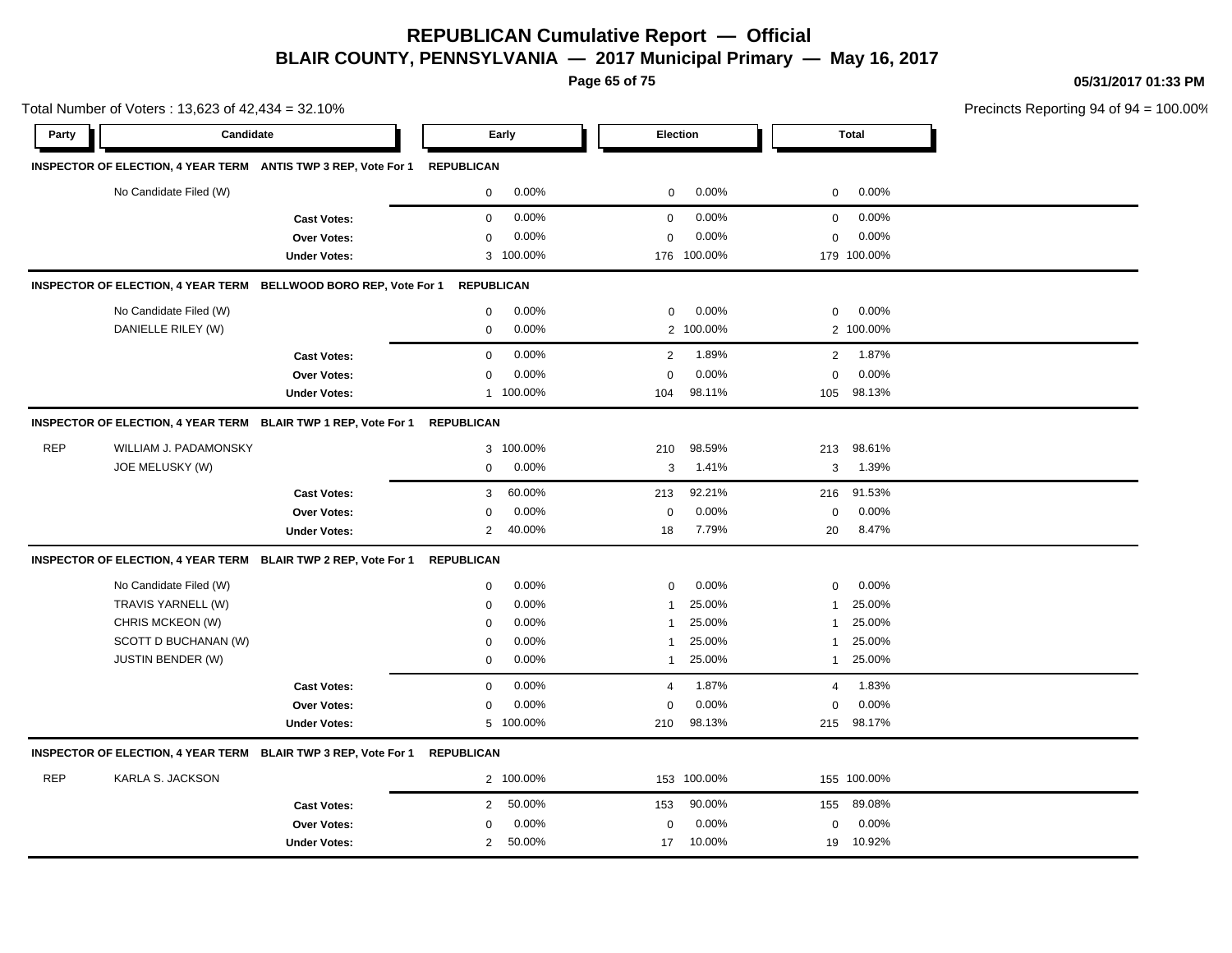# REPUBLICAN Cumulative Report — Official

## BLAIR COUNTY, PENNSYLVANIA — 2017 Municipal Primary — May 16, 2017

05/31/2017 01:33 PM

Total Number of Voters : 13,623 of 42,434 = 32.10%

Precincts Reporting 94 of 94 = 100.00%

| Party | Candidate | | Early | | Election | | Total | |
|---|---|---|---|---|---|---|---|---|
| **INSPECTOR OF ELECTION, 4 YEAR TERM** | **ANTIS TWP 3 REP, Vote For 1** | **REPUBLICAN** | | | | | | |
| | No Candidate Filed (W) | | 0 | 0.00% | 0 | 0.00% | 0 | 0.00% |
| | | **Cast Votes:** | 0 | 0.00% | 0 | 0.00% | 0 | 0.00% |
| | | **Over Votes:** | 0 | 0.00% | 0 | 0.00% | 0 | 0.00% |
| | | **Under Votes:** | 3 | 100.00% | 176 | 100.00% | 179 | 100.00% |
| **INSPECTOR OF ELECTION, 4 YEAR TERM** | **BELLWOOD BORO REP, Vote For 1** | **REPUBLICAN** | | | | | | |
| | No Candidate Filed (W) | | 0 | 0.00% | 0 | 0.00% | 0 | 0.00% |
| | DANIELLE RILEY (W) | | 0 | 0.00% | 2 | 100.00% | 2 | 100.00% |
| | | **Cast Votes:** | 0 | 0.00% | 2 | 1.89% | 2 | 1.87% |
| | | **Over Votes:** | 0 | 0.00% | 0 | 0.00% | 0 | 0.00% |
| | | **Under Votes:** | 1 | 100.00% | 104 | 98.11% | 105 | 98.13% |
| **INSPECTOR OF ELECTION, 4 YEAR TERM** | **BLAIR TWP 1 REP, Vote For 1** | **REPUBLICAN** | | | | | | |
| REP | WILLIAM J. PADAMONSKY | | 3 | 100.00% | 210 | 98.59% | 213 | 98.61% |
| | JOE MELUSKY (W) | | 0 | 0.00% | 3 | 1.41% | 3 | 1.39% |
| | | **Cast Votes:** | 3 | 60.00% | 213 | 92.21% | 216 | 91.53% |
| | | **Over Votes:** | 0 | 0.00% | 0 | 0.00% | 0 | 0.00% |
| | | **Under Votes:** | 2 | 40.00% | 18 | 7.79% | 20 | 8.47% |
| **INSPECTOR OF ELECTION, 4 YEAR TERM** | **BLAIR TWP 2 REP, Vote For 1** | **REPUBLICAN** | | | | | | |
| | No Candidate Filed (W) | | 0 | 0.00% | 0 | 0.00% | 0 | 0.00% |
| | TRAVIS YARNELL (W) | | 0 | 0.00% | 1 | 25.00% | 1 | 25.00% |
| | CHRIS MCKEON (W) | | 0 | 0.00% | 1 | 25.00% | 1 | 25.00% |
| | SCOTT D BUCHANAN (W) | | 0 | 0.00% | 1 | 25.00% | 1 | 25.00% |
| | JUSTIN BENDER (W) | | 0 | 0.00% | 1 | 25.00% | 1 | 25.00% |
| | | **Cast Votes:** | 0 | 0.00% | 4 | 1.87% | 4 | 1.83% |
| | | **Over Votes:** | 0 | 0.00% | 0 | 0.00% | 0 | 0.00% |
| | | **Under Votes:** | 5 | 100.00% | 210 | 98.13% | 215 | 98.17% |
| **INSPECTOR OF ELECTION, 4 YEAR TERM** | **BLAIR TWP 3 REP, Vote For 1** | **REPUBLICAN** | | | | | | |
| REP | KARLA S. JACKSON | | 2 | 100.00% | 153 | 100.00% | 155 | 100.00% |
| | | **Cast Votes:** | 2 | 50.00% | 153 | 90.00% | 155 | 89.08% |
| | | **Over Votes:** | 0 | 0.00% | 0 | 0.00% | 0 | 0.00% |
| | | **Under Votes:** | 2 | 50.00% | 17 | 10.00% | 19 | 10.92% |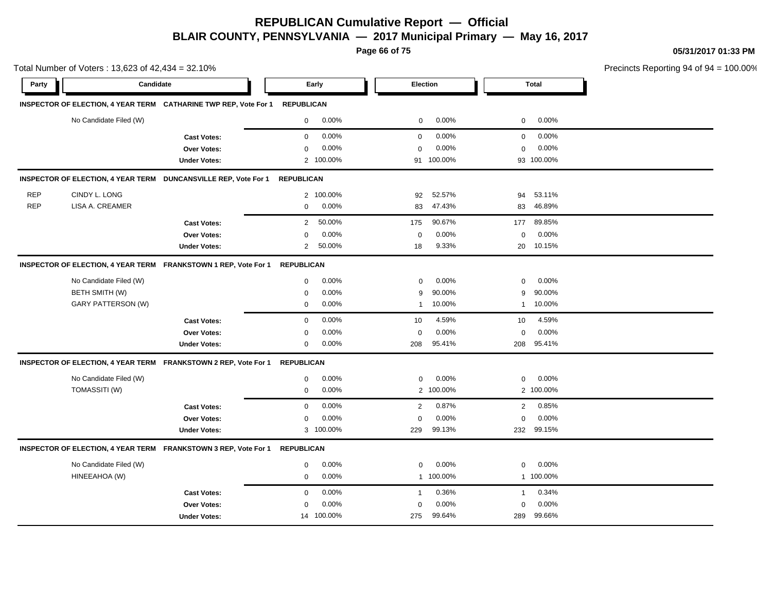# REPUBLICAN Cumulative Report — Official

## BLAIR COUNTY, PENNSYLVANIA — 2017 Municipal Primary — May 16, 2017

05/31/2017 01:33 PM

Total Number of Voters : 13,623 of 42,434 = 32.10%

Precincts Reporting 94 of 94 = 100.00%

| Party | Candidate | | Early | | Election | | Total | |
|---|---|---|---|---|---|---|---|---|
| **INSPECTOR OF ELECTION, 4 YEAR TERM** | **CATHARINE TWP REP, Vote For 1** | **REPUBLICAN** | | | | | | |
| | No Candidate Filed (W) | | 0 | 0.00% | 0 | 0.00% | 0 | 0.00% |
| | | **Cast Votes:** | 0 | 0.00% | 0 | 0.00% | 0 | 0.00% |
| | | **Over Votes:** | 0 | 0.00% | 0 | 0.00% | 0 | 0.00% |
| | | **Under Votes:** | 2 | 100.00% | 91 | 100.00% | 93 | 100.00% |
| **INSPECTOR OF ELECTION, 4 YEAR TERM** | **DUNCANSVILLE REP, Vote For 1** | **REPUBLICAN** | | | | | | |
| REP | CINDY L. LONG | | 2 | 100.00% | 92 | 52.57% | 94 | 53.11% |
| REP | LISA A. CREAMER | | 0 | 0.00% | 83 | 47.43% | 83 | 46.89% |
| | | **Cast Votes:** | 2 | 50.00% | 175 | 90.67% | 177 | 89.85% |
| | | **Over Votes:** | 0 | 0.00% | 0 | 0.00% | 0 | 0.00% |
| | | **Under Votes:** | 2 | 50.00% | 18 | 9.33% | 20 | 10.15% |
| **INSPECTOR OF ELECTION, 4 YEAR TERM** | **FRANKSTOWN 1 REP, Vote For 1** | **REPUBLICAN** | | | | | | |
| | No Candidate Filed (W) | | 0 | 0.00% | 0 | 0.00% | 0 | 0.00% |
| | BETH SMITH (W) | | 0 | 0.00% | 9 | 90.00% | 9 | 90.00% |
| | GARY PATTERSON (W) | | 0 | 0.00% | 1 | 10.00% | 1 | 10.00% |
| | | **Cast Votes:** | 0 | 0.00% | 10 | 4.59% | 10 | 4.59% |
| | | **Over Votes:** | 0 | 0.00% | 0 | 0.00% | 0 | 0.00% |
| | | **Under Votes:** | 0 | 0.00% | 208 | 95.41% | 208 | 95.41% |
| **INSPECTOR OF ELECTION, 4 YEAR TERM** | **FRANKSTOWN 2 REP, Vote For 1** | **REPUBLICAN** | | | | | | |
| | No Candidate Filed (W) | | 0 | 0.00% | 0 | 0.00% | 0 | 0.00% |
| | TOMASSITI (W) | | 0 | 0.00% | 2 | 100.00% | 2 | 100.00% |
| | | **Cast Votes:** | 0 | 0.00% | 2 | 0.87% | 2 | 0.85% |
| | | **Over Votes:** | 0 | 0.00% | 0 | 0.00% | 0 | 0.00% |
| | | **Under Votes:** | 3 | 100.00% | 229 | 99.13% | 232 | 99.15% |
| **INSPECTOR OF ELECTION, 4 YEAR TERM** | **FRANKSTOWN 3 REP, Vote For 1** | **REPUBLICAN** | | | | | | |
| | No Candidate Filed (W) | | 0 | 0.00% | 0 | 0.00% | 0 | 0.00% |
| | HINEEAHOA (W) | | 0 | 0.00% | 1 | 100.00% | 1 | 100.00% |
| | | **Cast Votes:** | 0 | 0.00% | 1 | 0.36% | 1 | 0.34% |
| | | **Over Votes:** | 0 | 0.00% | 0 | 0.00% | 0 | 0.00% |
| | | **Under Votes:** | 14 | 100.00% | 275 | 99.64% | 289 | 99.66% |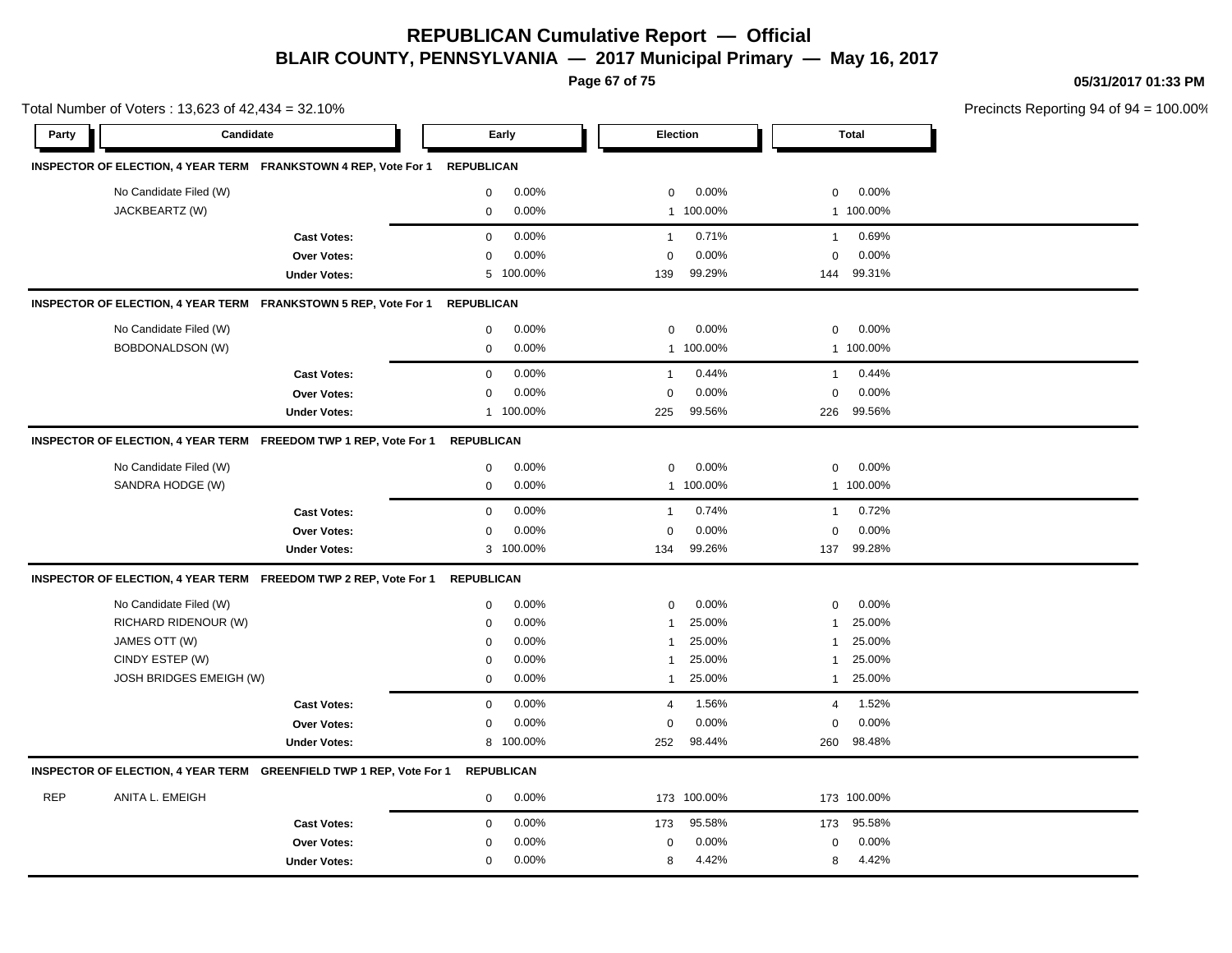# REPUBLICAN Cumulative Report — Official

## BLAIR COUNTY, PENNSYLVANIA — 2017 Municipal Primary — May 16, 2017

05/31/2017 01:33 PM

Total Number of Voters : 13,623 of 42,434 = 32.10%

Precincts Reporting 94 of 94 = 100.00%

| Party | Candidate | Early | | Election | | Total | |
|---|---|---|---|---|---|---|---|
| **INSPECTOR OF ELECTION, 4 YEAR TERM FRANKSTOWN 4 REP, Vote For 1** | **REPUBLICAN** | | | | | | |
| | No Candidate Filed (W) | 0 | 0.00% | 0 | 0.00% | 0 | 0.00% |
| | JACKBEARTZ (W) | 0 | 0.00% | 1 | 100.00% | 1 | 100.00% |
| | **Cast Votes:** | 0 | 0.00% | 1 | 0.71% | 1 | 0.69% |
| | **Over Votes:** | 0 | 0.00% | 0 | 0.00% | 0 | 0.00% |
| | **Under Votes:** | 5 | 100.00% | 139 | 99.29% | 144 | 99.31% |
| **INSPECTOR OF ELECTION, 4 YEAR TERM FRANKSTOWN 5 REP, Vote For 1** | **REPUBLICAN** | | | | | | |
| | No Candidate Filed (W) | 0 | 0.00% | 0 | 0.00% | 0 | 0.00% |
| | BOBDONALDSON (W) | 0 | 0.00% | 1 | 100.00% | 1 | 100.00% |
| | **Cast Votes:** | 0 | 0.00% | 1 | 0.44% | 1 | 0.44% |
| | **Over Votes:** | 0 | 0.00% | 0 | 0.00% | 0 | 0.00% |
| | **Under Votes:** | 1 | 100.00% | 225 | 99.56% | 226 | 99.56% |
| **INSPECTOR OF ELECTION, 4 YEAR TERM FREEDOM TWP 1 REP, Vote For 1** | **REPUBLICAN** | | | | | | |
| | No Candidate Filed (W) | 0 | 0.00% | 0 | 0.00% | 0 | 0.00% |
| | SANDRA HODGE (W) | 0 | 0.00% | 1 | 100.00% | 1 | 100.00% |
| | **Cast Votes:** | 0 | 0.00% | 1 | 0.74% | 1 | 0.72% |
| | **Over Votes:** | 0 | 0.00% | 0 | 0.00% | 0 | 0.00% |
| | **Under Votes:** | 3 | 100.00% | 134 | 99.26% | 137 | 99.28% |
| **INSPECTOR OF ELECTION, 4 YEAR TERM FREEDOM TWP 2 REP, Vote For 1** | **REPUBLICAN** | | | | | | |
| | No Candidate Filed (W) | 0 | 0.00% | 0 | 0.00% | 0 | 0.00% |
| | RICHARD RIDENOUR (W) | 0 | 0.00% | 1 | 25.00% | 1 | 25.00% |
| | JAMES OTT (W) | 0 | 0.00% | 1 | 25.00% | 1 | 25.00% |
| | CINDY ESTEP (W) | 0 | 0.00% | 1 | 25.00% | 1 | 25.00% |
| | JOSH BRIDGES EMEIGH (W) | 0 | 0.00% | 1 | 25.00% | 1 | 25.00% |
| | **Cast Votes:** | 0 | 0.00% | 4 | 1.56% | 4 | 1.52% |
| | **Over Votes:** | 0 | 0.00% | 0 | 0.00% | 0 | 0.00% |
| | **Under Votes:** | 8 | 100.00% | 252 | 98.44% | 260 | 98.48% |
| **INSPECTOR OF ELECTION, 4 YEAR TERM GREENFIELD TWP 1 REP, Vote For 1** | **REPUBLICAN** | | | | | | |
| REP | ANITA L. EMEIGH | 0 | 0.00% | 173 | 100.00% | 173 | 100.00% |
| | **Cast Votes:** | 0 | 0.00% | 173 | 95.58% | 173 | 95.58% |
| | **Over Votes:** | 0 | 0.00% | 0 | 0.00% | 0 | 0.00% |
| | **Under Votes:** | 0 | 0.00% | 8 | 4.42% | 8 | 4.42% |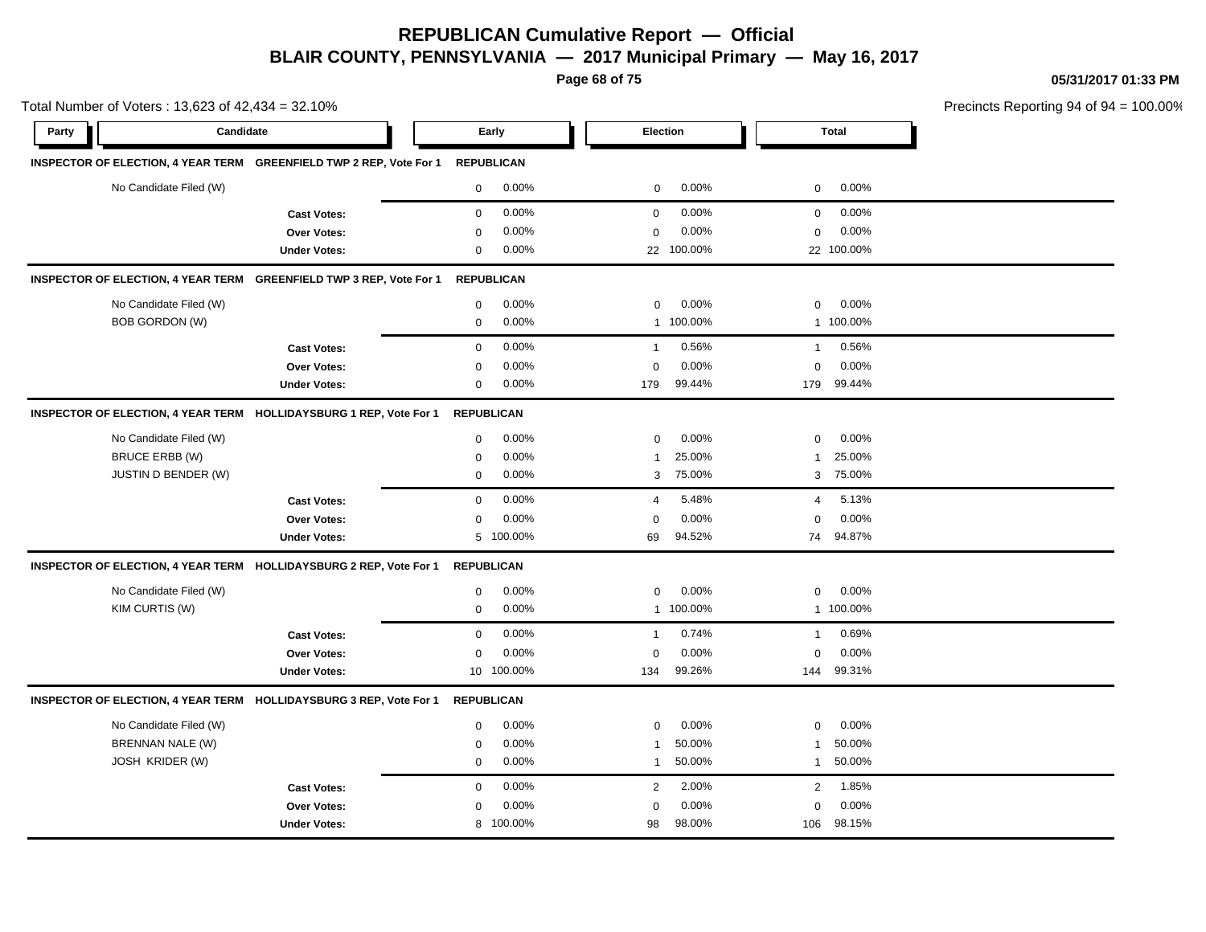# REPUBLICAN Cumulative Report — Official

## BLAIR COUNTY, PENNSYLVANIA — 2017 Municipal Primary — May 16, 2017

Total Number of Voters : 13,623 of 42,434 = 32.10%

Precincts Reporting 94 of 94 = 100.00%

| Party | Candidate | | Early | | Election | | Total | |
|---|---|---|---|---|---|---|---|---|
| **INSPECTOR OF ELECTION, 4 YEAR TERM** | **GREENFIELD TWP 2 REP, Vote For 1** | **REPUBLICAN** | | | | | | |
| | No Candidate Filed (W) | | 0 | 0.00% | 0 | 0.00% | 0 | 0.00% |
| | | **Cast Votes:** | 0 | 0.00% | 0 | 0.00% | 0 | 0.00% |
| | | **Over Votes:** | 0 | 0.00% | 0 | 0.00% | 0 | 0.00% |
| | | **Under Votes:** | 0 | 0.00% | 22 | 100.00% | 22 | 100.00% |
| **INSPECTOR OF ELECTION, 4 YEAR TERM** | **GREENFIELD TWP 3 REP, Vote For 1** | **REPUBLICAN** | | | | | | |
| | No Candidate Filed (W) | | 0 | 0.00% | 0 | 0.00% | 0 | 0.00% |
| | BOB GORDON (W) | | 0 | 0.00% | 1 | 100.00% | 1 | 100.00% |
| | | **Cast Votes:** | 0 | 0.00% | 1 | 0.56% | 1 | 0.56% |
| | | **Over Votes:** | 0 | 0.00% | 0 | 0.00% | 0 | 0.00% |
| | | **Under Votes:** | 0 | 0.00% | 179 | 99.44% | 179 | 99.44% |
| **INSPECTOR OF ELECTION, 4 YEAR TERM** | **HOLLIDAYSBURG 1 REP, Vote For 1** | **REPUBLICAN** | | | | | | |
| | No Candidate Filed (W) | | 0 | 0.00% | 0 | 0.00% | 0 | 0.00% |
| | BRUCE ERBB (W) | | 0 | 0.00% | 1 | 25.00% | 1 | 25.00% |
| | JUSTIN D BENDER (W) | | 0 | 0.00% | 3 | 75.00% | 3 | 75.00% |
| | | **Cast Votes:** | 0 | 0.00% | 4 | 5.48% | 4 | 5.13% |
| | | **Over Votes:** | 0 | 0.00% | 0 | 0.00% | 0 | 0.00% |
| | | **Under Votes:** | 5 | 100.00% | 69 | 94.52% | 74 | 94.87% |
| **INSPECTOR OF ELECTION, 4 YEAR TERM** | **HOLLIDAYSBURG 2 REP, Vote For 1** | **REPUBLICAN** | | | | | | |
| | No Candidate Filed (W) | | 0 | 0.00% | 0 | 0.00% | 0 | 0.00% |
| | KIM CURTIS (W) | | 0 | 0.00% | 1 | 100.00% | 1 | 100.00% |
| | | **Cast Votes:** | 0 | 0.00% | 1 | 0.74% | 1 | 0.69% |
| | | **Over Votes:** | 0 | 0.00% | 0 | 0.00% | 0 | 0.00% |
| | | **Under Votes:** | 10 | 100.00% | 134 | 99.26% | 144 | 99.31% |
| **INSPECTOR OF ELECTION, 4 YEAR TERM** | **HOLLIDAYSBURG 3 REP, Vote For 1** | **REPUBLICAN** | | | | | | |
| | No Candidate Filed (W) | | 0 | 0.00% | 0 | 0.00% | 0 | 0.00% |
| | BRENNAN NALE (W) | | 0 | 0.00% | 1 | 50.00% | 1 | 50.00% |
| | JOSH KRIDER (W) | | 0 | 0.00% | 1 | 50.00% | 1 | 50.00% |
| | | **Cast Votes:** | 0 | 0.00% | 2 | 2.00% | 2 | 1.85% |
| | | **Over Votes:** | 0 | 0.00% | 0 | 0.00% | 0 | 0.00% |
| | | **Under Votes:** | 8 | 100.00% | 98 | 98.00% | 106 | 98.15% |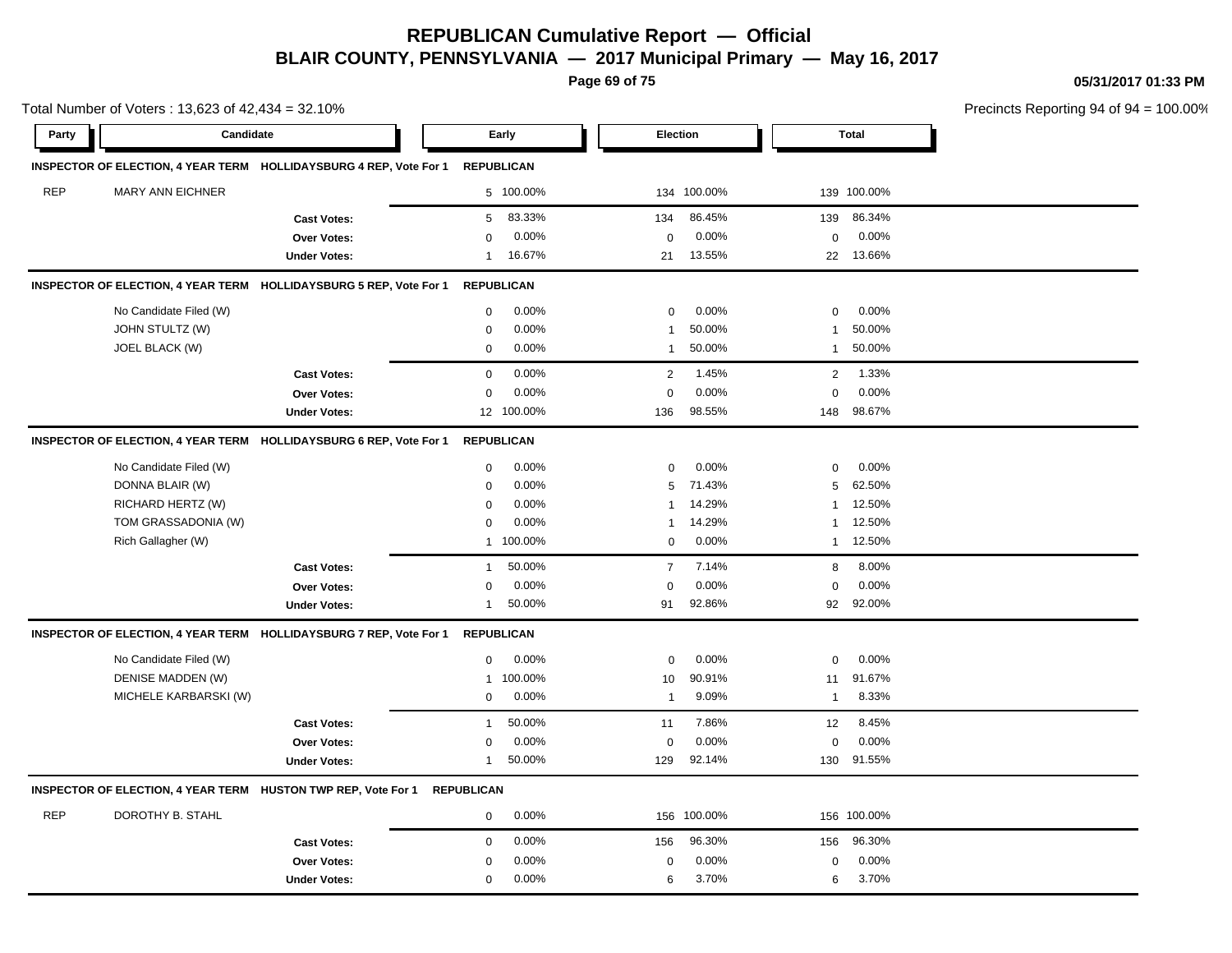# REPUBLICAN Cumulative Report — Official

## BLAIR COUNTY, PENNSYLVANIA — 2017 Municipal Primary — May 16, 2017

05/31/2017 01:33 PM

Total Number of Voters : 13,623 of 42,434 = 32.10%

Precincts Reporting 94 of 94 = 100.00%

| Party | Candidate | | Early | | Election | | Total | |
|---|---|---|---|---|---|---|---|---|
| **INSPECTOR OF ELECTION, 4 YEAR TERM HOLLIDAYSBURG 4 REP, Vote For 1** | | | **REPUBLICAN** | | | | | |
| REP | MARY ANN EICHNER | | 5 | 100.00% | 134 | 100.00% | 139 | 100.00% |
| | | **Cast Votes:** | 5 | 83.33% | 134 | 86.45% | 139 | 86.34% |
| | | **Over Votes:** | 0 | 0.00% | 0 | 0.00% | 0 | 0.00% |
| | | **Under Votes:** | 1 | 16.67% | 21 | 13.55% | 22 | 13.66% |
| **INSPECTOR OF ELECTION, 4 YEAR TERM HOLLIDAYSBURG 5 REP, Vote For 1** | | | **REPUBLICAN** | | | | | |
| | No Candidate Filed (W) | | 0 | 0.00% | 0 | 0.00% | 0 | 0.00% |
| | JOHN STULTZ (W) | | 0 | 0.00% | 1 | 50.00% | 1 | 50.00% |
| | JOEL BLACK (W) | | 0 | 0.00% | 1 | 50.00% | 1 | 50.00% |
| | | **Cast Votes:** | 0 | 0.00% | 2 | 1.45% | 2 | 1.33% |
| | | **Over Votes:** | 0 | 0.00% | 0 | 0.00% | 0 | 0.00% |
| | | **Under Votes:** | 12 | 100.00% | 136 | 98.55% | 148 | 98.67% |
| **INSPECTOR OF ELECTION, 4 YEAR TERM HOLLIDAYSBURG 6 REP, Vote For 1** | | | **REPUBLICAN** | | | | | |
| | No Candidate Filed (W) | | 0 | 0.00% | 0 | 0.00% | 0 | 0.00% |
| | DONNA BLAIR (W) | | 0 | 0.00% | 5 | 71.43% | 5 | 62.50% |
| | RICHARD HERTZ (W) | | 0 | 0.00% | 1 | 14.29% | 1 | 12.50% |
| | TOM GRASSADONIA (W) | | 0 | 0.00% | 1 | 14.29% | 1 | 12.50% |
| | Rich Gallagher (W) | | 1 | 100.00% | 0 | 0.00% | 1 | 12.50% |
| | | **Cast Votes:** | 1 | 50.00% | 7 | 7.14% | 8 | 8.00% |
| | | **Over Votes:** | 0 | 0.00% | 0 | 0.00% | 0 | 0.00% |
| | | **Under Votes:** | 1 | 50.00% | 91 | 92.86% | 92 | 92.00% |
| **INSPECTOR OF ELECTION, 4 YEAR TERM HOLLIDAYSBURG 7 REP, Vote For 1** | | | **REPUBLICAN** | | | | | |
| | No Candidate Filed (W) | | 0 | 0.00% | 0 | 0.00% | 0 | 0.00% |
| | DENISE MADDEN (W) | | 1 | 100.00% | 10 | 90.91% | 11 | 91.67% |
| | MICHELE KARBARSKI (W) | | 0 | 0.00% | 1 | 9.09% | 1 | 8.33% |
| | | **Cast Votes:** | 1 | 50.00% | 11 | 7.86% | 12 | 8.45% |
| | | **Over Votes:** | 0 | 0.00% | 0 | 0.00% | 0 | 0.00% |
| | | **Under Votes:** | 1 | 50.00% | 129 | 92.14% | 130 | 91.55% |
| **INSPECTOR OF ELECTION, 4 YEAR TERM HUSTON TWP REP, Vote For 1** | | | **REPUBLICAN** | | | | | |
| REP | DOROTHY B. STAHL | | 0 | 0.00% | 156 | 100.00% | 156 | 100.00% |
| | | **Cast Votes:** | 0 | 0.00% | 156 | 96.30% | 156 | 96.30% |
| | | **Over Votes:** | 0 | 0.00% | 0 | 0.00% | 0 | 0.00% |
| | | **Under Votes:** | 0 | 0.00% | 6 | 3.70% | 6 | 3.70% |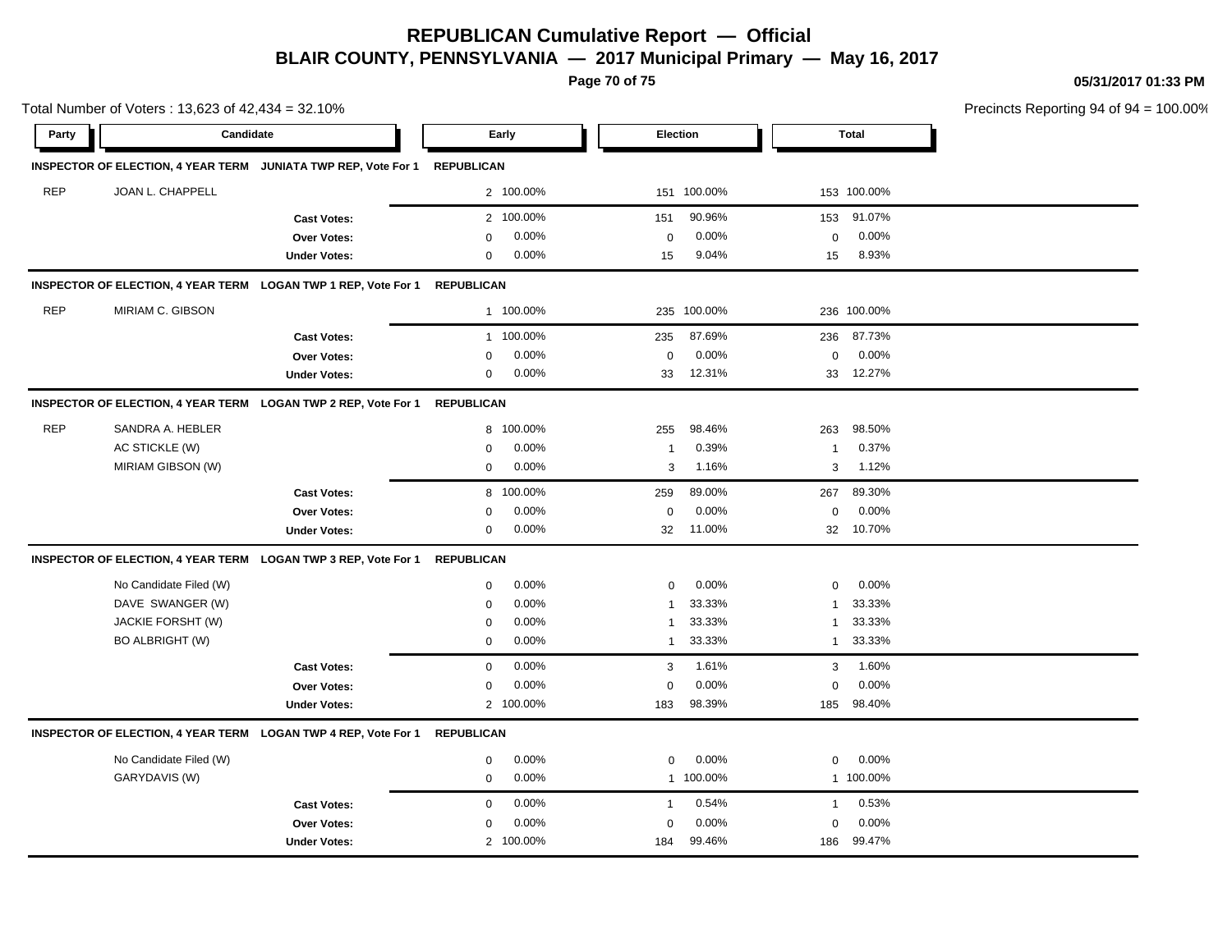# REPUBLICAN Cumulative Report — Official

## BLAIR COUNTY, PENNSYLVANIA — 2017 Municipal Primary — May 16, 2017

05/31/2017 01:33 PM

Total Number of Voters : 13,623 of 42,434 = 32.10%

Precincts Reporting 94 of 94 = 100.00%

| Party | Candidate | | Early | | Election | | Total | |
|---|---|---|---|---|---|---|---|---|
| **INSPECTOR OF ELECTION, 4 YEAR TERM** | **JUNIATA TWP REP, Vote For 1** | | **REPUBLICAN** | | | | | |
| REP | JOAN L. CHAPPELL | | 2 | 100.00% | 151 | 100.00% | 153 | 100.00% |
| | | **Cast Votes:** | 2 | 100.00% | 151 | 90.96% | 153 | 91.07% |
| | | **Over Votes:** | 0 | 0.00% | 0 | 0.00% | 0 | 0.00% |
| | | **Under Votes:** | 0 | 0.00% | 15 | 9.04% | 15 | 8.93% |
| **INSPECTOR OF ELECTION, 4 YEAR TERM** | **LOGAN TWP 1 REP, Vote For 1** | | **REPUBLICAN** | | | | | |
| REP | MIRIAM C. GIBSON | | 1 | 100.00% | 235 | 100.00% | 236 | 100.00% |
| | | **Cast Votes:** | 1 | 100.00% | 235 | 87.69% | 236 | 87.73% |
| | | **Over Votes:** | 0 | 0.00% | 0 | 0.00% | 0 | 0.00% |
| | | **Under Votes:** | 0 | 0.00% | 33 | 12.31% | 33 | 12.27% |
| **INSPECTOR OF ELECTION, 4 YEAR TERM** | **LOGAN TWP 2 REP, Vote For 1** | | **REPUBLICAN** | | | | | |
| REP | SANDRA A. HEBLER | | 8 | 100.00% | 255 | 98.46% | 263 | 98.50% |
| | AC STICKLE (W) | | 0 | 0.00% | 1 | 0.39% | 1 | 0.37% |
| | MIRIAM GIBSON (W) | | 0 | 0.00% | 3 | 1.16% | 3 | 1.12% |
| | | **Cast Votes:** | 8 | 100.00% | 259 | 89.00% | 267 | 89.30% |
| | | **Over Votes:** | 0 | 0.00% | 0 | 0.00% | 0 | 0.00% |
| | | **Under Votes:** | 0 | 0.00% | 32 | 11.00% | 32 | 10.70% |
| **INSPECTOR OF ELECTION, 4 YEAR TERM** | **LOGAN TWP 3 REP, Vote For 1** | | **REPUBLICAN** | | | | | |
| | No Candidate Filed (W) | | 0 | 0.00% | 0 | 0.00% | 0 | 0.00% |
| | DAVE SWANGER (W) | | 0 | 0.00% | 1 | 33.33% | 1 | 33.33% |
| | JACKIE FORSHT (W) | | 0 | 0.00% | 1 | 33.33% | 1 | 33.33% |
| | BO ALBRIGHT (W) | | 0 | 0.00% | 1 | 33.33% | 1 | 33.33% |
| | | **Cast Votes:** | 0 | 0.00% | 3 | 1.61% | 3 | 1.60% |
| | | **Over Votes:** | 0 | 0.00% | 0 | 0.00% | 0 | 0.00% |
| | | **Under Votes:** | 2 | 100.00% | 183 | 98.39% | 185 | 98.40% |
| **INSPECTOR OF ELECTION, 4 YEAR TERM** | **LOGAN TWP 4 REP, Vote For 1** | | **REPUBLICAN** | | | | | |
| | No Candidate Filed (W) | | 0 | 0.00% | 0 | 0.00% | 0 | 0.00% |
| | GARYDAVIS (W) | | 0 | 0.00% | 1 | 100.00% | 1 | 100.00% |
| | | **Cast Votes:** | 0 | 0.00% | 1 | 0.54% | 1 | 0.53% |
| | | **Over Votes:** | 0 | 0.00% | 0 | 0.00% | 0 | 0.00% |
| | | **Under Votes:** | 2 | 100.00% | 184 | 99.46% | 186 | 99.47% |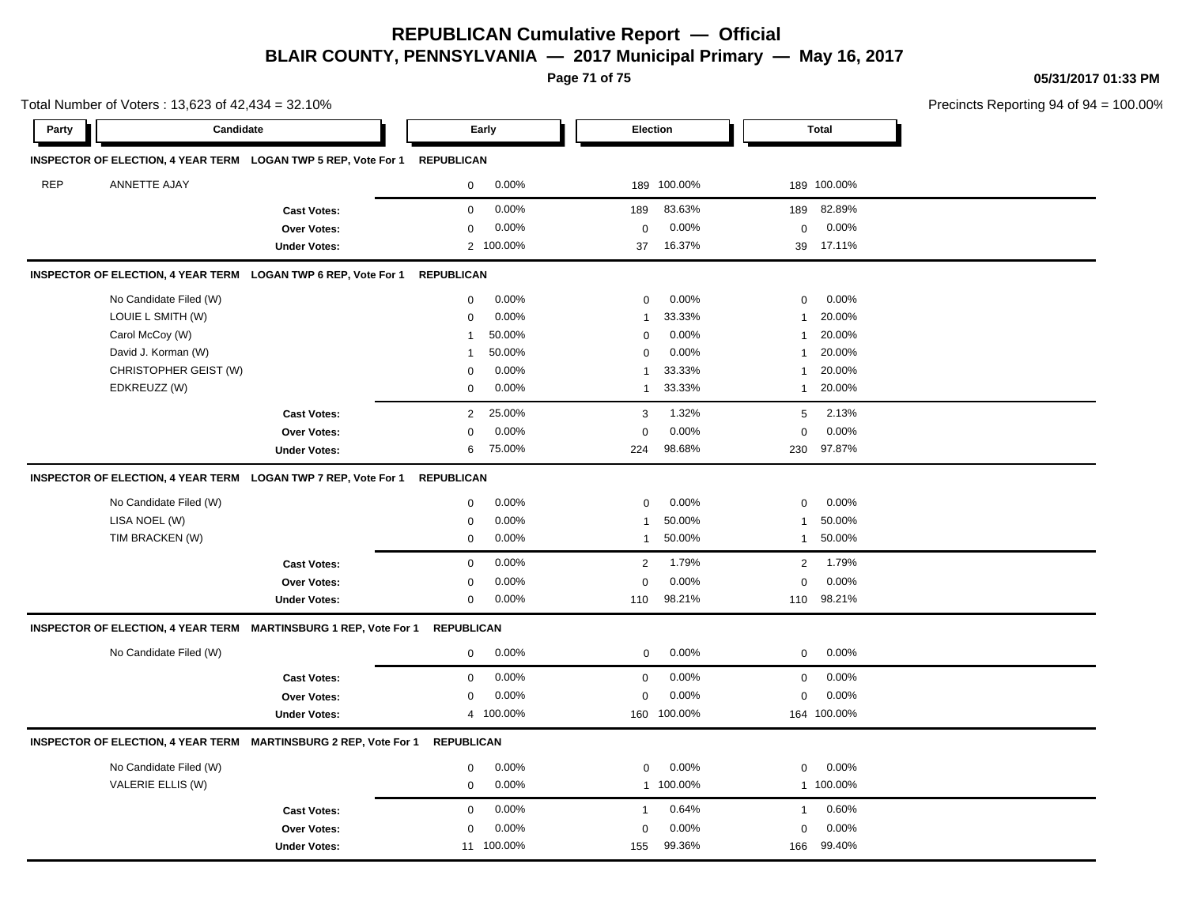# REPUBLICAN Cumulative Report — Official

## BLAIR COUNTY, PENNSYLVANIA — 2017 Municipal Primary — May 16, 2017

05/31/2017 01:33 PM

Total Number of Voters : 13,623 of 42,434 = 32.10%

Precincts Reporting 94 of 94 = 100.00%

| Party | Candidate | Early | | Election | | Total | |
|---|---|---|---|---|---|---|---|
| **INSPECTOR OF ELECTION, 4 YEAR TERM LOGAN TWP 5 REP, Vote For 1** | | **REPUBLICAN** | | | | | |
| REP | ANNETTE AJAY | 0 | 0.00% | 189 | 100.00% | 189 | 100.00% |
| | **Cast Votes:** | 0 | 0.00% | 189 | 83.63% | 189 | 82.89% |
| | **Over Votes:** | 0 | 0.00% | 0 | 0.00% | 0 | 0.00% |
| | **Under Votes:** | 2 | 100.00% | 37 | 16.37% | 39 | 17.11% |
| **INSPECTOR OF ELECTION, 4 YEAR TERM LOGAN TWP 6 REP, Vote For 1** | | **REPUBLICAN** | | | | | |
| | No Candidate Filed (W) | 0 | 0.00% | 0 | 0.00% | 0 | 0.00% |
| | LOUIE L SMITH (W) | 0 | 0.00% | 1 | 33.33% | 1 | 20.00% |
| | Carol McCoy (W) | 1 | 50.00% | 0 | 0.00% | 1 | 20.00% |
| | David J. Korman (W) | 1 | 50.00% | 0 | 0.00% | 1 | 20.00% |
| | CHRISTOPHER GEIST (W) | 0 | 0.00% | 1 | 33.33% | 1 | 20.00% |
| | EDKREUZZ (W) | 0 | 0.00% | 1 | 33.33% | 1 | 20.00% |
| | **Cast Votes:** | 2 | 25.00% | 3 | 1.32% | 5 | 2.13% |
| | **Over Votes:** | 0 | 0.00% | 0 | 0.00% | 0 | 0.00% |
| | **Under Votes:** | 6 | 75.00% | 224 | 98.68% | 230 | 97.87% |
| **INSPECTOR OF ELECTION, 4 YEAR TERM LOGAN TWP 7 REP, Vote For 1** | | **REPUBLICAN** | | | | | |
| | No Candidate Filed (W) | 0 | 0.00% | 0 | 0.00% | 0 | 0.00% |
| | LISA NOEL (W) | 0 | 0.00% | 1 | 50.00% | 1 | 50.00% |
| | TIM BRACKEN (W) | 0 | 0.00% | 1 | 50.00% | 1 | 50.00% |
| | **Cast Votes:** | 0 | 0.00% | 2 | 1.79% | 2 | 1.79% |
| | **Over Votes:** | 0 | 0.00% | 0 | 0.00% | 0 | 0.00% |
| | **Under Votes:** | 0 | 0.00% | 110 | 98.21% | 110 | 98.21% |
| **INSPECTOR OF ELECTION, 4 YEAR TERM MARTINSBURG 1 REP, Vote For 1** | | **REPUBLICAN** | | | | | |
| | No Candidate Filed (W) | 0 | 0.00% | 0 | 0.00% | 0 | 0.00% |
| | **Cast Votes:** | 0 | 0.00% | 0 | 0.00% | 0 | 0.00% |
| | **Over Votes:** | 0 | 0.00% | 0 | 0.00% | 0 | 0.00% |
| | **Under Votes:** | 4 | 100.00% | 160 | 100.00% | 164 | 100.00% |
| **INSPECTOR OF ELECTION, 4 YEAR TERM MARTINSBURG 2 REP, Vote For 1** | | **REPUBLICAN** | | | | | |
| | No Candidate Filed (W) | 0 | 0.00% | 0 | 0.00% | 0 | 0.00% |
| | VALERIE ELLIS (W) | 0 | 0.00% | 1 | 100.00% | 1 | 100.00% |
| | **Cast Votes:** | 0 | 0.00% | 1 | 0.64% | 1 | 0.60% |
| | **Over Votes:** | 0 | 0.00% | 0 | 0.00% | 0 | 0.00% |
| | **Under Votes:** | 11 | 100.00% | 155 | 99.36% | 166 | 99.40% |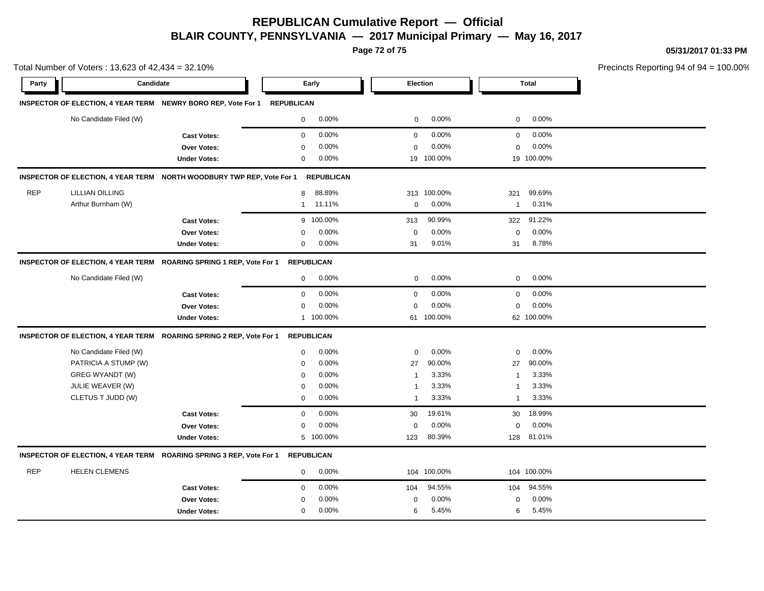# REPUBLICAN Cumulative Report — Official

## BLAIR COUNTY, PENNSYLVANIA — 2017 Municipal Primary — May 16, 2017

05/31/2017 01:33 PM

Total Number of Voters : 13,623 of 42,434 = 32.10%

Precincts Reporting 94 of 94 = 100.00%

| Party | Candidate | | Early | | Election | | Total | |
|---|---|---|---|---|---|---|---|---|
| **INSPECTOR OF ELECTION, 4 YEAR TERM NEWRY BORO REP, Vote For 1 REPUBLICAN** | | | | | | | | |
| | No Candidate Filed (W) | | 0 | 0.00% | 0 | 0.00% | 0 | 0.00% |
| | | **Cast Votes:** | 0 | 0.00% | 0 | 0.00% | 0 | 0.00% |
| | | **Over Votes:** | 0 | 0.00% | 0 | 0.00% | 0 | 0.00% |
| | | **Under Votes:** | 0 | 0.00% | 19 | 100.00% | 19 | 100.00% |
| **INSPECTOR OF ELECTION, 4 YEAR TERM NORTH WOODBURY TWP REP, Vote For 1 REPUBLICAN** | | | | | | | | |
| REP | LILLIAN DILLING | | 8 | 88.89% | 313 | 100.00% | 321 | 99.69% |
| | Arthur Burnham (W) | | 1 | 11.11% | 0 | 0.00% | 1 | 0.31% |
| | | **Cast Votes:** | 9 | 100.00% | 313 | 90.99% | 322 | 91.22% |
| | | **Over Votes:** | 0 | 0.00% | 0 | 0.00% | 0 | 0.00% |
| | | **Under Votes:** | 0 | 0.00% | 31 | 9.01% | 31 | 8.78% |
| **INSPECTOR OF ELECTION, 4 YEAR TERM ROARING SPRING 1 REP, Vote For 1 REPUBLICAN** | | | | | | | | |
| | No Candidate Filed (W) | | 0 | 0.00% | 0 | 0.00% | 0 | 0.00% |
| | | **Cast Votes:** | 0 | 0.00% | 0 | 0.00% | 0 | 0.00% |
| | | **Over Votes:** | 0 | 0.00% | 0 | 0.00% | 0 | 0.00% |
| | | **Under Votes:** | 1 | 100.00% | 61 | 100.00% | 62 | 100.00% |
| **INSPECTOR OF ELECTION, 4 YEAR TERM ROARING SPRING 2 REP, Vote For 1 REPUBLICAN** | | | | | | | | |
| | No Candidate Filed (W) | | 0 | 0.00% | 0 | 0.00% | 0 | 0.00% |
| | PATRICIA A STUMP (W) | | 0 | 0.00% | 27 | 90.00% | 27 | 90.00% |
| | GREG WYANDT (W) | | 0 | 0.00% | 1 | 3.33% | 1 | 3.33% |
| | JULIE WEAVER (W) | | 0 | 0.00% | 1 | 3.33% | 1 | 3.33% |
| | CLETUS T JUDD (W) | | 0 | 0.00% | 1 | 3.33% | 1 | 3.33% |
| | | **Cast Votes:** | 0 | 0.00% | 30 | 19.61% | 30 | 18.99% |
| | | **Over Votes:** | 0 | 0.00% | 0 | 0.00% | 0 | 0.00% |
| | | **Under Votes:** | 5 | 100.00% | 123 | 80.39% | 128 | 81.01% |
| **INSPECTOR OF ELECTION, 4 YEAR TERM ROARING SPRING 3 REP, Vote For 1 REPUBLICAN** | | | | | | | | |
| REP | HELEN CLEMENS | | 0 | 0.00% | 104 | 100.00% | 104 | 100.00% |
| | | **Cast Votes:** | 0 | 0.00% | 104 | 94.55% | 104 | 94.55% |
| | | **Over Votes:** | 0 | 0.00% | 0 | 0.00% | 0 | 0.00% |
| | | **Under Votes:** | 0 | 0.00% | 6 | 5.45% | 6 | 5.45% |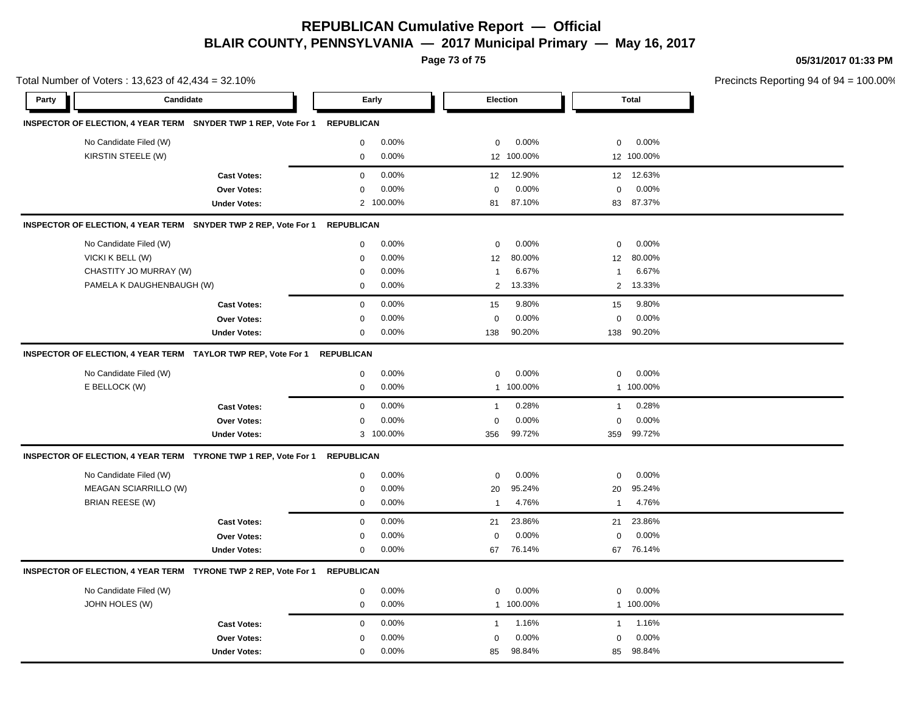# REPUBLICAN Cumulative Report — Official

## BLAIR COUNTY, PENNSYLVANIA — 2017 Municipal Primary — May 16, 2017

05/31/2017 01:33 PM

Total Number of Voters : 13,623 of 42,434 = 32.10%

Precincts Reporting 94 of 94 = 100.00%

| Party | Candidate | Early | | Election | | Total | |
|---|---|---|---|---|---|---|---|
| **INSPECTOR OF ELECTION, 4 YEAR TERM SNYDER TWP 1 REP, Vote For 1** | | **REPUBLICAN** | | | | | |
| | No Candidate Filed (W) | 0 | 0.00% | 0 | 0.00% | 0 | 0.00% |
| | KIRSTIN STEELE (W) | 0 | 0.00% | 12 | 100.00% | 12 | 100.00% |
| | **Cast Votes:** | 0 | 0.00% | 12 | 12.90% | 12 | 12.63% |
| | **Over Votes:** | 0 | 0.00% | 0 | 0.00% | 0 | 0.00% |
| | **Under Votes:** | 2 | 100.00% | 81 | 87.10% | 83 | 87.37% |
| **INSPECTOR OF ELECTION, 4 YEAR TERM SNYDER TWP 2 REP, Vote For 1** | | **REPUBLICAN** | | | | | |
| | No Candidate Filed (W) | 0 | 0.00% | 0 | 0.00% | 0 | 0.00% |
| | VICKI K BELL (W) | 0 | 0.00% | 12 | 80.00% | 12 | 80.00% |
| | CHASTITY JO MURRAY (W) | 0 | 0.00% | 1 | 6.67% | 1 | 6.67% |
| | PAMELA K DAUGHENBAUGH (W) | 0 | 0.00% | 2 | 13.33% | 2 | 13.33% |
| | **Cast Votes:** | 0 | 0.00% | 15 | 9.80% | 15 | 9.80% |
| | **Over Votes:** | 0 | 0.00% | 0 | 0.00% | 0 | 0.00% |
| | **Under Votes:** | 0 | 0.00% | 138 | 90.20% | 138 | 90.20% |
| **INSPECTOR OF ELECTION, 4 YEAR TERM TAYLOR TWP REP, Vote For 1** | | **REPUBLICAN** | | | | | |
| | No Candidate Filed (W) | 0 | 0.00% | 0 | 0.00% | 0 | 0.00% |
| | E BELLOCK (W) | 0 | 0.00% | 1 | 100.00% | 1 | 100.00% |
| | **Cast Votes:** | 0 | 0.00% | 1 | 0.28% | 1 | 0.28% |
| | **Over Votes:** | 0 | 0.00% | 0 | 0.00% | 0 | 0.00% |
| | **Under Votes:** | 3 | 100.00% | 356 | 99.72% | 359 | 99.72% |
| **INSPECTOR OF ELECTION, 4 YEAR TERM TYRONE TWP 1 REP, Vote For 1** | | **REPUBLICAN** | | | | | |
| | No Candidate Filed (W) | 0 | 0.00% | 0 | 0.00% | 0 | 0.00% |
| | MEAGAN SCIARRILLO (W) | 0 | 0.00% | 20 | 95.24% | 20 | 95.24% |
| | BRIAN REESE (W) | 0 | 0.00% | 1 | 4.76% | 1 | 4.76% |
| | **Cast Votes:** | 0 | 0.00% | 21 | 23.86% | 21 | 23.86% |
| | **Over Votes:** | 0 | 0.00% | 0 | 0.00% | 0 | 0.00% |
| | **Under Votes:** | 0 | 0.00% | 67 | 76.14% | 67 | 76.14% |
| **INSPECTOR OF ELECTION, 4 YEAR TERM TYRONE TWP 2 REP, Vote For 1** | | **REPUBLICAN** | | | | | |
| | No Candidate Filed (W) | 0 | 0.00% | 0 | 0.00% | 0 | 0.00% |
| | JOHN HOLES (W) | 0 | 0.00% | 1 | 100.00% | 1 | 100.00% |
| | **Cast Votes:** | 0 | 0.00% | 1 | 1.16% | 1 | 1.16% |
| | **Over Votes:** | 0 | 0.00% | 0 | 0.00% | 0 | 0.00% |
| | **Under Votes:** | 0 | 0.00% | 85 | 98.84% | 85 | 98.84% |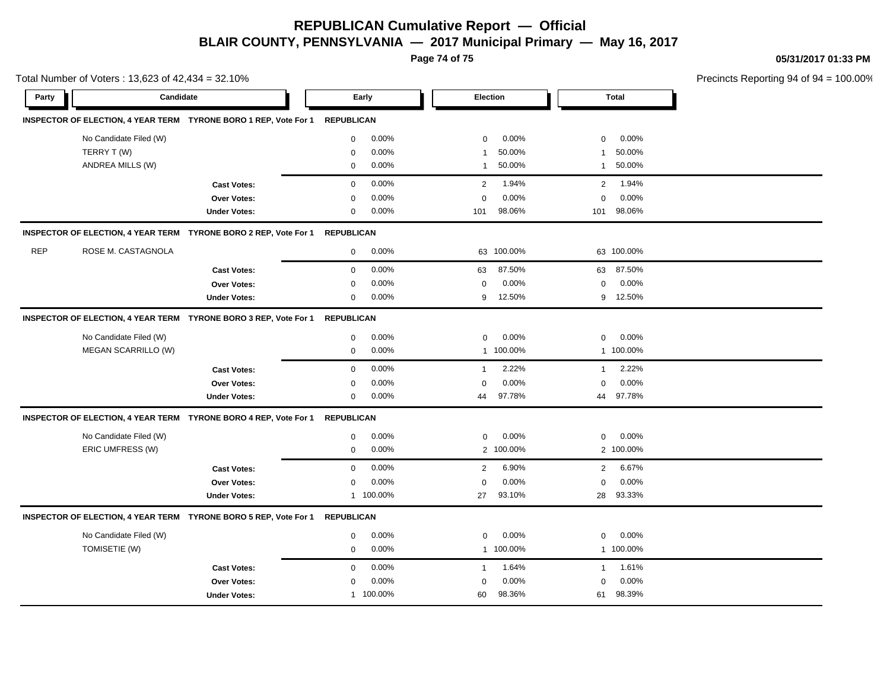# REPUBLICAN Cumulative Report — Official

## BLAIR COUNTY, PENNSYLVANIA — 2017 Municipal Primary — May 16, 2017

05/31/2017 01:33 PM

Total Number of Voters : 13,623 of 42,434 = 32.10%

Precincts Reporting 94 of 94 = 100.00%

| Party | Candidate | Early | | Election | | Total | |
|---|---|---|---|---|---|---|---|
| **INSPECTOR OF ELECTION, 4 YEAR TERM TYRONE BORO 1 REP, Vote For 1** | | **REPUBLICAN** | | | | | |
| | No Candidate Filed (W) | 0 | 0.00% | 0 | 0.00% | 0 | 0.00% |
| | TERRY T (W) | 0 | 0.00% | 1 | 50.00% | 1 | 50.00% |
| | ANDREA MILLS (W) | 0 | 0.00% | 1 | 50.00% | 1 | 50.00% |
| | **Cast Votes:** | 0 | 0.00% | 2 | 1.94% | 2 | 1.94% |
| | **Over Votes:** | 0 | 0.00% | 0 | 0.00% | 0 | 0.00% |
| | **Under Votes:** | 0 | 0.00% | 101 | 98.06% | 101 | 98.06% |
| **INSPECTOR OF ELECTION, 4 YEAR TERM TYRONE BORO 2 REP, Vote For 1** | | **REPUBLICAN** | | | | | |
| REP | ROSE M. CASTAGNOLA | 0 | 0.00% | 63 | 100.00% | 63 | 100.00% |
| | **Cast Votes:** | 0 | 0.00% | 63 | 87.50% | 63 | 87.50% |
| | **Over Votes:** | 0 | 0.00% | 0 | 0.00% | 0 | 0.00% |
| | **Under Votes:** | 0 | 0.00% | 9 | 12.50% | 9 | 12.50% |
| **INSPECTOR OF ELECTION, 4 YEAR TERM TYRONE BORO 3 REP, Vote For 1** | | **REPUBLICAN** | | | | | |
| | No Candidate Filed (W) | 0 | 0.00% | 0 | 0.00% | 0 | 0.00% |
| | MEGAN SCARRILLO (W) | 0 | 0.00% | 1 | 100.00% | 1 | 100.00% |
| | **Cast Votes:** | 0 | 0.00% | 1 | 2.22% | 1 | 2.22% |
| | **Over Votes:** | 0 | 0.00% | 0 | 0.00% | 0 | 0.00% |
| | **Under Votes:** | 0 | 0.00% | 44 | 97.78% | 44 | 97.78% |
| **INSPECTOR OF ELECTION, 4 YEAR TERM TYRONE BORO 4 REP, Vote For 1** | | **REPUBLICAN** | | | | | |
| | No Candidate Filed (W) | 0 | 0.00% | 0 | 0.00% | 0 | 0.00% |
| | ERIC UMFRESS (W) | 0 | 0.00% | 2 | 100.00% | 2 | 100.00% |
| | **Cast Votes:** | 0 | 0.00% | 2 | 6.90% | 2 | 6.67% |
| | **Over Votes:** | 0 | 0.00% | 0 | 0.00% | 0 | 0.00% |
| | **Under Votes:** | 1 | 100.00% | 27 | 93.10% | 28 | 93.33% |
| **INSPECTOR OF ELECTION, 4 YEAR TERM TYRONE BORO 5 REP, Vote For 1** | | **REPUBLICAN** | | | | | |
| | No Candidate Filed (W) | 0 | 0.00% | 0 | 0.00% | 0 | 0.00% |
| | TOMISETIE (W) | 0 | 0.00% | 1 | 100.00% | 1 | 100.00% |
| | **Cast Votes:** | 0 | 0.00% | 1 | 1.64% | 1 | 1.61% |
| | **Over Votes:** | 0 | 0.00% | 0 | 0.00% | 0 | 0.00% |
| | **Under Votes:** | 1 | 100.00% | 60 | 98.36% | 61 | 98.39% |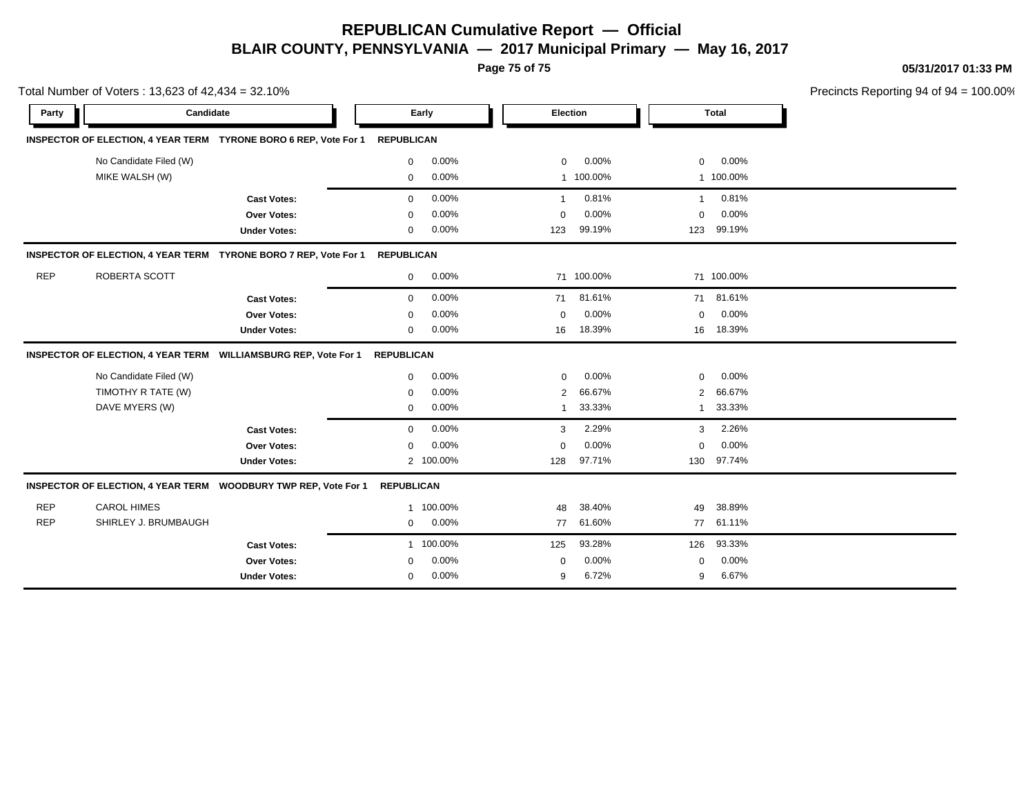# REPUBLICAN Cumulative Report — Official

## BLAIR COUNTY, PENNSYLVANIA — 2017 Municipal Primary — May 16, 2017

05/31/2017 01:33 PM

Total Number of Voters : 13,623 of 42,434 = 32.10%

Precincts Reporting 94 of 94 = 100.00%

| Party | Candidate | | Early | | Election | | Total | |
|---|---|---|---|---|---|---|---|---|
| **INSPECTOR OF ELECTION, 4 YEAR TERM** | **TYRONE BORO 6 REP, Vote For 1** | **REPUBLICAN** | | | | | | |
| | No Candidate Filed (W) | | 0 | 0.00% | 0 | 0.00% | 0 | 0.00% |
| | MIKE WALSH (W) | | 0 | 0.00% | 1 | 100.00% | 1 | 100.00% |
| | | **Cast Votes:** | 0 | 0.00% | 1 | 0.81% | 1 | 0.81% |
| | | **Over Votes:** | 0 | 0.00% | 0 | 0.00% | 0 | 0.00% |
| | | **Under Votes:** | 0 | 0.00% | 123 | 99.19% | 123 | 99.19% |
| **INSPECTOR OF ELECTION, 4 YEAR TERM** | **TYRONE BORO 7 REP, Vote For 1** | **REPUBLICAN** | | | | | | |
| REP | ROBERTA SCOTT | | 0 | 0.00% | 71 | 100.00% | 71 | 100.00% |
| | | **Cast Votes:** | 0 | 0.00% | 71 | 81.61% | 71 | 81.61% |
| | | **Over Votes:** | 0 | 0.00% | 0 | 0.00% | 0 | 0.00% |
| | | **Under Votes:** | 0 | 0.00% | 16 | 18.39% | 16 | 18.39% |
| **INSPECTOR OF ELECTION, 4 YEAR TERM** | **WILLIAMSBURG REP, Vote For 1** | **REPUBLICAN** | | | | | | |
| | No Candidate Filed (W) | | 0 | 0.00% | 0 | 0.00% | 0 | 0.00% |
| | TIMOTHY R TATE (W) | | 0 | 0.00% | 2 | 66.67% | 2 | 66.67% |
| | DAVE MYERS (W) | | 0 | 0.00% | 1 | 33.33% | 1 | 33.33% |
| | | **Cast Votes:** | 0 | 0.00% | 3 | 2.29% | 3 | 2.26% |
| | | **Over Votes:** | 0 | 0.00% | 0 | 0.00% | 0 | 0.00% |
| | | **Under Votes:** | 2 | 100.00% | 128 | 97.71% | 130 | 97.74% |
| **INSPECTOR OF ELECTION, 4 YEAR TERM** | **WOODBURY TWP REP, Vote For 1** | **REPUBLICAN** | | | | | | |
| REP | CAROL HIMES | | 1 | 100.00% | 48 | 38.40% | 49 | 38.89% |
| REP | SHIRLEY J. BRUMBAUGH | | 0 | 0.00% | 77 | 61.60% | 77 | 61.11% |
| | | **Cast Votes:** | 1 | 100.00% | 125 | 93.28% | 126 | 93.33% |
| | | **Over Votes:** | 0 | 0.00% | 0 | 0.00% | 0 | 0.00% |
| | | **Under Votes:** | 0 | 0.00% | 9 | 6.72% | 9 | 6.67% |